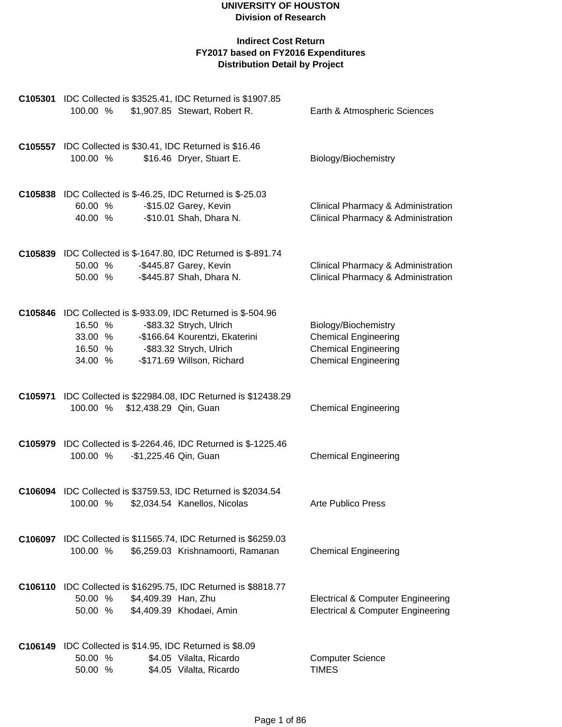# UNIVERSITY OF HOUSTON

## Division of Research

### Indirect Cost Return
### FY2017 based on FY2016 Expenditures
### Distribution Detail by Project

**C105301** IDC Collected is $3525.41, IDC Returned is $1907.85

| % | Amount | Name | Department |
|---|---|---|---|
| 100.00 % | $1,907.85 | Stewart, Robert R. | Earth & Atmospheric Sciences |

**C105557** IDC Collected is $30.41, IDC Returned is $16.46

| % | Amount | Name | Department |
|---|---|---|---|
| 100.00 % | $16.46 | Dryer, Stuart E. | Biology/Biochemistry |

**C105838** IDC Collected is $-46.25, IDC Returned is $-25.03

| % | Amount | Name | Department |
|---|---|---|---|
| 60.00 % | -$15.02 | Garey, Kevin | Clinical Pharmacy & Administration |
| 40.00 % | -$10.01 | Shah, Dhara N. | Clinical Pharmacy & Administration |

**C105839** IDC Collected is $-1647.80, IDC Returned is $-891.74

| % | Amount | Name | Department |
|---|---|---|---|
| 50.00 % | -$445.87 | Garey, Kevin | Clinical Pharmacy & Administration |
| 50.00 % | -$445.87 | Shah, Dhara N. | Clinical Pharmacy & Administration |

**C105846** IDC Collected is $-933.09, IDC Returned is $-504.96

| % | Amount | Name | Department |
|---|---|---|---|
| 16.50 % | -$83.32 | Strych, Ulrich | Biology/Biochemistry |
| 33.00 % | -$166.64 | Kourentzi, Ekaterini | Chemical Engineering |
| 16.50 % | -$83.32 | Strych, Ulrich | Chemical Engineering |
| 34.00 % | -$171.69 | Willson, Richard | Chemical Engineering |

**C105971** IDC Collected is $22984.08, IDC Returned is $12438.29

| % | Amount | Name | Department |
|---|---|---|---|
| 100.00 % | $12,438.29 | Qin, Guan | Chemical Engineering |

**C105979** IDC Collected is $-2264.46, IDC Returned is $-1225.46

| % | Amount | Name | Department |
|---|---|---|---|
| 100.00 % | -$1,225.46 | Qin, Guan | Chemical Engineering |

**C106094** IDC Collected is $3759.53, IDC Returned is $2034.54

| % | Amount | Name | Department |
|---|---|---|---|
| 100.00 % | $2,034.54 | Kanellos, Nicolas | Arte Publico Press |

**C106097** IDC Collected is $11565.74, IDC Returned is $6259.03

| % | Amount | Name | Department |
|---|---|---|---|
| 100.00 % | $6,259.03 | Krishnamoorti, Ramanan | Chemical Engineering |

**C106110** IDC Collected is $16295.75, IDC Returned is $8818.77

| % | Amount | Name | Department |
|---|---|---|---|
| 50.00 % | $4,409.39 | Han, Zhu | Electrical & Computer Engineering |
| 50.00 % | $4,409.39 | Khodaei, Amin | Electrical & Computer Engineering |

**C106149** IDC Collected is $14.95, IDC Returned is $8.09

| % | Amount | Name | Department |
|---|---|---|---|
| 50.00 % | $4.05 | Vilalta, Ricardo | Computer Science |
| 50.00 % | $4.05 | Vilalta, Ricardo | TIMES |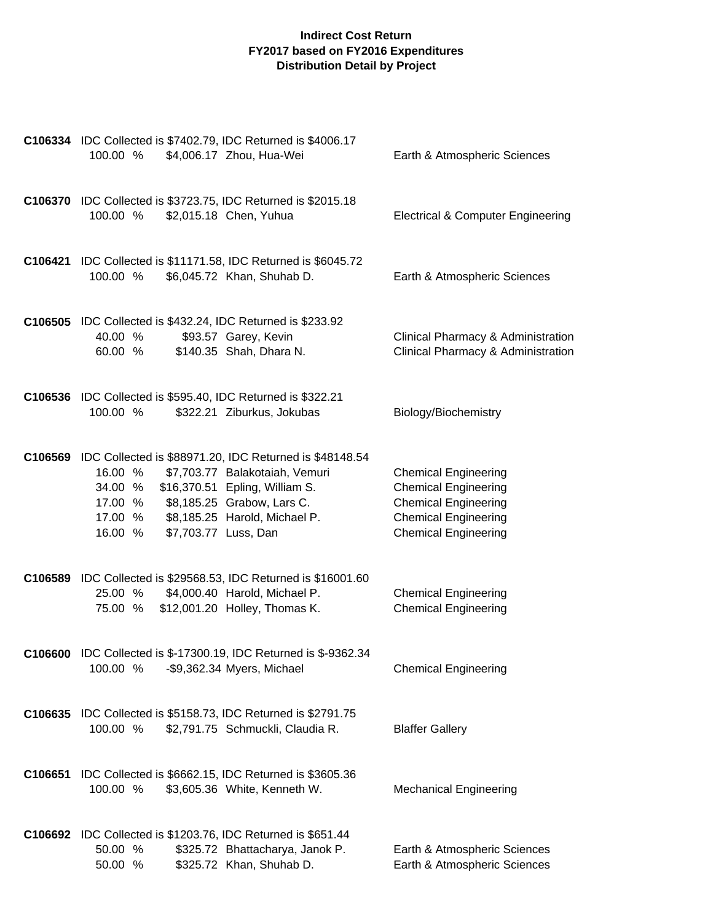**Indirect Cost Return**
**FY2017 based on FY2016 Expenditures**
**Distribution Detail by Project**

**C106334** IDC Collected is $7402.79, IDC Returned is $4006.17

| | | | |
|---|---|---|---|
| 100.00 % | $4,006.17 | Zhou, Hua-Wei | Earth & Atmospheric Sciences |

**C106370** IDC Collected is $3723.75, IDC Returned is $2015.18

| | | | |
|---|---|---|---|
| 100.00 % | $2,015.18 | Chen, Yuhua | Electrical & Computer Engineering |

**C106421** IDC Collected is $11171.58, IDC Returned is $6045.72

| | | | |
|---|---|---|---|
| 100.00 % | $6,045.72 | Khan, Shuhab D. | Earth & Atmospheric Sciences |

**C106505** IDC Collected is $432.24, IDC Returned is $233.92

| | | | |
|---|---|---|---|
| 40.00 % | $93.57 | Garey, Kevin | Clinical Pharmacy & Administration |
| 60.00 % | $140.35 | Shah, Dhara N. | Clinical Pharmacy & Administration |

**C106536** IDC Collected is $595.40, IDC Returned is $322.21

| | | | |
|---|---|---|---|
| 100.00 % | $322.21 | Ziburkus, Jokubas | Biology/Biochemistry |

**C106569** IDC Collected is $88971.20, IDC Returned is $48148.54

| | | | |
|---|---|---|---|
| 16.00 % | $7,703.77 | Balakotaiah, Vemuri | Chemical Engineering |
| 34.00 % | $16,370.51 | Epling, William S. | Chemical Engineering |
| 17.00 % | $8,185.25 | Grabow, Lars C. | Chemical Engineering |
| 17.00 % | $8,185.25 | Harold, Michael P. | Chemical Engineering |
| 16.00 % | $7,703.77 | Luss, Dan | Chemical Engineering |

**C106589** IDC Collected is $29568.53, IDC Returned is $16001.60

| | | | |
|---|---|---|---|
| 25.00 % | $4,000.40 | Harold, Michael P. | Chemical Engineering |
| 75.00 % | $12,001.20 | Holley, Thomas K. | Chemical Engineering |

**C106600** IDC Collected is $-17300.19, IDC Returned is $-9362.34

| | | | |
|---|---|---|---|
| 100.00 % | -$9,362.34 | Myers, Michael | Chemical Engineering |

**C106635** IDC Collected is $5158.73, IDC Returned is $2791.75

| | | | |
|---|---|---|---|
| 100.00 % | $2,791.75 | Schmuckli, Claudia R. | Blaffer Gallery |

**C106651** IDC Collected is $6662.15, IDC Returned is $3605.36

| | | | |
|---|---|---|---|
| 100.00 % | $3,605.36 | White, Kenneth W. | Mechanical Engineering |

**C106692** IDC Collected is $1203.76, IDC Returned is $651.44

| | | | |
|---|---|---|---|
| 50.00 % | $325.72 | Bhattacharya, Janok P. | Earth & Atmospheric Sciences |
| 50.00 % | $325.72 | Khan, Shuhab D. | Earth & Atmospheric Sciences |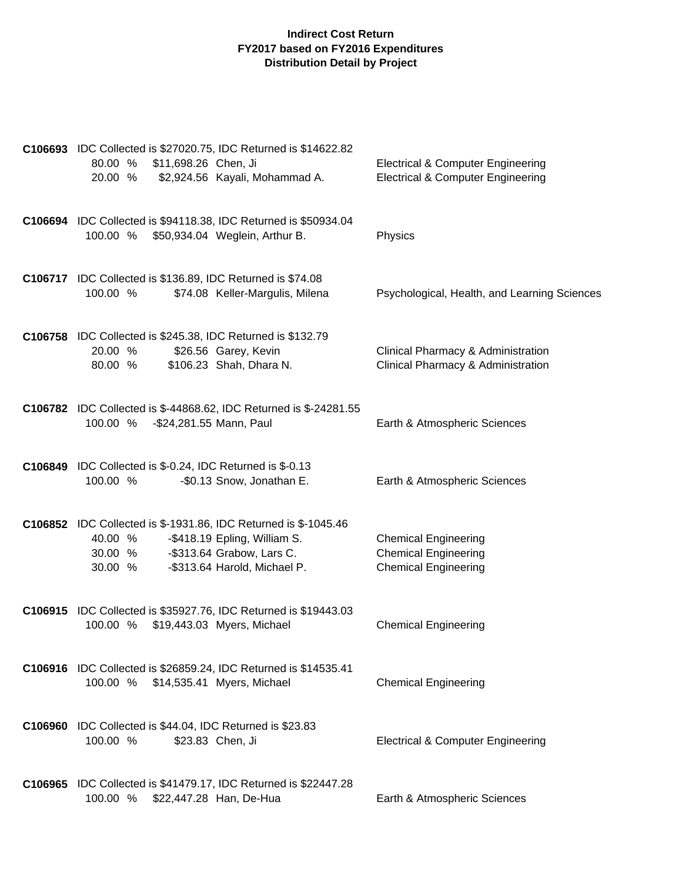**Indirect Cost Return**
**FY2017 based on FY2016 Expenditures**
**Distribution Detail by Project**

**C106693** IDC Collected is $27020.75, IDC Returned is $14622.82

| | | | |
|---|---|---|---|
| 80.00 % | $11,698.26 | Chen, Ji | Electrical & Computer Engineering |
| 20.00 % | $2,924.56 | Kayali, Mohammad A. | Electrical & Computer Engineering |

**C106694** IDC Collected is $94118.38, IDC Returned is $50934.04

| | | | |
|---|---|---|---|
| 100.00 % | $50,934.04 | Weglein, Arthur B. | Physics |

**C106717** IDC Collected is $136.89, IDC Returned is $74.08

| | | | |
|---|---|---|---|
| 100.00 % | $74.08 | Keller-Margulis, Milena | Psychological, Health, and Learning Sciences |

**C106758** IDC Collected is $245.38, IDC Returned is $132.79

| | | | |
|---|---|---|---|
| 20.00 % | $26.56 | Garey, Kevin | Clinical Pharmacy & Administration |
| 80.00 % | $106.23 | Shah, Dhara N. | Clinical Pharmacy & Administration |

**C106782** IDC Collected is $-44868.62, IDC Returned is $-24281.55

| | | | |
|---|---|---|---|
| 100.00 % | -$24,281.55 | Mann, Paul | Earth & Atmospheric Sciences |

**C106849** IDC Collected is $-0.24, IDC Returned is $-0.13

| | | | |
|---|---|---|---|
| 100.00 % | -$0.13 | Snow, Jonathan E. | Earth & Atmospheric Sciences |

**C106852** IDC Collected is $-1931.86, IDC Returned is $-1045.46

| | | | |
|---|---|---|---|
| 40.00 % | -$418.19 | Epling, William S. | Chemical Engineering |
| 30.00 % | -$313.64 | Grabow, Lars C. | Chemical Engineering |
| 30.00 % | -$313.64 | Harold, Michael P. | Chemical Engineering |

**C106915** IDC Collected is $35927.76, IDC Returned is $19443.03

| | | | |
|---|---|---|---|
| 100.00 % | $19,443.03 | Myers, Michael | Chemical Engineering |

**C106916** IDC Collected is $26859.24, IDC Returned is $14535.41

| | | | |
|---|---|---|---|
| 100.00 % | $14,535.41 | Myers, Michael | Chemical Engineering |

**C106960** IDC Collected is $44.04, IDC Returned is $23.83

| | | | |
|---|---|---|---|
| 100.00 % | $23.83 | Chen, Ji | Electrical & Computer Engineering |

**C106965** IDC Collected is $41479.17, IDC Returned is $22447.28

| | | | |
|---|---|---|---|
| 100.00 % | $22,447.28 | Han, De-Hua | Earth & Atmospheric Sciences |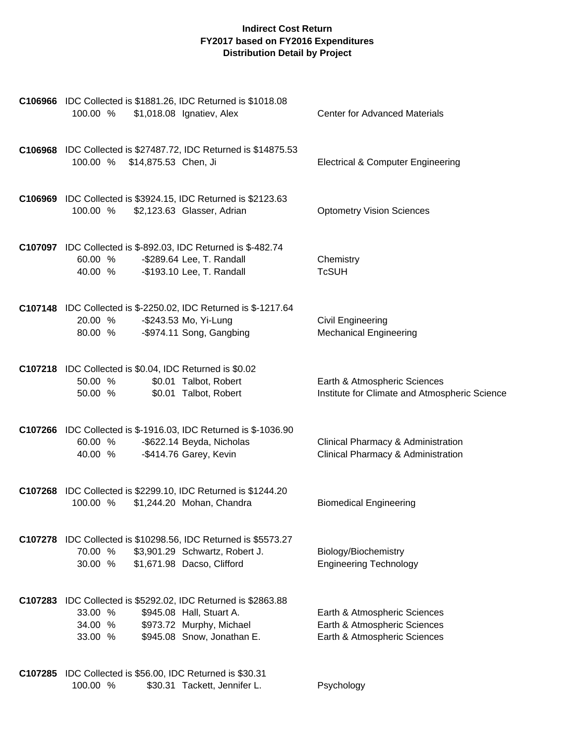**Indirect Cost Return**
**FY2017 based on FY2016 Expenditures**
**Distribution Detail by Project**

**C106966** IDC Collected is $1881.26, IDC Returned is $1018.08

| % | Amount | Name | Department |
|---|---|---|---|
| 100.00 % | $1,018.08 | Ignatiev, Alex | Center for Advanced Materials |

**C106968** IDC Collected is $27487.72, IDC Returned is $14875.53

| % | Amount | Name | Department |
|---|---|---|---|
| 100.00 % | $14,875.53 | Chen, Ji | Electrical & Computer Engineering |

**C106969** IDC Collected is $3924.15, IDC Returned is $2123.63

| % | Amount | Name | Department |
|---|---|---|---|
| 100.00 % | $2,123.63 | Glasser, Adrian | Optometry Vision Sciences |

**C107097** IDC Collected is $-892.03, IDC Returned is $-482.74

| % | Amount | Name | Department |
|---|---|---|---|
| 60.00 % | -$289.64 | Lee, T. Randall | Chemistry |
| 40.00 % | -$193.10 | Lee, T. Randall | TcSUH |

**C107148** IDC Collected is $-2250.02, IDC Returned is $-1217.64

| % | Amount | Name | Department |
|---|---|---|---|
| 20.00 % | -$243.53 | Mo, Yi-Lung | Civil Engineering |
| 80.00 % | -$974.11 | Song, Gangbing | Mechanical Engineering |

**C107218** IDC Collected is $0.04, IDC Returned is $0.02

| % | Amount | Name | Department |
|---|---|---|---|
| 50.00 % | $0.01 | Talbot, Robert | Earth & Atmospheric Sciences |
| 50.00 % | $0.01 | Talbot, Robert | Institute for Climate and Atmospheric Science |

**C107266** IDC Collected is $-1916.03, IDC Returned is $-1036.90

| % | Amount | Name | Department |
|---|---|---|---|
| 60.00 % | -$622.14 | Beyda, Nicholas | Clinical Pharmacy & Administration |
| 40.00 % | -$414.76 | Garey, Kevin | Clinical Pharmacy & Administration |

**C107268** IDC Collected is $2299.10, IDC Returned is $1244.20

| % | Amount | Name | Department |
|---|---|---|---|
| 100.00 % | $1,244.20 | Mohan, Chandra | Biomedical Engineering |

**C107278** IDC Collected is $10298.56, IDC Returned is $5573.27

| % | Amount | Name | Department |
|---|---|---|---|
| 70.00 % | $3,901.29 | Schwartz, Robert J. | Biology/Biochemistry |
| 30.00 % | $1,671.98 | Dacso, Clifford | Engineering Technology |

**C107283** IDC Collected is $5292.02, IDC Returned is $2863.88

| % | Amount | Name | Department |
|---|---|---|---|
| 33.00 % | $945.08 | Hall, Stuart A. | Earth & Atmospheric Sciences |
| 34.00 % | $973.72 | Murphy, Michael | Earth & Atmospheric Sciences |
| 33.00 % | $945.08 | Snow, Jonathan E. | Earth & Atmospheric Sciences |

**C107285** IDC Collected is $56.00, IDC Returned is $30.31

| % | Amount | Name | Department |
|---|---|---|---|
| 100.00 % | $30.31 | Tackett, Jennifer L. | Psychology |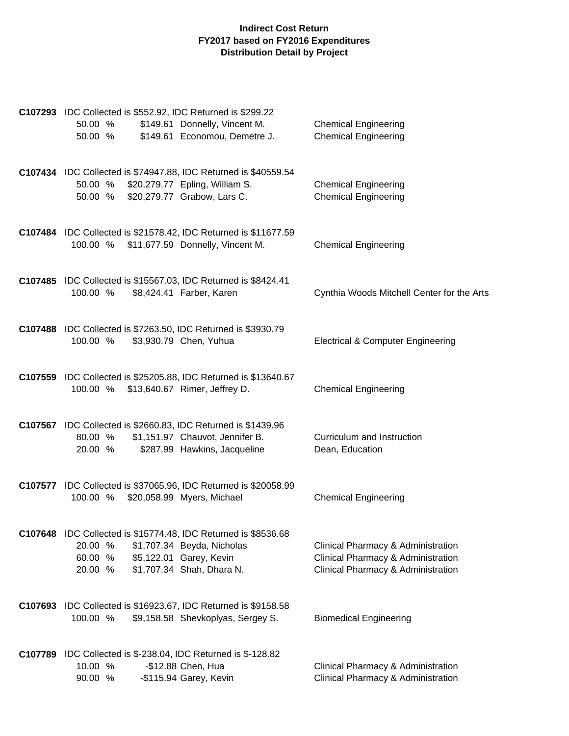**Indirect Cost Return**
**FY2017 based on FY2016 Expenditures**
**Distribution Detail by Project**

**C107293** IDC Collected is $552.92, IDC Returned is $299.22

| % | Amount | Name | Department |
|---|---|---|---|
| 50.00 % | $149.61 | Donnelly, Vincent M. | Chemical Engineering |
| 50.00 % | $149.61 | Economou, Demetre J. | Chemical Engineering |

**C107434** IDC Collected is $74947.88, IDC Returned is $40559.54

| % | Amount | Name | Department |
|---|---|---|---|
| 50.00 % | $20,279.77 | Epling, William S. | Chemical Engineering |
| 50.00 % | $20,279.77 | Grabow, Lars C. | Chemical Engineering |

**C107484** IDC Collected is $21578.42, IDC Returned is $11677.59

| % | Amount | Name | Department |
|---|---|---|---|
| 100.00 % | $11,677.59 | Donnelly, Vincent M. | Chemical Engineering |

**C107485** IDC Collected is $15567.03, IDC Returned is $8424.41

| % | Amount | Name | Department |
|---|---|---|---|
| 100.00 % | $8,424.41 | Farber, Karen | Cynthia Woods Mitchell Center for the Arts |

**C107488** IDC Collected is $7263.50, IDC Returned is $3930.79

| % | Amount | Name | Department |
|---|---|---|---|
| 100.00 % | $3,930.79 | Chen, Yuhua | Electrical & Computer Engineering |

**C107559** IDC Collected is $25205.88, IDC Returned is $13640.67

| % | Amount | Name | Department |
|---|---|---|---|
| 100.00 % | $13,640.67 | Rimer, Jeffrey D. | Chemical Engineering |

**C107567** IDC Collected is $2660.83, IDC Returned is $1439.96

| % | Amount | Name | Department |
|---|---|---|---|
| 80.00 % | $1,151.97 | Chauvot, Jennifer B. | Curriculum and Instruction |
| 20.00 % | $287.99 | Hawkins, Jacqueline | Dean, Education |

**C107577** IDC Collected is $37065.96, IDC Returned is $20058.99

| % | Amount | Name | Department |
|---|---|---|---|
| 100.00 % | $20,058.99 | Myers, Michael | Chemical Engineering |

**C107648** IDC Collected is $15774.48, IDC Returned is $8536.68

| % | Amount | Name | Department |
|---|---|---|---|
| 20.00 % | $1,707.34 | Beyda, Nicholas | Clinical Pharmacy & Administration |
| 60.00 % | $5,122.01 | Garey, Kevin | Clinical Pharmacy & Administration |
| 20.00 % | $1,707.34 | Shah, Dhara N. | Clinical Pharmacy & Administration |

**C107693** IDC Collected is $16923.67, IDC Returned is $9158.58

| % | Amount | Name | Department |
|---|---|---|---|
| 100.00 % | $9,158.58 | Shevkoplyas, Sergey S. | Biomedical Engineering |

**C107789** IDC Collected is $-238.04, IDC Returned is $-128.82

| % | Amount | Name | Department |
|---|---|---|---|
| 10.00 % | -$12.88 | Chen, Hua | Clinical Pharmacy & Administration |
| 90.00 % | -$115.94 | Garey, Kevin | Clinical Pharmacy & Administration |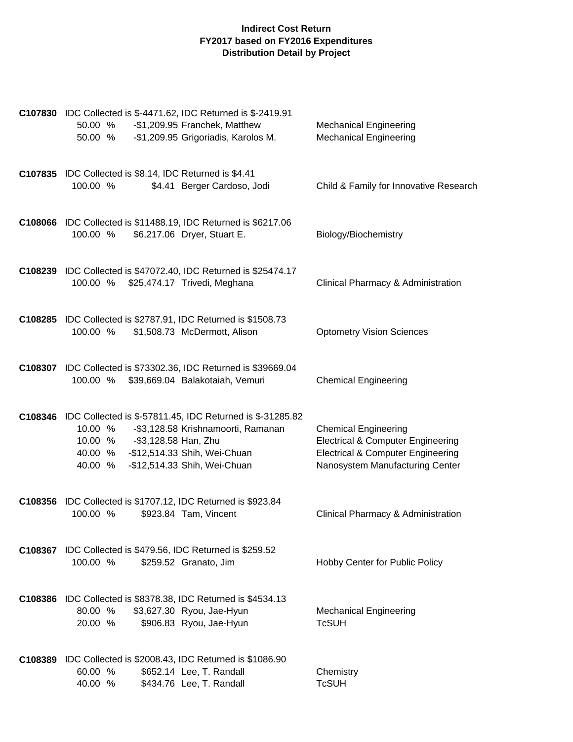**Indirect Cost Return**
**FY2017 based on FY2016 Expenditures**
**Distribution Detail by Project**

**C107830** IDC Collected is $-4471.62, IDC Returned is $-2419.91

| | | | |
|---|---|---|---|
| 50.00 % | -$1,209.95 | Franchek, Matthew | Mechanical Engineering |
| 50.00 % | -$1,209.95 | Grigoriadis, Karolos M. | Mechanical Engineering |

**C107835** IDC Collected is $8.14, IDC Returned is $4.41

| | | | |
|---|---|---|---|
| 100.00 % | $4.41 | Berger Cardoso, Jodi | Child & Family for Innovative Research |

**C108066** IDC Collected is $11488.19, IDC Returned is $6217.06

| | | | |
|---|---|---|---|
| 100.00 % | $6,217.06 | Dryer, Stuart E. | Biology/Biochemistry |

**C108239** IDC Collected is $47072.40, IDC Returned is $25474.17

| | | | |
|---|---|---|---|
| 100.00 % | $25,474.17 | Trivedi, Meghana | Clinical Pharmacy & Administration |

**C108285** IDC Collected is $2787.91, IDC Returned is $1508.73

| | | | |
|---|---|---|---|
| 100.00 % | $1,508.73 | McDermott, Alison | Optometry Vision Sciences |

**C108307** IDC Collected is $73302.36, IDC Returned is $39669.04

| | | | |
|---|---|---|---|
| 100.00 % | $39,669.04 | Balakotaiah, Vemuri | Chemical Engineering |

**C108346** IDC Collected is $-57811.45, IDC Returned is $-31285.82

| | | | |
|---|---|---|---|
| 10.00 % | -$3,128.58 | Krishnamoorti, Ramanan | Chemical Engineering |
| 10.00 % | -$3,128.58 | Han, Zhu | Electrical & Computer Engineering |
| 40.00 % | -$12,514.33 | Shih, Wei-Chuan | Electrical & Computer Engineering |
| 40.00 % | -$12,514.33 | Shih, Wei-Chuan | Nanosystem Manufacturing Center |

**C108356** IDC Collected is $1707.12, IDC Returned is $923.84

| | | | |
|---|---|---|---|
| 100.00 % | $923.84 | Tam, Vincent | Clinical Pharmacy & Administration |

**C108367** IDC Collected is $479.56, IDC Returned is $259.52

| | | | |
|---|---|---|---|
| 100.00 % | $259.52 | Granato, Jim | Hobby Center for Public Policy |

**C108386** IDC Collected is $8378.38, IDC Returned is $4534.13

| | | | |
|---|---|---|---|
| 80.00 % | $3,627.30 | Ryou, Jae-Hyun | Mechanical Engineering |
| 20.00 % | $906.83 | Ryou, Jae-Hyun | TcSUH |

**C108389** IDC Collected is $2008.43, IDC Returned is $1086.90

| | | | |
|---|---|---|---|
| 60.00 % | $652.14 | Lee, T. Randall | Chemistry |
| 40.00 % | $434.76 | Lee, T. Randall | TcSUH |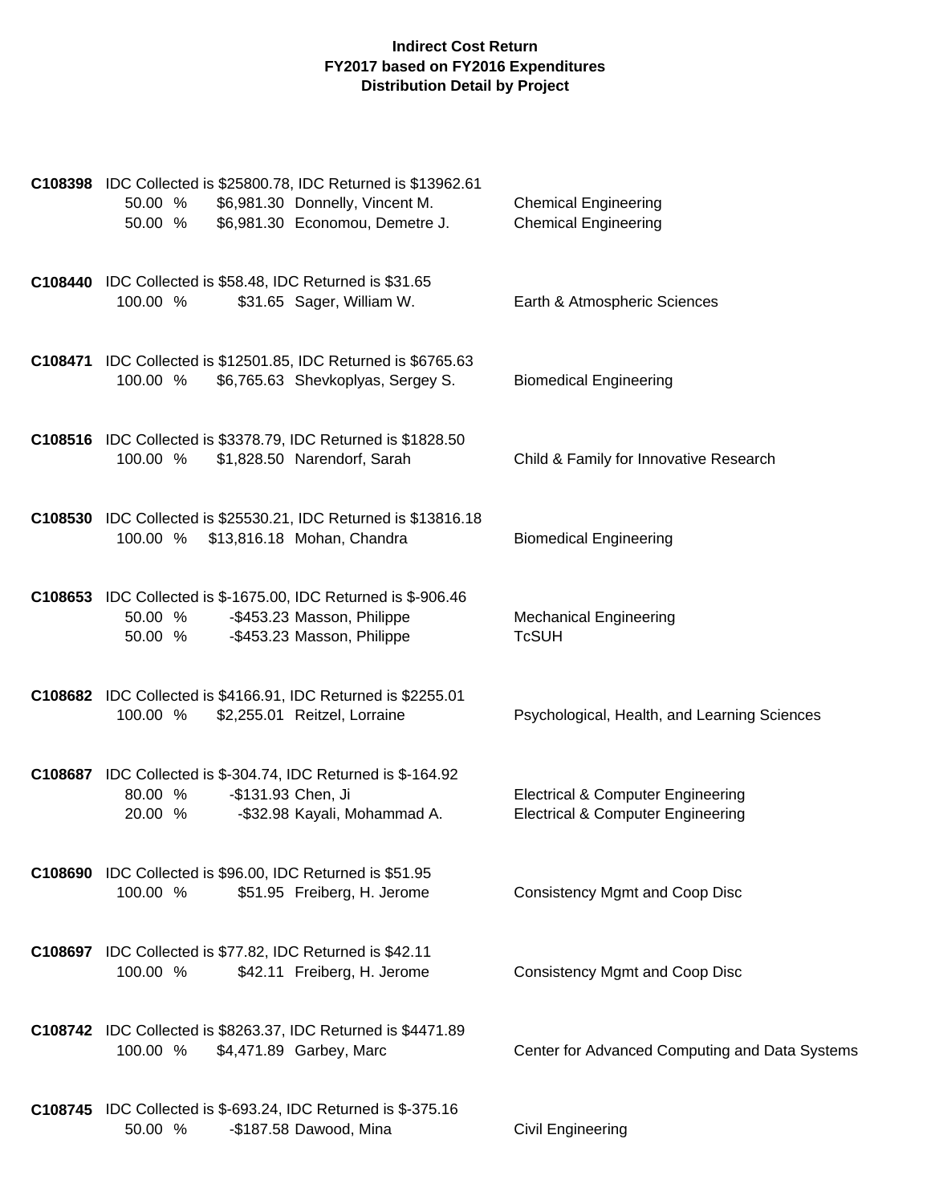**Indirect Cost Return**
**FY2017 based on FY2016 Expenditures**
**Distribution Detail by Project**

**C108398** IDC Collected is $25800.78, IDC Returned is $13962.61

| | | | |
|---|---|---|---|
| 50.00 % | $6,981.30 | Donnelly, Vincent M. | Chemical Engineering |
| 50.00 % | $6,981.30 | Economou, Demetre J. | Chemical Engineering |

**C108440** IDC Collected is $58.48, IDC Returned is $31.65

| | | | |
|---|---|---|---|
| 100.00 % | $31.65 | Sager, William W. | Earth & Atmospheric Sciences |

**C108471** IDC Collected is $12501.85, IDC Returned is $6765.63

| | | | |
|---|---|---|---|
| 100.00 % | $6,765.63 | Shevkoplyas, Sergey S. | Biomedical Engineering |

**C108516** IDC Collected is $3378.79, IDC Returned is $1828.50

| | | | |
|---|---|---|---|
| 100.00 % | $1,828.50 | Narendorf, Sarah | Child & Family for Innovative Research |

**C108530** IDC Collected is $25530.21, IDC Returned is $13816.18

| | | | |
|---|---|---|---|
| 100.00 % | $13,816.18 | Mohan, Chandra | Biomedical Engineering |

**C108653** IDC Collected is $-1675.00, IDC Returned is $-906.46

| | | | |
|---|---|---|---|
| 50.00 % | -$453.23 | Masson, Philippe | Mechanical Engineering |
| 50.00 % | -$453.23 | Masson, Philippe | TcSUH |

**C108682** IDC Collected is $4166.91, IDC Returned is $2255.01

| | | | |
|---|---|---|---|
| 100.00 % | $2,255.01 | Reitzel, Lorraine | Psychological, Health, and Learning Sciences |

**C108687** IDC Collected is $-304.74, IDC Returned is $-164.92

| | | | |
|---|---|---|---|
| 80.00 % | -$131.93 | Chen, Ji | Electrical & Computer Engineering |
| 20.00 % | -$32.98 | Kayali, Mohammad A. | Electrical & Computer Engineering |

**C108690** IDC Collected is $96.00, IDC Returned is $51.95

| | | | |
|---|---|---|---|
| 100.00 % | $51.95 | Freiberg, H. Jerome | Consistency Mgmt and Coop Disc |

**C108697** IDC Collected is $77.82, IDC Returned is $42.11

| | | | |
|---|---|---|---|
| 100.00 % | $42.11 | Freiberg, H. Jerome | Consistency Mgmt and Coop Disc |

**C108742** IDC Collected is $8263.37, IDC Returned is $4471.89

| | | | |
|---|---|---|---|
| 100.00 % | $4,471.89 | Garbey, Marc | Center for Advanced Computing and Data Systems |

**C108745** IDC Collected is $-693.24, IDC Returned is $-375.16

| | | | |
|---|---|---|---|
| 50.00 % | -$187.58 | Dawood, Mina | Civil Engineering |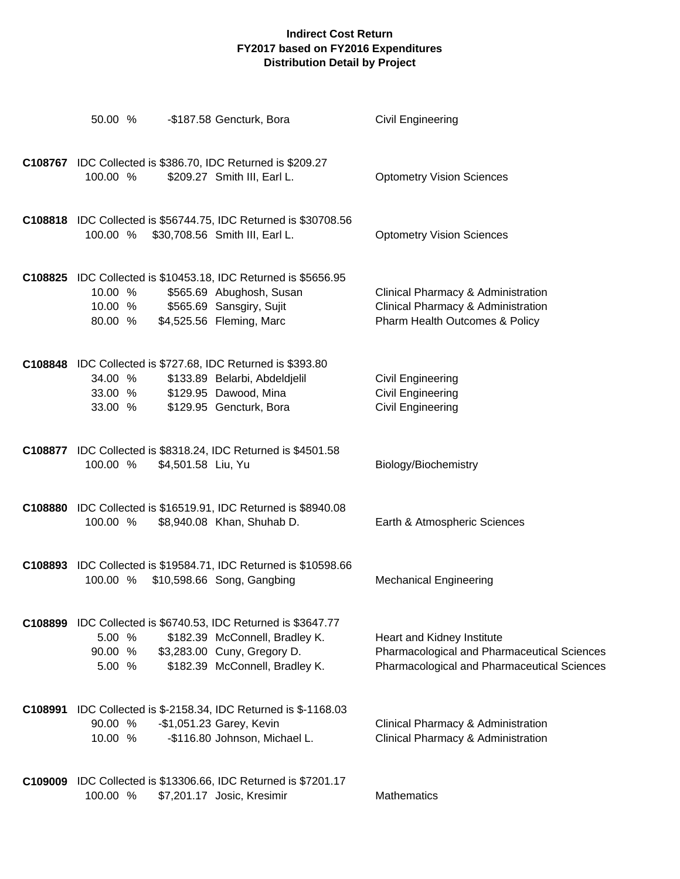# Indirect Cost Return
## FY2017 based on FY2016 Expenditures
## Distribution Detail by Project

50.00 % -$187.58 Gencturk, Bora Civil Engineering

**C108767** IDC Collected is $386.70, IDC Returned is $209.27

| | | | |
|---|---|---|---|
| 100.00 % | $209.27 | Smith III, Earl L. | Optometry Vision Sciences |

**C108818** IDC Collected is $56744.75, IDC Returned is $30708.56

| | | | |
|---|---|---|---|
| 100.00 % | $30,708.56 | Smith III, Earl L. | Optometry Vision Sciences |

**C108825** IDC Collected is $10453.18, IDC Returned is $5656.95

| | | | |
|---|---|---|---|
| 10.00 % | $565.69 | Abughosh, Susan | Clinical Pharmacy & Administration |
| 10.00 % | $565.69 | Sansgiry, Sujit | Clinical Pharmacy & Administration |
| 80.00 % | $4,525.56 | Fleming, Marc | Pharm Health Outcomes & Policy |

**C108848** IDC Collected is $727.68, IDC Returned is $393.80

| | | | |
|---|---|---|---|
| 34.00 % | $133.89 | Belarbi, Abdeldjelil | Civil Engineering |
| 33.00 % | $129.95 | Dawood, Mina | Civil Engineering |
| 33.00 % | $129.95 | Gencturk, Bora | Civil Engineering |

**C108877** IDC Collected is $8318.24, IDC Returned is $4501.58

| | | | |
|---|---|---|---|
| 100.00 % | $4,501.58 | Liu, Yu | Biology/Biochemistry |

**C108880** IDC Collected is $16519.91, IDC Returned is $8940.08

| | | | |
|---|---|---|---|
| 100.00 % | $8,940.08 | Khan, Shuhab D. | Earth & Atmospheric Sciences |

**C108893** IDC Collected is $19584.71, IDC Returned is $10598.66

| | | | |
|---|---|---|---|
| 100.00 % | $10,598.66 | Song, Gangbing | Mechanical Engineering |

**C108899** IDC Collected is $6740.53, IDC Returned is $3647.77

| | | | |
|---|---|---|---|
| 5.00 % | $182.39 | McConnell, Bradley K. | Heart and Kidney Institute |
| 90.00 % | $3,283.00 | Cuny, Gregory D. | Pharmacological and Pharmaceutical Sciences |
| 5.00 % | $182.39 | McConnell, Bradley K. | Pharmacological and Pharmaceutical Sciences |

**C108991** IDC Collected is $-2158.34, IDC Returned is $-1168.03

| | | | |
|---|---|---|---|
| 90.00 % | -$1,051.23 | Garey, Kevin | Clinical Pharmacy & Administration |
| 10.00 % | -$116.80 | Johnson, Michael L. | Clinical Pharmacy & Administration |

**C109009** IDC Collected is $13306.66, IDC Returned is $7201.17

| | | | |
|---|---|---|---|
| 100.00 % | $7,201.17 | Josic, Kresimir | Mathematics |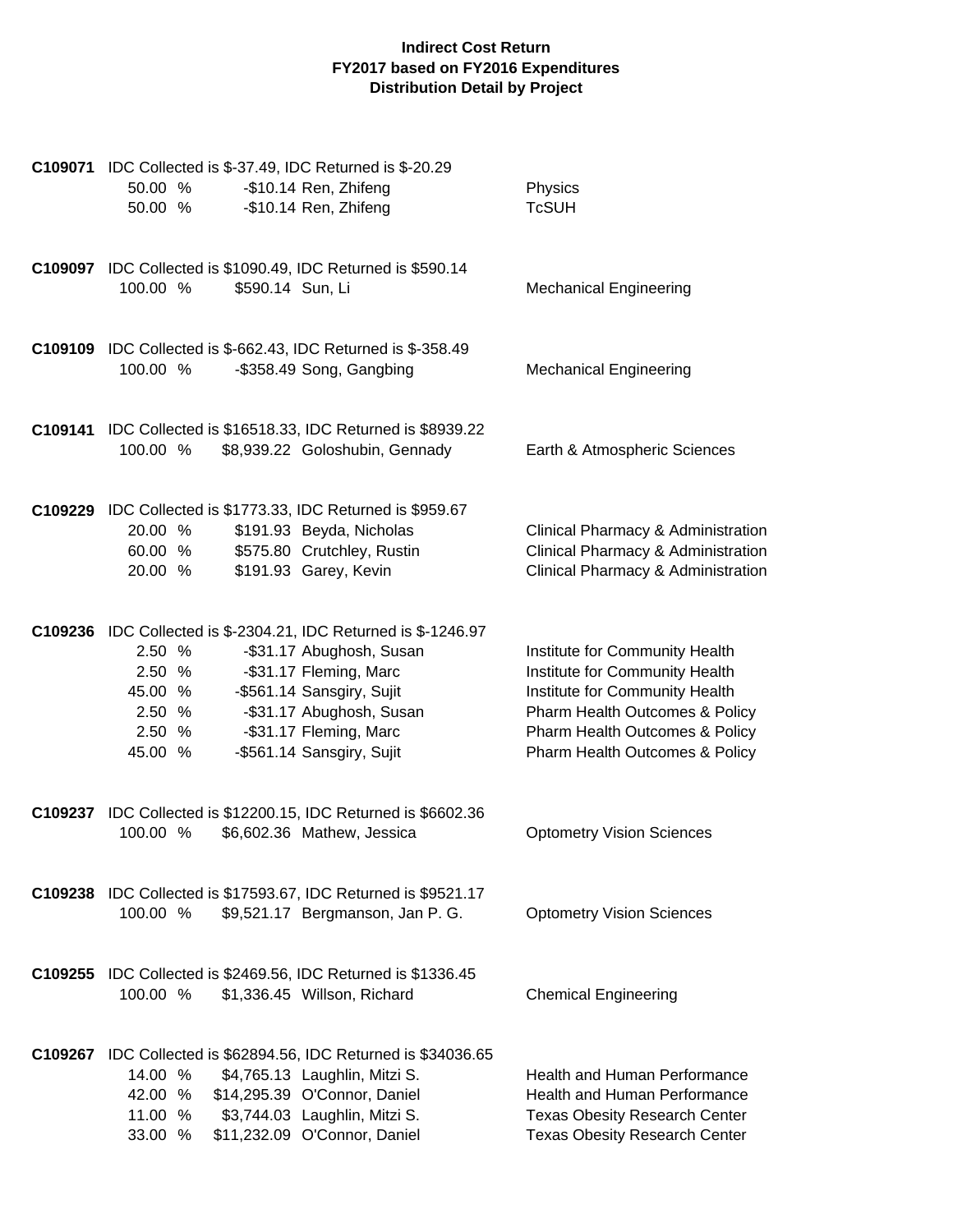**Indirect Cost Return**
**FY2017 based on FY2016 Expenditures**
**Distribution Detail by Project**

**C109071** IDC Collected is $-37.49, IDC Returned is $-20.29

| | | | |
|---|---|---|---|
| 50.00 % | -$10.14 | Ren, Zhifeng | Physics |
| 50.00 % | -$10.14 | Ren, Zhifeng | TcSUH |

**C109097** IDC Collected is $1090.49, IDC Returned is $590.14

| | | | |
|---|---|---|---|
| 100.00 % | $590.14 | Sun, Li | Mechanical Engineering |

**C109109** IDC Collected is $-662.43, IDC Returned is $-358.49

| | | | |
|---|---|---|---|
| 100.00 % | -$358.49 | Song, Gangbing | Mechanical Engineering |

**C109141** IDC Collected is $16518.33, IDC Returned is $8939.22

| | | | |
|---|---|---|---|
| 100.00 % | $8,939.22 | Goloshubin, Gennady | Earth & Atmospheric Sciences |

**C109229** IDC Collected is $1773.33, IDC Returned is $959.67

| | | | |
|---|---|---|---|
| 20.00 % | $191.93 | Beyda, Nicholas | Clinical Pharmacy & Administration |
| 60.00 % | $575.80 | Crutchley, Rustin | Clinical Pharmacy & Administration |
| 20.00 % | $191.93 | Garey, Kevin | Clinical Pharmacy & Administration |

**C109236** IDC Collected is $-2304.21, IDC Returned is $-1246.97

| | | | |
|---|---|---|---|
| 2.50 % | -$31.17 | Abughosh, Susan | Institute for Community Health |
| 2.50 % | -$31.17 | Fleming, Marc | Institute for Community Health |
| 45.00 % | -$561.14 | Sansgiry, Sujit | Institute for Community Health |
| 2.50 % | -$31.17 | Abughosh, Susan | Pharm Health Outcomes & Policy |
| 2.50 % | -$31.17 | Fleming, Marc | Pharm Health Outcomes & Policy |
| 45.00 % | -$561.14 | Sansgiry, Sujit | Pharm Health Outcomes & Policy |

**C109237** IDC Collected is $12200.15, IDC Returned is $6602.36

| | | | |
|---|---|---|---|
| 100.00 % | $6,602.36 | Mathew, Jessica | Optometry Vision Sciences |

**C109238** IDC Collected is $17593.67, IDC Returned is $9521.17

| | | | |
|---|---|---|---|
| 100.00 % | $9,521.17 | Bergmanson, Jan P. G. | Optometry Vision Sciences |

**C109255** IDC Collected is $2469.56, IDC Returned is $1336.45

| | | | |
|---|---|---|---|
| 100.00 % | $1,336.45 | Willson, Richard | Chemical Engineering |

**C109267** IDC Collected is $62894.56, IDC Returned is $34036.65

| | | | |
|---|---|---|---|
| 14.00 % | $4,765.13 | Laughlin, Mitzi S. | Health and Human Performance |
| 42.00 % | $14,295.39 | O'Connor, Daniel | Health and Human Performance |
| 11.00 % | $3,744.03 | Laughlin, Mitzi S. | Texas Obesity Research Center |
| 33.00 % | $11,232.09 | O'Connor, Daniel | Texas Obesity Research Center |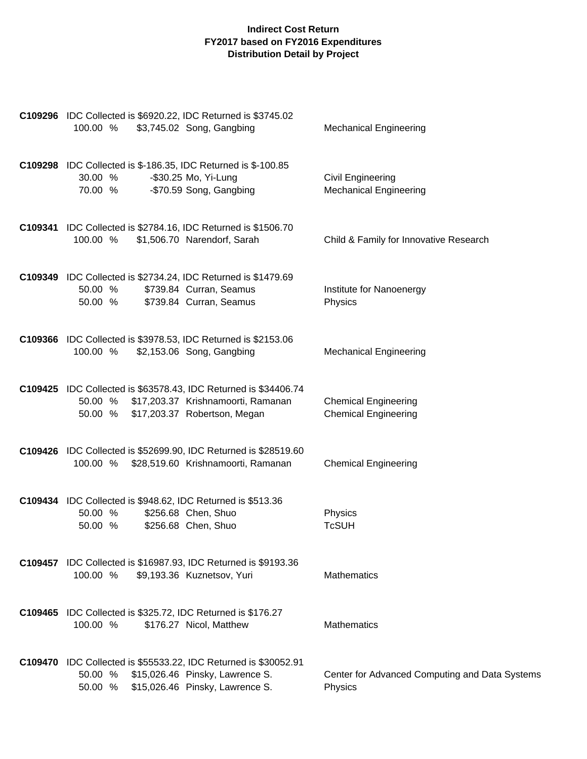**Indirect Cost Return**
**FY2017 based on FY2016 Expenditures**
**Distribution Detail by Project**

**C109296** IDC Collected is $6920.22, IDC Returned is $3745.02

| % | Amount | Name | Department |
|---|---|---|---|
| 100.00 % | $3,745.02 | Song, Gangbing | Mechanical Engineering |

**C109298** IDC Collected is $-186.35, IDC Returned is $-100.85

| % | Amount | Name | Department |
|---|---|---|---|
| 30.00 % | -$30.25 | Mo, Yi-Lung | Civil Engineering |
| 70.00 % | -$70.59 | Song, Gangbing | Mechanical Engineering |

**C109341** IDC Collected is $2784.16, IDC Returned is $1506.70

| % | Amount | Name | Department |
|---|---|---|---|
| 100.00 % | $1,506.70 | Narendorf, Sarah | Child & Family for Innovative Research |

**C109349** IDC Collected is $2734.24, IDC Returned is $1479.69

| % | Amount | Name | Department |
|---|---|---|---|
| 50.00 % | $739.84 | Curran, Seamus | Institute for Nanoenergy |
| 50.00 % | $739.84 | Curran, Seamus | Physics |

**C109366** IDC Collected is $3978.53, IDC Returned is $2153.06

| % | Amount | Name | Department |
|---|---|---|---|
| 100.00 % | $2,153.06 | Song, Gangbing | Mechanical Engineering |

**C109425** IDC Collected is $63578.43, IDC Returned is $34406.74

| % | Amount | Name | Department |
|---|---|---|---|
| 50.00 % | $17,203.37 | Krishnamoorti, Ramanan | Chemical Engineering |
| 50.00 % | $17,203.37 | Robertson, Megan | Chemical Engineering |

**C109426** IDC Collected is $52699.90, IDC Returned is $28519.60

| % | Amount | Name | Department |
|---|---|---|---|
| 100.00 % | $28,519.60 | Krishnamoorti, Ramanan | Chemical Engineering |

**C109434** IDC Collected is $948.62, IDC Returned is $513.36

| % | Amount | Name | Department |
|---|---|---|---|
| 50.00 % | $256.68 | Chen, Shuo | Physics |
| 50.00 % | $256.68 | Chen, Shuo | TcSUH |

**C109457** IDC Collected is $16987.93, IDC Returned is $9193.36

| % | Amount | Name | Department |
|---|---|---|---|
| 100.00 % | $9,193.36 | Kuznetsov, Yuri | Mathematics |

**C109465** IDC Collected is $325.72, IDC Returned is $176.27

| % | Amount | Name | Department |
|---|---|---|---|
| 100.00 % | $176.27 | Nicol, Matthew | Mathematics |

**C109470** IDC Collected is $55533.22, IDC Returned is $30052.91

| % | Amount | Name | Department |
|---|---|---|---|
| 50.00 % | $15,026.46 | Pinsky, Lawrence S. | Center for Advanced Computing and Data Systems |
| 50.00 % | $15,026.46 | Pinsky, Lawrence S. | Physics |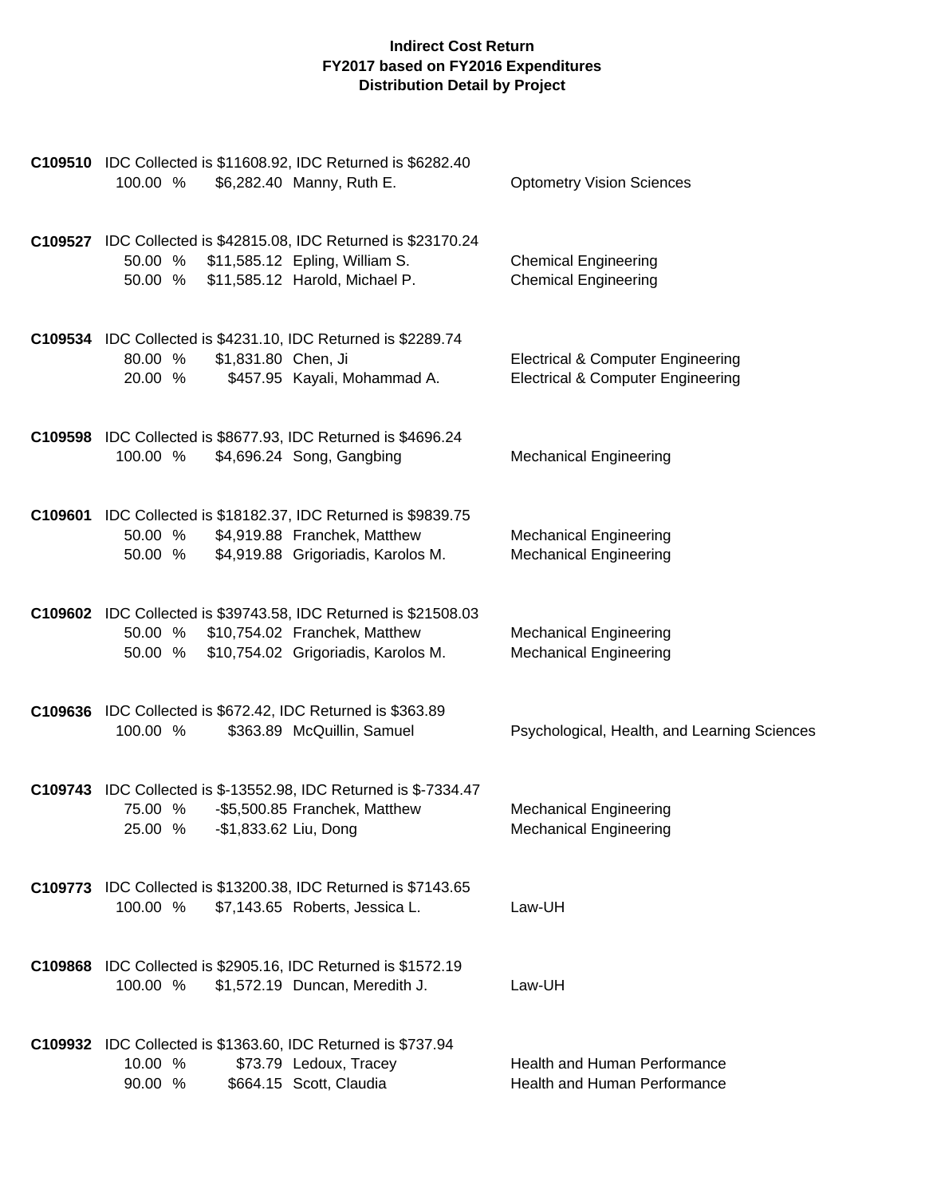**Indirect Cost Return**
**FY2017 based on FY2016 Expenditures**
**Distribution Detail by Project**

**C109510** IDC Collected is $11608.92, IDC Returned is $6282.40

| | | | |
|---|---|---|---|
| 100.00 % | $6,282.40 | Manny, Ruth E. | Optometry Vision Sciences |

**C109527** IDC Collected is $42815.08, IDC Returned is $23170.24

| | | | |
|---|---|---|---|
| 50.00 % | $11,585.12 | Epling, William S. | Chemical Engineering |
| 50.00 % | $11,585.12 | Harold, Michael P. | Chemical Engineering |

**C109534** IDC Collected is $4231.10, IDC Returned is $2289.74

| | | | |
|---|---|---|---|
| 80.00 % | $1,831.80 | Chen, Ji | Electrical & Computer Engineering |
| 20.00 % | $457.95 | Kayali, Mohammad A. | Electrical & Computer Engineering |

**C109598** IDC Collected is $8677.93, IDC Returned is $4696.24

| | | | |
|---|---|---|---|
| 100.00 % | $4,696.24 | Song, Gangbing | Mechanical Engineering |

**C109601** IDC Collected is $18182.37, IDC Returned is $9839.75

| | | | |
|---|---|---|---|
| 50.00 % | $4,919.88 | Franchek, Matthew | Mechanical Engineering |
| 50.00 % | $4,919.88 | Grigoriadis, Karolos M. | Mechanical Engineering |

**C109602** IDC Collected is $39743.58, IDC Returned is $21508.03

| | | | |
|---|---|---|---|
| 50.00 % | $10,754.02 | Franchek, Matthew | Mechanical Engineering |
| 50.00 % | $10,754.02 | Grigoriadis, Karolos M. | Mechanical Engineering |

**C109636** IDC Collected is $672.42, IDC Returned is $363.89

| | | | |
|---|---|---|---|
| 100.00 % | $363.89 | McQuillin, Samuel | Psychological, Health, and Learning Sciences |

**C109743** IDC Collected is $-13552.98, IDC Returned is $-7334.47

| | | | |
|---|---|---|---|
| 75.00 % | -$5,500.85 | Franchek, Matthew | Mechanical Engineering |
| 25.00 % | -$1,833.62 | Liu, Dong | Mechanical Engineering |

**C109773** IDC Collected is $13200.38, IDC Returned is $7143.65

| | | | |
|---|---|---|---|
| 100.00 % | $7,143.65 | Roberts, Jessica L. | Law-UH |

**C109868** IDC Collected is $2905.16, IDC Returned is $1572.19

| | | | |
|---|---|---|---|
| 100.00 % | $1,572.19 | Duncan, Meredith J. | Law-UH |

**C109932** IDC Collected is $1363.60, IDC Returned is $737.94

| | | | |
|---|---|---|---|
| 10.00 % | $73.79 | Ledoux, Tracey | Health and Human Performance |
| 90.00 % | $664.15 | Scott, Claudia | Health and Human Performance |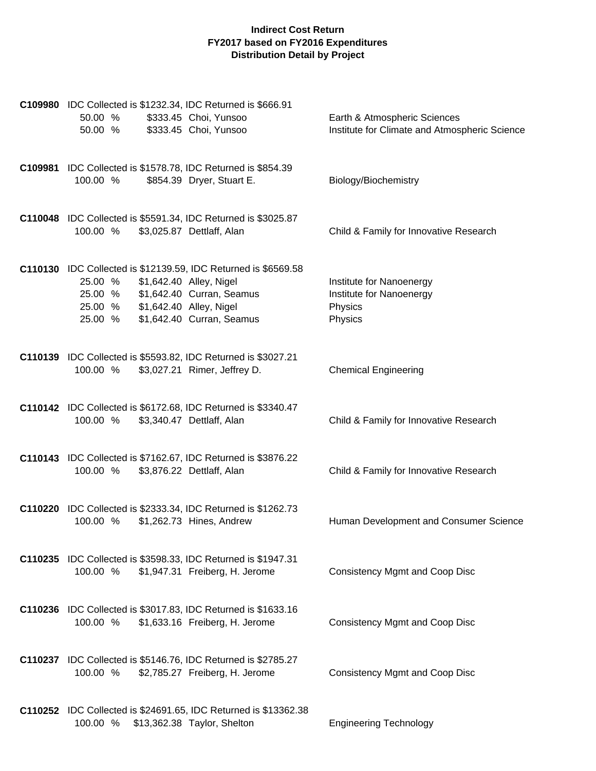**Indirect Cost Return**
**FY2017 based on FY2016 Expenditures**
**Distribution Detail by Project**

**C109980** IDC Collected is $1232.34, IDC Returned is $666.91

| | | | |
|---|---|---|---|
| 50.00 % | $333.45 | Choi, Yunsoo | Earth & Atmospheric Sciences |
| 50.00 % | $333.45 | Choi, Yunsoo | Institute for Climate and Atmospheric Science |

**C109981** IDC Collected is $1578.78, IDC Returned is $854.39

| | | | |
|---|---|---|---|
| 100.00 % | $854.39 | Dryer, Stuart E. | Biology/Biochemistry |

**C110048** IDC Collected is $5591.34, IDC Returned is $3025.87

| | | | |
|---|---|---|---|
| 100.00 % | $3,025.87 | Dettlaff, Alan | Child & Family for Innovative Research |

**C110130** IDC Collected is $12139.59, IDC Returned is $6569.58

| | | | |
|---|---|---|---|
| 25.00 % | $1,642.40 | Alley, Nigel | Institute for Nanoenergy |
| 25.00 % | $1,642.40 | Curran, Seamus | Institute for Nanoenergy |
| 25.00 % | $1,642.40 | Alley, Nigel | Physics |
| 25.00 % | $1,642.40 | Curran, Seamus | Physics |

**C110139** IDC Collected is $5593.82, IDC Returned is $3027.21

| | | | |
|---|---|---|---|
| 100.00 % | $3,027.21 | Rimer, Jeffrey D. | Chemical Engineering |

**C110142** IDC Collected is $6172.68, IDC Returned is $3340.47

| | | | |
|---|---|---|---|
| 100.00 % | $3,340.47 | Dettlaff, Alan | Child & Family for Innovative Research |

**C110143** IDC Collected is $7162.67, IDC Returned is $3876.22

| | | | |
|---|---|---|---|
| 100.00 % | $3,876.22 | Dettlaff, Alan | Child & Family for Innovative Research |

**C110220** IDC Collected is $2333.34, IDC Returned is $1262.73

| | | | |
|---|---|---|---|
| 100.00 % | $1,262.73 | Hines, Andrew | Human Development and Consumer Science |

**C110235** IDC Collected is $3598.33, IDC Returned is $1947.31

| | | | |
|---|---|---|---|
| 100.00 % | $1,947.31 | Freiberg, H. Jerome | Consistency Mgmt and Coop Disc |

**C110236** IDC Collected is $3017.83, IDC Returned is $1633.16

| | | | |
|---|---|---|---|
| 100.00 % | $1,633.16 | Freiberg, H. Jerome | Consistency Mgmt and Coop Disc |

**C110237** IDC Collected is $5146.76, IDC Returned is $2785.27

| | | | |
|---|---|---|---|
| 100.00 % | $2,785.27 | Freiberg, H. Jerome | Consistency Mgmt and Coop Disc |

**C110252** IDC Collected is $24691.65, IDC Returned is $13362.38

| | | | |
|---|---|---|---|
| 100.00 % | $13,362.38 | Taylor, Shelton | Engineering Technology |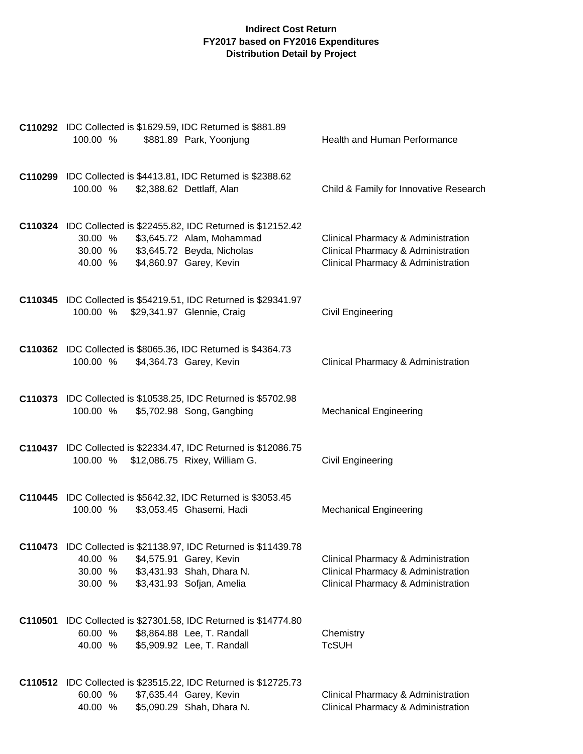**Indirect Cost Return**
**FY2017 based on FY2016 Expenditures**
**Distribution Detail by Project**

**C110292** IDC Collected is $1629.59, IDC Returned is $881.89

| % | Amount | Name | Department |
|---|---|---|---|
| 100.00 % | $881.89 | Park, Yoonjung | Health and Human Performance |

**C110299** IDC Collected is $4413.81, IDC Returned is $2388.62

| % | Amount | Name | Department |
|---|---|---|---|
| 100.00 % | $2,388.62 | Dettlaff, Alan | Child & Family for Innovative Research |

**C110324** IDC Collected is $22455.82, IDC Returned is $12152.42

| % | Amount | Name | Department |
|---|---|---|---|
| 30.00 % | $3,645.72 | Alam, Mohammad | Clinical Pharmacy & Administration |
| 30.00 % | $3,645.72 | Beyda, Nicholas | Clinical Pharmacy & Administration |
| 40.00 % | $4,860.97 | Garey, Kevin | Clinical Pharmacy & Administration |

**C110345** IDC Collected is $54219.51, IDC Returned is $29341.97

| % | Amount | Name | Department |
|---|---|---|---|
| 100.00 % | $29,341.97 | Glennie, Craig | Civil Engineering |

**C110362** IDC Collected is $8065.36, IDC Returned is $4364.73

| % | Amount | Name | Department |
|---|---|---|---|
| 100.00 % | $4,364.73 | Garey, Kevin | Clinical Pharmacy & Administration |

**C110373** IDC Collected is $10538.25, IDC Returned is $5702.98

| % | Amount | Name | Department |
|---|---|---|---|
| 100.00 % | $5,702.98 | Song, Gangbing | Mechanical Engineering |

**C110437** IDC Collected is $22334.47, IDC Returned is $12086.75

| % | Amount | Name | Department |
|---|---|---|---|
| 100.00 % | $12,086.75 | Rixey, William G. | Civil Engineering |

**C110445** IDC Collected is $5642.32, IDC Returned is $3053.45

| % | Amount | Name | Department |
|---|---|---|---|
| 100.00 % | $3,053.45 | Ghasemi, Hadi | Mechanical Engineering |

**C110473** IDC Collected is $21138.97, IDC Returned is $11439.78

| % | Amount | Name | Department |
|---|---|---|---|
| 40.00 % | $4,575.91 | Garey, Kevin | Clinical Pharmacy & Administration |
| 30.00 % | $3,431.93 | Shah, Dhara N. | Clinical Pharmacy & Administration |
| 30.00 % | $3,431.93 | Sofjan, Amelia | Clinical Pharmacy & Administration |

**C110501** IDC Collected is $27301.58, IDC Returned is $14774.80

| % | Amount | Name | Department |
|---|---|---|---|
| 60.00 % | $8,864.88 | Lee, T. Randall | Chemistry |
| 40.00 % | $5,909.92 | Lee, T. Randall | TcSUH |

**C110512** IDC Collected is $23515.22, IDC Returned is $12725.73

| % | Amount | Name | Department |
|---|---|---|---|
| 60.00 % | $7,635.44 | Garey, Kevin | Clinical Pharmacy & Administration |
| 40.00 % | $5,090.29 | Shah, Dhara N. | Clinical Pharmacy & Administration |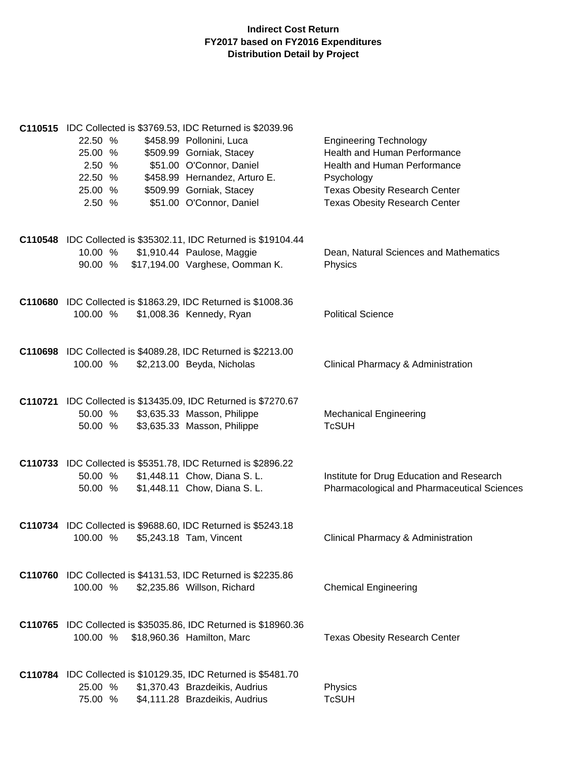**Indirect Cost Return**
**FY2017 based on FY2016 Expenditures**
**Distribution Detail by Project**

**C110515** IDC Collected is $3769.53, IDC Returned is $2039.96

| % | Amount | Name | Department |
|---|---|---|---|
| 22.50 % | $458.99 | Pollonini, Luca | Engineering Technology |
| 25.00 % | $509.99 | Gorniak, Stacey | Health and Human Performance |
| 2.50 % | $51.00 | O'Connor, Daniel | Health and Human Performance |
| 22.50 % | $458.99 | Hernandez, Arturo E. | Psychology |
| 25.00 % | $509.99 | Gorniak, Stacey | Texas Obesity Research Center |
| 2.50 % | $51.00 | O'Connor, Daniel | Texas Obesity Research Center |

**C110548** IDC Collected is $35302.11, IDC Returned is $19104.44

| % | Amount | Name | Department |
|---|---|---|---|
| 10.00 % | $1,910.44 | Paulose, Maggie | Dean, Natural Sciences and Mathematics |
| 90.00 % | $17,194.00 | Varghese, Oomman K. | Physics |

**C110680** IDC Collected is $1863.29, IDC Returned is $1008.36

| % | Amount | Name | Department |
|---|---|---|---|
| 100.00 % | $1,008.36 | Kennedy, Ryan | Political Science |

**C110698** IDC Collected is $4089.28, IDC Returned is $2213.00

| % | Amount | Name | Department |
|---|---|---|---|
| 100.00 % | $2,213.00 | Beyda, Nicholas | Clinical Pharmacy & Administration |

**C110721** IDC Collected is $13435.09, IDC Returned is $7270.67

| % | Amount | Name | Department |
|---|---|---|---|
| 50.00 % | $3,635.33 | Masson, Philippe | Mechanical Engineering |
| 50.00 % | $3,635.33 | Masson, Philippe | TcSUH |

**C110733** IDC Collected is $5351.78, IDC Returned is $2896.22

| % | Amount | Name | Department |
|---|---|---|---|
| 50.00 % | $1,448.11 | Chow, Diana S. L. | Institute for Drug Education and Research |
| 50.00 % | $1,448.11 | Chow, Diana S. L. | Pharmacological and Pharmaceutical Sciences |

**C110734** IDC Collected is $9688.60, IDC Returned is $5243.18

| % | Amount | Name | Department |
|---|---|---|---|
| 100.00 % | $5,243.18 | Tam, Vincent | Clinical Pharmacy & Administration |

**C110760** IDC Collected is $4131.53, IDC Returned is $2235.86

| % | Amount | Name | Department |
|---|---|---|---|
| 100.00 % | $2,235.86 | Willson, Richard | Chemical Engineering |

**C110765** IDC Collected is $35035.86, IDC Returned is $18960.36

| % | Amount | Name | Department |
|---|---|---|---|
| 100.00 % | $18,960.36 | Hamilton, Marc | Texas Obesity Research Center |

**C110784** IDC Collected is $10129.35, IDC Returned is $5481.70

| % | Amount | Name | Department |
|---|---|---|---|
| 25.00 % | $1,370.43 | Brazdeikis, Audrius | Physics |
| 75.00 % | $4,111.28 | Brazdeikis, Audrius | TcSUH |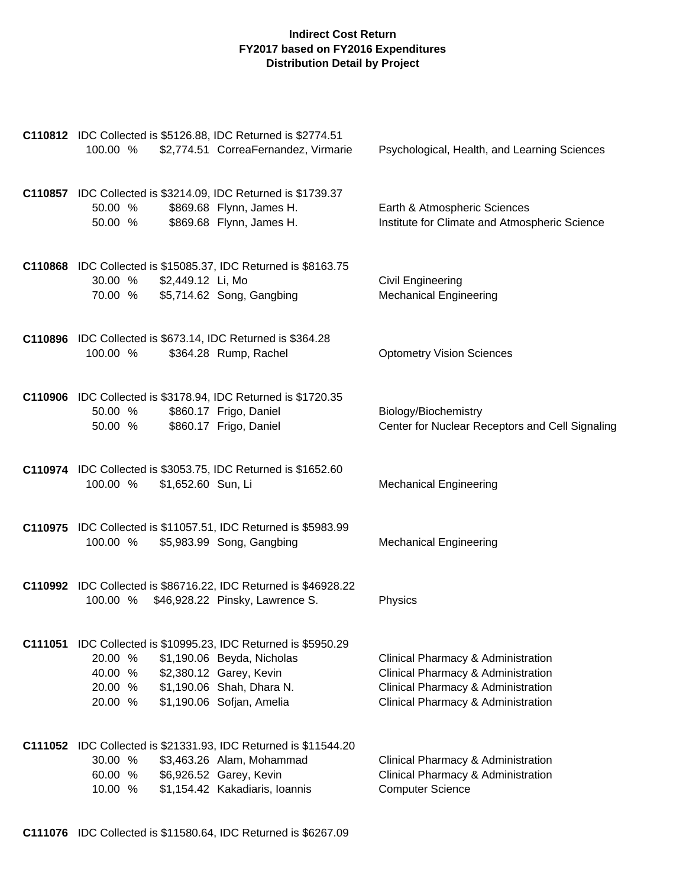**Indirect Cost Return**
**FY2017 based on FY2016 Expenditures**
**Distribution Detail by Project**

**C110812** IDC Collected is $5126.88, IDC Returned is $2774.51

| | | | |
|---|---|---|---|
| 100.00 % | $2,774.51 | CorreaFernandez, Virmarie | Psychological, Health, and Learning Sciences |

**C110857** IDC Collected is $3214.09, IDC Returned is $1739.37

| | | | |
|---|---|---|---|
| 50.00 % | $869.68 | Flynn, James H. | Earth & Atmospheric Sciences |
| 50.00 % | $869.68 | Flynn, James H. | Institute for Climate and Atmospheric Science |

**C110868** IDC Collected is $15085.37, IDC Returned is $8163.75

| | | | |
|---|---|---|---|
| 30.00 % | $2,449.12 | Li, Mo | Civil Engineering |
| 70.00 % | $5,714.62 | Song, Gangbing | Mechanical Engineering |

**C110896** IDC Collected is $673.14, IDC Returned is $364.28

| | | | |
|---|---|---|---|
| 100.00 % | $364.28 | Rump, Rachel | Optometry Vision Sciences |

**C110906** IDC Collected is $3178.94, IDC Returned is $1720.35

| | | | |
|---|---|---|---|
| 50.00 % | $860.17 | Frigo, Daniel | Biology/Biochemistry |
| 50.00 % | $860.17 | Frigo, Daniel | Center for Nuclear Receptors and Cell Signaling |

**C110974** IDC Collected is $3053.75, IDC Returned is $1652.60

| | | | |
|---|---|---|---|
| 100.00 % | $1,652.60 | Sun, Li | Mechanical Engineering |

**C110975** IDC Collected is $11057.51, IDC Returned is $5983.99

| | | | |
|---|---|---|---|
| 100.00 % | $5,983.99 | Song, Gangbing | Mechanical Engineering |

**C110992** IDC Collected is $86716.22, IDC Returned is $46928.22

| | | | |
|---|---|---|---|
| 100.00 % | $46,928.22 | Pinsky, Lawrence S. | Physics |

**C111051** IDC Collected is $10995.23, IDC Returned is $5950.29

| | | | |
|---|---|---|---|
| 20.00 % | $1,190.06 | Beyda, Nicholas | Clinical Pharmacy & Administration |
| 40.00 % | $2,380.12 | Garey, Kevin | Clinical Pharmacy & Administration |
| 20.00 % | $1,190.06 | Shah, Dhara N. | Clinical Pharmacy & Administration |
| 20.00 % | $1,190.06 | Sofjan, Amelia | Clinical Pharmacy & Administration |

**C111052** IDC Collected is $21331.93, IDC Returned is $11544.20

| | | | |
|---|---|---|---|
| 30.00 % | $3,463.26 | Alam, Mohammad | Clinical Pharmacy & Administration |
| 60.00 % | $6,926.52 | Garey, Kevin | Clinical Pharmacy & Administration |
| 10.00 % | $1,154.42 | Kakadiaris, Ioannis | Computer Science |

**C111076** IDC Collected is $11580.64, IDC Returned is $6267.09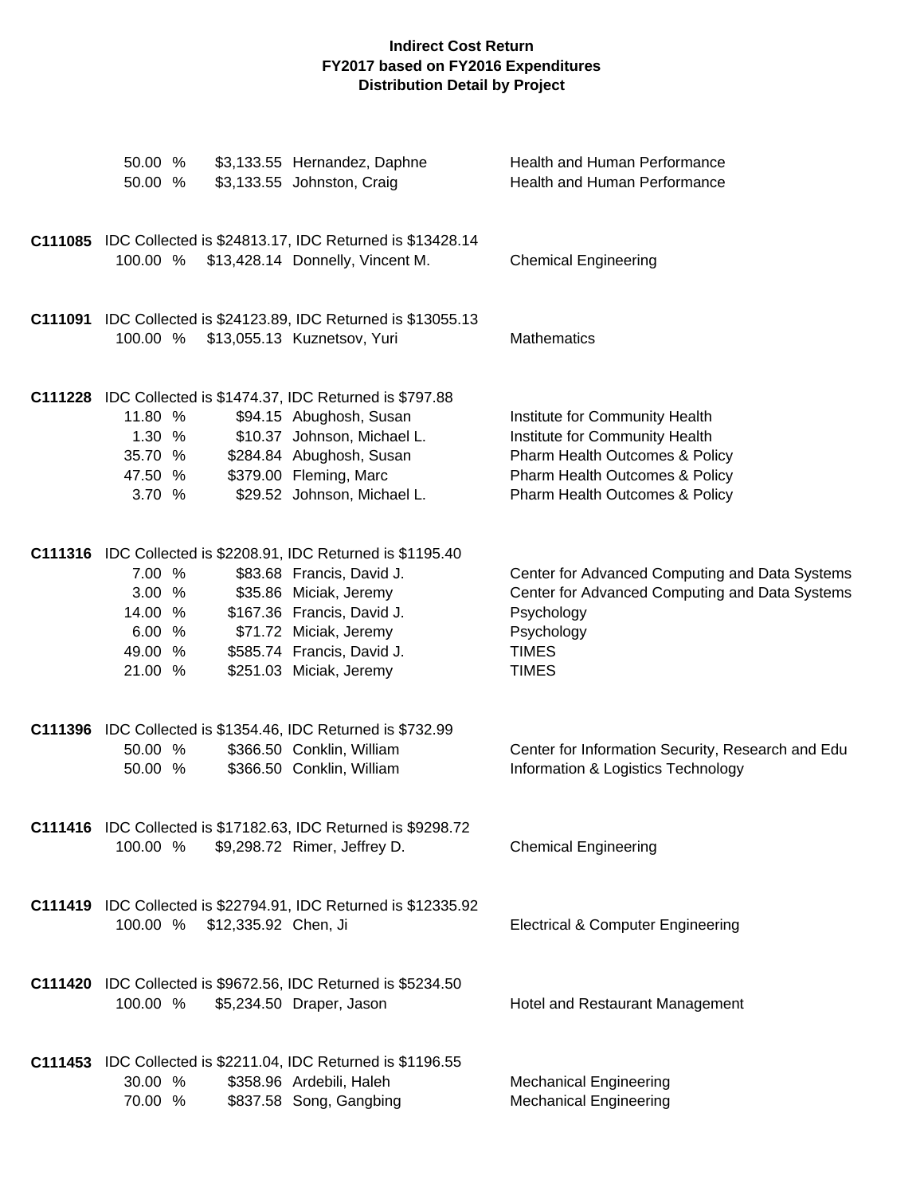**Indirect Cost Return**
**FY2017 based on FY2016 Expenditures**
**Distribution Detail by Project**

| | | | |
|---|---|---|---|
| 50.00 % | $3,133.55 | Hernandez, Daphne | Health and Human Performance |
| 50.00 % | $3,133.55 | Johnston, Craig | Health and Human Performance |

**C111085** IDC Collected is $24813.17, IDC Returned is $13428.14

| | | | |
|---|---|---|---|
| 100.00 % | $13,428.14 | Donnelly, Vincent M. | Chemical Engineering |

**C111091** IDC Collected is $24123.89, IDC Returned is $13055.13

| | | | |
|---|---|---|---|
| 100.00 % | $13,055.13 | Kuznetsov, Yuri | Mathematics |

**C111228** IDC Collected is $1474.37, IDC Returned is $797.88

| | | | |
|---|---|---|---|
| 11.80 % | $94.15 | Abughosh, Susan | Institute for Community Health |
| 1.30 % | $10.37 | Johnson, Michael L. | Institute for Community Health |
| 35.70 % | $284.84 | Abughosh, Susan | Pharm Health Outcomes & Policy |
| 47.50 % | $379.00 | Fleming, Marc | Pharm Health Outcomes & Policy |
| 3.70 % | $29.52 | Johnson, Michael L. | Pharm Health Outcomes & Policy |

**C111316** IDC Collected is $2208.91, IDC Returned is $1195.40

| | | | |
|---|---|---|---|
| 7.00 % | $83.68 | Francis, David J. | Center for Advanced Computing and Data Systems |
| 3.00 % | $35.86 | Miciak, Jeremy | Center for Advanced Computing and Data Systems |
| 14.00 % | $167.36 | Francis, David J. | Psychology |
| 6.00 % | $71.72 | Miciak, Jeremy | Psychology |
| 49.00 % | $585.74 | Francis, David J. | TIMES |
| 21.00 % | $251.03 | Miciak, Jeremy | TIMES |

**C111396** IDC Collected is $1354.46, IDC Returned is $732.99

| | | | |
|---|---|---|---|
| 50.00 % | $366.50 | Conklin, William | Center for Information Security, Research and Edu |
| 50.00 % | $366.50 | Conklin, William | Information & Logistics Technology |

**C111416** IDC Collected is $17182.63, IDC Returned is $9298.72

| | | | |
|---|---|---|---|
| 100.00 % | $9,298.72 | Rimer, Jeffrey D. | Chemical Engineering |

**C111419** IDC Collected is $22794.91, IDC Returned is $12335.92

| | | | |
|---|---|---|---|
| 100.00 % | $12,335.92 | Chen, Ji | Electrical & Computer Engineering |

**C111420** IDC Collected is $9672.56, IDC Returned is $5234.50

| | | | |
|---|---|---|---|
| 100.00 % | $5,234.50 | Draper, Jason | Hotel and Restaurant Management |

**C111453** IDC Collected is $2211.04, IDC Returned is $1196.55

| | | | |
|---|---|---|---|
| 30.00 % | $358.96 | Ardebili, Haleh | Mechanical Engineering |
| 70.00 % | $837.58 | Song, Gangbing | Mechanical Engineering |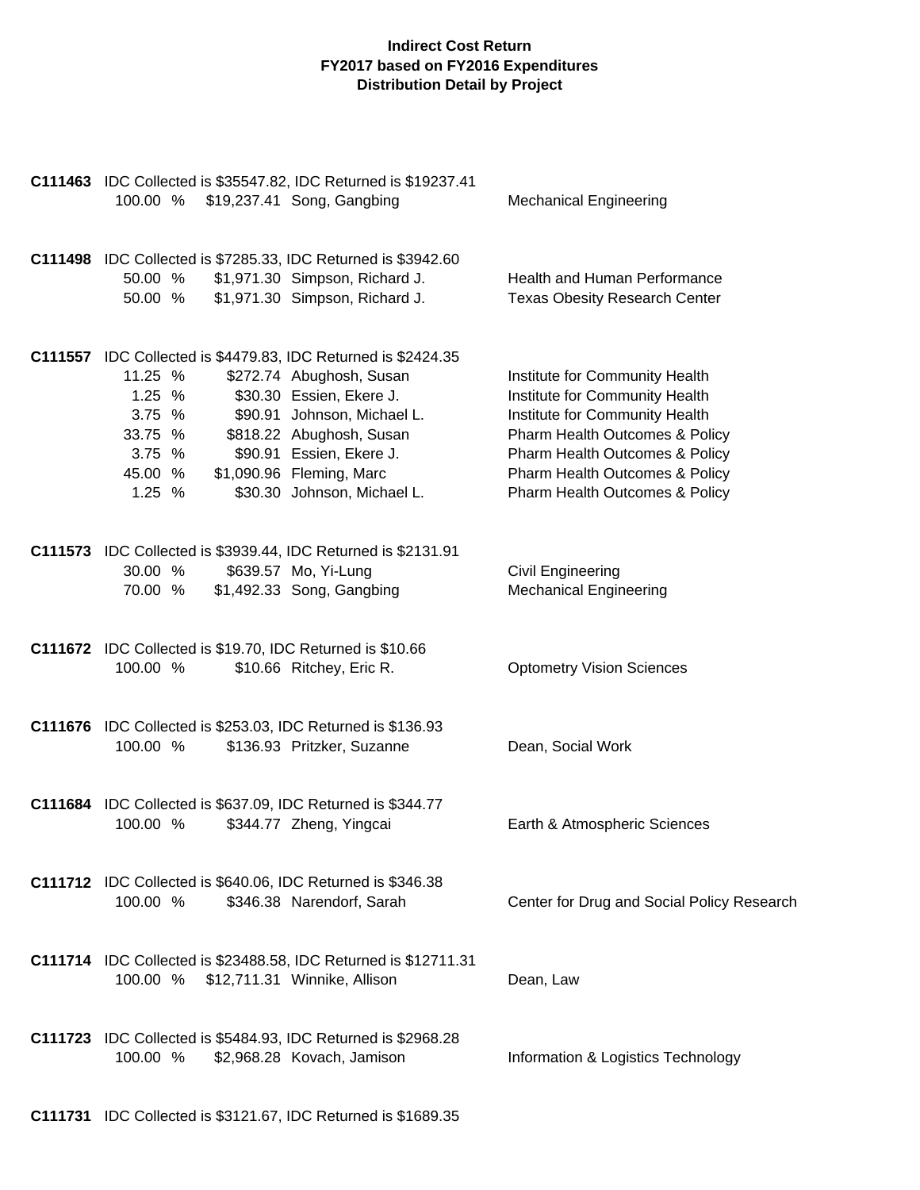**Indirect Cost Return**
**FY2017 based on FY2016 Expenditures**
**Distribution Detail by Project**

**C111463** IDC Collected is $35547.82, IDC Returned is $19237.41

| | | | |
|---|---|---|---|
| 100.00 % | $19,237.41 | Song, Gangbing | Mechanical Engineering |

**C111498** IDC Collected is $7285.33, IDC Returned is $3942.60

| | | | |
|---|---|---|---|
| 50.00 % | $1,971.30 | Simpson, Richard J. | Health and Human Performance |
| 50.00 % | $1,971.30 | Simpson, Richard J. | Texas Obesity Research Center |

**C111557** IDC Collected is $4479.83, IDC Returned is $2424.35

| | | | |
|---|---|---|---|
| 11.25 % | $272.74 | Abughosh, Susan | Institute for Community Health |
| 1.25 % | $30.30 | Essien, Ekere J. | Institute for Community Health |
| 3.75 % | $90.91 | Johnson, Michael L. | Institute for Community Health |
| 33.75 % | $818.22 | Abughosh, Susan | Pharm Health Outcomes & Policy |
| 3.75 % | $90.91 | Essien, Ekere J. | Pharm Health Outcomes & Policy |
| 45.00 % | $1,090.96 | Fleming, Marc | Pharm Health Outcomes & Policy |
| 1.25 % | $30.30 | Johnson, Michael L. | Pharm Health Outcomes & Policy |

**C111573** IDC Collected is $3939.44, IDC Returned is $2131.91

| | | | |
|---|---|---|---|
| 30.00 % | $639.57 | Mo, Yi-Lung | Civil Engineering |
| 70.00 % | $1,492.33 | Song, Gangbing | Mechanical Engineering |

**C111672** IDC Collected is $19.70, IDC Returned is $10.66

| | | | |
|---|---|---|---|
| 100.00 % | $10.66 | Ritchey, Eric R. | Optometry Vision Sciences |

**C111676** IDC Collected is $253.03, IDC Returned is $136.93

| | | | |
|---|---|---|---|
| 100.00 % | $136.93 | Pritzker, Suzanne | Dean, Social Work |

**C111684** IDC Collected is $637.09, IDC Returned is $344.77

| | | | |
|---|---|---|---|
| 100.00 % | $344.77 | Zheng, Yingcai | Earth & Atmospheric Sciences |

**C111712** IDC Collected is $640.06, IDC Returned is $346.38

| | | | |
|---|---|---|---|
| 100.00 % | $346.38 | Narendorf, Sarah | Center for Drug and Social Policy Research |

**C111714** IDC Collected is $23488.58, IDC Returned is $12711.31

| | | | |
|---|---|---|---|
| 100.00 % | $12,711.31 | Winnike, Allison | Dean, Law |

**C111723** IDC Collected is $5484.93, IDC Returned is $2968.28

| | | | |
|---|---|---|---|
| 100.00 % | $2,968.28 | Kovach, Jamison | Information & Logistics Technology |

**C111731** IDC Collected is $3121.67, IDC Returned is $1689.35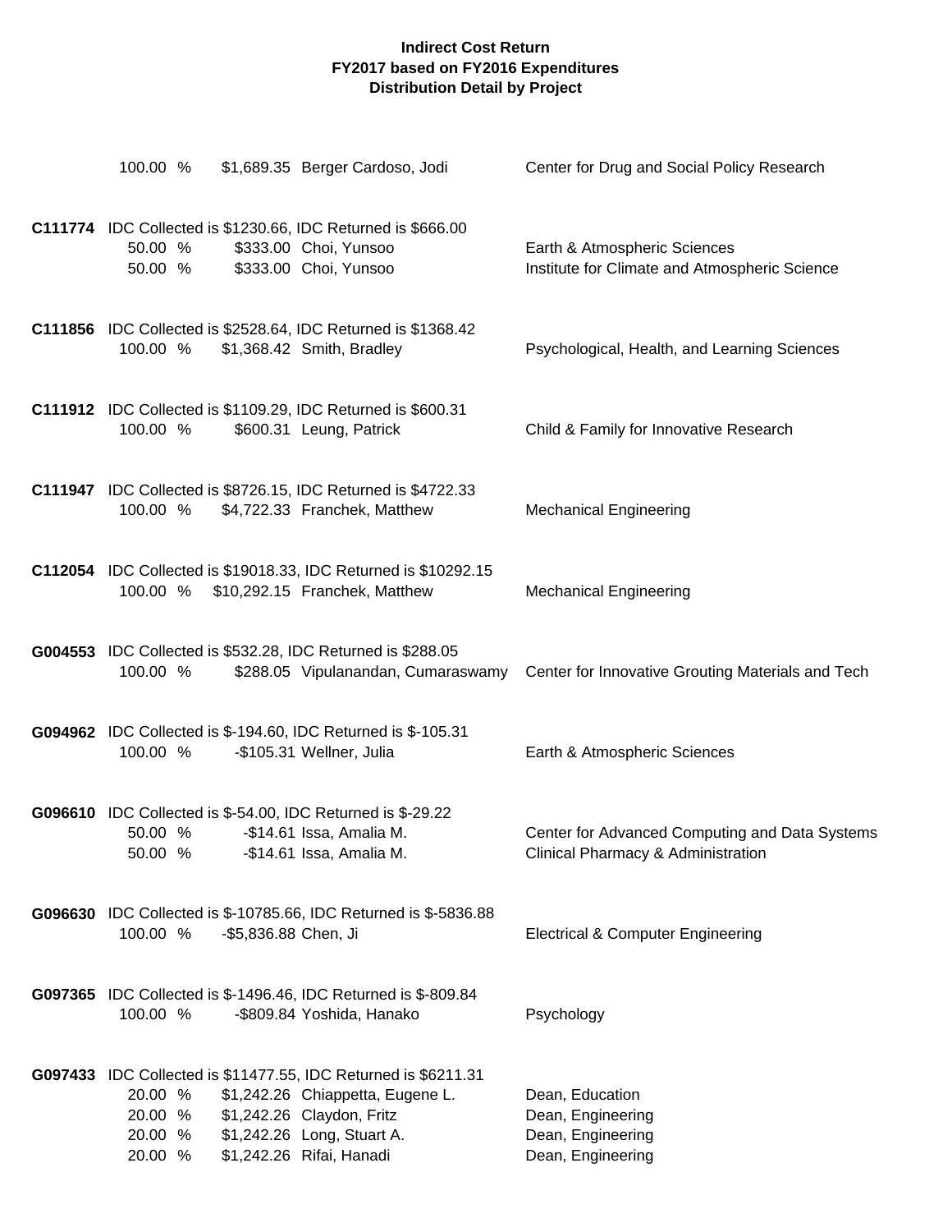**Indirect Cost Return**
**FY2017 based on FY2016 Expenditures**
**Distribution Detail by Project**

100.00 % $1,689.35 Berger Cardoso, Jodi — Center for Drug and Social Policy Research

**C111774** IDC Collected is $1230.66, IDC Returned is $666.00

| % | Amount | Name | Department |
|---|---|---|---|
| 50.00 % | $333.00 | Choi, Yunsoo | Earth & Atmospheric Sciences |
| 50.00 % | $333.00 | Choi, Yunsoo | Institute for Climate and Atmospheric Science |

**C111856** IDC Collected is $2528.64, IDC Returned is $1368.42

| % | Amount | Name | Department |
|---|---|---|---|
| 100.00 % | $1,368.42 | Smith, Bradley | Psychological, Health, and Learning Sciences |

**C111912** IDC Collected is $1109.29, IDC Returned is $600.31

| % | Amount | Name | Department |
|---|---|---|---|
| 100.00 % | $600.31 | Leung, Patrick | Child & Family for Innovative Research |

**C111947** IDC Collected is $8726.15, IDC Returned is $4722.33

| % | Amount | Name | Department |
|---|---|---|---|
| 100.00 % | $4,722.33 | Franchek, Matthew | Mechanical Engineering |

**C112054** IDC Collected is $19018.33, IDC Returned is $10292.15

| % | Amount | Name | Department |
|---|---|---|---|
| 100.00 % | $10,292.15 | Franchek, Matthew | Mechanical Engineering |

**G004553** IDC Collected is $532.28, IDC Returned is $288.05

| % | Amount | Name | Department |
|---|---|---|---|
| 100.00 % | $288.05 | Vipulanandan, Cumaraswamy | Center for Innovative Grouting Materials and Tech |

**G094962** IDC Collected is $-194.60, IDC Returned is $-105.31

| % | Amount | Name | Department |
|---|---|---|---|
| 100.00 % | -$105.31 | Wellner, Julia | Earth & Atmospheric Sciences |

**G096610** IDC Collected is $-54.00, IDC Returned is $-29.22

| % | Amount | Name | Department |
|---|---|---|---|
| 50.00 % | -$14.61 | Issa, Amalia M. | Center for Advanced Computing and Data Systems |
| 50.00 % | -$14.61 | Issa, Amalia M. | Clinical Pharmacy & Administration |

**G096630** IDC Collected is $-10785.66, IDC Returned is $-5836.88

| % | Amount | Name | Department |
|---|---|---|---|
| 100.00 % | -$5,836.88 | Chen, Ji | Electrical & Computer Engineering |

**G097365** IDC Collected is $-1496.46, IDC Returned is $-809.84

| % | Amount | Name | Department |
|---|---|---|---|
| 100.00 % | -$809.84 | Yoshida, Hanako | Psychology |

**G097433** IDC Collected is $11477.55, IDC Returned is $6211.31

| % | Amount | Name | Department |
|---|---|---|---|
| 20.00 % | $1,242.26 | Chiappetta, Eugene L. | Dean, Education |
| 20.00 % | $1,242.26 | Claydon, Fritz | Dean, Engineering |
| 20.00 % | $1,242.26 | Long, Stuart A. | Dean, Engineering |
| 20.00 % | $1,242.26 | Rifai, Hanadi | Dean, Engineering |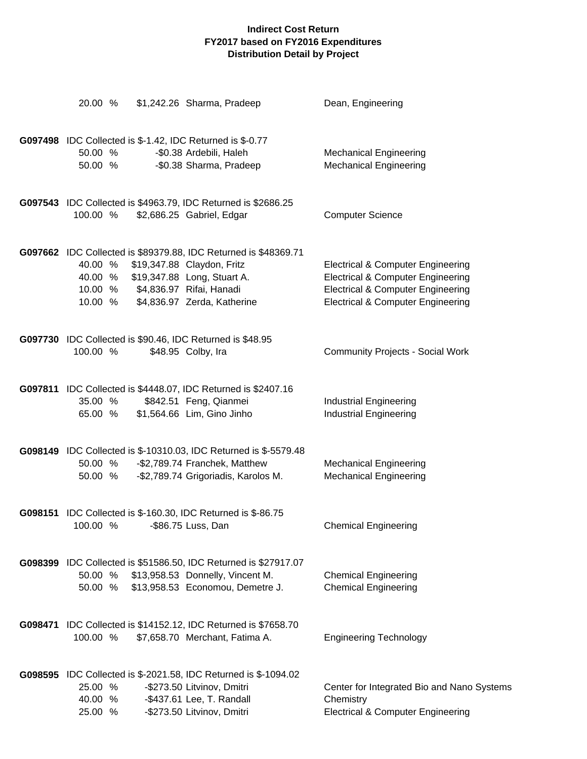**Indirect Cost Return**
**FY2017 based on FY2016 Expenditures**
**Distribution Detail by Project**

| | | | | |
|---|---|---|---|---|
| | 20.00 % | $1,242.26 | Sharma, Pradeep | Dean, Engineering |

**G097498** IDC Collected is $-1.42, IDC Returned is $-0.77

| | | | |
|---|---|---|---|
| 50.00 % | -$0.38 | Ardebili, Haleh | Mechanical Engineering |
| 50.00 % | -$0.38 | Sharma, Pradeep | Mechanical Engineering |

**G097543** IDC Collected is $4963.79, IDC Returned is $2686.25

| | | | |
|---|---|---|---|
| 100.00 % | $2,686.25 | Gabriel, Edgar | Computer Science |

**G097662** IDC Collected is $89379.88, IDC Returned is $48369.71

| | | | |
|---|---|---|---|
| 40.00 % | $19,347.88 | Claydon, Fritz | Electrical & Computer Engineering |
| 40.00 % | $19,347.88 | Long, Stuart A. | Electrical & Computer Engineering |
| 10.00 % | $4,836.97 | Rifai, Hanadi | Electrical & Computer Engineering |
| 10.00 % | $4,836.97 | Zerda, Katherine | Electrical & Computer Engineering |

**G097730** IDC Collected is $90.46, IDC Returned is $48.95

| | | | |
|---|---|---|---|
| 100.00 % | $48.95 | Colby, Ira | Community Projects - Social Work |

**G097811** IDC Collected is $4448.07, IDC Returned is $2407.16

| | | | |
|---|---|---|---|
| 35.00 % | $842.51 | Feng, Qianmei | Industrial Engineering |
| 65.00 % | $1,564.66 | Lim, Gino Jinho | Industrial Engineering |

**G098149** IDC Collected is $-10310.03, IDC Returned is $-5579.48

| | | | |
|---|---|---|---|
| 50.00 % | -$2,789.74 | Franchek, Matthew | Mechanical Engineering |
| 50.00 % | -$2,789.74 | Grigoriadis, Karolos M. | Mechanical Engineering |

**G098151** IDC Collected is $-160.30, IDC Returned is $-86.75

| | | | |
|---|---|---|---|
| 100.00 % | -$86.75 | Luss, Dan | Chemical Engineering |

**G098399** IDC Collected is $51586.50, IDC Returned is $27917.07

| | | | |
|---|---|---|---|
| 50.00 % | $13,958.53 | Donnelly, Vincent M. | Chemical Engineering |
| 50.00 % | $13,958.53 | Economou, Demetre J. | Chemical Engineering |

**G098471** IDC Collected is $14152.12, IDC Returned is $7658.70

| | | | |
|---|---|---|---|
| 100.00 % | $7,658.70 | Merchant, Fatima A. | Engineering Technology |

**G098595** IDC Collected is $-2021.58, IDC Returned is $-1094.02

| | | | |
|---|---|---|---|
| 25.00 % | -$273.50 | Litvinov, Dmitri | Center for Integrated Bio and Nano Systems |
| 40.00 % | -$437.61 | Lee, T. Randall | Chemistry |
| 25.00 % | -$273.50 | Litvinov, Dmitri | Electrical & Computer Engineering |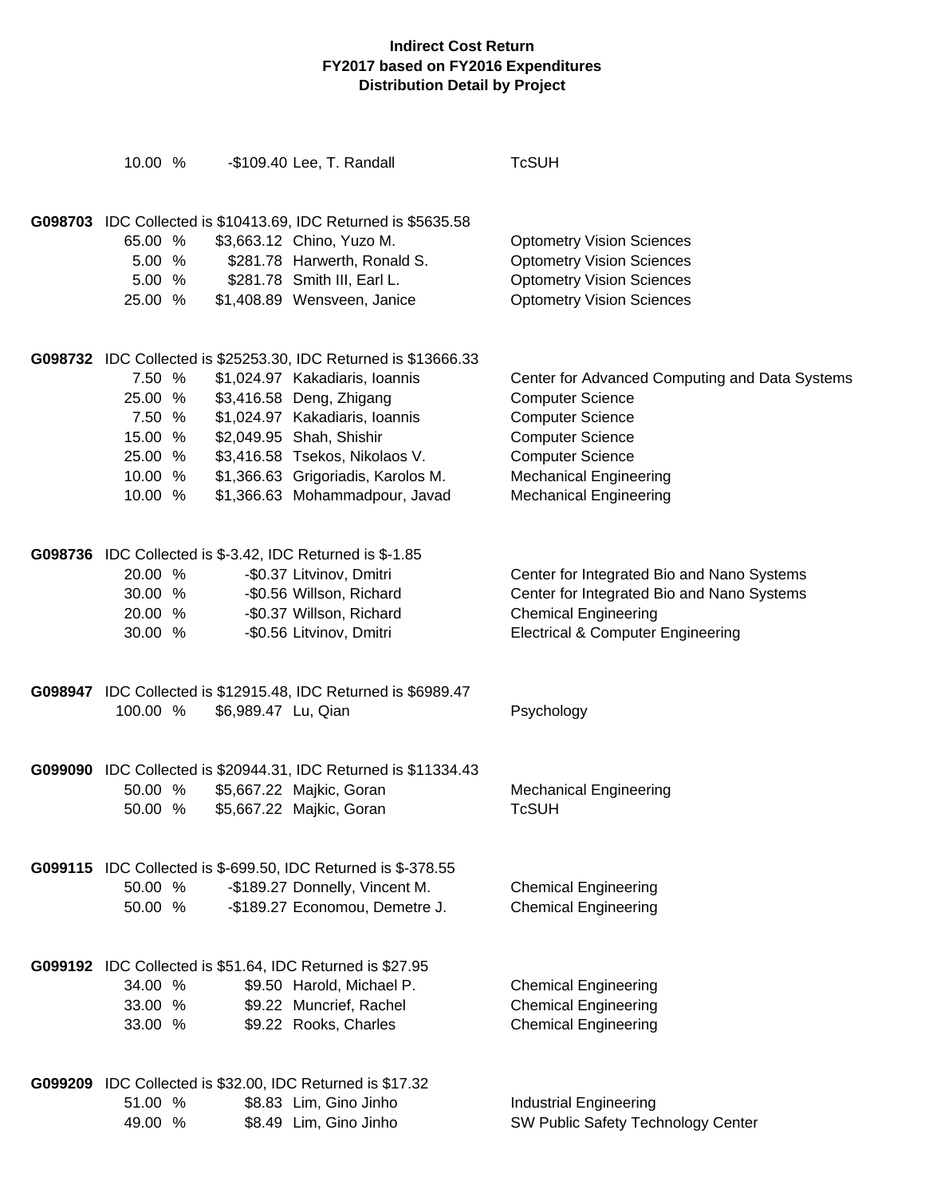**Indirect Cost Return**
**FY2017 based on FY2016 Expenditures**
**Distribution Detail by Project**

| | | | |
|---|---|---|---|
| 10.00 % | -$109.40 | Lee, T. Randall | TcSUH |

**G098703** IDC Collected is $10413.69, IDC Returned is $5635.58

| | | | |
|---|---|---|---|
| 65.00 % | $3,663.12 | Chino, Yuzo M. | Optometry Vision Sciences |
| 5.00 % | $281.78 | Harwerth, Ronald S. | Optometry Vision Sciences |
| 5.00 % | $281.78 | Smith III, Earl L. | Optometry Vision Sciences |
| 25.00 % | $1,408.89 | Wensveen, Janice | Optometry Vision Sciences |

**G098732** IDC Collected is $25253.30, IDC Returned is $13666.33

| | | | |
|---|---|---|---|
| 7.50 % | $1,024.97 | Kakadiaris, Ioannis | Center for Advanced Computing and Data Systems |
| 25.00 % | $3,416.58 | Deng, Zhigang | Computer Science |
| 7.50 % | $1,024.97 | Kakadiaris, Ioannis | Computer Science |
| 15.00 % | $2,049.95 | Shah, Shishir | Computer Science |
| 25.00 % | $3,416.58 | Tsekos, Nikolaos V. | Computer Science |
| 10.00 % | $1,366.63 | Grigoriadis, Karolos M. | Mechanical Engineering |
| 10.00 % | $1,366.63 | Mohammadpour, Javad | Mechanical Engineering |

**G098736** IDC Collected is $-3.42, IDC Returned is $-1.85

| | | | |
|---|---|---|---|
| 20.00 % | -$0.37 | Litvinov, Dmitri | Center for Integrated Bio and Nano Systems |
| 30.00 % | -$0.56 | Willson, Richard | Center for Integrated Bio and Nano Systems |
| 20.00 % | -$0.37 | Willson, Richard | Chemical Engineering |
| 30.00 % | -$0.56 | Litvinov, Dmitri | Electrical & Computer Engineering |

**G098947** IDC Collected is $12915.48, IDC Returned is $6989.47

| | | | |
|---|---|---|---|
| 100.00 % | $6,989.47 | Lu, Qian | Psychology |

**G099090** IDC Collected is $20944.31, IDC Returned is $11334.43

| | | | |
|---|---|---|---|
| 50.00 % | $5,667.22 | Majkic, Goran | Mechanical Engineering |
| 50.00 % | $5,667.22 | Majkic, Goran | TcSUH |

**G099115** IDC Collected is $-699.50, IDC Returned is $-378.55

| | | | |
|---|---|---|---|
| 50.00 % | -$189.27 | Donnelly, Vincent M. | Chemical Engineering |
| 50.00 % | -$189.27 | Economou, Demetre J. | Chemical Engineering |

**G099192** IDC Collected is $51.64, IDC Returned is $27.95

| | | | |
|---|---|---|---|
| 34.00 % | $9.50 | Harold, Michael P. | Chemical Engineering |
| 33.00 % | $9.22 | Muncrief, Rachel | Chemical Engineering |
| 33.00 % | $9.22 | Rooks, Charles | Chemical Engineering |

**G099209** IDC Collected is $32.00, IDC Returned is $17.32

| | | | |
|---|---|---|---|
| 51.00 % | $8.83 | Lim, Gino Jinho | Industrial Engineering |
| 49.00 % | $8.49 | Lim, Gino Jinho | SW Public Safety Technology Center |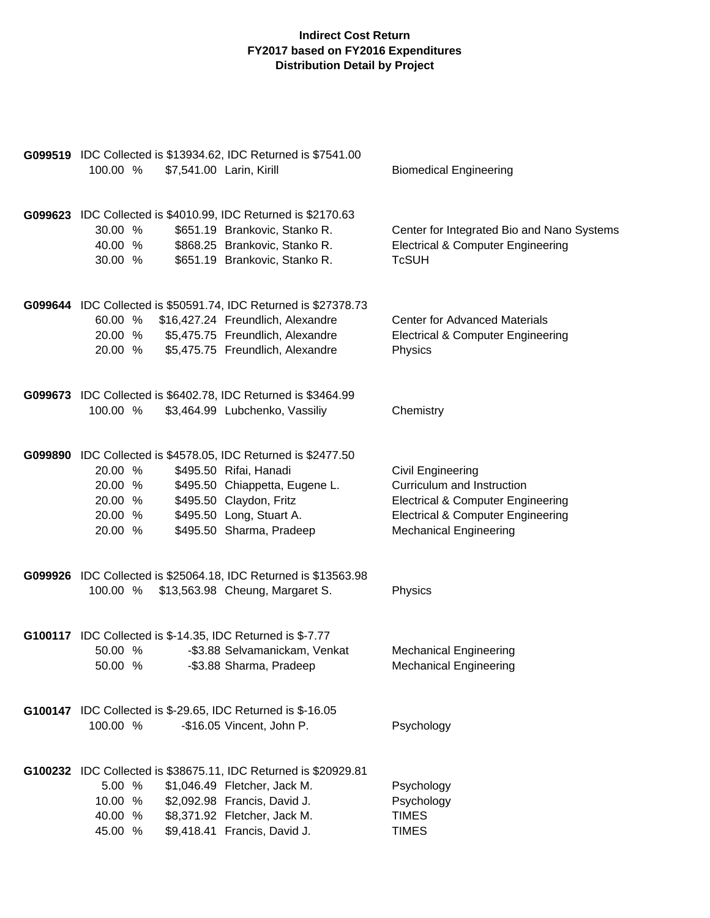# Indirect Cost Return
## FY2017 based on FY2016 Expenditures
### Distribution Detail by Project

**G099519** IDC Collected is $13934.62, IDC Returned is $7541.00

| % | Amount | Name | Department |
|---|---|---|---|
| 100.00 % | $7,541.00 | Larin, Kirill | Biomedical Engineering |

**G099623** IDC Collected is $4010.99, IDC Returned is $2170.63

| % | Amount | Name | Department |
|---|---|---|---|
| 30.00 % | $651.19 | Brankovic, Stanko R. | Center for Integrated Bio and Nano Systems |
| 40.00 % | $868.25 | Brankovic, Stanko R. | Electrical & Computer Engineering |
| 30.00 % | $651.19 | Brankovic, Stanko R. | TcSUH |

**G099644** IDC Collected is $50591.74, IDC Returned is $27378.73

| % | Amount | Name | Department |
|---|---|---|---|
| 60.00 % | $16,427.24 | Freundlich, Alexandre | Center for Advanced Materials |
| 20.00 % | $5,475.75 | Freundlich, Alexandre | Electrical & Computer Engineering |
| 20.00 % | $5,475.75 | Freundlich, Alexandre | Physics |

**G099673** IDC Collected is $6402.78, IDC Returned is $3464.99

| % | Amount | Name | Department |
|---|---|---|---|
| 100.00 % | $3,464.99 | Lubchenko, Vassiliy | Chemistry |

**G099890** IDC Collected is $4578.05, IDC Returned is $2477.50

| % | Amount | Name | Department |
|---|---|---|---|
| 20.00 % | $495.50 | Rifai, Hanadi | Civil Engineering |
| 20.00 % | $495.50 | Chiappetta, Eugene L. | Curriculum and Instruction |
| 20.00 % | $495.50 | Claydon, Fritz | Electrical & Computer Engineering |
| 20.00 % | $495.50 | Long, Stuart A. | Electrical & Computer Engineering |
| 20.00 % | $495.50 | Sharma, Pradeep | Mechanical Engineering |

**G099926** IDC Collected is $25064.18, IDC Returned is $13563.98

| % | Amount | Name | Department |
|---|---|---|---|
| 100.00 % | $13,563.98 | Cheung, Margaret S. | Physics |

**G100117** IDC Collected is $-14.35, IDC Returned is $-7.77

| % | Amount | Name | Department |
|---|---|---|---|
| 50.00 % | -$3.88 | Selvamanickam, Venkat | Mechanical Engineering |
| 50.00 % | -$3.88 | Sharma, Pradeep | Mechanical Engineering |

**G100147** IDC Collected is $-29.65, IDC Returned is $-16.05

| % | Amount | Name | Department |
|---|---|---|---|
| 100.00 % | -$16.05 | Vincent, John P. | Psychology |

**G100232** IDC Collected is $38675.11, IDC Returned is $20929.81

| % | Amount | Name | Department |
|---|---|---|---|
| 5.00 % | $1,046.49 | Fletcher, Jack M. | Psychology |
| 10.00 % | $2,092.98 | Francis, David J. | Psychology |
| 40.00 % | $8,371.92 | Fletcher, Jack M. | TIMES |
| 45.00 % | $9,418.41 | Francis, David J. | TIMES |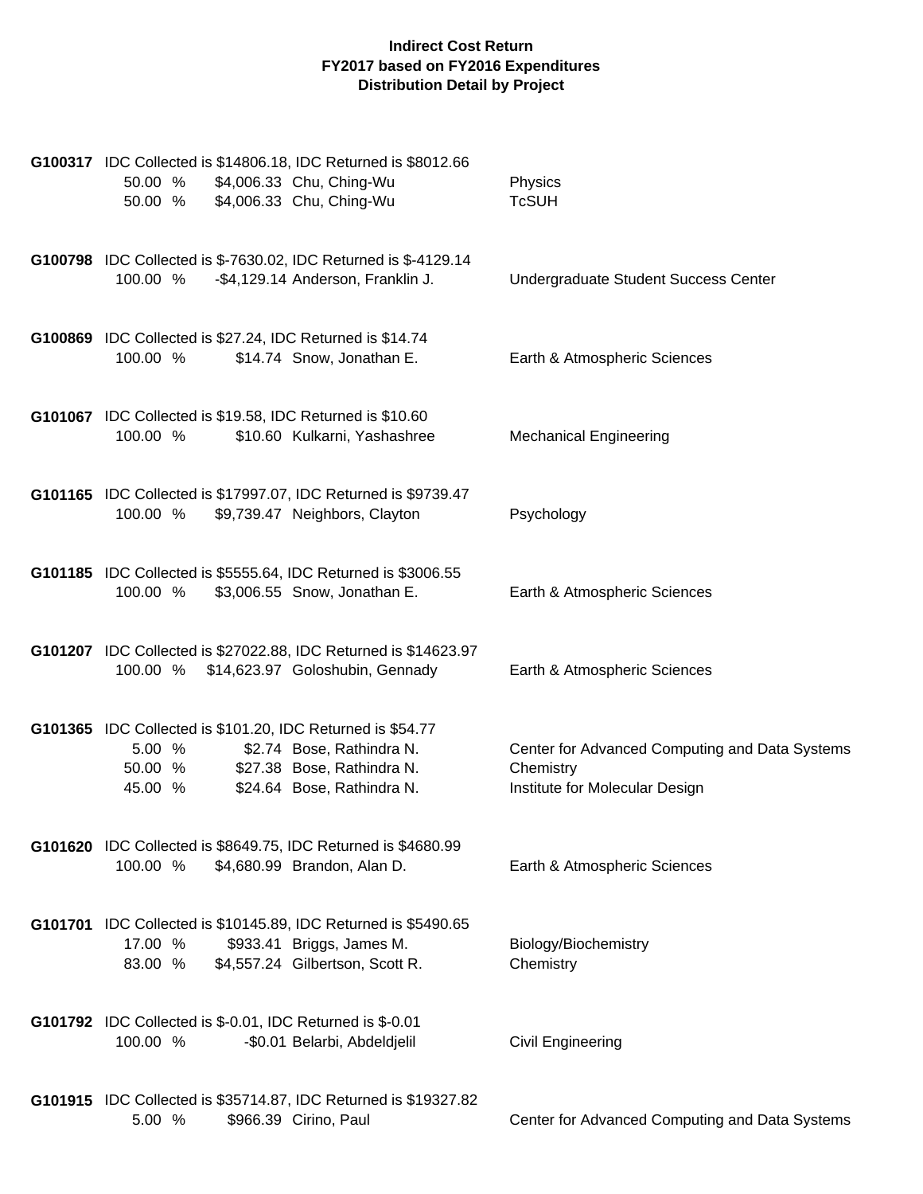**Indirect Cost Return**
**FY2017 based on FY2016 Expenditures**
**Distribution Detail by Project**

**G100317** IDC Collected is $14806.18, IDC Returned is $8012.66

| | | | |
|---|---|---|---|
| 50.00 % | $4,006.33 | Chu, Ching-Wu | Physics |
| 50.00 % | $4,006.33 | Chu, Ching-Wu | TcSUH |

**G100798** IDC Collected is $-7630.02, IDC Returned is $-4129.14

| | | | |
|---|---|---|---|
| 100.00 % | -$4,129.14 | Anderson, Franklin J. | Undergraduate Student Success Center |

**G100869** IDC Collected is $27.24, IDC Returned is $14.74

| | | | |
|---|---|---|---|
| 100.00 % | $14.74 | Snow, Jonathan E. | Earth & Atmospheric Sciences |

**G101067** IDC Collected is $19.58, IDC Returned is $10.60

| | | | |
|---|---|---|---|
| 100.00 % | $10.60 | Kulkarni, Yashashree | Mechanical Engineering |

**G101165** IDC Collected is $17997.07, IDC Returned is $9739.47

| | | | |
|---|---|---|---|
| 100.00 % | $9,739.47 | Neighbors, Clayton | Psychology |

**G101185** IDC Collected is $5555.64, IDC Returned is $3006.55

| | | | |
|---|---|---|---|
| 100.00 % | $3,006.55 | Snow, Jonathan E. | Earth & Atmospheric Sciences |

**G101207** IDC Collected is $27022.88, IDC Returned is $14623.97

| | | | |
|---|---|---|---|
| 100.00 % | $14,623.97 | Goloshubin, Gennady | Earth & Atmospheric Sciences |

**G101365** IDC Collected is $101.20, IDC Returned is $54.77

| | | | |
|---|---|---|---|
| 5.00 % | $2.74 | Bose, Rathindra N. | Center for Advanced Computing and Data Systems |
| 50.00 % | $27.38 | Bose, Rathindra N. | Chemistry |
| 45.00 % | $24.64 | Bose, Rathindra N. | Institute for Molecular Design |

**G101620** IDC Collected is $8649.75, IDC Returned is $4680.99

| | | | |
|---|---|---|---|
| 100.00 % | $4,680.99 | Brandon, Alan D. | Earth & Atmospheric Sciences |

**G101701** IDC Collected is $10145.89, IDC Returned is $5490.65

| | | | |
|---|---|---|---|
| 17.00 % | $933.41 | Briggs, James M. | Biology/Biochemistry |
| 83.00 % | $4,557.24 | Gilbertson, Scott R. | Chemistry |

**G101792** IDC Collected is $-0.01, IDC Returned is $-0.01

| | | | |
|---|---|---|---|
| 100.00 % | -$0.01 | Belarbi, Abdeldjelil | Civil Engineering |

**G101915** IDC Collected is $35714.87, IDC Returned is $19327.82

| | | | |
|---|---|---|---|
| 5.00 % | $966.39 | Cirino, Paul | Center for Advanced Computing and Data Systems |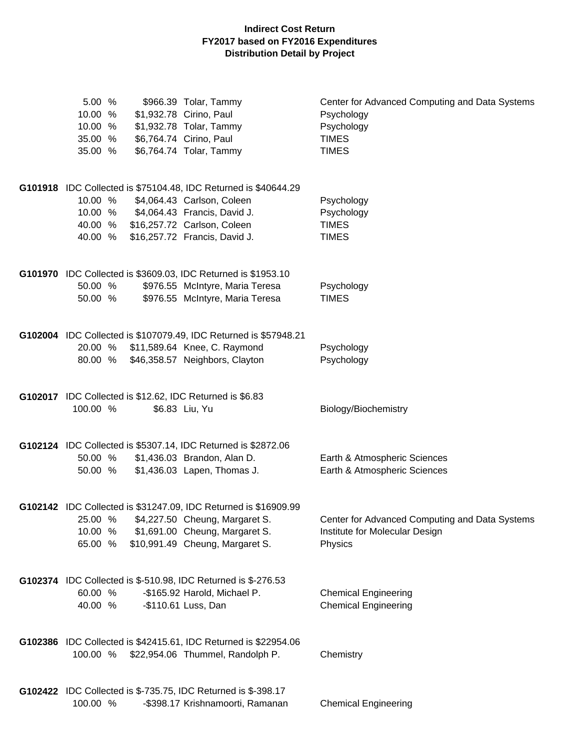**Indirect Cost Return**
**FY2017 based on FY2016 Expenditures**
**Distribution Detail by Project**

| | | | |
|---|---|---|---|
| 5.00 % | $966.39 | Tolar, Tammy | Center for Advanced Computing and Data Systems |
| 10.00 % | $1,932.78 | Cirino, Paul | Psychology |
| 10.00 % | $1,932.78 | Tolar, Tammy | Psychology |
| 35.00 % | $6,764.74 | Cirino, Paul | TIMES |
| 35.00 % | $6,764.74 | Tolar, Tammy | TIMES |

**G101918** IDC Collected is $75104.48, IDC Returned is $40644.29

| | | | |
|---|---|---|---|
| 10.00 % | $4,064.43 | Carlson, Coleen | Psychology |
| 10.00 % | $4,064.43 | Francis, David J. | Psychology |
| 40.00 % | $16,257.72 | Carlson, Coleen | TIMES |
| 40.00 % | $16,257.72 | Francis, David J. | TIMES |

**G101970** IDC Collected is $3609.03, IDC Returned is $1953.10

| | | | |
|---|---|---|---|
| 50.00 % | $976.55 | McIntyre, Maria Teresa | Psychology |
| 50.00 % | $976.55 | McIntyre, Maria Teresa | TIMES |

**G102004** IDC Collected is $107079.49, IDC Returned is $57948.21

| | | | |
|---|---|---|---|
| 20.00 % | $11,589.64 | Knee, C. Raymond | Psychology |
| 80.00 % | $46,358.57 | Neighbors, Clayton | Psychology |

**G102017** IDC Collected is $12.62, IDC Returned is $6.83

| | | | |
|---|---|---|---|
| 100.00 % | $6.83 | Liu, Yu | Biology/Biochemistry |

**G102124** IDC Collected is $5307.14, IDC Returned is $2872.06

| | | | |
|---|---|---|---|
| 50.00 % | $1,436.03 | Brandon, Alan D. | Earth & Atmospheric Sciences |
| 50.00 % | $1,436.03 | Lapen, Thomas J. | Earth & Atmospheric Sciences |

**G102142** IDC Collected is $31247.09, IDC Returned is $16909.99

| | | | |
|---|---|---|---|
| 25.00 % | $4,227.50 | Cheung, Margaret S. | Center for Advanced Computing and Data Systems |
| 10.00 % | $1,691.00 | Cheung, Margaret S. | Institute for Molecular Design |
| 65.00 % | $10,991.49 | Cheung, Margaret S. | Physics |

**G102374** IDC Collected is $-510.98, IDC Returned is $-276.53

| | | | |
|---|---|---|---|
| 60.00 % | -$165.92 | Harold, Michael P. | Chemical Engineering |
| 40.00 % | -$110.61 | Luss, Dan | Chemical Engineering |

**G102386** IDC Collected is $42415.61, IDC Returned is $22954.06

| | | | |
|---|---|---|---|
| 100.00 % | $22,954.06 | Thummel, Randolph P. | Chemistry |

**G102422** IDC Collected is $-735.75, IDC Returned is $-398.17

| | | | |
|---|---|---|---|
| 100.00 % | -$398.17 | Krishnamoorti, Ramanan | Chemical Engineering |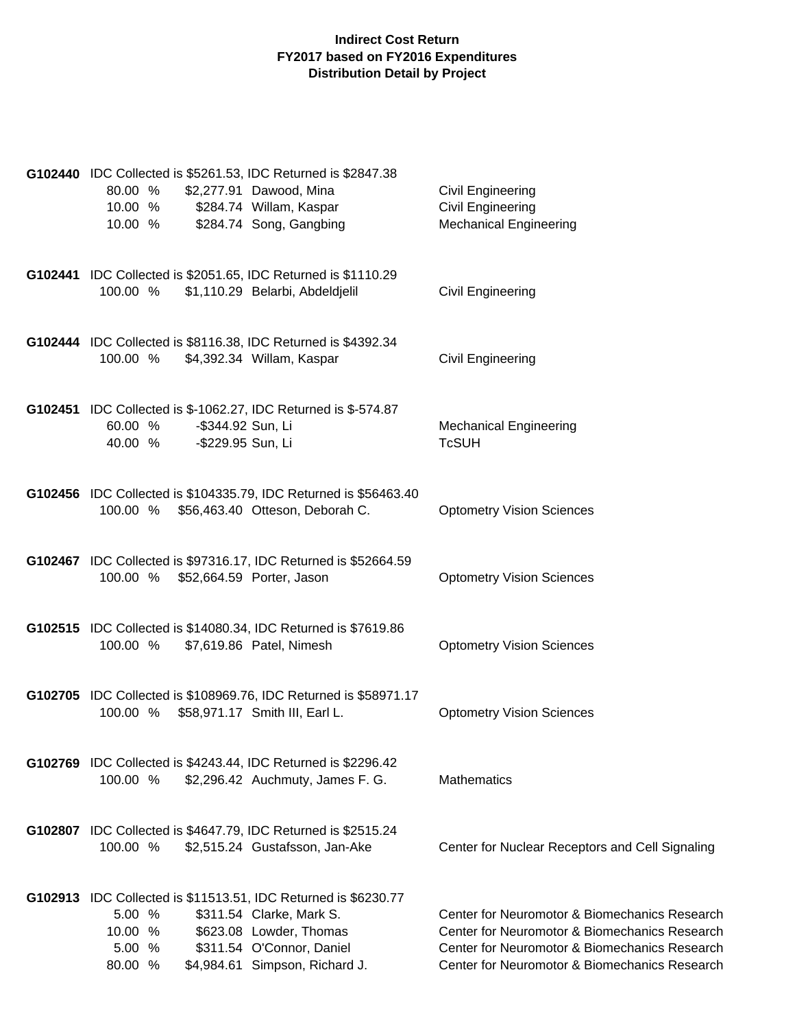**Indirect Cost Return**
**FY2017 based on FY2016 Expenditures**
**Distribution Detail by Project**

**G102440** IDC Collected is $5261.53, IDC Returned is $2847.38

| Percent | Amount | Name | Department |
|---|---|---|---|
| 80.00 % | $2,277.91 | Dawood, Mina | Civil Engineering |
| 10.00 % | $284.74 | Willam, Kaspar | Civil Engineering |
| 10.00 % | $284.74 | Song, Gangbing | Mechanical Engineering |

**G102441** IDC Collected is $2051.65, IDC Returned is $1110.29

| Percent | Amount | Name | Department |
|---|---|---|---|
| 100.00 % | $1,110.29 | Belarbi, Abdeldjelil | Civil Engineering |

**G102444** IDC Collected is $8116.38, IDC Returned is $4392.34

| Percent | Amount | Name | Department |
|---|---|---|---|
| 100.00 % | $4,392.34 | Willam, Kaspar | Civil Engineering |

**G102451** IDC Collected is $-1062.27, IDC Returned is $-574.87

| Percent | Amount | Name | Department |
|---|---|---|---|
| 60.00 % | -$344.92 | Sun, Li | Mechanical Engineering |
| 40.00 % | -$229.95 | Sun, Li | TcSUH |

**G102456** IDC Collected is $104335.79, IDC Returned is $56463.40

| Percent | Amount | Name | Department |
|---|---|---|---|
| 100.00 % | $56,463.40 | Otteson, Deborah C. | Optometry Vision Sciences |

**G102467** IDC Collected is $97316.17, IDC Returned is $52664.59

| Percent | Amount | Name | Department |
|---|---|---|---|
| 100.00 % | $52,664.59 | Porter, Jason | Optometry Vision Sciences |

**G102515** IDC Collected is $14080.34, IDC Returned is $7619.86

| Percent | Amount | Name | Department |
|---|---|---|---|
| 100.00 % | $7,619.86 | Patel, Nimesh | Optometry Vision Sciences |

**G102705** IDC Collected is $108969.76, IDC Returned is $58971.17

| Percent | Amount | Name | Department |
|---|---|---|---|
| 100.00 % | $58,971.17 | Smith III, Earl L. | Optometry Vision Sciences |

**G102769** IDC Collected is $4243.44, IDC Returned is $2296.42

| Percent | Amount | Name | Department |
|---|---|---|---|
| 100.00 % | $2,296.42 | Auchmuty, James F. G. | Mathematics |

**G102807** IDC Collected is $4647.79, IDC Returned is $2515.24

| Percent | Amount | Name | Department |
|---|---|---|---|
| 100.00 % | $2,515.24 | Gustafsson, Jan-Ake | Center for Nuclear Receptors and Cell Signaling |

**G102913** IDC Collected is $11513.51, IDC Returned is $6230.77

| Percent | Amount | Name | Department |
|---|---|---|---|
| 5.00 % | $311.54 | Clarke, Mark S. | Center for Neuromotor & Biomechanics Research |
| 10.00 % | $623.08 | Lowder, Thomas | Center for Neuromotor & Biomechanics Research |
| 5.00 % | $311.54 | O'Connor, Daniel | Center for Neuromotor & Biomechanics Research |
| 80.00 % | $4,984.61 | Simpson, Richard J. | Center for Neuromotor & Biomechanics Research |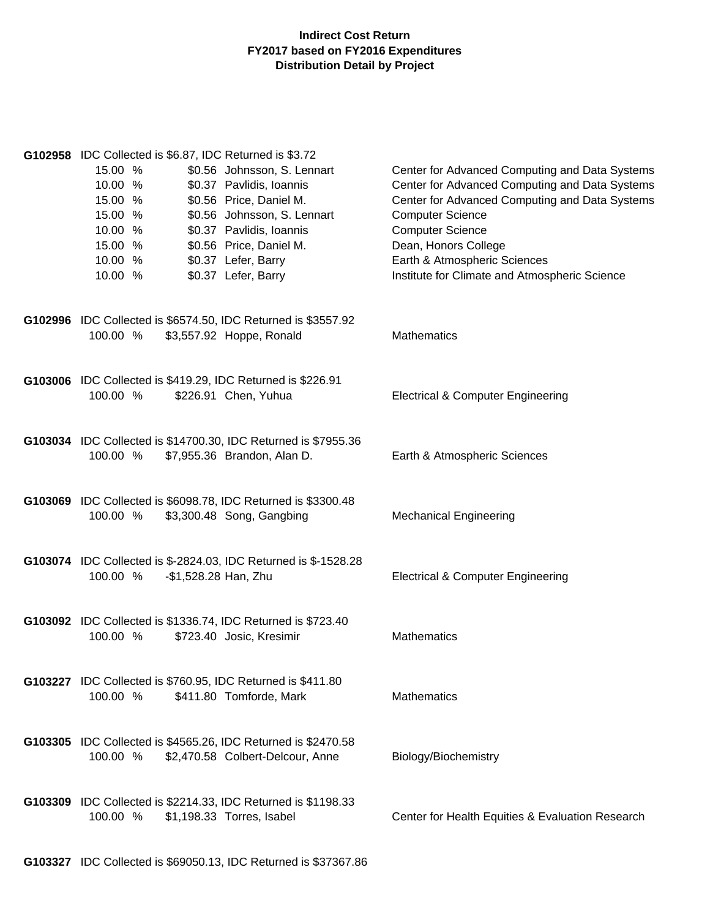**Indirect Cost Return**
**FY2017 based on FY2016 Expenditures**
**Distribution Detail by Project**

**G102958** IDC Collected is $6.87, IDC Returned is $3.72

| % | Amount | Name | Department |
|---|---|---|---|
| 15.00 % | $0.56 | Johnsson, S. Lennart | Center for Advanced Computing and Data Systems |
| 10.00 % | $0.37 | Pavlidis, Ioannis | Center for Advanced Computing and Data Systems |
| 15.00 % | $0.56 | Price, Daniel M. | Center for Advanced Computing and Data Systems |
| 15.00 % | $0.56 | Johnsson, S. Lennart | Computer Science |
| 10.00 % | $0.37 | Pavlidis, Ioannis | Computer Science |
| 15.00 % | $0.56 | Price, Daniel M. | Dean, Honors College |
| 10.00 % | $0.37 | Lefer, Barry | Earth & Atmospheric Sciences |
| 10.00 % | $0.37 | Lefer, Barry | Institute for Climate and Atmospheric Science |

**G102996** IDC Collected is $6574.50, IDC Returned is $3557.92

| % | Amount | Name | Department |
|---|---|---|---|
| 100.00 % | $3,557.92 | Hoppe, Ronald | Mathematics |

**G103006** IDC Collected is $419.29, IDC Returned is $226.91

| % | Amount | Name | Department |
|---|---|---|---|
| 100.00 % | $226.91 | Chen, Yuhua | Electrical & Computer Engineering |

**G103034** IDC Collected is $14700.30, IDC Returned is $7955.36

| % | Amount | Name | Department |
|---|---|---|---|
| 100.00 % | $7,955.36 | Brandon, Alan D. | Earth & Atmospheric Sciences |

**G103069** IDC Collected is $6098.78, IDC Returned is $3300.48

| % | Amount | Name | Department |
|---|---|---|---|
| 100.00 % | $3,300.48 | Song, Gangbing | Mechanical Engineering |

**G103074** IDC Collected is $-2824.03, IDC Returned is $-1528.28

| % | Amount | Name | Department |
|---|---|---|---|
| 100.00 % | -$1,528.28 | Han, Zhu | Electrical & Computer Engineering |

**G103092** IDC Collected is $1336.74, IDC Returned is $723.40

| % | Amount | Name | Department |
|---|---|---|---|
| 100.00 % | $723.40 | Josic, Kresimir | Mathematics |

**G103227** IDC Collected is $760.95, IDC Returned is $411.80

| % | Amount | Name | Department |
|---|---|---|---|
| 100.00 % | $411.80 | Tomforde, Mark | Mathematics |

**G103305** IDC Collected is $4565.26, IDC Returned is $2470.58

| % | Amount | Name | Department |
|---|---|---|---|
| 100.00 % | $2,470.58 | Colbert-Delcour, Anne | Biology/Biochemistry |

**G103309** IDC Collected is $2214.33, IDC Returned is $1198.33

| % | Amount | Name | Department |
|---|---|---|---|
| 100.00 % | $1,198.33 | Torres, Isabel | Center for Health Equities & Evaluation Research |

**G103327** IDC Collected is $69050.13, IDC Returned is $37367.86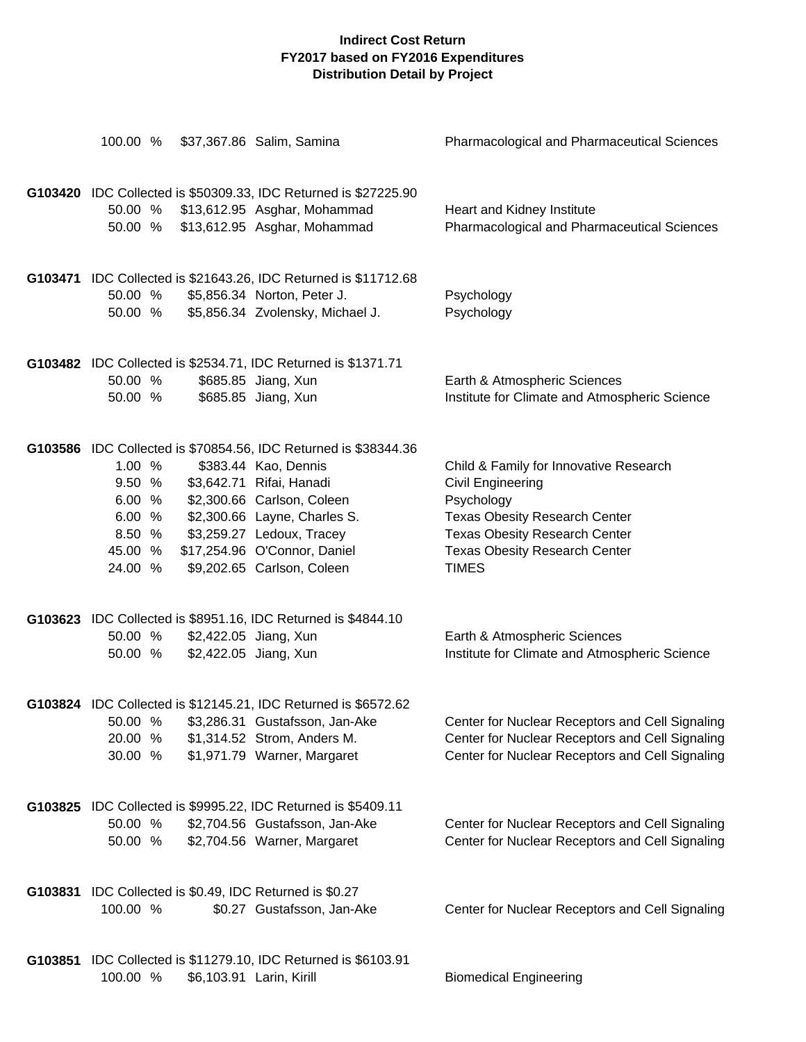**Indirect Cost Return**
**FY2017 based on FY2016 Expenditures**
**Distribution Detail by Project**

| | | | | |
|---|---|---|---|---|
| | 100.00 % | $37,367.86 | Salim, Samina | Pharmacological and Pharmaceutical Sciences |
| **G103420** | IDC Collected is $50309.33, IDC Returned is $27225.90 | | | |
| | 50.00 % | $13,612.95 | Asghar, Mohammad | Heart and Kidney Institute |
| | 50.00 % | $13,612.95 | Asghar, Mohammad | Pharmacological and Pharmaceutical Sciences |
| **G103471** | IDC Collected is $21643.26, IDC Returned is $11712.68 | | | |
| | 50.00 % | $5,856.34 | Norton, Peter J. | Psychology |
| | 50.00 % | $5,856.34 | Zvolensky, Michael J. | Psychology |
| **G103482** | IDC Collected is $2534.71, IDC Returned is $1371.71 | | | |
| | 50.00 % | $685.85 | Jiang, Xun | Earth & Atmospheric Sciences |
| | 50.00 % | $685.85 | Jiang, Xun | Institute for Climate and Atmospheric Science |
| **G103586** | IDC Collected is $70854.56, IDC Returned is $38344.36 | | | |
| | 1.00 % | $383.44 | Kao, Dennis | Child & Family for Innovative Research |
| | 9.50 % | $3,642.71 | Rifai, Hanadi | Civil Engineering |
| | 6.00 % | $2,300.66 | Carlson, Coleen | Psychology |
| | 6.00 % | $2,300.66 | Layne, Charles S. | Texas Obesity Research Center |
| | 8.50 % | $3,259.27 | Ledoux, Tracey | Texas Obesity Research Center |
| | 45.00 % | $17,254.96 | O'Connor, Daniel | Texas Obesity Research Center |
| | 24.00 % | $9,202.65 | Carlson, Coleen | TIMES |
| **G103623** | IDC Collected is $8951.16, IDC Returned is $4844.10 | | | |
| | 50.00 % | $2,422.05 | Jiang, Xun | Earth & Atmospheric Sciences |
| | 50.00 % | $2,422.05 | Jiang, Xun | Institute for Climate and Atmospheric Science |
| **G103824** | IDC Collected is $12145.21, IDC Returned is $6572.62 | | | |
| | 50.00 % | $3,286.31 | Gustafsson, Jan-Ake | Center for Nuclear Receptors and Cell Signaling |
| | 20.00 % | $1,314.52 | Strom, Anders M. | Center for Nuclear Receptors and Cell Signaling |
| | 30.00 % | $1,971.79 | Warner, Margaret | Center for Nuclear Receptors and Cell Signaling |
| **G103825** | IDC Collected is $9995.22, IDC Returned is $5409.11 | | | |
| | 50.00 % | $2,704.56 | Gustafsson, Jan-Ake | Center for Nuclear Receptors and Cell Signaling |
| | 50.00 % | $2,704.56 | Warner, Margaret | Center for Nuclear Receptors and Cell Signaling |
| **G103831** | IDC Collected is $0.49, IDC Returned is $0.27 | | | |
| | 100.00 % | $0.27 | Gustafsson, Jan-Ake | Center for Nuclear Receptors and Cell Signaling |
| **G103851** | IDC Collected is $11279.10, IDC Returned is $6103.91 | | | |
| | 100.00 % | $6,103.91 | Larin, Kirill | Biomedical Engineering |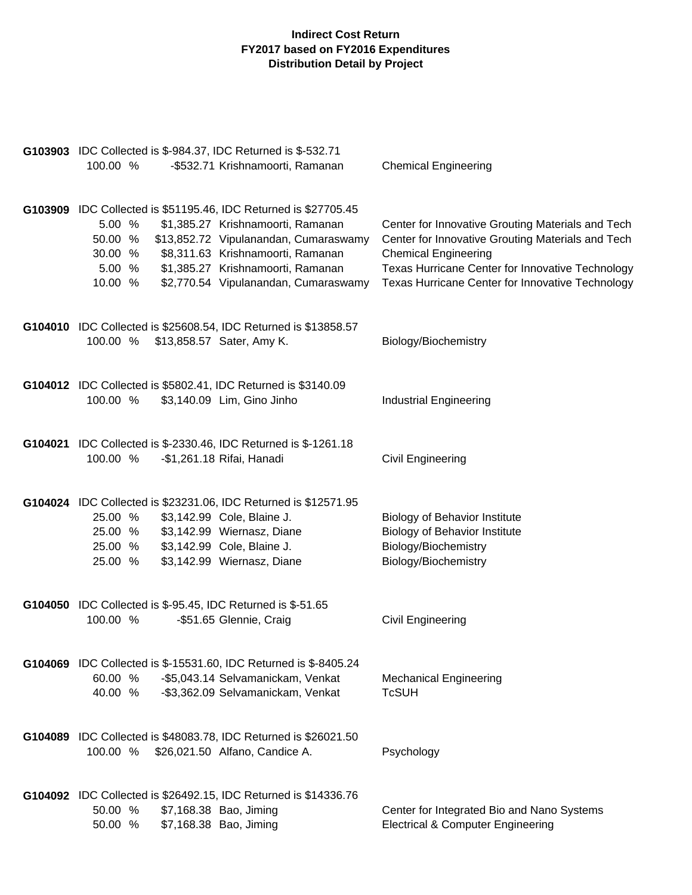**Indirect Cost Return**
**FY2017 based on FY2016 Expenditures**
**Distribution Detail by Project**

**G103903** IDC Collected is $-984.37, IDC Returned is $-532.71

| % | Amount | Name | Department |
|---|---|---|---|
| 100.00 % | -$532.71 | Krishnamoorti, Ramanan | Chemical Engineering |

**G103909** IDC Collected is $51195.46, IDC Returned is $27705.45

| % | Amount | Name | Department |
|---|---|---|---|
| 5.00 % | $1,385.27 | Krishnamoorti, Ramanan | Center for Innovative Grouting Materials and Tech |
| 50.00 % | $13,852.72 | Vipulanandan, Cumaraswamy | Center for Innovative Grouting Materials and Tech |
| 30.00 % | $8,311.63 | Krishnamoorti, Ramanan | Chemical Engineering |
| 5.00 % | $1,385.27 | Krishnamoorti, Ramanan | Texas Hurricane Center for Innovative Technology |
| 10.00 % | $2,770.54 | Vipulanandan, Cumaraswamy | Texas Hurricane Center for Innovative Technology |

**G104010** IDC Collected is $25608.54, IDC Returned is $13858.57

| % | Amount | Name | Department |
|---|---|---|---|
| 100.00 % | $13,858.57 | Sater, Amy K. | Biology/Biochemistry |

**G104012** IDC Collected is $5802.41, IDC Returned is $3140.09

| % | Amount | Name | Department |
|---|---|---|---|
| 100.00 % | $3,140.09 | Lim, Gino Jinho | Industrial Engineering |

**G104021** IDC Collected is $-2330.46, IDC Returned is $-1261.18

| % | Amount | Name | Department |
|---|---|---|---|
| 100.00 % | -$1,261.18 | Rifai, Hanadi | Civil Engineering |

**G104024** IDC Collected is $23231.06, IDC Returned is $12571.95

| % | Amount | Name | Department |
|---|---|---|---|
| 25.00 % | $3,142.99 | Cole, Blaine J. | Biology of Behavior Institute |
| 25.00 % | $3,142.99 | Wiernasz, Diane | Biology of Behavior Institute |
| 25.00 % | $3,142.99 | Cole, Blaine J. | Biology/Biochemistry |
| 25.00 % | $3,142.99 | Wiernasz, Diane | Biology/Biochemistry |

**G104050** IDC Collected is $-95.45, IDC Returned is $-51.65

| % | Amount | Name | Department |
|---|---|---|---|
| 100.00 % | -$51.65 | Glennie, Craig | Civil Engineering |

**G104069** IDC Collected is $-15531.60, IDC Returned is $-8405.24

| % | Amount | Name | Department |
|---|---|---|---|
| 60.00 % | -$5,043.14 | Selvamanickam, Venkat | Mechanical Engineering |
| 40.00 % | -$3,362.09 | Selvamanickam, Venkat | TcSUH |

**G104089** IDC Collected is $48083.78, IDC Returned is $26021.50

| % | Amount | Name | Department |
|---|---|---|---|
| 100.00 % | $26,021.50 | Alfano, Candice A. | Psychology |

**G104092** IDC Collected is $26492.15, IDC Returned is $14336.76

| % | Amount | Name | Department |
|---|---|---|---|
| 50.00 % | $7,168.38 | Bao, Jiming | Center for Integrated Bio and Nano Systems |
| 50.00 % | $7,168.38 | Bao, Jiming | Electrical & Computer Engineering |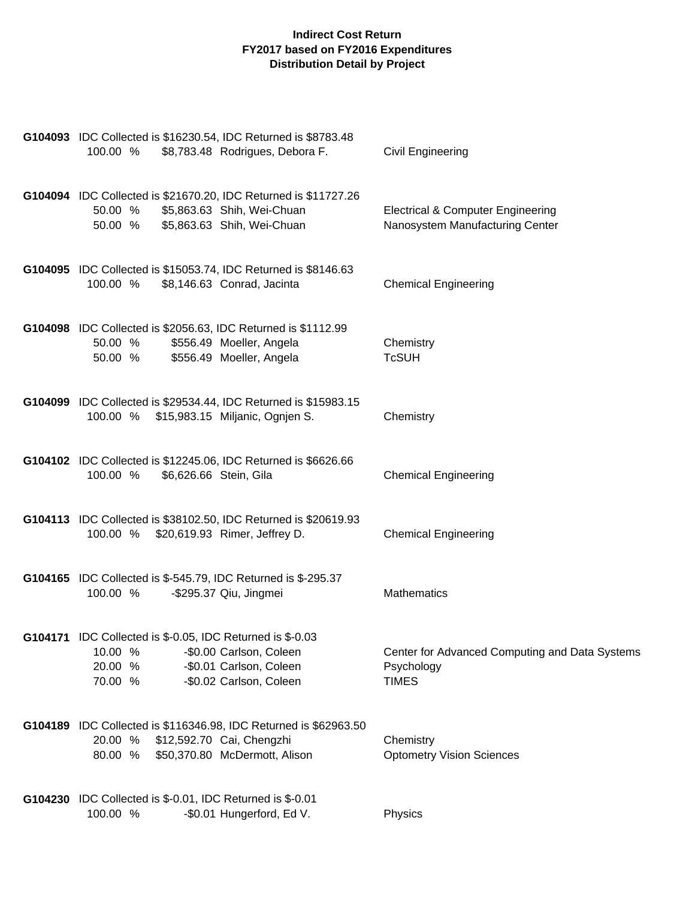**Indirect Cost Return**
**FY2017 based on FY2016 Expenditures**
**Distribution Detail by Project**

**G104093** IDC Collected is $16230.54, IDC Returned is $8783.48

| | | | |
|---|---|---|---|
| 100.00 % | $8,783.48 | Rodrigues, Debora F. | Civil Engineering |

**G104094** IDC Collected is $21670.20, IDC Returned is $11727.26

| | | | |
|---|---|---|---|
| 50.00 % | $5,863.63 | Shih, Wei-Chuan | Electrical & Computer Engineering |
| 50.00 % | $5,863.63 | Shih, Wei-Chuan | Nanosystem Manufacturing Center |

**G104095** IDC Collected is $15053.74, IDC Returned is $8146.63

| | | | |
|---|---|---|---|
| 100.00 % | $8,146.63 | Conrad, Jacinta | Chemical Engineering |

**G104098** IDC Collected is $2056.63, IDC Returned is $1112.99

| | | | |
|---|---|---|---|
| 50.00 % | $556.49 | Moeller, Angela | Chemistry |
| 50.00 % | $556.49 | Moeller, Angela | TcSUH |

**G104099** IDC Collected is $29534.44, IDC Returned is $15983.15

| | | | |
|---|---|---|---|
| 100.00 % | $15,983.15 | Miljanic, Ognjen S. | Chemistry |

**G104102** IDC Collected is $12245.06, IDC Returned is $6626.66

| | | | |
|---|---|---|---|
| 100.00 % | $6,626.66 | Stein, Gila | Chemical Engineering |

**G104113** IDC Collected is $38102.50, IDC Returned is $20619.93

| | | | |
|---|---|---|---|
| 100.00 % | $20,619.93 | Rimer, Jeffrey D. | Chemical Engineering |

**G104165** IDC Collected is $-545.79, IDC Returned is $-295.37

| | | | |
|---|---|---|---|
| 100.00 % | -$295.37 | Qiu, Jingmei | Mathematics |

**G104171** IDC Collected is $-0.05, IDC Returned is $-0.03

| | | | |
|---|---|---|---|
| 10.00 % | -$0.00 | Carlson, Coleen | Center for Advanced Computing and Data Systems |
| 20.00 % | -$0.01 | Carlson, Coleen | Psychology |
| 70.00 % | -$0.02 | Carlson, Coleen | TIMES |

**G104189** IDC Collected is $116346.98, IDC Returned is $62963.50

| | | | |
|---|---|---|---|
| 20.00 % | $12,592.70 | Cai, Chengzhi | Chemistry |
| 80.00 % | $50,370.80 | McDermott, Alison | Optometry Vision Sciences |

**G104230** IDC Collected is $-0.01, IDC Returned is $-0.01

| | | | |
|---|---|---|---|
| 100.00 % | -$0.01 | Hungerford, Ed V. | Physics |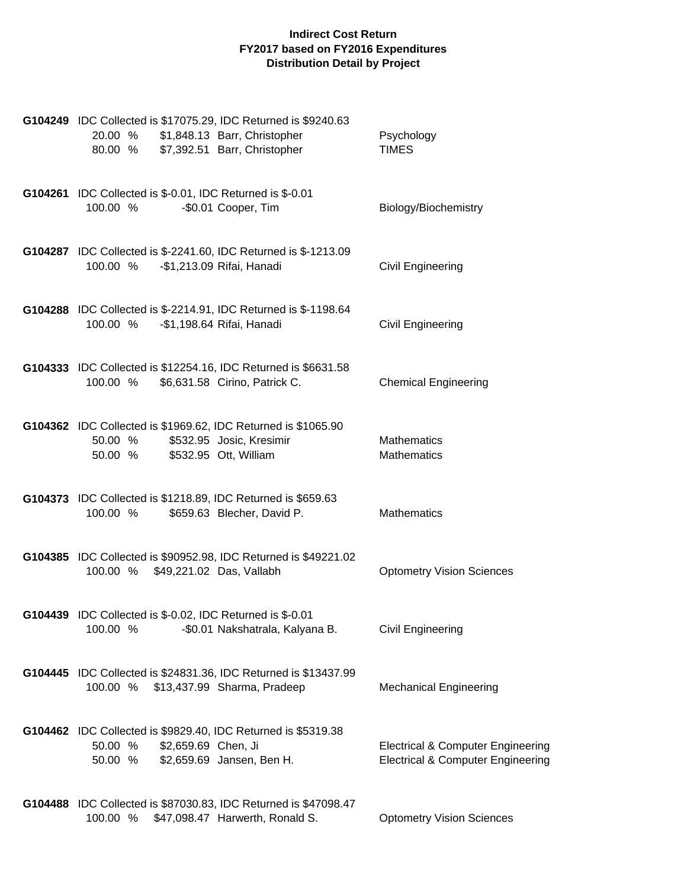**Indirect Cost Return**
**FY2017 based on FY2016 Expenditures**
**Distribution Detail by Project**

**G104249** IDC Collected is $17075.29, IDC Returned is $9240.63

| | | | |
|---|---|---|---|
| 20.00 % | $1,848.13 | Barr, Christopher | Psychology |
| 80.00 % | $7,392.51 | Barr, Christopher | TIMES |

**G104261** IDC Collected is $-0.01, IDC Returned is $-0.01

| | | | |
|---|---|---|---|
| 100.00 % | -$0.01 | Cooper, Tim | Biology/Biochemistry |

**G104287** IDC Collected is $-2241.60, IDC Returned is $-1213.09

| | | | |
|---|---|---|---|
| 100.00 % | -$1,213.09 | Rifai, Hanadi | Civil Engineering |

**G104288** IDC Collected is $-2214.91, IDC Returned is $-1198.64

| | | | |
|---|---|---|---|
| 100.00 % | -$1,198.64 | Rifai, Hanadi | Civil Engineering |

**G104333** IDC Collected is $12254.16, IDC Returned is $6631.58

| | | | |
|---|---|---|---|
| 100.00 % | $6,631.58 | Cirino, Patrick C. | Chemical Engineering |

**G104362** IDC Collected is $1969.62, IDC Returned is $1065.90

| | | | |
|---|---|---|---|
| 50.00 % | $532.95 | Josic, Kresimir | Mathematics |
| 50.00 % | $532.95 | Ott, William | Mathematics |

**G104373** IDC Collected is $1218.89, IDC Returned is $659.63

| | | | |
|---|---|---|---|
| 100.00 % | $659.63 | Blecher, David P. | Mathematics |

**G104385** IDC Collected is $90952.98, IDC Returned is $49221.02

| | | | |
|---|---|---|---|
| 100.00 % | $49,221.02 | Das, Vallabh | Optometry Vision Sciences |

**G104439** IDC Collected is $-0.02, IDC Returned is $-0.01

| | | | |
|---|---|---|---|
| 100.00 % | -$0.01 | Nakshatrala, Kalyana B. | Civil Engineering |

**G104445** IDC Collected is $24831.36, IDC Returned is $13437.99

| | | | |
|---|---|---|---|
| 100.00 % | $13,437.99 | Sharma, Pradeep | Mechanical Engineering |

**G104462** IDC Collected is $9829.40, IDC Returned is $5319.38

| | | | |
|---|---|---|---|
| 50.00 % | $2,659.69 | Chen, Ji | Electrical & Computer Engineering |
| 50.00 % | $2,659.69 | Jansen, Ben H. | Electrical & Computer Engineering |

**G104488** IDC Collected is $87030.83, IDC Returned is $47098.47

| | | | |
|---|---|---|---|
| 100.00 % | $47,098.47 | Harwerth, Ronald S. | Optometry Vision Sciences |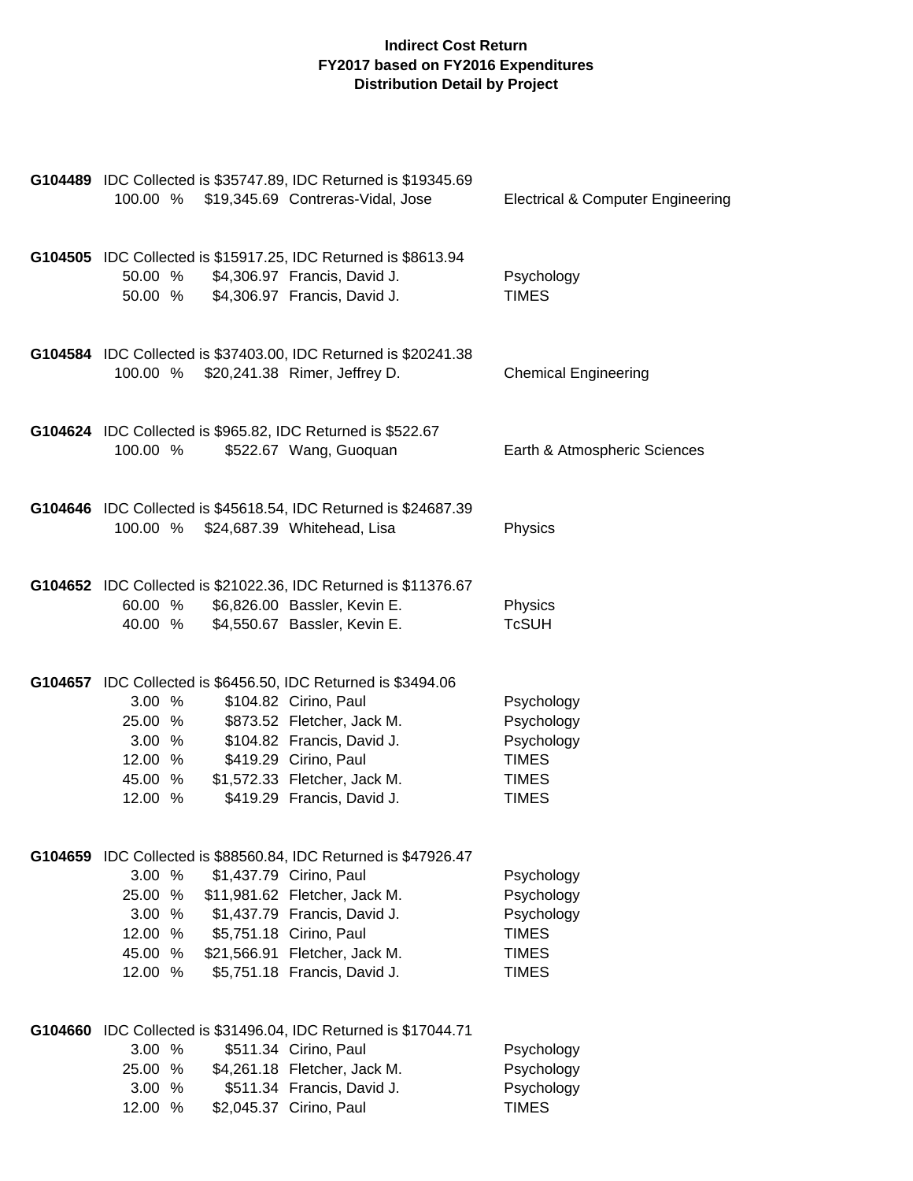**Indirect Cost Return**
**FY2017 based on FY2016 Expenditures**
**Distribution Detail by Project**

**G104489** IDC Collected is $35747.89, IDC Returned is $19345.69

| % | Amount | Name | Department |
|---|---|---|---|
| 100.00 % | $19,345.69 | Contreras-Vidal, Jose | Electrical & Computer Engineering |

**G104505** IDC Collected is $15917.25, IDC Returned is $8613.94

| % | Amount | Name | Department |
|---|---|---|---|
| 50.00 % | $4,306.97 | Francis, David J. | Psychology |
| 50.00 % | $4,306.97 | Francis, David J. | TIMES |

**G104584** IDC Collected is $37403.00, IDC Returned is $20241.38

| % | Amount | Name | Department |
|---|---|---|---|
| 100.00 % | $20,241.38 | Rimer, Jeffrey D. | Chemical Engineering |

**G104624** IDC Collected is $965.82, IDC Returned is $522.67

| % | Amount | Name | Department |
|---|---|---|---|
| 100.00 % | $522.67 | Wang, Guoquan | Earth & Atmospheric Sciences |

**G104646** IDC Collected is $45618.54, IDC Returned is $24687.39

| % | Amount | Name | Department |
|---|---|---|---|
| 100.00 % | $24,687.39 | Whitehead, Lisa | Physics |

**G104652** IDC Collected is $21022.36, IDC Returned is $11376.67

| % | Amount | Name | Department |
|---|---|---|---|
| 60.00 % | $6,826.00 | Bassler, Kevin E. | Physics |
| 40.00 % | $4,550.67 | Bassler, Kevin E. | TcSUH |

**G104657** IDC Collected is $6456.50, IDC Returned is $3494.06

| % | Amount | Name | Department |
|---|---|---|---|
| 3.00 % | $104.82 | Cirino, Paul | Psychology |
| 25.00 % | $873.52 | Fletcher, Jack M. | Psychology |
| 3.00 % | $104.82 | Francis, David J. | Psychology |
| 12.00 % | $419.29 | Cirino, Paul | TIMES |
| 45.00 % | $1,572.33 | Fletcher, Jack M. | TIMES |
| 12.00 % | $419.29 | Francis, David J. | TIMES |

**G104659** IDC Collected is $88560.84, IDC Returned is $47926.47

| % | Amount | Name | Department |
|---|---|---|---|
| 3.00 % | $1,437.79 | Cirino, Paul | Psychology |
| 25.00 % | $11,981.62 | Fletcher, Jack M. | Psychology |
| 3.00 % | $1,437.79 | Francis, David J. | Psychology |
| 12.00 % | $5,751.18 | Cirino, Paul | TIMES |
| 45.00 % | $21,566.91 | Fletcher, Jack M. | TIMES |
| 12.00 % | $5,751.18 | Francis, David J. | TIMES |

**G104660** IDC Collected is $31496.04, IDC Returned is $17044.71

| % | Amount | Name | Department |
|---|---|---|---|
| 3.00 % | $511.34 | Cirino, Paul | Psychology |
| 25.00 % | $4,261.18 | Fletcher, Jack M. | Psychology |
| 3.00 % | $511.34 | Francis, David J. | Psychology |
| 12.00 % | $2,045.37 | Cirino, Paul | TIMES |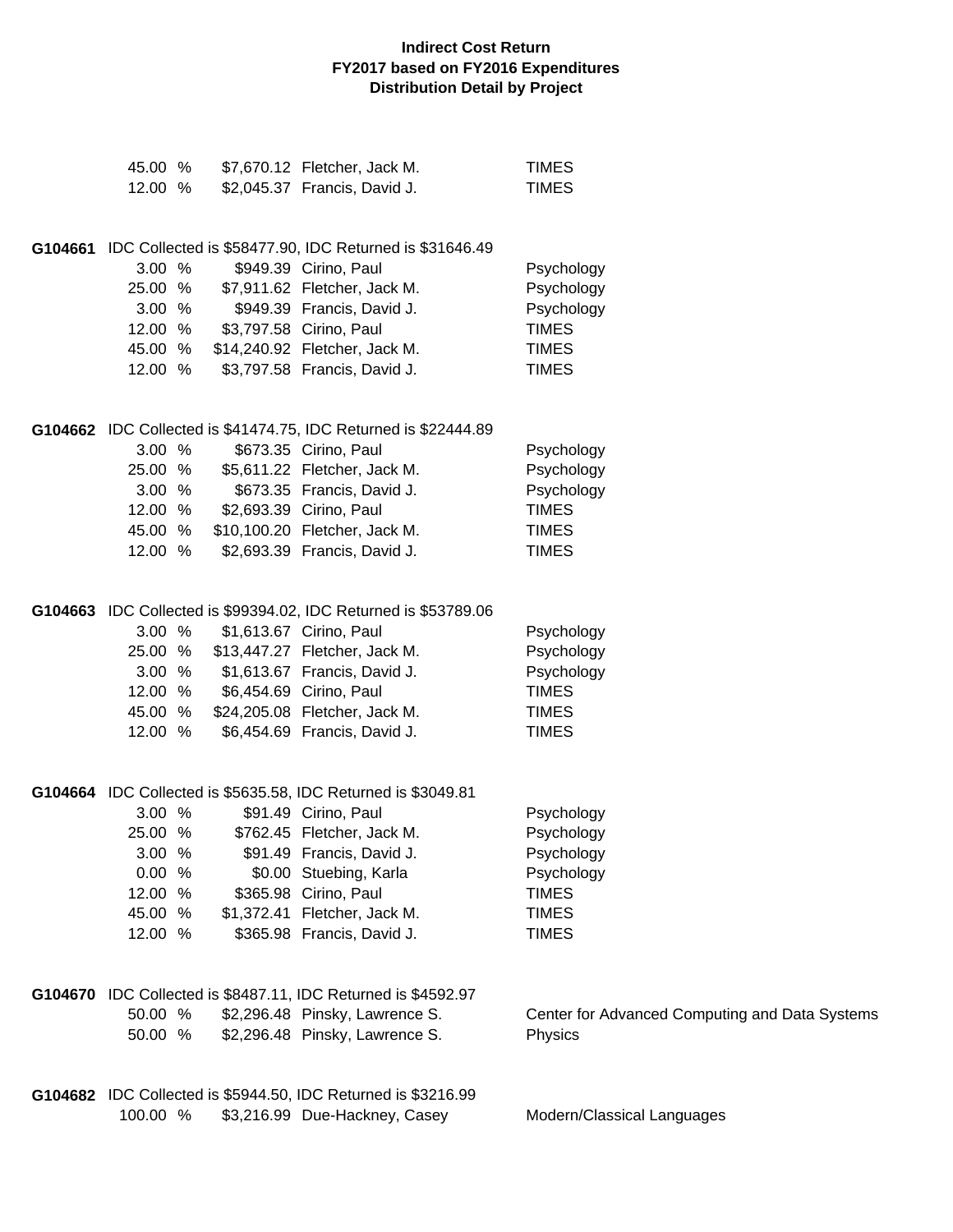**Indirect Cost Return**
**FY2017 based on FY2016 Expenditures**
**Distribution Detail by Project**

| | | | |
|---|---|---|---|
| 45.00 % | $7,670.12 | Fletcher, Jack M. | TIMES |
| 12.00 % | $2,045.37 | Francis, David J. | TIMES |

**G104661** IDC Collected is $58477.90, IDC Returned is $31646.49

| | | | |
|---|---|---|---|
| 3.00 % | $949.39 | Cirino, Paul | Psychology |
| 25.00 % | $7,911.62 | Fletcher, Jack M. | Psychology |
| 3.00 % | $949.39 | Francis, David J. | Psychology |
| 12.00 % | $3,797.58 | Cirino, Paul | TIMES |
| 45.00 % | $14,240.92 | Fletcher, Jack M. | TIMES |
| 12.00 % | $3,797.58 | Francis, David J. | TIMES |

**G104662** IDC Collected is $41474.75, IDC Returned is $22444.89

| | | | |
|---|---|---|---|
| 3.00 % | $673.35 | Cirino, Paul | Psychology |
| 25.00 % | $5,611.22 | Fletcher, Jack M. | Psychology |
| 3.00 % | $673.35 | Francis, David J. | Psychology |
| 12.00 % | $2,693.39 | Cirino, Paul | TIMES |
| 45.00 % | $10,100.20 | Fletcher, Jack M. | TIMES |
| 12.00 % | $2,693.39 | Francis, David J. | TIMES |

**G104663** IDC Collected is $99394.02, IDC Returned is $53789.06

| | | | |
|---|---|---|---|
| 3.00 % | $1,613.67 | Cirino, Paul | Psychology |
| 25.00 % | $13,447.27 | Fletcher, Jack M. | Psychology |
| 3.00 % | $1,613.67 | Francis, David J. | Psychology |
| 12.00 % | $6,454.69 | Cirino, Paul | TIMES |
| 45.00 % | $24,205.08 | Fletcher, Jack M. | TIMES |
| 12.00 % | $6,454.69 | Francis, David J. | TIMES |

**G104664** IDC Collected is $5635.58, IDC Returned is $3049.81

| | | | |
|---|---|---|---|
| 3.00 % | $91.49 | Cirino, Paul | Psychology |
| 25.00 % | $762.45 | Fletcher, Jack M. | Psychology |
| 3.00 % | $91.49 | Francis, David J. | Psychology |
| 0.00 % | $0.00 | Stuebing, Karla | Psychology |
| 12.00 % | $365.98 | Cirino, Paul | TIMES |
| 45.00 % | $1,372.41 | Fletcher, Jack M. | TIMES |
| 12.00 % | $365.98 | Francis, David J. | TIMES |

**G104670** IDC Collected is $8487.11, IDC Returned is $4592.97

| | | | |
|---|---|---|---|
| 50.00 % | $2,296.48 | Pinsky, Lawrence S. | Center for Advanced Computing and Data Systems |
| 50.00 % | $2,296.48 | Pinsky, Lawrence S. | Physics |

**G104682** IDC Collected is $5944.50, IDC Returned is $3216.99

| | | | |
|---|---|---|---|
| 100.00 % | $3,216.99 | Due-Hackney, Casey | Modern/Classical Languages |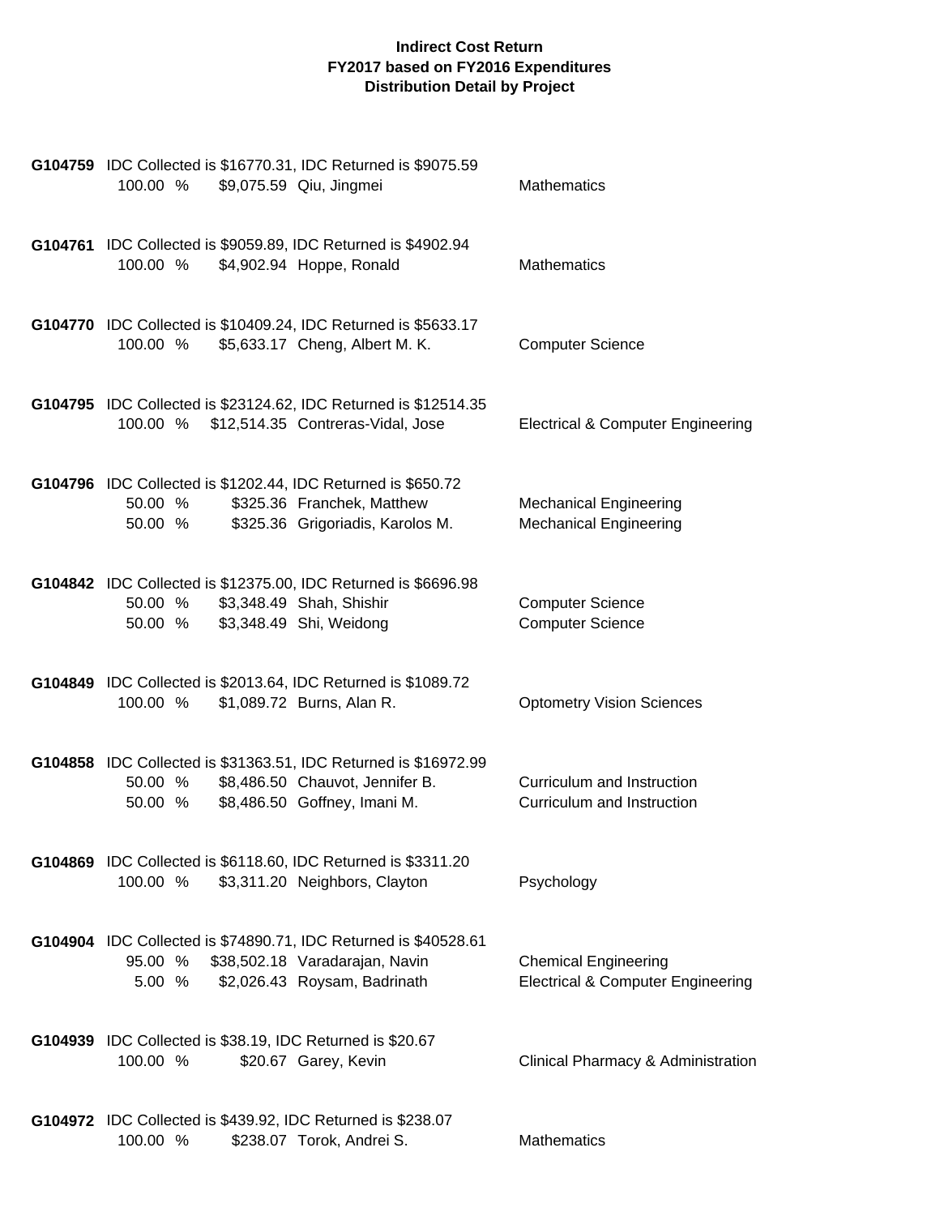**Indirect Cost Return**
**FY2017 based on FY2016 Expenditures**
**Distribution Detail by Project**

**G104759** IDC Collected is $16770.31, IDC Returned is $9075.59

| | | | |
|---|---|---|---|
| 100.00 % | $9,075.59 | Qiu, Jingmei | Mathematics |

**G104761** IDC Collected is $9059.89, IDC Returned is $4902.94

| | | | |
|---|---|---|---|
| 100.00 % | $4,902.94 | Hoppe, Ronald | Mathematics |

**G104770** IDC Collected is $10409.24, IDC Returned is $5633.17

| | | | |
|---|---|---|---|
| 100.00 % | $5,633.17 | Cheng, Albert M. K. | Computer Science |

**G104795** IDC Collected is $23124.62, IDC Returned is $12514.35

| | | | |
|---|---|---|---|
| 100.00 % | $12,514.35 | Contreras-Vidal, Jose | Electrical & Computer Engineering |

**G104796** IDC Collected is $1202.44, IDC Returned is $650.72

| | | | |
|---|---|---|---|
| 50.00 % | $325.36 | Franchek, Matthew | Mechanical Engineering |
| 50.00 % | $325.36 | Grigoriadis, Karolos M. | Mechanical Engineering |

**G104842** IDC Collected is $12375.00, IDC Returned is $6696.98

| | | | |
|---|---|---|---|
| 50.00 % | $3,348.49 | Shah, Shishir | Computer Science |
| 50.00 % | $3,348.49 | Shi, Weidong | Computer Science |

**G104849** IDC Collected is $2013.64, IDC Returned is $1089.72

| | | | |
|---|---|---|---|
| 100.00 % | $1,089.72 | Burns, Alan R. | Optometry Vision Sciences |

**G104858** IDC Collected is $31363.51, IDC Returned is $16972.99

| | | | |
|---|---|---|---|
| 50.00 % | $8,486.50 | Chauvot, Jennifer B. | Curriculum and Instruction |
| 50.00 % | $8,486.50 | Goffney, Imani M. | Curriculum and Instruction |

**G104869** IDC Collected is $6118.60, IDC Returned is $3311.20

| | | | |
|---|---|---|---|
| 100.00 % | $3,311.20 | Neighbors, Clayton | Psychology |

**G104904** IDC Collected is $74890.71, IDC Returned is $40528.61

| | | | |
|---|---|---|---|
| 95.00 % | $38,502.18 | Varadarajan, Navin | Chemical Engineering |
| 5.00 % | $2,026.43 | Roysam, Badrinath | Electrical & Computer Engineering |

**G104939** IDC Collected is $38.19, IDC Returned is $20.67

| | | | |
|---|---|---|---|
| 100.00 % | $20.67 | Garey, Kevin | Clinical Pharmacy & Administration |

**G104972** IDC Collected is $439.92, IDC Returned is $238.07

| | | | |
|---|---|---|---|
| 100.00 % | $238.07 | Torok, Andrei S. | Mathematics |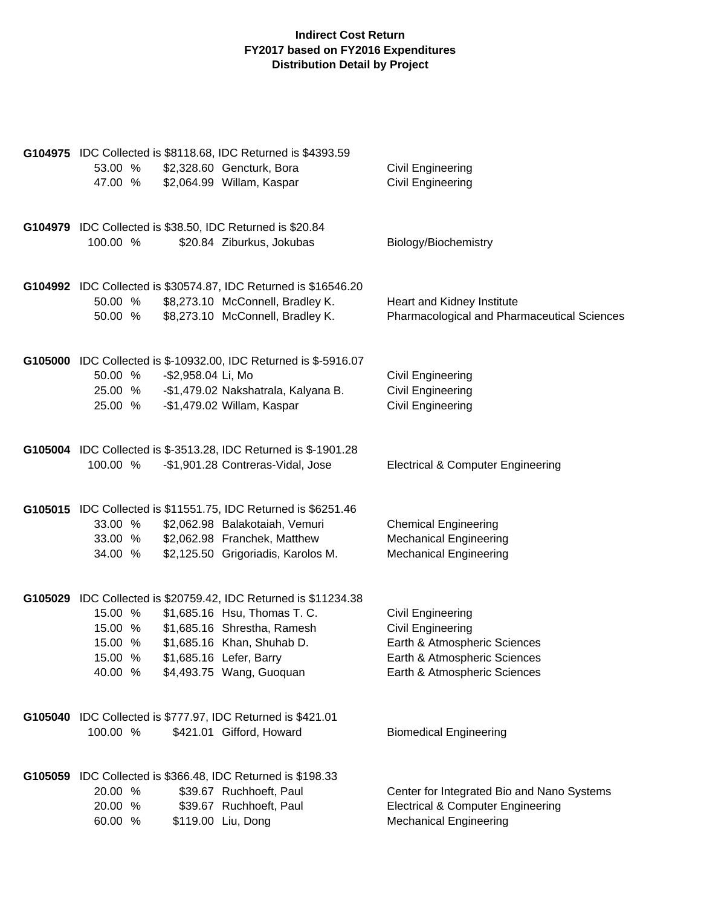**Indirect Cost Return**
**FY2017 based on FY2016 Expenditures**
**Distribution Detail by Project**

**G104975** IDC Collected is $8118.68, IDC Returned is $4393.59

| | | | |
|---|---|---|---|
| 53.00 % | $2,328.60 | Gencturk, Bora | Civil Engineering |
| 47.00 % | $2,064.99 | Willam, Kaspar | Civil Engineering |

**G104979** IDC Collected is $38.50, IDC Returned is $20.84

| | | | |
|---|---|---|---|
| 100.00 % | $20.84 | Ziburkus, Jokubas | Biology/Biochemistry |

**G104992** IDC Collected is $30574.87, IDC Returned is $16546.20

| | | | |
|---|---|---|---|
| 50.00 % | $8,273.10 | McConnell, Bradley K. | Heart and Kidney Institute |
| 50.00 % | $8,273.10 | McConnell, Bradley K. | Pharmacological and Pharmaceutical Sciences |

**G105000** IDC Collected is $-10932.00, IDC Returned is $-5916.07

| | | | |
|---|---|---|---|
| 50.00 % | -$2,958.04 | Li, Mo | Civil Engineering |
| 25.00 % | -$1,479.02 | Nakshatrala, Kalyana B. | Civil Engineering |
| 25.00 % | -$1,479.02 | Willam, Kaspar | Civil Engineering |

**G105004** IDC Collected is $-3513.28, IDC Returned is $-1901.28

| | | | |
|---|---|---|---|
| 100.00 % | -$1,901.28 | Contreras-Vidal, Jose | Electrical & Computer Engineering |

**G105015** IDC Collected is $11551.75, IDC Returned is $6251.46

| | | | |
|---|---|---|---|
| 33.00 % | $2,062.98 | Balakotaiah, Vemuri | Chemical Engineering |
| 33.00 % | $2,062.98 | Franchek, Matthew | Mechanical Engineering |
| 34.00 % | $2,125.50 | Grigoriadis, Karolos M. | Mechanical Engineering |

**G105029** IDC Collected is $20759.42, IDC Returned is $11234.38

| | | | |
|---|---|---|---|
| 15.00 % | $1,685.16 | Hsu, Thomas T. C. | Civil Engineering |
| 15.00 % | $1,685.16 | Shrestha, Ramesh | Civil Engineering |
| 15.00 % | $1,685.16 | Khan, Shuhab D. | Earth & Atmospheric Sciences |
| 15.00 % | $1,685.16 | Lefer, Barry | Earth & Atmospheric Sciences |
| 40.00 % | $4,493.75 | Wang, Guoquan | Earth & Atmospheric Sciences |

**G105040** IDC Collected is $777.97, IDC Returned is $421.01

| | | | |
|---|---|---|---|
| 100.00 % | $421.01 | Gifford, Howard | Biomedical Engineering |

**G105059** IDC Collected is $366.48, IDC Returned is $198.33

| | | | |
|---|---|---|---|
| 20.00 % | $39.67 | Ruchhoeft, Paul | Center for Integrated Bio and Nano Systems |
| 20.00 % | $39.67 | Ruchhoeft, Paul | Electrical & Computer Engineering |
| 60.00 % | $119.00 | Liu, Dong | Mechanical Engineering |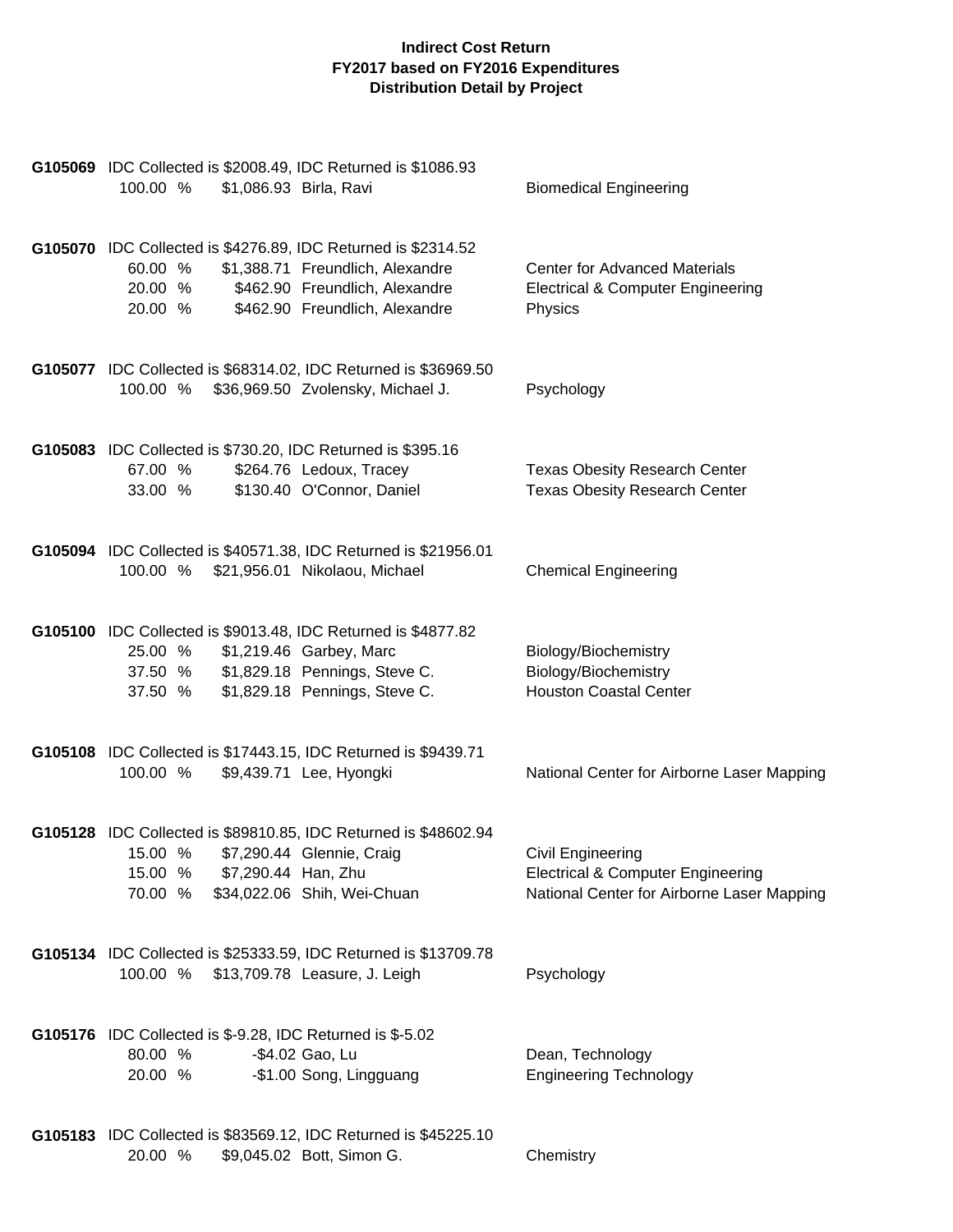**Indirect Cost Return**
**FY2017 based on FY2016 Expenditures**
**Distribution Detail by Project**

**G105069** IDC Collected is $2008.49, IDC Returned is $1086.93

| % | Amount | Name | Department |
|---|---|---|---|
| 100.00 % | $1,086.93 | Birla, Ravi | Biomedical Engineering |

**G105070** IDC Collected is $4276.89, IDC Returned is $2314.52

| % | Amount | Name | Department |
|---|---|---|---|
| 60.00 % | $1,388.71 | Freundlich, Alexandre | Center for Advanced Materials |
| 20.00 % | $462.90 | Freundlich, Alexandre | Electrical & Computer Engineering |
| 20.00 % | $462.90 | Freundlich, Alexandre | Physics |

**G105077** IDC Collected is $68314.02, IDC Returned is $36969.50

| % | Amount | Name | Department |
|---|---|---|---|
| 100.00 % | $36,969.50 | Zvolensky, Michael J. | Psychology |

**G105083** IDC Collected is $730.20, IDC Returned is $395.16

| % | Amount | Name | Department |
|---|---|---|---|
| 67.00 % | $264.76 | Ledoux, Tracey | Texas Obesity Research Center |
| 33.00 % | $130.40 | O'Connor, Daniel | Texas Obesity Research Center |

**G105094** IDC Collected is $40571.38, IDC Returned is $21956.01

| % | Amount | Name | Department |
|---|---|---|---|
| 100.00 % | $21,956.01 | Nikolaou, Michael | Chemical Engineering |

**G105100** IDC Collected is $9013.48, IDC Returned is $4877.82

| % | Amount | Name | Department |
|---|---|---|---|
| 25.00 % | $1,219.46 | Garbey, Marc | Biology/Biochemistry |
| 37.50 % | $1,829.18 | Pennings, Steve C. | Biology/Biochemistry |
| 37.50 % | $1,829.18 | Pennings, Steve C. | Houston Coastal Center |

**G105108** IDC Collected is $17443.15, IDC Returned is $9439.71

| % | Amount | Name | Department |
|---|---|---|---|
| 100.00 % | $9,439.71 | Lee, Hyongki | National Center for Airborne Laser Mapping |

**G105128** IDC Collected is $89810.85, IDC Returned is $48602.94

| % | Amount | Name | Department |
|---|---|---|---|
| 15.00 % | $7,290.44 | Glennie, Craig | Civil Engineering |
| 15.00 % | $7,290.44 | Han, Zhu | Electrical & Computer Engineering |
| 70.00 % | $34,022.06 | Shih, Wei-Chuan | National Center for Airborne Laser Mapping |

**G105134** IDC Collected is $25333.59, IDC Returned is $13709.78

| % | Amount | Name | Department |
|---|---|---|---|
| 100.00 % | $13,709.78 | Leasure, J. Leigh | Psychology |

**G105176** IDC Collected is $-9.28, IDC Returned is $-5.02

| % | Amount | Name | Department |
|---|---|---|---|
| 80.00 % | -$4.02 | Gao, Lu | Dean, Technology |
| 20.00 % | -$1.00 | Song, Lingguang | Engineering Technology |

**G105183** IDC Collected is $83569.12, IDC Returned is $45225.10

| % | Amount | Name | Department |
|---|---|---|---|
| 20.00 % | $9,045.02 | Bott, Simon G. | Chemistry |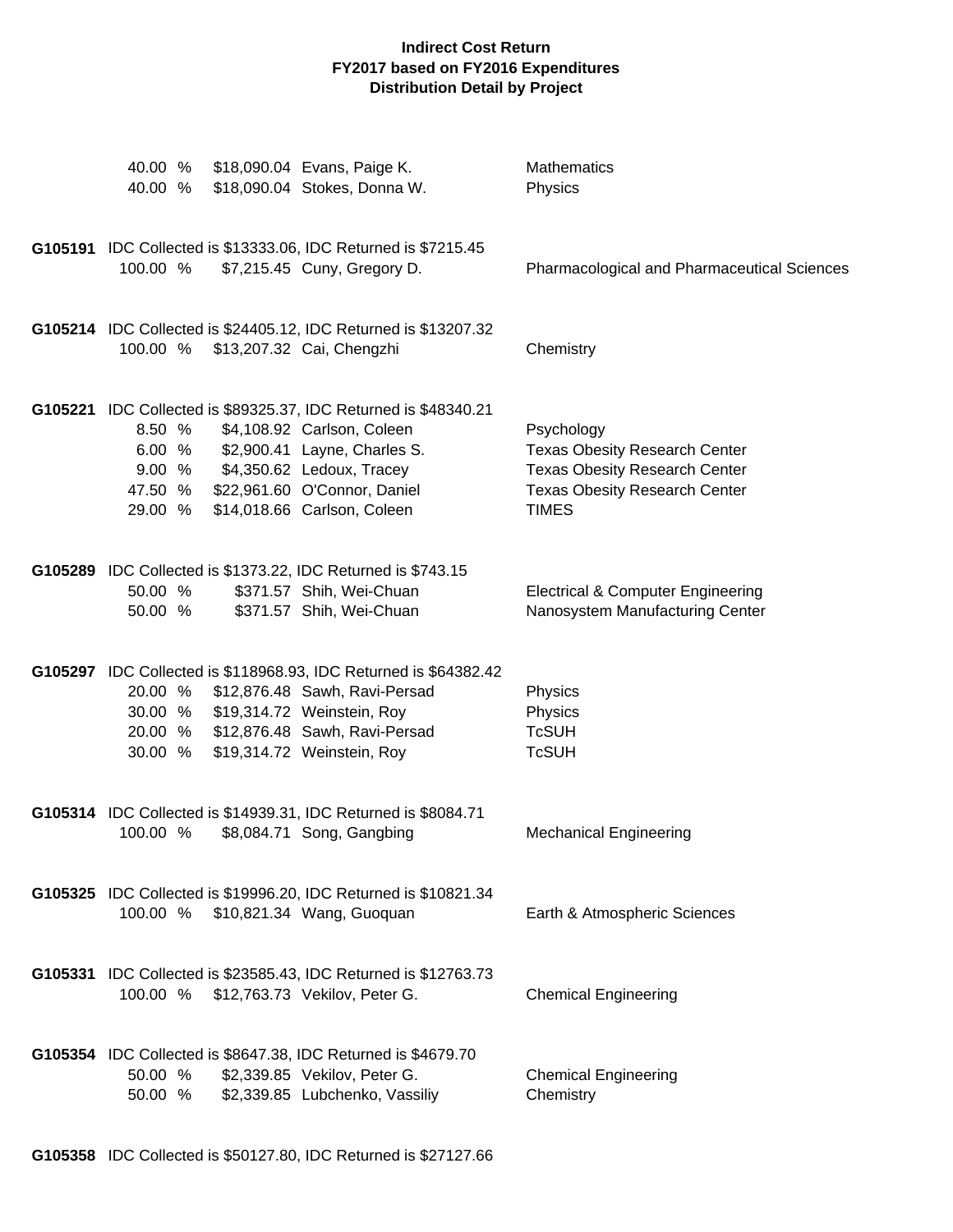**Indirect Cost Return**
**FY2017 based on FY2016 Expenditures**
**Distribution Detail by Project**

| | | | |
|---|---|---|---|
| 40.00 % | $18,090.04 | Evans, Paige K. | Mathematics |
| 40.00 % | $18,090.04 | Stokes, Donna W. | Physics |

**G105191** IDC Collected is $13333.06, IDC Returned is $7215.45

| | | | |
|---|---|---|---|
| 100.00 % | $7,215.45 | Cuny, Gregory D. | Pharmacological and Pharmaceutical Sciences |

**G105214** IDC Collected is $24405.12, IDC Returned is $13207.32

| | | | |
|---|---|---|---|
| 100.00 % | $13,207.32 | Cai, Chengzhi | Chemistry |

**G105221** IDC Collected is $89325.37, IDC Returned is $48340.21

| | | | |
|---|---|---|---|
| 8.50 % | $4,108.92 | Carlson, Coleen | Psychology |
| 6.00 % | $2,900.41 | Layne, Charles S. | Texas Obesity Research Center |
| 9.00 % | $4,350.62 | Ledoux, Tracey | Texas Obesity Research Center |
| 47.50 % | $22,961.60 | O'Connor, Daniel | Texas Obesity Research Center |
| 29.00 % | $14,018.66 | Carlson, Coleen | TIMES |

**G105289** IDC Collected is $1373.22, IDC Returned is $743.15

| | | | |
|---|---|---|---|
| 50.00 % | $371.57 | Shih, Wei-Chuan | Electrical & Computer Engineering |
| 50.00 % | $371.57 | Shih, Wei-Chuan | Nanosystem Manufacturing Center |

**G105297** IDC Collected is $118968.93, IDC Returned is $64382.42

| | | | |
|---|---|---|---|
| 20.00 % | $12,876.48 | Sawh, Ravi-Persad | Physics |
| 30.00 % | $19,314.72 | Weinstein, Roy | Physics |
| 20.00 % | $12,876.48 | Sawh, Ravi-Persad | TcSUH |
| 30.00 % | $19,314.72 | Weinstein, Roy | TcSUH |

**G105314** IDC Collected is $14939.31, IDC Returned is $8084.71

| | | | |
|---|---|---|---|
| 100.00 % | $8,084.71 | Song, Gangbing | Mechanical Engineering |

**G105325** IDC Collected is $19996.20, IDC Returned is $10821.34

| | | | |
|---|---|---|---|
| 100.00 % | $10,821.34 | Wang, Guoquan | Earth & Atmospheric Sciences |

**G105331** IDC Collected is $23585.43, IDC Returned is $12763.73

| | | | |
|---|---|---|---|
| 100.00 % | $12,763.73 | Vekilov, Peter G. | Chemical Engineering |

**G105354** IDC Collected is $8647.38, IDC Returned is $4679.70

| | | | |
|---|---|---|---|
| 50.00 % | $2,339.85 | Vekilov, Peter G. | Chemical Engineering |
| 50.00 % | $2,339.85 | Lubchenko, Vassiliy | Chemistry |

**G105358** IDC Collected is $50127.80, IDC Returned is $27127.66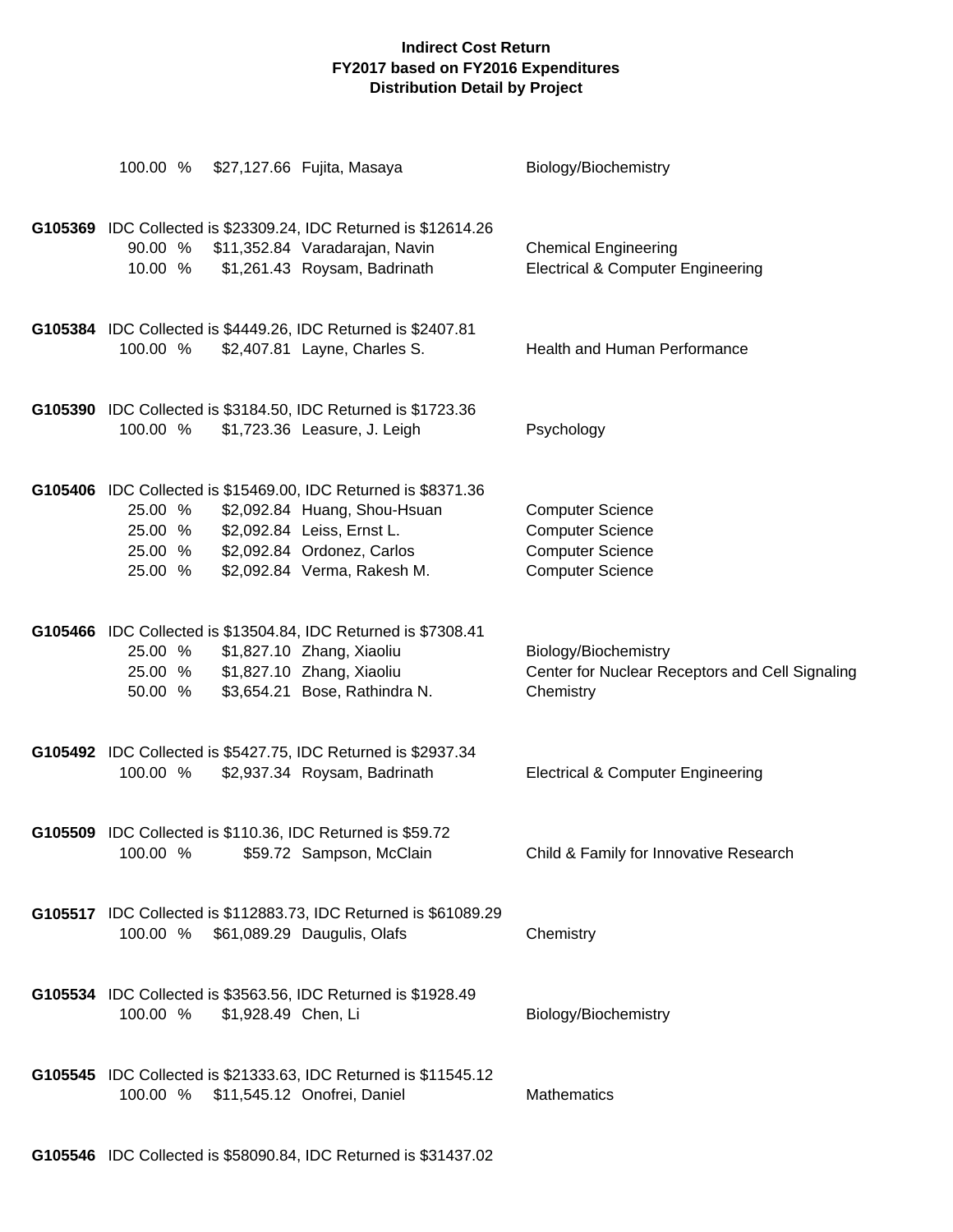**Indirect Cost Return**
**FY2017 based on FY2016 Expenditures**
**Distribution Detail by Project**

100.00 % $27,127.66 Fujita, Masaya — Biology/Biochemistry

**G105369** IDC Collected is $23309.24, IDC Returned is $12614.26

| | | | |
|---|---|---|---|
| 90.00 % | $11,352.84 | Varadarajan, Navin | Chemical Engineering |
| 10.00 % | $1,261.43 | Roysam, Badrinath | Electrical & Computer Engineering |

**G105384** IDC Collected is $4449.26, IDC Returned is $2407.81

| | | | |
|---|---|---|---|
| 100.00 % | $2,407.81 | Layne, Charles S. | Health and Human Performance |

**G105390** IDC Collected is $3184.50, IDC Returned is $1723.36

| | | | |
|---|---|---|---|
| 100.00 % | $1,723.36 | Leasure, J. Leigh | Psychology |

**G105406** IDC Collected is $15469.00, IDC Returned is $8371.36

| | | | |
|---|---|---|---|
| 25.00 % | $2,092.84 | Huang, Shou-Hsuan | Computer Science |
| 25.00 % | $2,092.84 | Leiss, Ernst L. | Computer Science |
| 25.00 % | $2,092.84 | Ordonez, Carlos | Computer Science |
| 25.00 % | $2,092.84 | Verma, Rakesh M. | Computer Science |

**G105466** IDC Collected is $13504.84, IDC Returned is $7308.41

| | | | |
|---|---|---|---|
| 25.00 % | $1,827.10 | Zhang, Xiaoliu | Biology/Biochemistry |
| 25.00 % | $1,827.10 | Zhang, Xiaoliu | Center for Nuclear Receptors and Cell Signaling |
| 50.00 % | $3,654.21 | Bose, Rathindra N. | Chemistry |

**G105492** IDC Collected is $5427.75, IDC Returned is $2937.34

| | | | |
|---|---|---|---|
| 100.00 % | $2,937.34 | Roysam, Badrinath | Electrical & Computer Engineering |

**G105509** IDC Collected is $110.36, IDC Returned is $59.72

| | | | |
|---|---|---|---|
| 100.00 % | $59.72 | Sampson, McClain | Child & Family for Innovative Research |

**G105517** IDC Collected is $112883.73, IDC Returned is $61089.29

| | | | |
|---|---|---|---|
| 100.00 % | $61,089.29 | Daugulis, Olafs | Chemistry |

**G105534** IDC Collected is $3563.56, IDC Returned is $1928.49

| | | | |
|---|---|---|---|
| 100.00 % | $1,928.49 | Chen, Li | Biology/Biochemistry |

**G105545** IDC Collected is $21333.63, IDC Returned is $11545.12

| | | | |
|---|---|---|---|
| 100.00 % | $11,545.12 | Onofrei, Daniel | Mathematics |

**G105546** IDC Collected is $58090.84, IDC Returned is $31437.02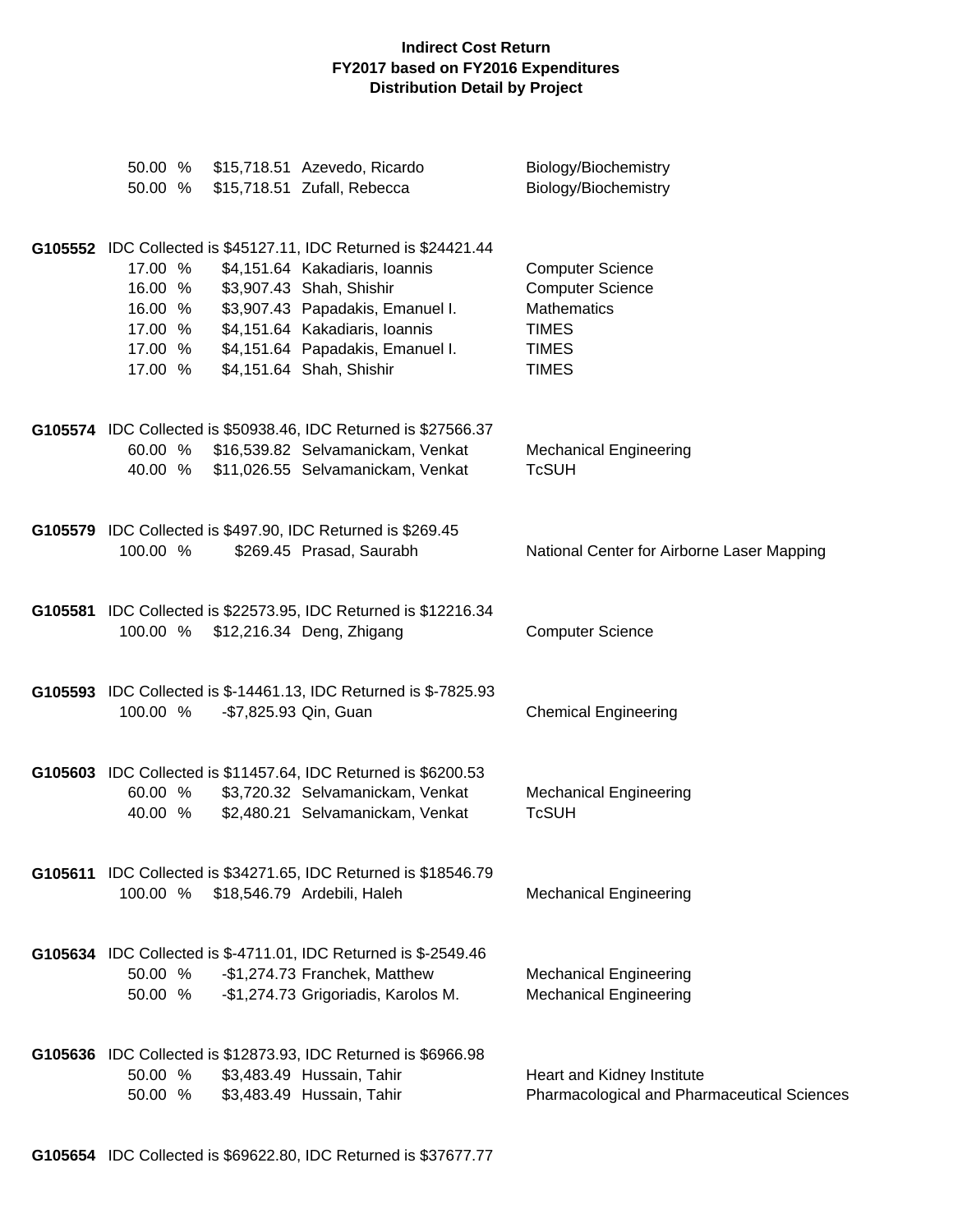**Indirect Cost Return**
**FY2017 based on FY2016 Expenditures**
**Distribution Detail by Project**

| | | | |
|---|---|---|---|
| 50.00 % | $15,718.51 | Azevedo, Ricardo | Biology/Biochemistry |
| 50.00 % | $15,718.51 | Zufall, Rebecca | Biology/Biochemistry |

**G105552** IDC Collected is $45127.11, IDC Returned is $24421.44

| | | | |
|---|---|---|---|
| 17.00 % | $4,151.64 | Kakadiaris, Ioannis | Computer Science |
| 16.00 % | $3,907.43 | Shah, Shishir | Computer Science |
| 16.00 % | $3,907.43 | Papadakis, Emanuel I. | Mathematics |
| 17.00 % | $4,151.64 | Kakadiaris, Ioannis | TIMES |
| 17.00 % | $4,151.64 | Papadakis, Emanuel I. | TIMES |
| 17.00 % | $4,151.64 | Shah, Shishir | TIMES |

**G105574** IDC Collected is $50938.46, IDC Returned is $27566.37

| | | | |
|---|---|---|---|
| 60.00 % | $16,539.82 | Selvamanickam, Venkat | Mechanical Engineering |
| 40.00 % | $11,026.55 | Selvamanickam, Venkat | TcSUH |

**G105579** IDC Collected is $497.90, IDC Returned is $269.45

| | | | |
|---|---|---|---|
| 100.00 % | $269.45 | Prasad, Saurabh | National Center for Airborne Laser Mapping |

**G105581** IDC Collected is $22573.95, IDC Returned is $12216.34

| | | | |
|---|---|---|---|
| 100.00 % | $12,216.34 | Deng, Zhigang | Computer Science |

**G105593** IDC Collected is $-14461.13, IDC Returned is $-7825.93

| | | | |
|---|---|---|---|
| 100.00 % | -$7,825.93 | Qin, Guan | Chemical Engineering |

**G105603** IDC Collected is $11457.64, IDC Returned is $6200.53

| | | | |
|---|---|---|---|
| 60.00 % | $3,720.32 | Selvamanickam, Venkat | Mechanical Engineering |
| 40.00 % | $2,480.21 | Selvamanickam, Venkat | TcSUH |

**G105611** IDC Collected is $34271.65, IDC Returned is $18546.79

| | | | |
|---|---|---|---|
| 100.00 % | $18,546.79 | Ardebili, Haleh | Mechanical Engineering |

**G105634** IDC Collected is $-4711.01, IDC Returned is $-2549.46

| | | | |
|---|---|---|---|
| 50.00 % | -$1,274.73 | Franchek, Matthew | Mechanical Engineering |
| 50.00 % | -$1,274.73 | Grigoriadis, Karolos M. | Mechanical Engineering |

**G105636** IDC Collected is $12873.93, IDC Returned is $6966.98

| | | | |
|---|---|---|---|
| 50.00 % | $3,483.49 | Hussain, Tahir | Heart and Kidney Institute |
| 50.00 % | $3,483.49 | Hussain, Tahir | Pharmacological and Pharmaceutical Sciences |

**G105654** IDC Collected is $69622.80, IDC Returned is $37677.77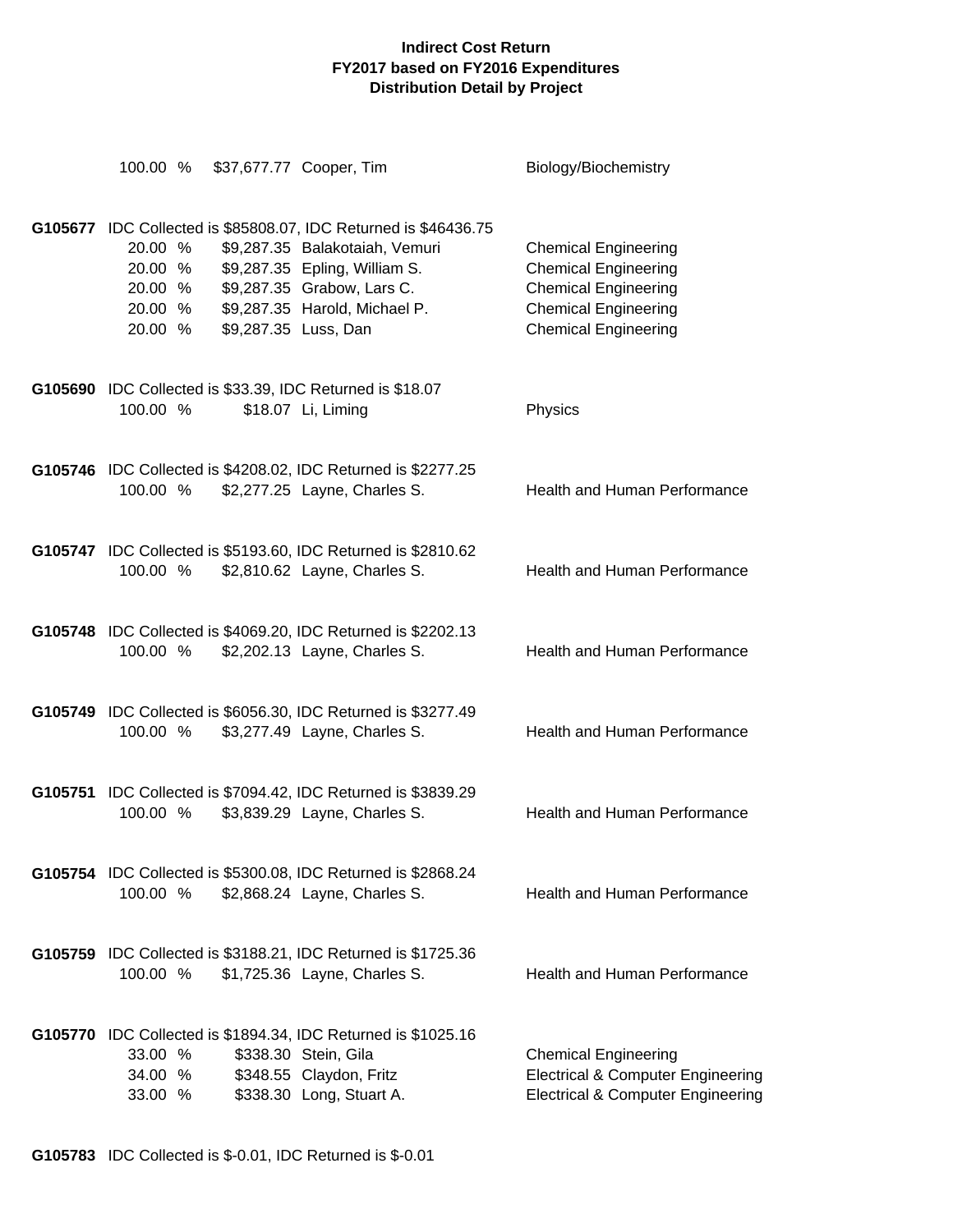**Indirect Cost Return**
**FY2017 based on FY2016 Expenditures**
**Distribution Detail by Project**

100.00 % $37,677.77 Cooper, Tim — Biology/Biochemistry

**G105677** IDC Collected is $85808.07, IDC Returned is $46436.75

| Percent | Amount | Name | Department |
|---|---|---|---|
| 20.00 % | $9,287.35 | Balakotaiah, Vemuri | Chemical Engineering |
| 20.00 % | $9,287.35 | Epling, William S. | Chemical Engineering |
| 20.00 % | $9,287.35 | Grabow, Lars C. | Chemical Engineering |
| 20.00 % | $9,287.35 | Harold, Michael P. | Chemical Engineering |
| 20.00 % | $9,287.35 | Luss, Dan | Chemical Engineering |

**G105690** IDC Collected is $33.39, IDC Returned is $18.07

| Percent | Amount | Name | Department |
|---|---|---|---|
| 100.00 % | $18.07 | Li, Liming | Physics |

**G105746** IDC Collected is $4208.02, IDC Returned is $2277.25

| Percent | Amount | Name | Department |
|---|---|---|---|
| 100.00 % | $2,277.25 | Layne, Charles S. | Health and Human Performance |

**G105747** IDC Collected is $5193.60, IDC Returned is $2810.62

| Percent | Amount | Name | Department |
|---|---|---|---|
| 100.00 % | $2,810.62 | Layne, Charles S. | Health and Human Performance |

**G105748** IDC Collected is $4069.20, IDC Returned is $2202.13

| Percent | Amount | Name | Department |
|---|---|---|---|
| 100.00 % | $2,202.13 | Layne, Charles S. | Health and Human Performance |

**G105749** IDC Collected is $6056.30, IDC Returned is $3277.49

| Percent | Amount | Name | Department |
|---|---|---|---|
| 100.00 % | $3,277.49 | Layne, Charles S. | Health and Human Performance |

**G105751** IDC Collected is $7094.42, IDC Returned is $3839.29

| Percent | Amount | Name | Department |
|---|---|---|---|
| 100.00 % | $3,839.29 | Layne, Charles S. | Health and Human Performance |

**G105754** IDC Collected is $5300.08, IDC Returned is $2868.24

| Percent | Amount | Name | Department |
|---|---|---|---|
| 100.00 % | $2,868.24 | Layne, Charles S. | Health and Human Performance |

**G105759** IDC Collected is $3188.21, IDC Returned is $1725.36

| Percent | Amount | Name | Department |
|---|---|---|---|
| 100.00 % | $1,725.36 | Layne, Charles S. | Health and Human Performance |

**G105770** IDC Collected is $1894.34, IDC Returned is $1025.16

| Percent | Amount | Name | Department |
|---|---|---|---|
| 33.00 % | $338.30 | Stein, Gila | Chemical Engineering |
| 34.00 % | $348.55 | Claydon, Fritz | Electrical & Computer Engineering |
| 33.00 % | $338.30 | Long, Stuart A. | Electrical & Computer Engineering |

**G105783** IDC Collected is $-0.01, IDC Returned is $-0.01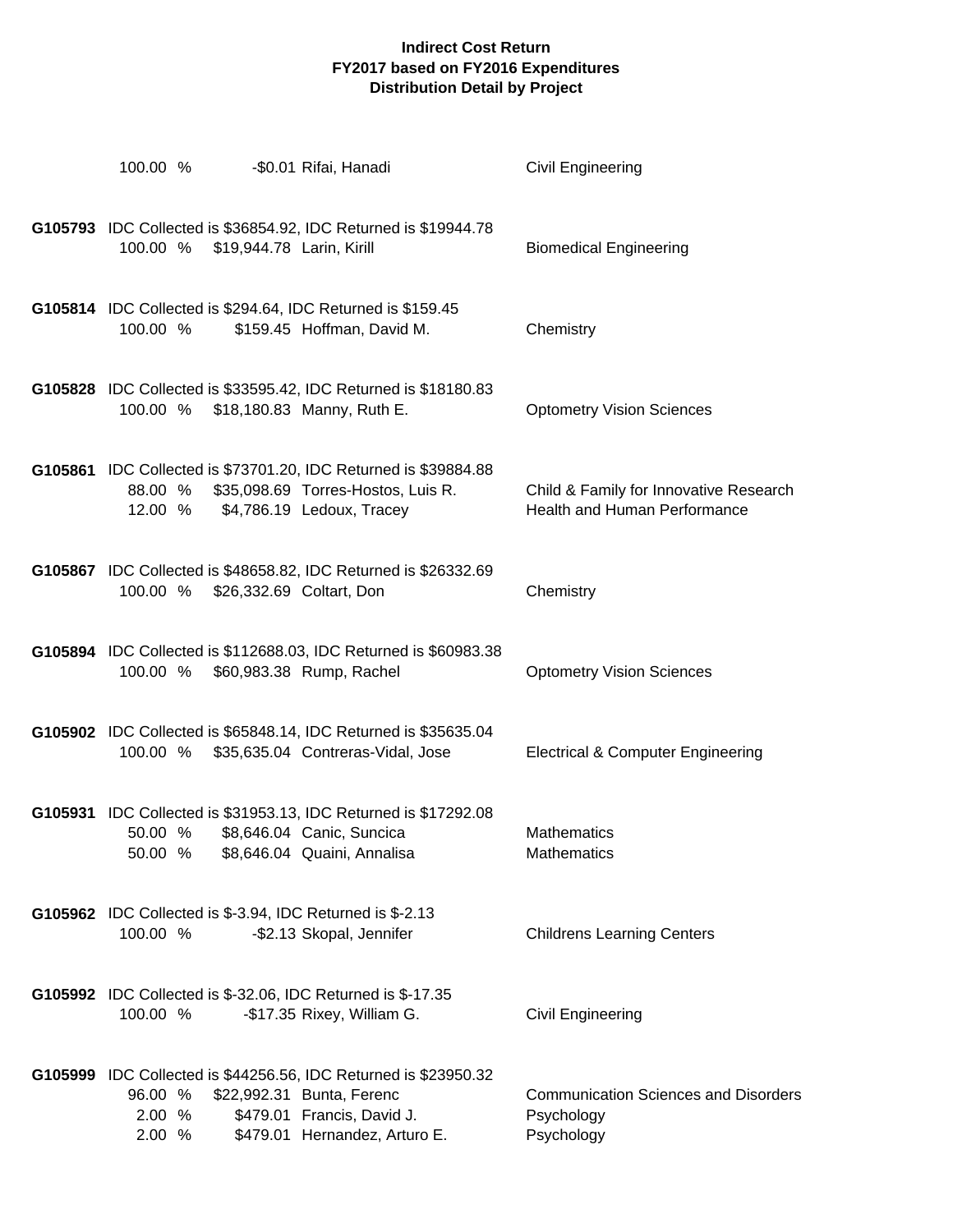**Indirect Cost Return**
**FY2017 based on FY2016 Expenditures**
**Distribution Detail by Project**

100.00 % -$0.01 Rifai, Hanadi Civil Engineering

**G105793** IDC Collected is $36854.92, IDC Returned is $19944.78
100.00 % $19,944.78 Larin, Kirill Biomedical Engineering

**G105814** IDC Collected is $294.64, IDC Returned is $159.45
100.00 % $159.45 Hoffman, David M. Chemistry

**G105828** IDC Collected is $33595.42, IDC Returned is $18180.83
100.00 % $18,180.83 Manny, Ruth E. Optometry Vision Sciences

**G105861** IDC Collected is $73701.20, IDC Returned is $39884.88
88.00 % $35,098.69 Torres-Hostos, Luis R. Child & Family for Innovative Research
12.00 % $4,786.19 Ledoux, Tracey Health and Human Performance

**G105867** IDC Collected is $48658.82, IDC Returned is $26332.69
100.00 % $26,332.69 Coltart, Don Chemistry

**G105894** IDC Collected is $112688.03, IDC Returned is $60983.38
100.00 % $60,983.38 Rump, Rachel Optometry Vision Sciences

**G105902** IDC Collected is $65848.14, IDC Returned is $35635.04
100.00 % $35,635.04 Contreras-Vidal, Jose Electrical & Computer Engineering

**G105931** IDC Collected is $31953.13, IDC Returned is $17292.08
50.00 % $8,646.04 Canic, Suncica Mathematics
50.00 % $8,646.04 Quaini, Annalisa Mathematics

**G105962** IDC Collected is $-3.94, IDC Returned is $-2.13
100.00 % -$2.13 Skopal, Jennifer Childrens Learning Centers

**G105992** IDC Collected is $-32.06, IDC Returned is $-17.35
100.00 % -$17.35 Rixey, William G. Civil Engineering

**G105999** IDC Collected is $44256.56, IDC Returned is $23950.32
96.00 % $22,992.31 Bunta, Ferenc Communication Sciences and Disorders
2.00 % $479.01 Francis, David J. Psychology
2.00 % $479.01 Hernandez, Arturo E. Psychology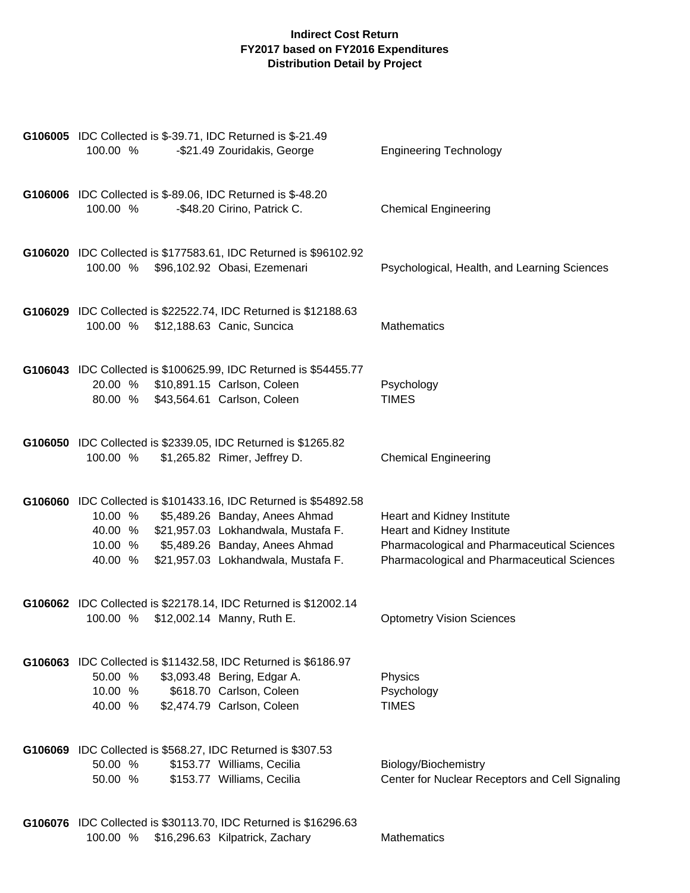# Indirect Cost Return
## FY2017 based on FY2016 Expenditures
### Distribution Detail by Project

**G106005** IDC Collected is $-39.71, IDC Returned is $-21.49

| Percent | Amount | Name | Department |
|---|---|---|---|
| 100.00 % | -$21.49 | Zouridakis, George | Engineering Technology |

**G106006** IDC Collected is $-89.06, IDC Returned is $-48.20

| Percent | Amount | Name | Department |
|---|---|---|---|
| 100.00 % | -$48.20 | Cirino, Patrick C. | Chemical Engineering |

**G106020** IDC Collected is $177583.61, IDC Returned is $96102.92

| Percent | Amount | Name | Department |
|---|---|---|---|
| 100.00 % | $96,102.92 | Obasi, Ezemenari | Psychological, Health, and Learning Sciences |

**G106029** IDC Collected is $22522.74, IDC Returned is $12188.63

| Percent | Amount | Name | Department |
|---|---|---|---|
| 100.00 % | $12,188.63 | Canic, Suncica | Mathematics |

**G106043** IDC Collected is $100625.99, IDC Returned is $54455.77

| Percent | Amount | Name | Department |
|---|---|---|---|
| 20.00 % | $10,891.15 | Carlson, Coleen | Psychology |
| 80.00 % | $43,564.61 | Carlson, Coleen | TIMES |

**G106050** IDC Collected is $2339.05, IDC Returned is $1265.82

| Percent | Amount | Name | Department |
|---|---|---|---|
| 100.00 % | $1,265.82 | Rimer, Jeffrey D. | Chemical Engineering |

**G106060** IDC Collected is $101433.16, IDC Returned is $54892.58

| Percent | Amount | Name | Department |
|---|---|---|---|
| 10.00 % | $5,489.26 | Banday, Anees Ahmad | Heart and Kidney Institute |
| 40.00 % | $21,957.03 | Lokhandwala, Mustafa F. | Heart and Kidney Institute |
| 10.00 % | $5,489.26 | Banday, Anees Ahmad | Pharmacological and Pharmaceutical Sciences |
| 40.00 % | $21,957.03 | Lokhandwala, Mustafa F. | Pharmacological and Pharmaceutical Sciences |

**G106062** IDC Collected is $22178.14, IDC Returned is $12002.14

| Percent | Amount | Name | Department |
|---|---|---|---|
| 100.00 % | $12,002.14 | Manny, Ruth E. | Optometry Vision Sciences |

**G106063** IDC Collected is $11432.58, IDC Returned is $6186.97

| Percent | Amount | Name | Department |
|---|---|---|---|
| 50.00 % | $3,093.48 | Bering, Edgar A. | Physics |
| 10.00 % | $618.70 | Carlson, Coleen | Psychology |
| 40.00 % | $2,474.79 | Carlson, Coleen | TIMES |

**G106069** IDC Collected is $568.27, IDC Returned is $307.53

| Percent | Amount | Name | Department |
|---|---|---|---|
| 50.00 % | $153.77 | Williams, Cecilia | Biology/Biochemistry |
| 50.00 % | $153.77 | Williams, Cecilia | Center for Nuclear Receptors and Cell Signaling |

**G106076** IDC Collected is $30113.70, IDC Returned is $16296.63

| Percent | Amount | Name | Department |
|---|---|---|---|
| 100.00 % | $16,296.63 | Kilpatrick, Zachary | Mathematics |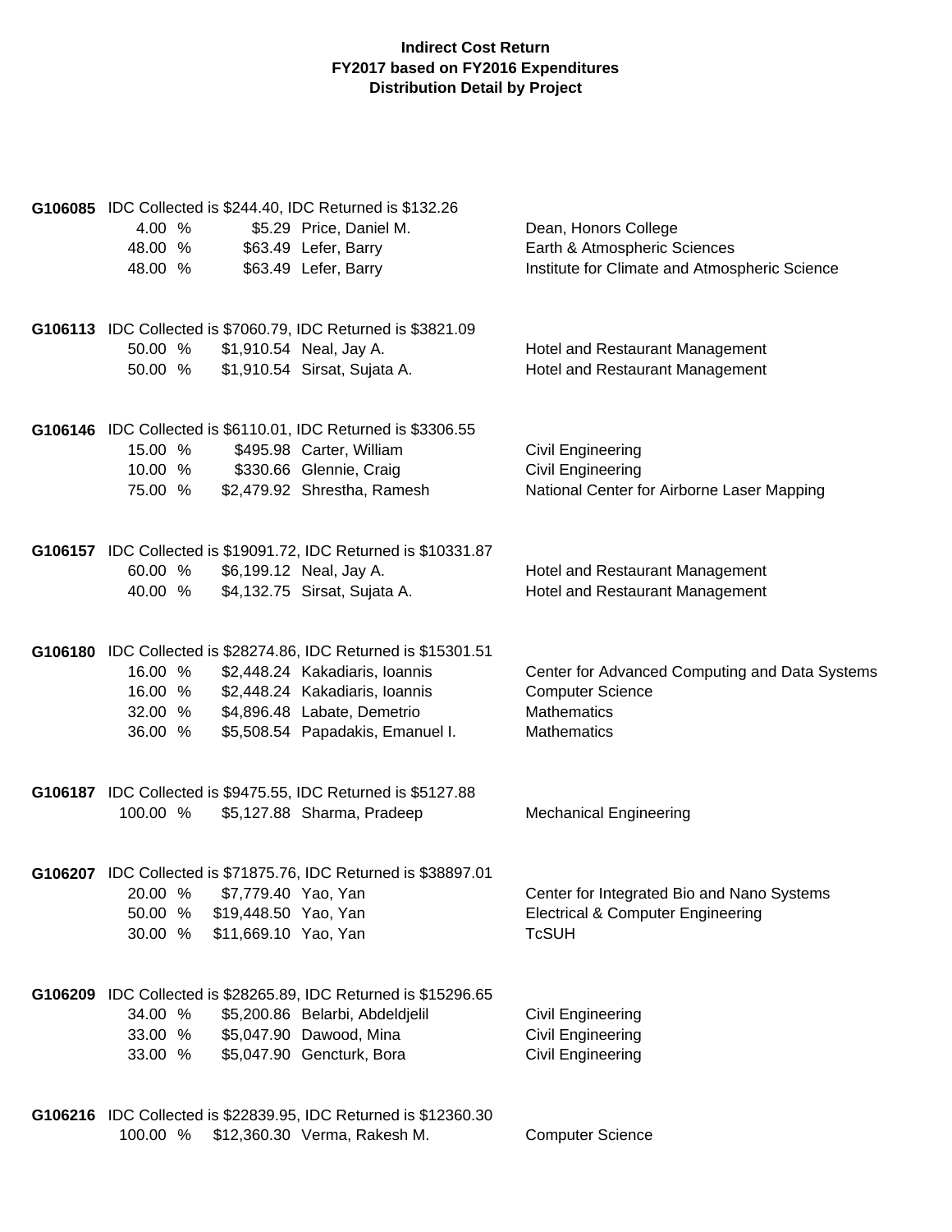# Indirect Cost Return
## FY2017 based on FY2016 Expenditures
### Distribution Detail by Project

**G106085** IDC Collected is $244.40, IDC Returned is $132.26

| % | Amount | Name | Department |
|---|---|---|---|
| 4.00 % | $5.29 | Price, Daniel M. | Dean, Honors College |
| 48.00 % | $63.49 | Lefer, Barry | Earth & Atmospheric Sciences |
| 48.00 % | $63.49 | Lefer, Barry | Institute for Climate and Atmospheric Science |

**G106113** IDC Collected is $7060.79, IDC Returned is $3821.09

| % | Amount | Name | Department |
|---|---|---|---|
| 50.00 % | $1,910.54 | Neal, Jay A. | Hotel and Restaurant Management |
| 50.00 % | $1,910.54 | Sirsat, Sujata A. | Hotel and Restaurant Management |

**G106146** IDC Collected is $6110.01, IDC Returned is $3306.55

| % | Amount | Name | Department |
|---|---|---|---|
| 15.00 % | $495.98 | Carter, William | Civil Engineering |
| 10.00 % | $330.66 | Glennie, Craig | Civil Engineering |
| 75.00 % | $2,479.92 | Shrestha, Ramesh | National Center for Airborne Laser Mapping |

**G106157** IDC Collected is $19091.72, IDC Returned is $10331.87

| % | Amount | Name | Department |
|---|---|---|---|
| 60.00 % | $6,199.12 | Neal, Jay A. | Hotel and Restaurant Management |
| 40.00 % | $4,132.75 | Sirsat, Sujata A. | Hotel and Restaurant Management |

**G106180** IDC Collected is $28274.86, IDC Returned is $15301.51

| % | Amount | Name | Department |
|---|---|---|---|
| 16.00 % | $2,448.24 | Kakadiaris, Ioannis | Center for Advanced Computing and Data Systems |
| 16.00 % | $2,448.24 | Kakadiaris, Ioannis | Computer Science |
| 32.00 % | $4,896.48 | Labate, Demetrio | Mathematics |
| 36.00 % | $5,508.54 | Papadakis, Emanuel I. | Mathematics |

**G106187** IDC Collected is $9475.55, IDC Returned is $5127.88

| % | Amount | Name | Department |
|---|---|---|---|
| 100.00 % | $5,127.88 | Sharma, Pradeep | Mechanical Engineering |

**G106207** IDC Collected is $71875.76, IDC Returned is $38897.01

| % | Amount | Name | Department |
|---|---|---|---|
| 20.00 % | $7,779.40 | Yao, Yan | Center for Integrated Bio and Nano Systems |
| 50.00 % | $19,448.50 | Yao, Yan | Electrical & Computer Engineering |
| 30.00 % | $11,669.10 | Yao, Yan | TcSUH |

**G106209** IDC Collected is $28265.89, IDC Returned is $15296.65

| % | Amount | Name | Department |
|---|---|---|---|
| 34.00 % | $5,200.86 | Belarbi, Abdeldjelil | Civil Engineering |
| 33.00 % | $5,047.90 | Dawood, Mina | Civil Engineering |
| 33.00 % | $5,047.90 | Gencturk, Bora | Civil Engineering |

**G106216** IDC Collected is $22839.95, IDC Returned is $12360.30

| % | Amount | Name | Department |
|---|---|---|---|
| 100.00 % | $12,360.30 | Verma, Rakesh M. | Computer Science |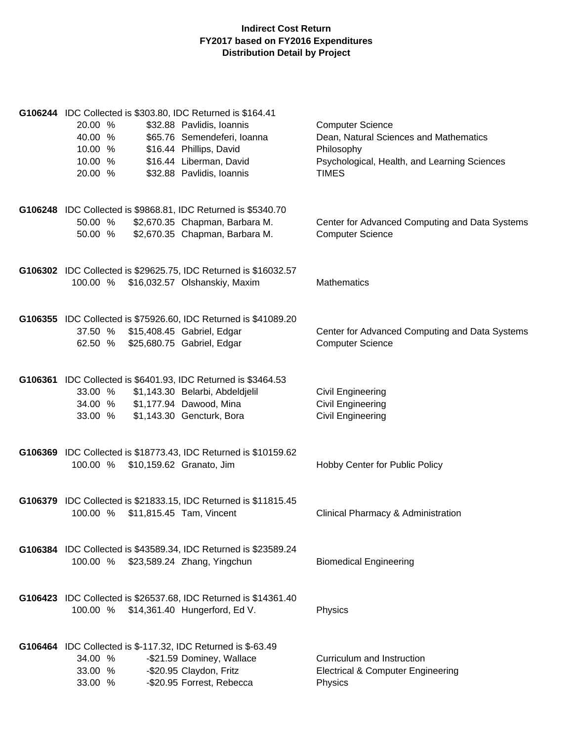**Indirect Cost Return**
**FY2017 based on FY2016 Expenditures**
**Distribution Detail by Project**

**G106244** IDC Collected is $303.80, IDC Returned is $164.41

| | | | |
|---|---|---|---|
| 20.00 % | $32.88 | Pavlidis, Ioannis | Computer Science |
| 40.00 % | $65.76 | Semendeferi, Ioanna | Dean, Natural Sciences and Mathematics |
| 10.00 % | $16.44 | Phillips, David | Philosophy |
| 10.00 % | $16.44 | Liberman, David | Psychological, Health, and Learning Sciences |
| 20.00 % | $32.88 | Pavlidis, Ioannis | TIMES |

**G106248** IDC Collected is $9868.81, IDC Returned is $5340.70

| | | | |
|---|---|---|---|
| 50.00 % | $2,670.35 | Chapman, Barbara M. | Center for Advanced Computing and Data Systems |
| 50.00 % | $2,670.35 | Chapman, Barbara M. | Computer Science |

**G106302** IDC Collected is $29625.75, IDC Returned is $16032.57

| | | | |
|---|---|---|---|
| 100.00 % | $16,032.57 | Olshanskiy, Maxim | Mathematics |

**G106355** IDC Collected is $75926.60, IDC Returned is $41089.20

| | | | |
|---|---|---|---|
| 37.50 % | $15,408.45 | Gabriel, Edgar | Center for Advanced Computing and Data Systems |
| 62.50 % | $25,680.75 | Gabriel, Edgar | Computer Science |

**G106361** IDC Collected is $6401.93, IDC Returned is $3464.53

| | | | |
|---|---|---|---|
| 33.00 % | $1,143.30 | Belarbi, Abdeldjelil | Civil Engineering |
| 34.00 % | $1,177.94 | Dawood, Mina | Civil Engineering |
| 33.00 % | $1,143.30 | Gencturk, Bora | Civil Engineering |

**G106369** IDC Collected is $18773.43, IDC Returned is $10159.62

| | | | |
|---|---|---|---|
| 100.00 % | $10,159.62 | Granato, Jim | Hobby Center for Public Policy |

**G106379** IDC Collected is $21833.15, IDC Returned is $11815.45

| | | | |
|---|---|---|---|
| 100.00 % | $11,815.45 | Tam, Vincent | Clinical Pharmacy & Administration |

**G106384** IDC Collected is $43589.34, IDC Returned is $23589.24

| | | | |
|---|---|---|---|
| 100.00 % | $23,589.24 | Zhang, Yingchun | Biomedical Engineering |

**G106423** IDC Collected is $26537.68, IDC Returned is $14361.40

| | | | |
|---|---|---|---|
| 100.00 % | $14,361.40 | Hungerford, Ed V. | Physics |

**G106464** IDC Collected is $-117.32, IDC Returned is $-63.49

| | | | |
|---|---|---|---|
| 34.00 % | -$21.59 | Dominey, Wallace | Curriculum and Instruction |
| 33.00 % | -$20.95 | Claydon, Fritz | Electrical & Computer Engineering |
| 33.00 % | -$20.95 | Forrest, Rebecca | Physics |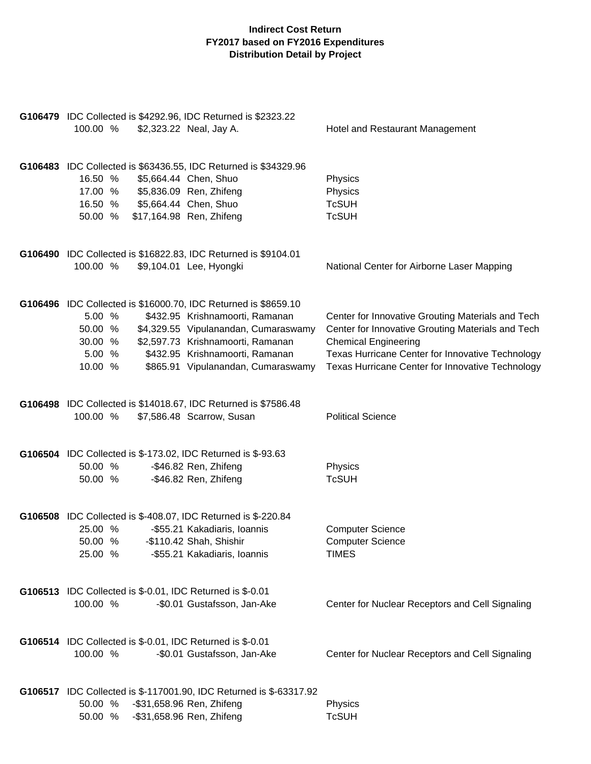**Indirect Cost Return**
**FY2017 based on FY2016 Expenditures**
**Distribution Detail by Project**

**G106479** IDC Collected is $4292.96, IDC Returned is $2323.22

| % | Amount | Name | Department |
|---|---|---|---|
| 100.00 % | $2,323.22 | Neal, Jay A. | Hotel and Restaurant Management |

**G106483** IDC Collected is $63436.55, IDC Returned is $34329.96

| % | Amount | Name | Department |
|---|---|---|---|
| 16.50 % | $5,664.44 | Chen, Shuo | Physics |
| 17.00 % | $5,836.09 | Ren, Zhifeng | Physics |
| 16.50 % | $5,664.44 | Chen, Shuo | TcSUH |
| 50.00 % | $17,164.98 | Ren, Zhifeng | TcSUH |

**G106490** IDC Collected is $16822.83, IDC Returned is $9104.01

| % | Amount | Name | Department |
|---|---|---|---|
| 100.00 % | $9,104.01 | Lee, Hyongki | National Center for Airborne Laser Mapping |

**G106496** IDC Collected is $16000.70, IDC Returned is $8659.10

| % | Amount | Name | Department |
|---|---|---|---|
| 5.00 % | $432.95 | Krishnamoorti, Ramanan | Center for Innovative Grouting Materials and Tech |
| 50.00 % | $4,329.55 | Vipulanandan, Cumaraswamy | Center for Innovative Grouting Materials and Tech |
| 30.00 % | $2,597.73 | Krishnamoorti, Ramanan | Chemical Engineering |
| 5.00 % | $432.95 | Krishnamoorti, Ramanan | Texas Hurricane Center for Innovative Technology |
| 10.00 % | $865.91 | Vipulanandan, Cumaraswamy | Texas Hurricane Center for Innovative Technology |

**G106498** IDC Collected is $14018.67, IDC Returned is $7586.48

| % | Amount | Name | Department |
|---|---|---|---|
| 100.00 % | $7,586.48 | Scarrow, Susan | Political Science |

**G106504** IDC Collected is $-173.02, IDC Returned is $-93.63

| % | Amount | Name | Department |
|---|---|---|---|
| 50.00 % | -$46.82 | Ren, Zhifeng | Physics |
| 50.00 % | -$46.82 | Ren, Zhifeng | TcSUH |

**G106508** IDC Collected is $-408.07, IDC Returned is $-220.84

| % | Amount | Name | Department |
|---|---|---|---|
| 25.00 % | -$55.21 | Kakadiaris, Ioannis | Computer Science |
| 50.00 % | -$110.42 | Shah, Shishir | Computer Science |
| 25.00 % | -$55.21 | Kakadiaris, Ioannis | TIMES |

**G106513** IDC Collected is $-0.01, IDC Returned is $-0.01

| % | Amount | Name | Department |
|---|---|---|---|
| 100.00 % | -$0.01 | Gustafsson, Jan-Ake | Center for Nuclear Receptors and Cell Signaling |

**G106514** IDC Collected is $-0.01, IDC Returned is $-0.01

| % | Amount | Name | Department |
|---|---|---|---|
| 100.00 % | -$0.01 | Gustafsson, Jan-Ake | Center for Nuclear Receptors and Cell Signaling |

**G106517** IDC Collected is $-117001.90, IDC Returned is $-63317.92

| % | Amount | Name | Department |
|---|---|---|---|
| 50.00 % | -$31,658.96 | Ren, Zhifeng | Physics |
| 50.00 % | -$31,658.96 | Ren, Zhifeng | TcSUH |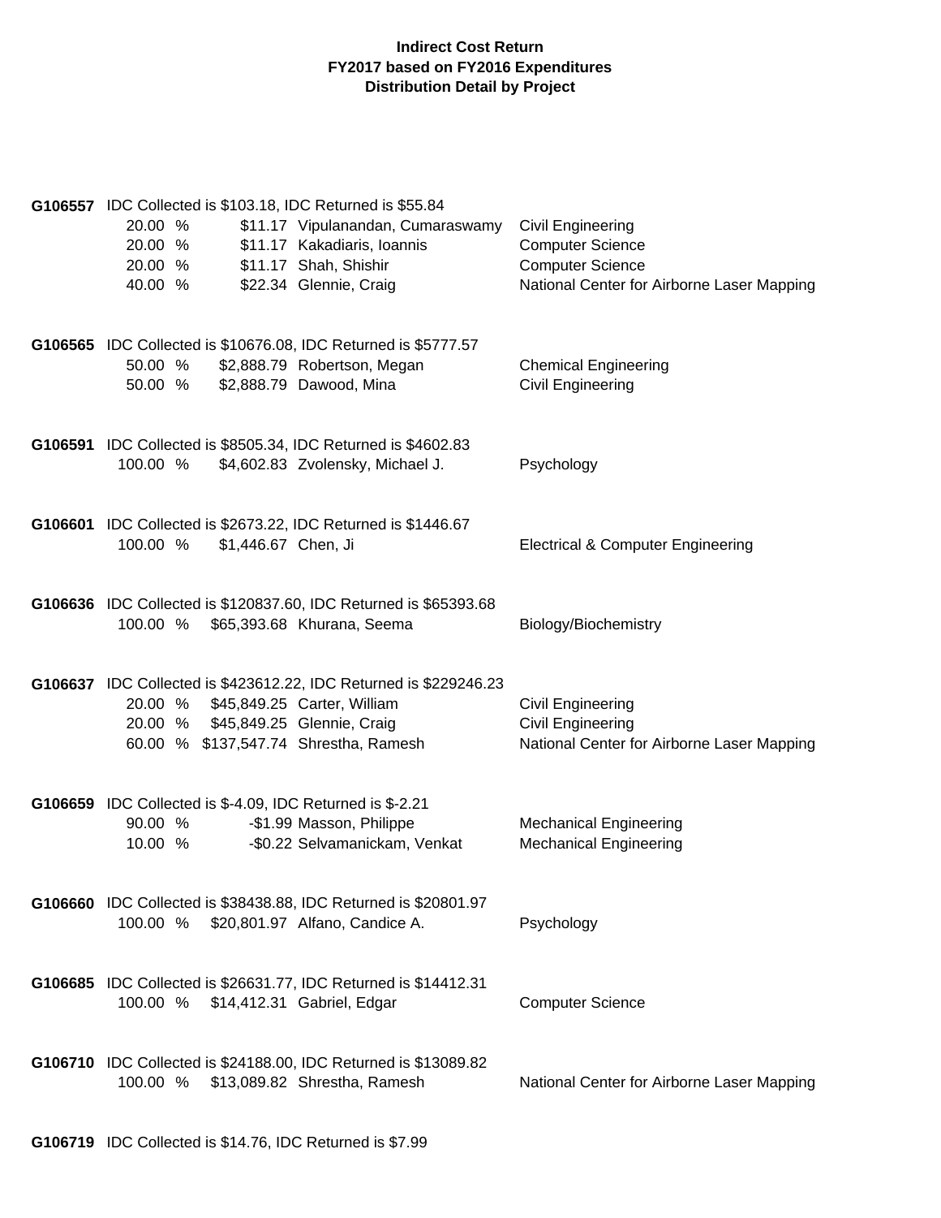# Indirect Cost Return
## FY2017 based on FY2016 Expenditures
### Distribution Detail by Project

**G106557** IDC Collected is $103.18, IDC Returned is $55.84

| % | Amount | Name | Department |
|---|---|---|---|
| 20.00 % | $11.17 | Vipulanandan, Cumaraswamy | Civil Engineering |
| 20.00 % | $11.17 | Kakadiaris, Ioannis | Computer Science |
| 20.00 % | $11.17 | Shah, Shishir | Computer Science |
| 40.00 % | $22.34 | Glennie, Craig | National Center for Airborne Laser Mapping |

**G106565** IDC Collected is $10676.08, IDC Returned is $5777.57

| % | Amount | Name | Department |
|---|---|---|---|
| 50.00 % | $2,888.79 | Robertson, Megan | Chemical Engineering |
| 50.00 % | $2,888.79 | Dawood, Mina | Civil Engineering |

**G106591** IDC Collected is $8505.34, IDC Returned is $4602.83

| % | Amount | Name | Department |
|---|---|---|---|
| 100.00 % | $4,602.83 | Zvolensky, Michael J. | Psychology |

**G106601** IDC Collected is $2673.22, IDC Returned is $1446.67

| % | Amount | Name | Department |
|---|---|---|---|
| 100.00 % | $1,446.67 | Chen, Ji | Electrical & Computer Engineering |

**G106636** IDC Collected is $120837.60, IDC Returned is $65393.68

| % | Amount | Name | Department |
|---|---|---|---|
| 100.00 % | $65,393.68 | Khurana, Seema | Biology/Biochemistry |

**G106637** IDC Collected is $423612.22, IDC Returned is $229246.23

| % | Amount | Name | Department |
|---|---|---|---|
| 20.00 % | $45,849.25 | Carter, William | Civil Engineering |
| 20.00 % | $45,849.25 | Glennie, Craig | Civil Engineering |
| 60.00 % | $137,547.74 | Shrestha, Ramesh | National Center for Airborne Laser Mapping |

**G106659** IDC Collected is $-4.09, IDC Returned is $-2.21

| % | Amount | Name | Department |
|---|---|---|---|
| 90.00 % | -$1.99 | Masson, Philippe | Mechanical Engineering |
| 10.00 % | -$0.22 | Selvamanickam, Venkat | Mechanical Engineering |

**G106660** IDC Collected is $38438.88, IDC Returned is $20801.97

| % | Amount | Name | Department |
|---|---|---|---|
| 100.00 % | $20,801.97 | Alfano, Candice A. | Psychology |

**G106685** IDC Collected is $26631.77, IDC Returned is $14412.31

| % | Amount | Name | Department |
|---|---|---|---|
| 100.00 % | $14,412.31 | Gabriel, Edgar | Computer Science |

**G106710** IDC Collected is $24188.00, IDC Returned is $13089.82

| % | Amount | Name | Department |
|---|---|---|---|
| 100.00 % | $13,089.82 | Shrestha, Ramesh | National Center for Airborne Laser Mapping |

**G106719** IDC Collected is $14.76, IDC Returned is $7.99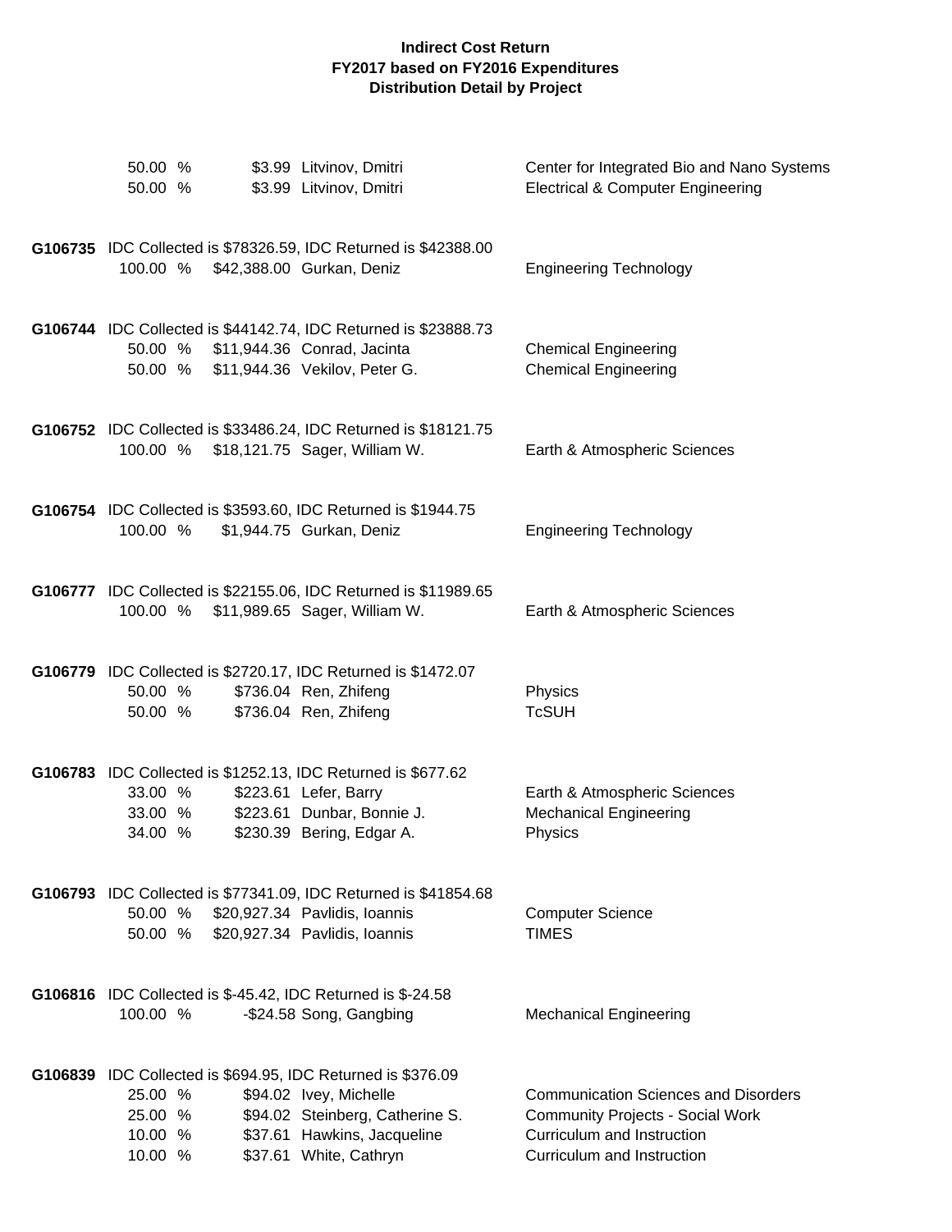**Indirect Cost Return**
**FY2017 based on FY2016 Expenditures**
**Distribution Detail by Project**

| | | | |
|---|---|---|---|
| 50.00 % | $3.99 | Litvinov, Dmitri | Center for Integrated Bio and Nano Systems |
| 50.00 % | $3.99 | Litvinov, Dmitri | Electrical & Computer Engineering |

**G106735** IDC Collected is $78326.59, IDC Returned is $42388.00

| | | | |
|---|---|---|---|
| 100.00 % | $42,388.00 | Gurkan, Deniz | Engineering Technology |

**G106744** IDC Collected is $44142.74, IDC Returned is $23888.73

| | | | |
|---|---|---|---|
| 50.00 % | $11,944.36 | Conrad, Jacinta | Chemical Engineering |
| 50.00 % | $11,944.36 | Vekilov, Peter G. | Chemical Engineering |

**G106752** IDC Collected is $33486.24, IDC Returned is $18121.75

| | | | |
|---|---|---|---|
| 100.00 % | $18,121.75 | Sager, William W. | Earth & Atmospheric Sciences |

**G106754** IDC Collected is $3593.60, IDC Returned is $1944.75

| | | | |
|---|---|---|---|
| 100.00 % | $1,944.75 | Gurkan, Deniz | Engineering Technology |

**G106777** IDC Collected is $22155.06, IDC Returned is $11989.65

| | | | |
|---|---|---|---|
| 100.00 % | $11,989.65 | Sager, William W. | Earth & Atmospheric Sciences |

**G106779** IDC Collected is $2720.17, IDC Returned is $1472.07

| | | | |
|---|---|---|---|
| 50.00 % | $736.04 | Ren, Zhifeng | Physics |
| 50.00 % | $736.04 | Ren, Zhifeng | TcSUH |

**G106783** IDC Collected is $1252.13, IDC Returned is $677.62

| | | | |
|---|---|---|---|
| 33.00 % | $223.61 | Lefer, Barry | Earth & Atmospheric Sciences |
| 33.00 % | $223.61 | Dunbar, Bonnie J. | Mechanical Engineering |
| 34.00 % | $230.39 | Bering, Edgar A. | Physics |

**G106793** IDC Collected is $77341.09, IDC Returned is $41854.68

| | | | |
|---|---|---|---|
| 50.00 % | $20,927.34 | Pavlidis, Ioannis | Computer Science |
| 50.00 % | $20,927.34 | Pavlidis, Ioannis | TIMES |

**G106816** IDC Collected is $-45.42, IDC Returned is $-24.58

| | | | |
|---|---|---|---|
| 100.00 % | -$24.58 | Song, Gangbing | Mechanical Engineering |

**G106839** IDC Collected is $694.95, IDC Returned is $376.09

| | | | |
|---|---|---|---|
| 25.00 % | $94.02 | Ivey, Michelle | Communication Sciences and Disorders |
| 25.00 % | $94.02 | Steinberg, Catherine S. | Community Projects - Social Work |
| 10.00 % | $37.61 | Hawkins, Jacqueline | Curriculum and Instruction |
| 10.00 % | $37.61 | White, Cathryn | Curriculum and Instruction |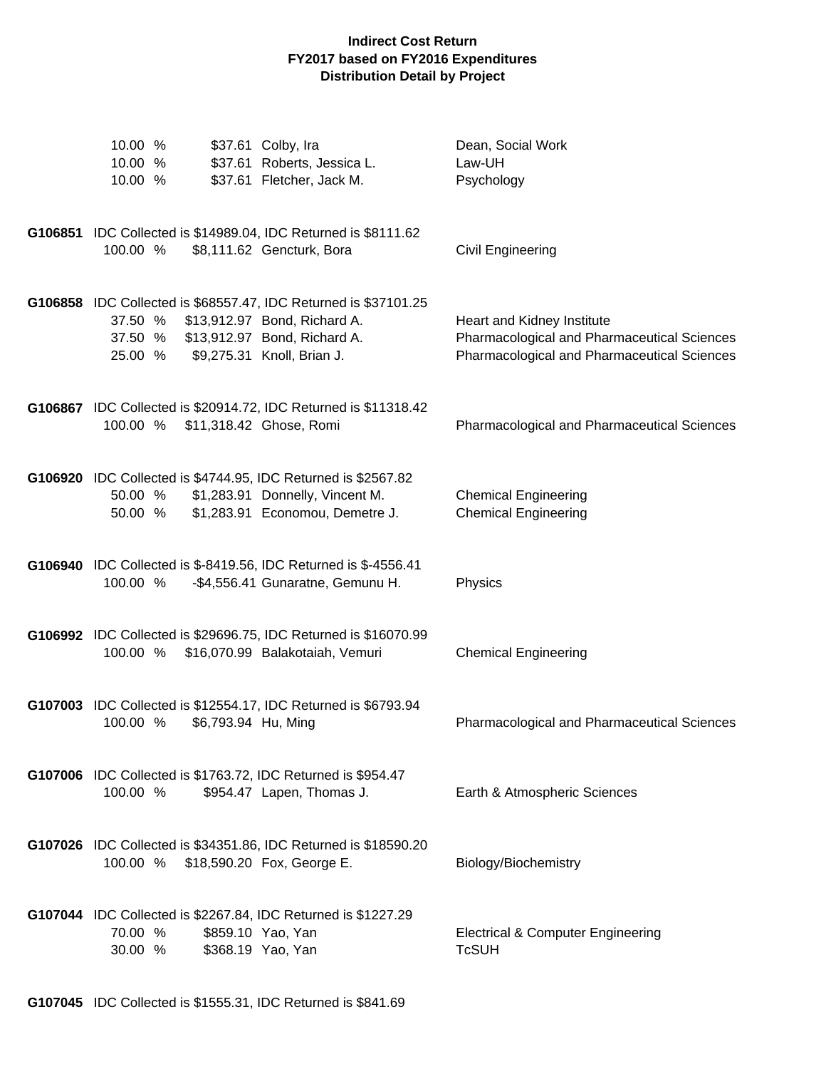**Indirect Cost Return**
**FY2017 based on FY2016 Expenditures**
**Distribution Detail by Project**

| | | | |
|---|---|---|---|
| 10.00 % | $37.61 | Colby, Ira | Dean, Social Work |
| 10.00 % | $37.61 | Roberts, Jessica L. | Law-UH |
| 10.00 % | $37.61 | Fletcher, Jack M. | Psychology |

**G106851** IDC Collected is $14989.04, IDC Returned is $8111.62

| | | | |
|---|---|---|---|
| 100.00 % | $8,111.62 | Gencturk, Bora | Civil Engineering |

**G106858** IDC Collected is $68557.47, IDC Returned is $37101.25

| | | | |
|---|---|---|---|
| 37.50 % | $13,912.97 | Bond, Richard A. | Heart and Kidney Institute |
| 37.50 % | $13,912.97 | Bond, Richard A. | Pharmacological and Pharmaceutical Sciences |
| 25.00 % | $9,275.31 | Knoll, Brian J. | Pharmacological and Pharmaceutical Sciences |

**G106867** IDC Collected is $20914.72, IDC Returned is $11318.42

| | | | |
|---|---|---|---|
| 100.00 % | $11,318.42 | Ghose, Romi | Pharmacological and Pharmaceutical Sciences |

**G106920** IDC Collected is $4744.95, IDC Returned is $2567.82

| | | | |
|---|---|---|---|
| 50.00 % | $1,283.91 | Donnelly, Vincent M. | Chemical Engineering |
| 50.00 % | $1,283.91 | Economou, Demetre J. | Chemical Engineering |

**G106940** IDC Collected is $-8419.56, IDC Returned is $-4556.41

| | | | |
|---|---|---|---|
| 100.00 % | -$4,556.41 | Gunaratne, Gemunu H. | Physics |

**G106992** IDC Collected is $29696.75, IDC Returned is $16070.99

| | | | |
|---|---|---|---|
| 100.00 % | $16,070.99 | Balakotaiah, Vemuri | Chemical Engineering |

**G107003** IDC Collected is $12554.17, IDC Returned is $6793.94

| | | | |
|---|---|---|---|
| 100.00 % | $6,793.94 | Hu, Ming | Pharmacological and Pharmaceutical Sciences |

**G107006** IDC Collected is $1763.72, IDC Returned is $954.47

| | | | |
|---|---|---|---|
| 100.00 % | $954.47 | Lapen, Thomas J. | Earth & Atmospheric Sciences |

**G107026** IDC Collected is $34351.86, IDC Returned is $18590.20

| | | | |
|---|---|---|---|
| 100.00 % | $18,590.20 | Fox, George E. | Biology/Biochemistry |

**G107044** IDC Collected is $2267.84, IDC Returned is $1227.29

| | | | |
|---|---|---|---|
| 70.00 % | $859.10 | Yao, Yan | Electrical & Computer Engineering |
| 30.00 % | $368.19 | Yao, Yan | TcSUH |

**G107045** IDC Collected is $1555.31, IDC Returned is $841.69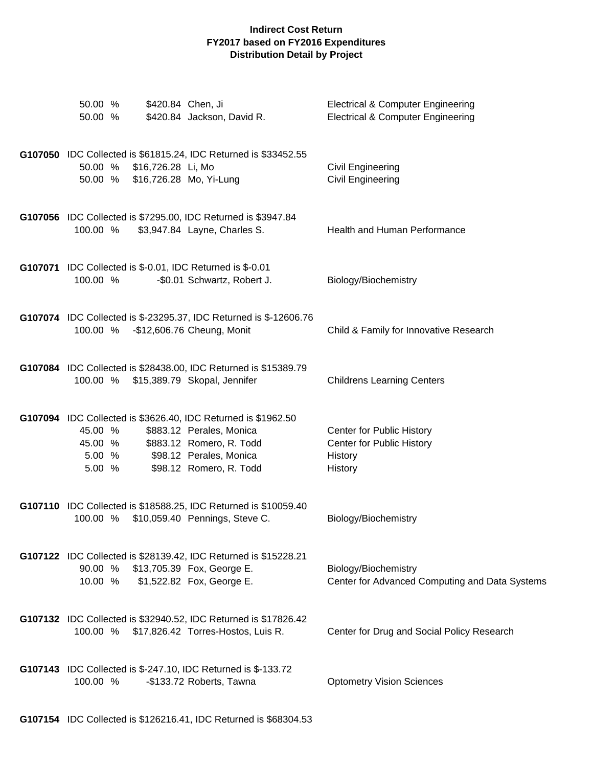**Indirect Cost Return**
**FY2017 based on FY2016 Expenditures**
**Distribution Detail by Project**

| | | | |
|---|---|---|---|
| 50.00 % | $420.84 | Chen, Ji | Electrical & Computer Engineering |
| 50.00 % | $420.84 | Jackson, David R. | Electrical & Computer Engineering |

**G107050** IDC Collected is $61815.24, IDC Returned is $33452.55

| | | | |
|---|---|---|---|
| 50.00 % | $16,726.28 | Li, Mo | Civil Engineering |
| 50.00 % | $16,726.28 | Mo, Yi-Lung | Civil Engineering |

**G107056** IDC Collected is $7295.00, IDC Returned is $3947.84

| | | | |
|---|---|---|---|
| 100.00 % | $3,947.84 | Layne, Charles S. | Health and Human Performance |

**G107071** IDC Collected is $-0.01, IDC Returned is $-0.01

| | | | |
|---|---|---|---|
| 100.00 % | -$0.01 | Schwartz, Robert J. | Biology/Biochemistry |

**G107074** IDC Collected is $-23295.37, IDC Returned is $-12606.76

| | | | |
|---|---|---|---|
| 100.00 % | -$12,606.76 | Cheung, Monit | Child & Family for Innovative Research |

**G107084** IDC Collected is $28438.00, IDC Returned is $15389.79

| | | | |
|---|---|---|---|
| 100.00 % | $15,389.79 | Skopal, Jennifer | Childrens Learning Centers |

**G107094** IDC Collected is $3626.40, IDC Returned is $1962.50

| | | | |
|---|---|---|---|
| 45.00 % | $883.12 | Perales, Monica | Center for Public History |
| 45.00 % | $883.12 | Romero, R. Todd | Center for Public History |
| 5.00 % | $98.12 | Perales, Monica | History |
| 5.00 % | $98.12 | Romero, R. Todd | History |

**G107110** IDC Collected is $18588.25, IDC Returned is $10059.40

| | | | |
|---|---|---|---|
| 100.00 % | $10,059.40 | Pennings, Steve C. | Biology/Biochemistry |

**G107122** IDC Collected is $28139.42, IDC Returned is $15228.21

| | | | |
|---|---|---|---|
| 90.00 % | $13,705.39 | Fox, George E. | Biology/Biochemistry |
| 10.00 % | $1,522.82 | Fox, George E. | Center for Advanced Computing and Data Systems |

**G107132** IDC Collected is $32940.52, IDC Returned is $17826.42

| | | | |
|---|---|---|---|
| 100.00 % | $17,826.42 | Torres-Hostos, Luis R. | Center for Drug and Social Policy Research |

**G107143** IDC Collected is $-247.10, IDC Returned is $-133.72

| | | | |
|---|---|---|---|
| 100.00 % | -$133.72 | Roberts, Tawna | Optometry Vision Sciences |

**G107154** IDC Collected is $126216.41, IDC Returned is $68304.53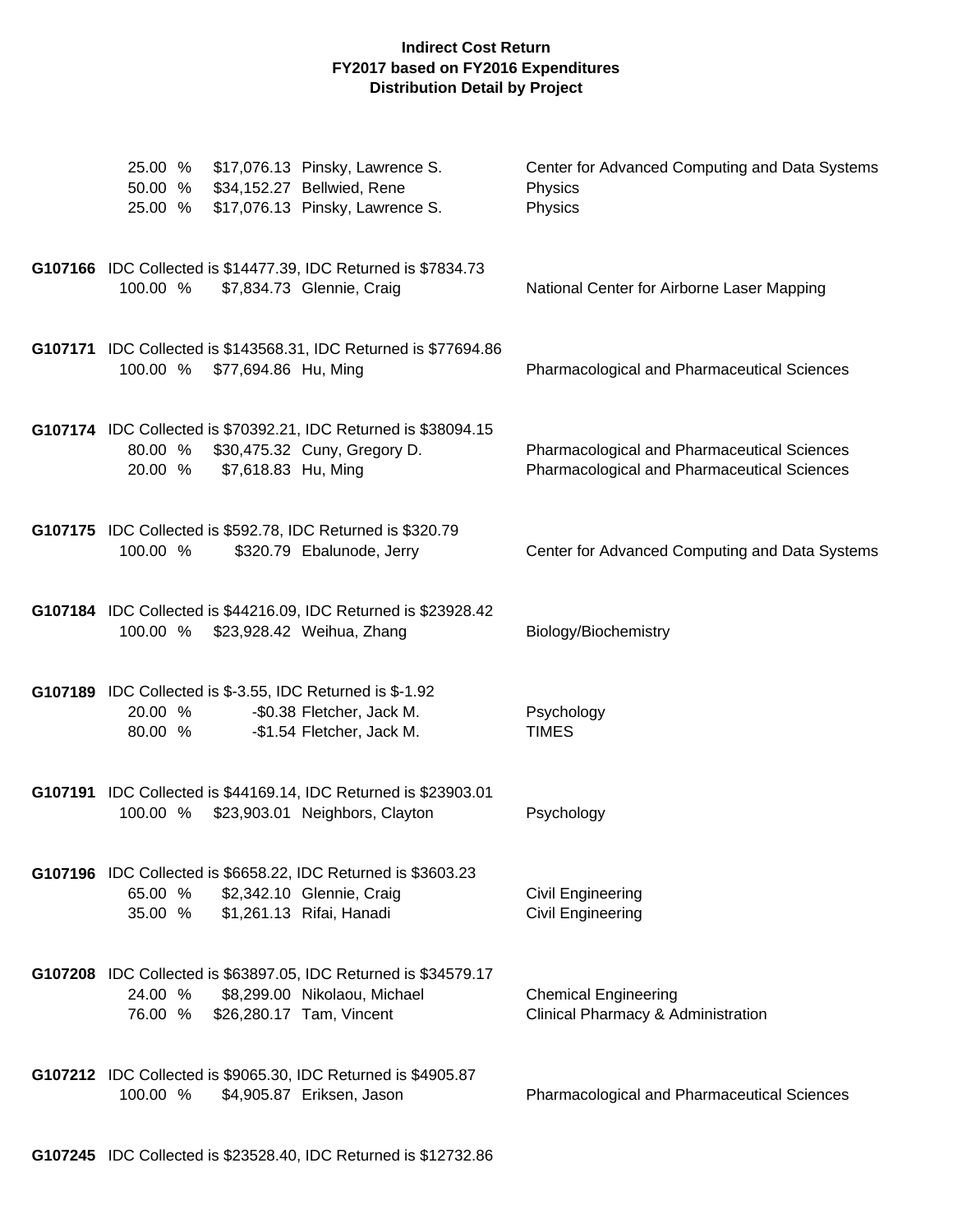**Indirect Cost Return**
**FY2017 based on FY2016 Expenditures**
**Distribution Detail by Project**

| | | | |
|---|---|---|---|
| 25.00 % | $17,076.13 | Pinsky, Lawrence S. | Center for Advanced Computing and Data Systems |
| 50.00 % | $34,152.27 | Bellwied, Rene | Physics |
| 25.00 % | $17,076.13 | Pinsky, Lawrence S. | Physics |

**G107166** IDC Collected is $14477.39, IDC Returned is $7834.73

| | | | |
|---|---|---|---|
| 100.00 % | $7,834.73 | Glennie, Craig | National Center for Airborne Laser Mapping |

**G107171** IDC Collected is $143568.31, IDC Returned is $77694.86

| | | | |
|---|---|---|---|
| 100.00 % | $77,694.86 | Hu, Ming | Pharmacological and Pharmaceutical Sciences |

**G107174** IDC Collected is $70392.21, IDC Returned is $38094.15

| | | | |
|---|---|---|---|
| 80.00 % | $30,475.32 | Cuny, Gregory D. | Pharmacological and Pharmaceutical Sciences |
| 20.00 % | $7,618.83 | Hu, Ming | Pharmacological and Pharmaceutical Sciences |

**G107175** IDC Collected is $592.78, IDC Returned is $320.79

| | | | |
|---|---|---|---|
| 100.00 % | $320.79 | Ebalunode, Jerry | Center for Advanced Computing and Data Systems |

**G107184** IDC Collected is $44216.09, IDC Returned is $23928.42

| | | | |
|---|---|---|---|
| 100.00 % | $23,928.42 | Weihua, Zhang | Biology/Biochemistry |

**G107189** IDC Collected is $-3.55, IDC Returned is $-1.92

| | | | |
|---|---|---|---|
| 20.00 % | -$0.38 | Fletcher, Jack M. | Psychology |
| 80.00 % | -$1.54 | Fletcher, Jack M. | TIMES |

**G107191** IDC Collected is $44169.14, IDC Returned is $23903.01

| | | | |
|---|---|---|---|
| 100.00 % | $23,903.01 | Neighbors, Clayton | Psychology |

**G107196** IDC Collected is $6658.22, IDC Returned is $3603.23

| | | | |
|---|---|---|---|
| 65.00 % | $2,342.10 | Glennie, Craig | Civil Engineering |
| 35.00 % | $1,261.13 | Rifai, Hanadi | Civil Engineering |

**G107208** IDC Collected is $63897.05, IDC Returned is $34579.17

| | | | |
|---|---|---|---|
| 24.00 % | $8,299.00 | Nikolaou, Michael | Chemical Engineering |
| 76.00 % | $26,280.17 | Tam, Vincent | Clinical Pharmacy & Administration |

**G107212** IDC Collected is $9065.30, IDC Returned is $4905.87

| | | | |
|---|---|---|---|
| 100.00 % | $4,905.87 | Eriksen, Jason | Pharmacological and Pharmaceutical Sciences |

**G107245** IDC Collected is $23528.40, IDC Returned is $12732.86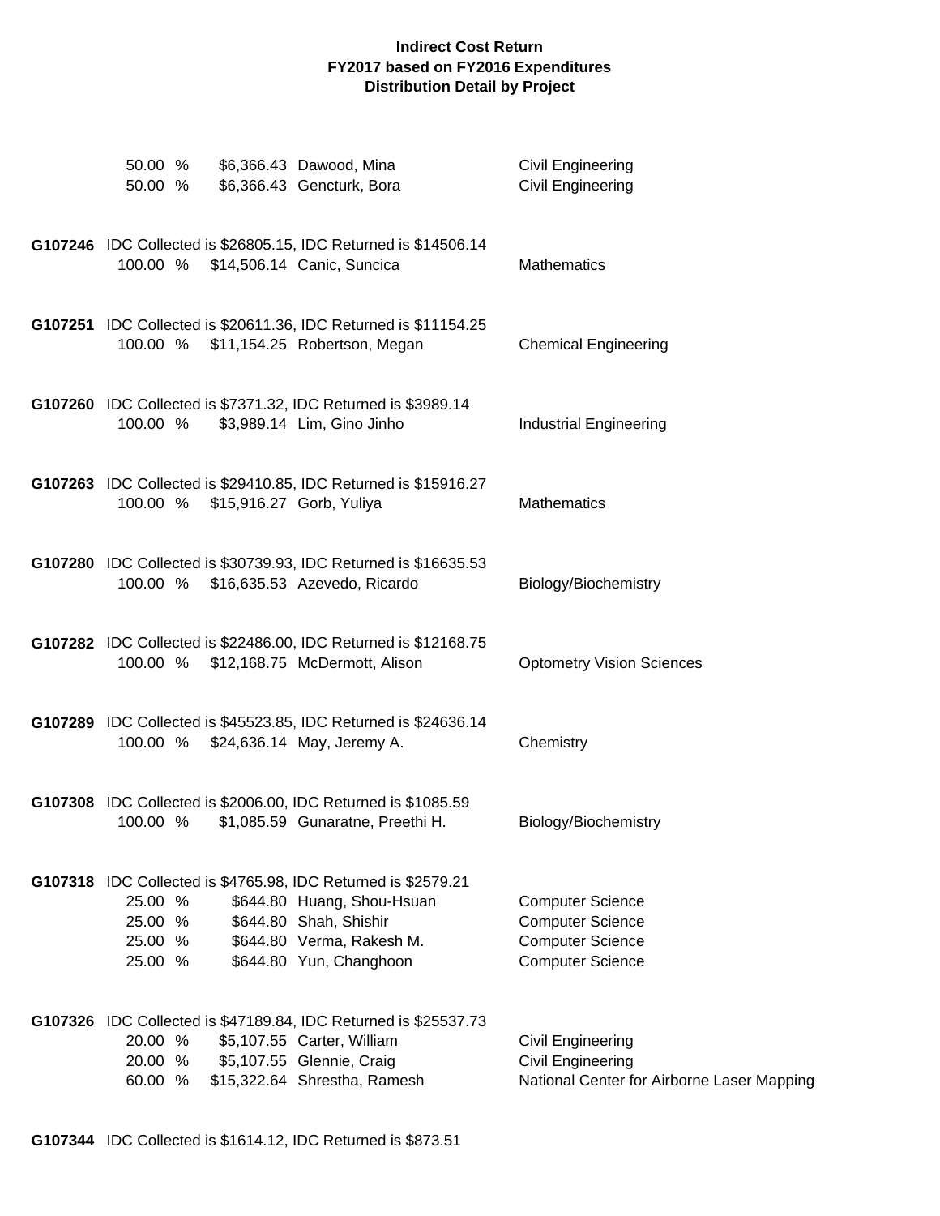# Indirect Cost Return
## FY2017 based on FY2016 Expenditures
### Distribution Detail by Project

50.00 % $6,366.43 Dawood, Mina — Civil Engineering
50.00 % $6,366.43 Gencturk, Bora — Civil Engineering

**G107246** IDC Collected is $26805.15, IDC Returned is $14506.14
100.00 % $14,506.14 Canic, Suncica — Mathematics

**G107251** IDC Collected is $20611.36, IDC Returned is $11154.25
100.00 % $11,154.25 Robertson, Megan — Chemical Engineering

**G107260** IDC Collected is $7371.32, IDC Returned is $3989.14
100.00 % $3,989.14 Lim, Gino Jinho — Industrial Engineering

**G107263** IDC Collected is $29410.85, IDC Returned is $15916.27
100.00 % $15,916.27 Gorb, Yuliya — Mathematics

**G107280** IDC Collected is $30739.93, IDC Returned is $16635.53
100.00 % $16,635.53 Azevedo, Ricardo — Biology/Biochemistry

**G107282** IDC Collected is $22486.00, IDC Returned is $12168.75
100.00 % $12,168.75 McDermott, Alison — Optometry Vision Sciences

**G107289** IDC Collected is $45523.85, IDC Returned is $24636.14
100.00 % $24,636.14 May, Jeremy A. — Chemistry

**G107308** IDC Collected is $2006.00, IDC Returned is $1085.59
100.00 % $1,085.59 Gunaratne, Preethi H. — Biology/Biochemistry

**G107318** IDC Collected is $4765.98, IDC Returned is $2579.21
25.00 % $644.80 Huang, Shou-Hsuan — Computer Science
25.00 % $644.80 Shah, Shishir — Computer Science
25.00 % $644.80 Verma, Rakesh M. — Computer Science
25.00 % $644.80 Yun, Changhoon — Computer Science

**G107326** IDC Collected is $47189.84, IDC Returned is $25537.73
20.00 % $5,107.55 Carter, William — Civil Engineering
20.00 % $5,107.55 Glennie, Craig — Civil Engineering
60.00 % $15,322.64 Shrestha, Ramesh — National Center for Airborne Laser Mapping

**G107344** IDC Collected is $1614.12, IDC Returned is $873.51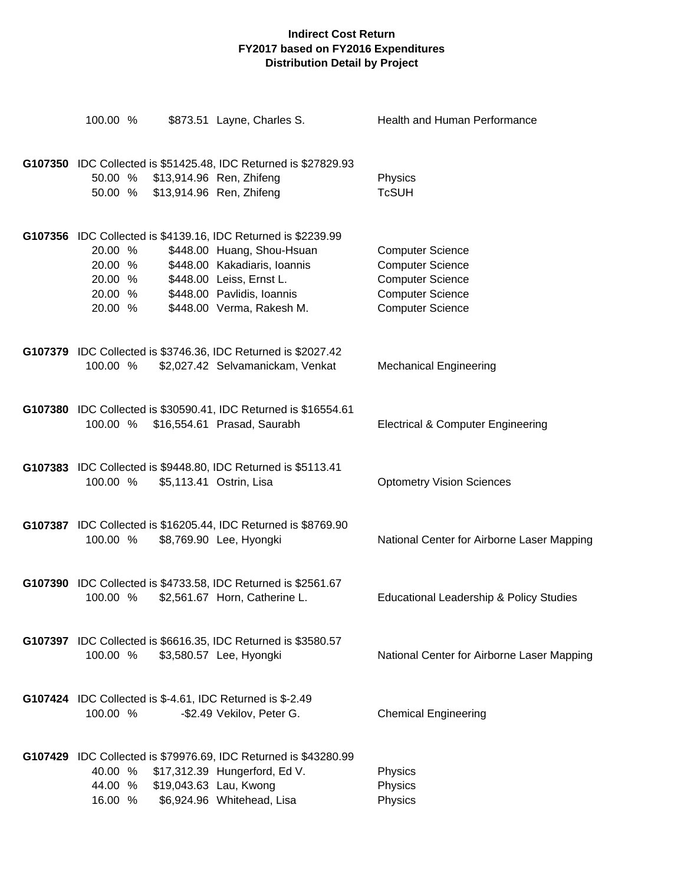**Indirect Cost Return**
**FY2017 based on FY2016 Expenditures**
**Distribution Detail by Project**

100.00 % $873.51 Layne, Charles S. Health and Human Performance

**G107350** IDC Collected is $51425.48, IDC Returned is $27829.93

| | | | |
|---|---|---|---|
| 50.00 % | $13,914.96 | Ren, Zhifeng | Physics |
| 50.00 % | $13,914.96 | Ren, Zhifeng | TcSUH |

**G107356** IDC Collected is $4139.16, IDC Returned is $2239.99

| | | | |
|---|---|---|---|
| 20.00 % | $448.00 | Huang, Shou-Hsuan | Computer Science |
| 20.00 % | $448.00 | Kakadiaris, Ioannis | Computer Science |
| 20.00 % | $448.00 | Leiss, Ernst L. | Computer Science |
| 20.00 % | $448.00 | Pavlidis, Ioannis | Computer Science |
| 20.00 % | $448.00 | Verma, Rakesh M. | Computer Science |

**G107379** IDC Collected is $3746.36, IDC Returned is $2027.42

| | | | |
|---|---|---|---|
| 100.00 % | $2,027.42 | Selvamanickam, Venkat | Mechanical Engineering |

**G107380** IDC Collected is $30590.41, IDC Returned is $16554.61

| | | | |
|---|---|---|---|
| 100.00 % | $16,554.61 | Prasad, Saurabh | Electrical & Computer Engineering |

**G107383** IDC Collected is $9448.80, IDC Returned is $5113.41

| | | | |
|---|---|---|---|
| 100.00 % | $5,113.41 | Ostrin, Lisa | Optometry Vision Sciences |

**G107387** IDC Collected is $16205.44, IDC Returned is $8769.90

| | | | |
|---|---|---|---|
| 100.00 % | $8,769.90 | Lee, Hyongki | National Center for Airborne Laser Mapping |

**G107390** IDC Collected is $4733.58, IDC Returned is $2561.67

| | | | |
|---|---|---|---|
| 100.00 % | $2,561.67 | Horn, Catherine L. | Educational Leadership & Policy Studies |

**G107397** IDC Collected is $6616.35, IDC Returned is $3580.57

| | | | |
|---|---|---|---|
| 100.00 % | $3,580.57 | Lee, Hyongki | National Center for Airborne Laser Mapping |

**G107424** IDC Collected is $-4.61, IDC Returned is $-2.49

| | | | |
|---|---|---|---|
| 100.00 % | -$2.49 | Vekilov, Peter G. | Chemical Engineering |

**G107429** IDC Collected is $79976.69, IDC Returned is $43280.99

| | | | |
|---|---|---|---|
| 40.00 % | $17,312.39 | Hungerford, Ed V. | Physics |
| 44.00 % | $19,043.63 | Lau, Kwong | Physics |
| 16.00 % | $6,924.96 | Whitehead, Lisa | Physics |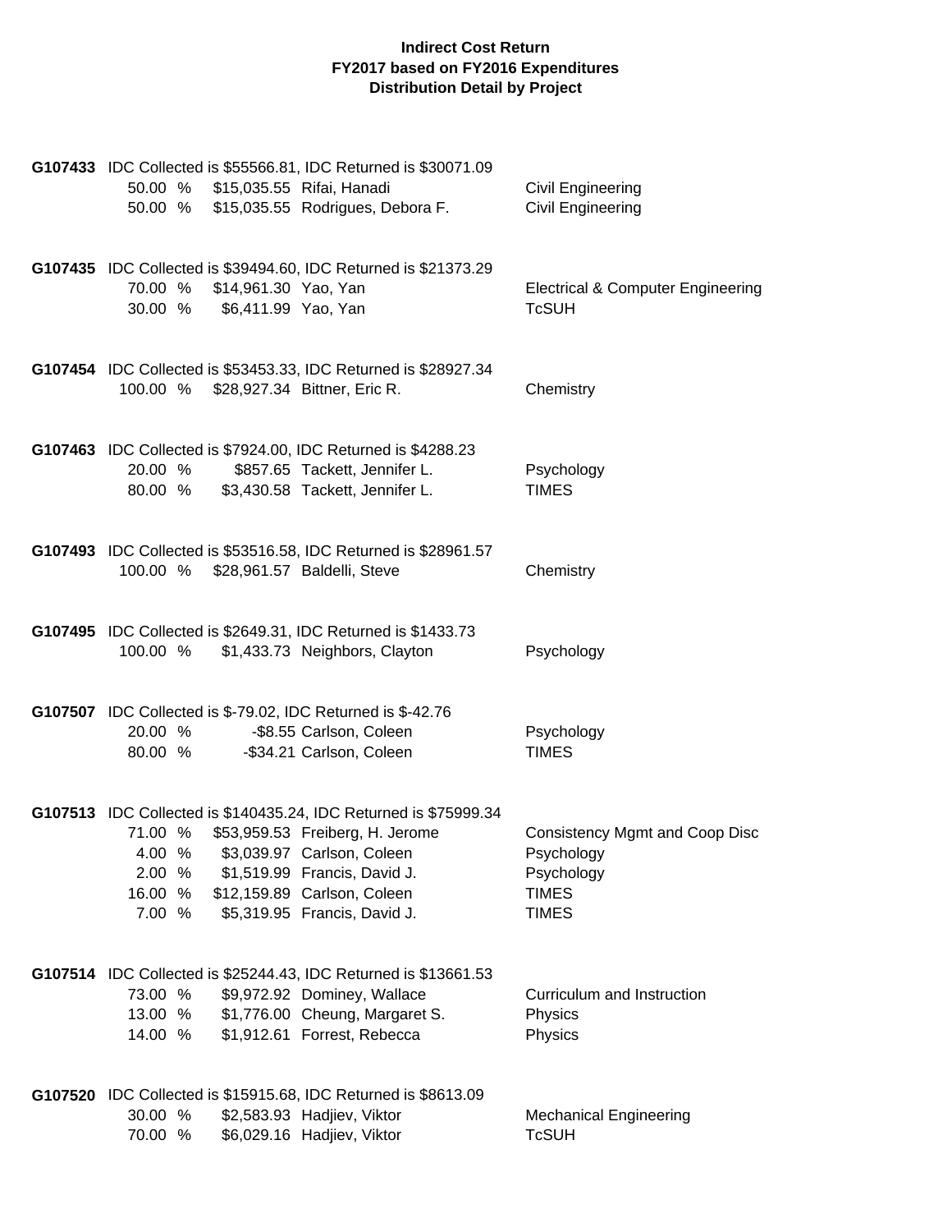**Indirect Cost Return**
**FY2017 based on FY2016 Expenditures**
**Distribution Detail by Project**

**G107433** IDC Collected is $55566.81, IDC Returned is $30071.09

| | | | |
|---|---|---|---|
| 50.00 % | $15,035.55 | Rifai, Hanadi | Civil Engineering |
| 50.00 % | $15,035.55 | Rodrigues, Debora F. | Civil Engineering |

**G107435** IDC Collected is $39494.60, IDC Returned is $21373.29

| | | | |
|---|---|---|---|
| 70.00 % | $14,961.30 | Yao, Yan | Electrical & Computer Engineering |
| 30.00 % | $6,411.99 | Yao, Yan | TcSUH |

**G107454** IDC Collected is $53453.33, IDC Returned is $28927.34

| | | | |
|---|---|---|---|
| 100.00 % | $28,927.34 | Bittner, Eric R. | Chemistry |

**G107463** IDC Collected is $7924.00, IDC Returned is $4288.23

| | | | |
|---|---|---|---|
| 20.00 % | $857.65 | Tackett, Jennifer L. | Psychology |
| 80.00 % | $3,430.58 | Tackett, Jennifer L. | TIMES |

**G107493** IDC Collected is $53516.58, IDC Returned is $28961.57

| | | | |
|---|---|---|---|
| 100.00 % | $28,961.57 | Baldelli, Steve | Chemistry |

**G107495** IDC Collected is $2649.31, IDC Returned is $1433.73

| | | | |
|---|---|---|---|
| 100.00 % | $1,433.73 | Neighbors, Clayton | Psychology |

**G107507** IDC Collected is $-79.02, IDC Returned is $-42.76

| | | | |
|---|---|---|---|
| 20.00 % | -$8.55 | Carlson, Coleen | Psychology |
| 80.00 % | -$34.21 | Carlson, Coleen | TIMES |

**G107513** IDC Collected is $140435.24, IDC Returned is $75999.34

| | | | |
|---|---|---|---|
| 71.00 % | $53,959.53 | Freiberg, H. Jerome | Consistency Mgmt and Coop Disc |
| 4.00 % | $3,039.97 | Carlson, Coleen | Psychology |
| 2.00 % | $1,519.99 | Francis, David J. | Psychology |
| 16.00 % | $12,159.89 | Carlson, Coleen | TIMES |
| 7.00 % | $5,319.95 | Francis, David J. | TIMES |

**G107514** IDC Collected is $25244.43, IDC Returned is $13661.53

| | | | |
|---|---|---|---|
| 73.00 % | $9,972.92 | Dominey, Wallace | Curriculum and Instruction |
| 13.00 % | $1,776.00 | Cheung, Margaret S. | Physics |
| 14.00 % | $1,912.61 | Forrest, Rebecca | Physics |

**G107520** IDC Collected is $15915.68, IDC Returned is $8613.09

| | | | |
|---|---|---|---|
| 30.00 % | $2,583.93 | Hadjiev, Viktor | Mechanical Engineering |
| 70.00 % | $6,029.16 | Hadjiev, Viktor | TcSUH |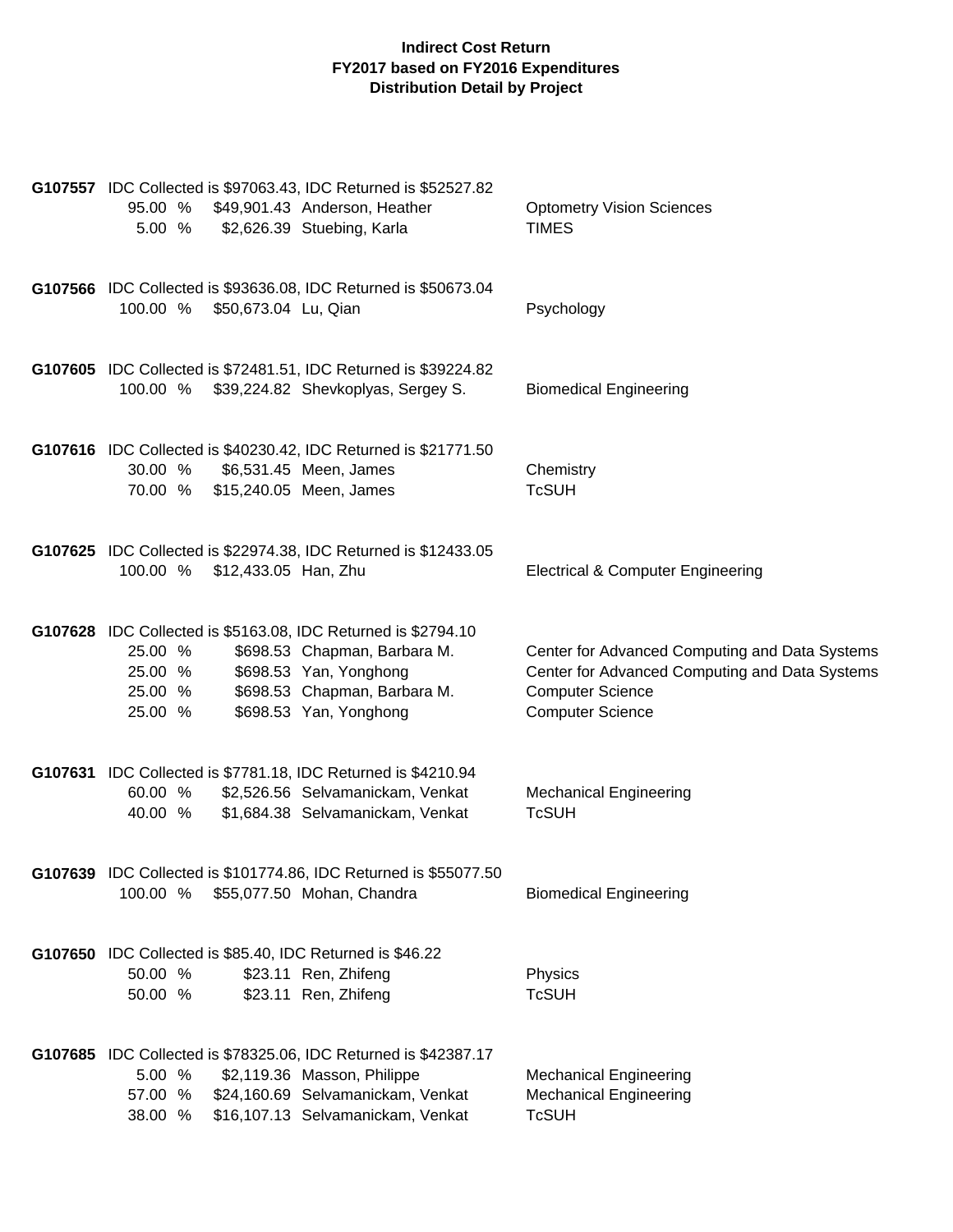**Indirect Cost Return**
**FY2017 based on FY2016 Expenditures**
**Distribution Detail by Project**

**G107557** IDC Collected is $97063.43, IDC Returned is $52527.82

| % | Amount | Name | Department |
|---|---|---|---|
| 95.00 % | $49,901.43 | Anderson, Heather | Optometry Vision Sciences |
| 5.00 % | $2,626.39 | Stuebing, Karla | TIMES |

**G107566** IDC Collected is $93636.08, IDC Returned is $50673.04

| % | Amount | Name | Department |
|---|---|---|---|
| 100.00 % | $50,673.04 | Lu, Qian | Psychology |

**G107605** IDC Collected is $72481.51, IDC Returned is $39224.82

| % | Amount | Name | Department |
|---|---|---|---|
| 100.00 % | $39,224.82 | Shevkoplyas, Sergey S. | Biomedical Engineering |

**G107616** IDC Collected is $40230.42, IDC Returned is $21771.50

| % | Amount | Name | Department |
|---|---|---|---|
| 30.00 % | $6,531.45 | Meen, James | Chemistry |
| 70.00 % | $15,240.05 | Meen, James | TcSUH |

**G107625** IDC Collected is $22974.38, IDC Returned is $12433.05

| % | Amount | Name | Department |
|---|---|---|---|
| 100.00 % | $12,433.05 | Han, Zhu | Electrical & Computer Engineering |

**G107628** IDC Collected is $5163.08, IDC Returned is $2794.10

| % | Amount | Name | Department |
|---|---|---|---|
| 25.00 % | $698.53 | Chapman, Barbara M. | Center for Advanced Computing and Data Systems |
| 25.00 % | $698.53 | Yan, Yonghong | Center for Advanced Computing and Data Systems |
| 25.00 % | $698.53 | Chapman, Barbara M. | Computer Science |
| 25.00 % | $698.53 | Yan, Yonghong | Computer Science |

**G107631** IDC Collected is $7781.18, IDC Returned is $4210.94

| % | Amount | Name | Department |
|---|---|---|---|
| 60.00 % | $2,526.56 | Selvamanickam, Venkat | Mechanical Engineering |
| 40.00 % | $1,684.38 | Selvamanickam, Venkat | TcSUH |

**G107639** IDC Collected is $101774.86, IDC Returned is $55077.50

| % | Amount | Name | Department |
|---|---|---|---|
| 100.00 % | $55,077.50 | Mohan, Chandra | Biomedical Engineering |

**G107650** IDC Collected is $85.40, IDC Returned is $46.22

| % | Amount | Name | Department |
|---|---|---|---|
| 50.00 % | $23.11 | Ren, Zhifeng | Physics |
| 50.00 % | $23.11 | Ren, Zhifeng | TcSUH |

**G107685** IDC Collected is $78325.06, IDC Returned is $42387.17

| % | Amount | Name | Department |
|---|---|---|---|
| 5.00 % | $2,119.36 | Masson, Philippe | Mechanical Engineering |
| 57.00 % | $24,160.69 | Selvamanickam, Venkat | Mechanical Engineering |
| 38.00 % | $16,107.13 | Selvamanickam, Venkat | TcSUH |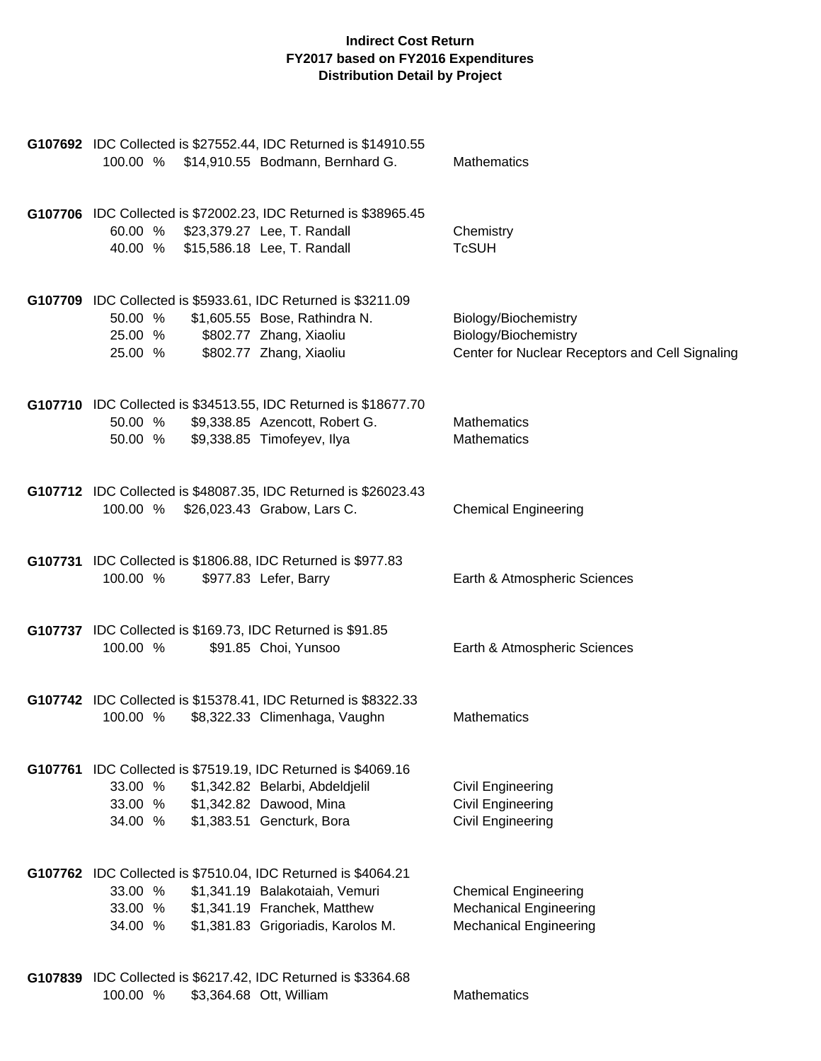**Indirect Cost Return**
**FY2017 based on FY2016 Expenditures**
**Distribution Detail by Project**

**G107692** IDC Collected is $27552.44, IDC Returned is $14910.55

| | | | |
|---|---|---|---|
| 100.00 % | $14,910.55 | Bodmann, Bernhard G. | Mathematics |

**G107706** IDC Collected is $72002.23, IDC Returned is $38965.45

| | | | |
|---|---|---|---|
| 60.00 % | $23,379.27 | Lee, T. Randall | Chemistry |
| 40.00 % | $15,586.18 | Lee, T. Randall | TcSUH |

**G107709** IDC Collected is $5933.61, IDC Returned is $3211.09

| | | | |
|---|---|---|---|
| 50.00 % | $1,605.55 | Bose, Rathindra N. | Biology/Biochemistry |
| 25.00 % | $802.77 | Zhang, Xiaoliu | Biology/Biochemistry |
| 25.00 % | $802.77 | Zhang, Xiaoliu | Center for Nuclear Receptors and Cell Signaling |

**G107710** IDC Collected is $34513.55, IDC Returned is $18677.70

| | | | |
|---|---|---|---|
| 50.00 % | $9,338.85 | Azencott, Robert G. | Mathematics |
| 50.00 % | $9,338.85 | Timofeyev, Ilya | Mathematics |

**G107712** IDC Collected is $48087.35, IDC Returned is $26023.43

| | | | |
|---|---|---|---|
| 100.00 % | $26,023.43 | Grabow, Lars C. | Chemical Engineering |

**G107731** IDC Collected is $1806.88, IDC Returned is $977.83

| | | | |
|---|---|---|---|
| 100.00 % | $977.83 | Lefer, Barry | Earth & Atmospheric Sciences |

**G107737** IDC Collected is $169.73, IDC Returned is $91.85

| | | | |
|---|---|---|---|
| 100.00 % | $91.85 | Choi, Yunsoo | Earth & Atmospheric Sciences |

**G107742** IDC Collected is $15378.41, IDC Returned is $8322.33

| | | | |
|---|---|---|---|
| 100.00 % | $8,322.33 | Climenhaga, Vaughn | Mathematics |

**G107761** IDC Collected is $7519.19, IDC Returned is $4069.16

| | | | |
|---|---|---|---|
| 33.00 % | $1,342.82 | Belarbi, Abdeldjelil | Civil Engineering |
| 33.00 % | $1,342.82 | Dawood, Mina | Civil Engineering |
| 34.00 % | $1,383.51 | Gencturk, Bora | Civil Engineering |

**G107762** IDC Collected is $7510.04, IDC Returned is $4064.21

| | | | |
|---|---|---|---|
| 33.00 % | $1,341.19 | Balakotaiah, Vemuri | Chemical Engineering |
| 33.00 % | $1,341.19 | Franchek, Matthew | Mechanical Engineering |
| 34.00 % | $1,381.83 | Grigoriadis, Karolos M. | Mechanical Engineering |

**G107839** IDC Collected is $6217.42, IDC Returned is $3364.68

| | | | |
|---|---|---|---|
| 100.00 % | $3,364.68 | Ott, William | Mathematics |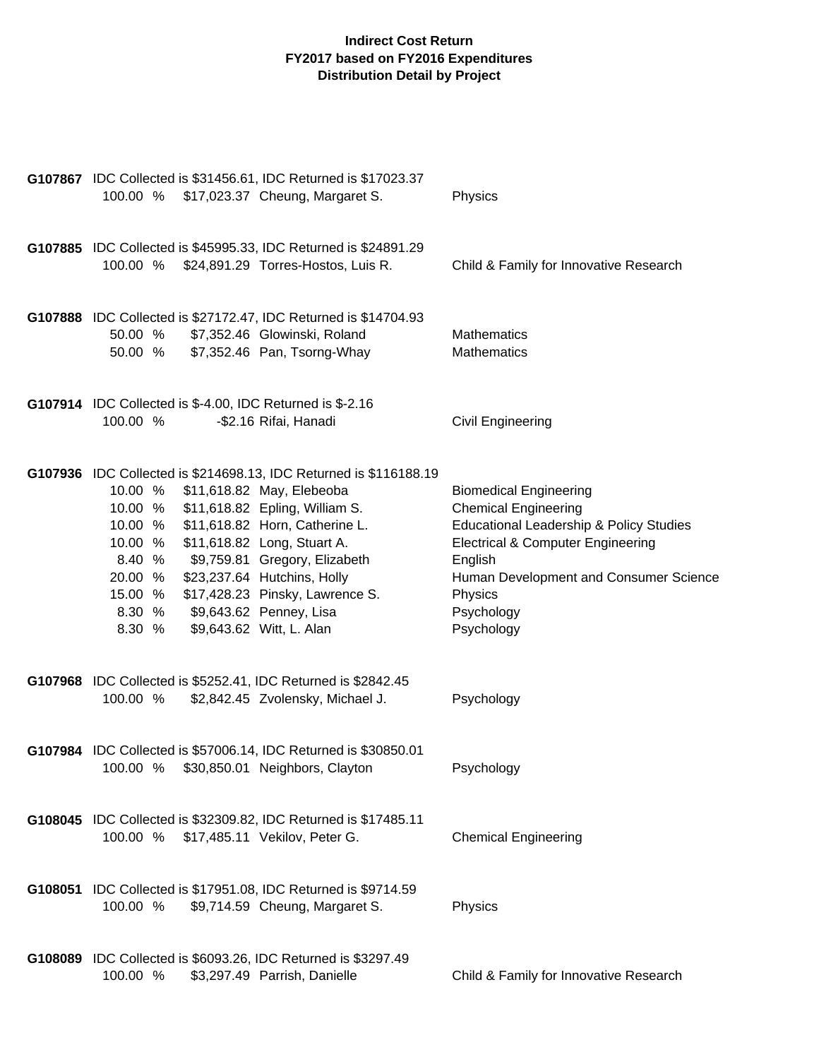**Indirect Cost Return**
**FY2017 based on FY2016 Expenditures**
**Distribution Detail by Project**

**G107867** IDC Collected is $31456.61, IDC Returned is $17023.37

| | | | |
|---|---|---|---|
| 100.00 % | $17,023.37 | Cheung, Margaret S. | Physics |

**G107885** IDC Collected is $45995.33, IDC Returned is $24891.29

| | | | |
|---|---|---|---|
| 100.00 % | $24,891.29 | Torres-Hostos, Luis R. | Child & Family for Innovative Research |

**G107888** IDC Collected is $27172.47, IDC Returned is $14704.93

| | | | |
|---|---|---|---|
| 50.00 % | $7,352.46 | Glowinski, Roland | Mathematics |
| 50.00 % | $7,352.46 | Pan, Tsorng-Whay | Mathematics |

**G107914** IDC Collected is $-4.00, IDC Returned is $-2.16

| | | | |
|---|---|---|---|
| 100.00 % | -$2.16 | Rifai, Hanadi | Civil Engineering |

**G107936** IDC Collected is $214698.13, IDC Returned is $116188.19

| | | | |
|---|---|---|---|
| 10.00 % | $11,618.82 | May, Elebeoba | Biomedical Engineering |
| 10.00 % | $11,618.82 | Epling, William S. | Chemical Engineering |
| 10.00 % | $11,618.82 | Horn, Catherine L. | Educational Leadership & Policy Studies |
| 10.00 % | $11,618.82 | Long, Stuart A. | Electrical & Computer Engineering |
| 8.40 % | $9,759.81 | Gregory, Elizabeth | English |
| 20.00 % | $23,237.64 | Hutchins, Holly | Human Development and Consumer Science |
| 15.00 % | $17,428.23 | Pinsky, Lawrence S. | Physics |
| 8.30 % | $9,643.62 | Penney, Lisa | Psychology |
| 8.30 % | $9,643.62 | Witt, L. Alan | Psychology |

**G107968** IDC Collected is $5252.41, IDC Returned is $2842.45

| | | | |
|---|---|---|---|
| 100.00 % | $2,842.45 | Zvolensky, Michael J. | Psychology |

**G107984** IDC Collected is $57006.14, IDC Returned is $30850.01

| | | | |
|---|---|---|---|
| 100.00 % | $30,850.01 | Neighbors, Clayton | Psychology |

**G108045** IDC Collected is $32309.82, IDC Returned is $17485.11

| | | | |
|---|---|---|---|
| 100.00 % | $17,485.11 | Vekilov, Peter G. | Chemical Engineering |

**G108051** IDC Collected is $17951.08, IDC Returned is $9714.59

| | | | |
|---|---|---|---|
| 100.00 % | $9,714.59 | Cheung, Margaret S. | Physics |

**G108089** IDC Collected is $6093.26, IDC Returned is $3297.49

| | | | |
|---|---|---|---|
| 100.00 % | $3,297.49 | Parrish, Danielle | Child & Family for Innovative Research |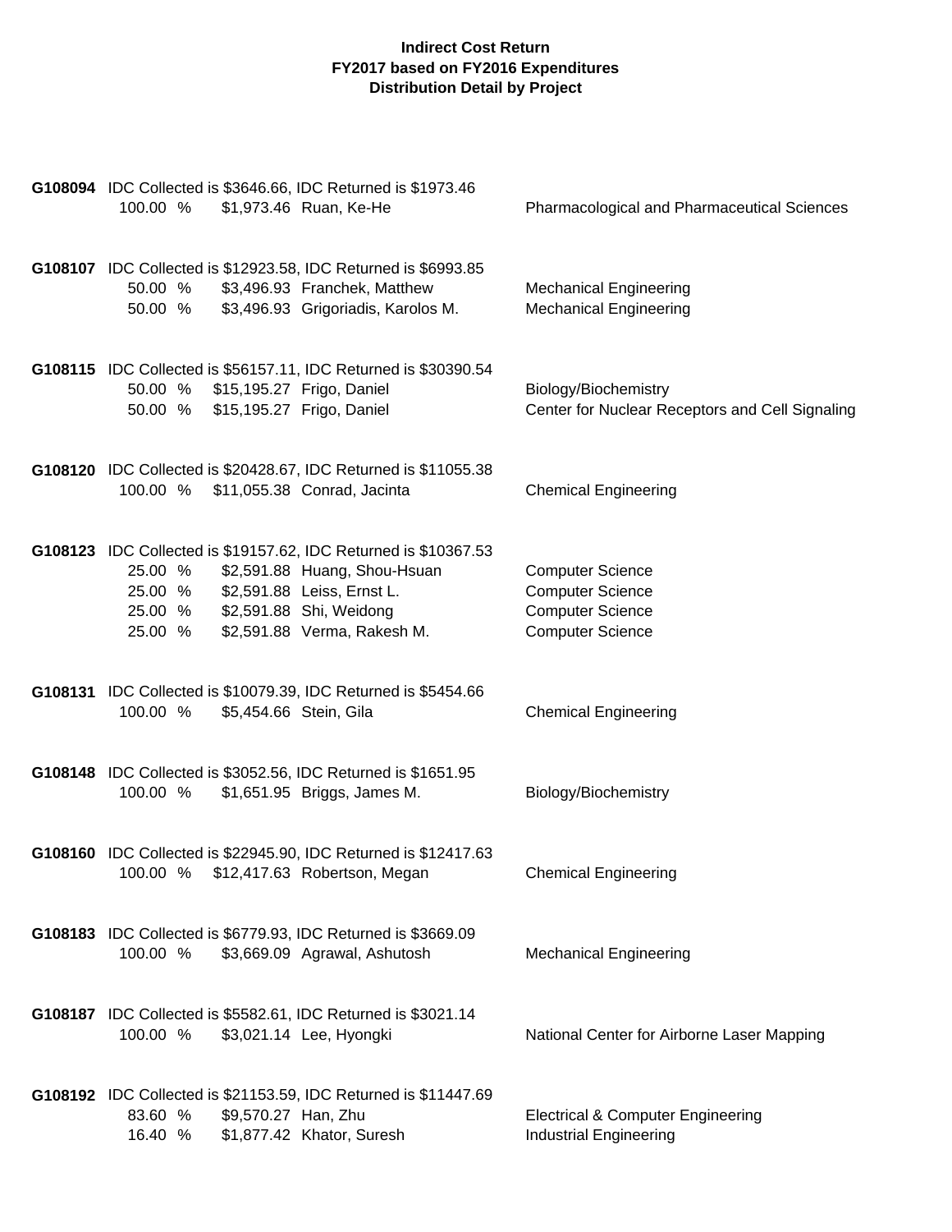**Indirect Cost Return**
**FY2017 based on FY2016 Expenditures**
**Distribution Detail by Project**

**G108094** IDC Collected is $3646.66, IDC Returned is $1973.46

| | | | |
|---|---|---|---|
| 100.00 % | $1,973.46 | Ruan, Ke-He | Pharmacological and Pharmaceutical Sciences |

**G108107** IDC Collected is $12923.58, IDC Returned is $6993.85

| | | | |
|---|---|---|---|
| 50.00 % | $3,496.93 | Franchek, Matthew | Mechanical Engineering |
| 50.00 % | $3,496.93 | Grigoriadis, Karolos M. | Mechanical Engineering |

**G108115** IDC Collected is $56157.11, IDC Returned is $30390.54

| | | | |
|---|---|---|---|
| 50.00 % | $15,195.27 | Frigo, Daniel | Biology/Biochemistry |
| 50.00 % | $15,195.27 | Frigo, Daniel | Center for Nuclear Receptors and Cell Signaling |

**G108120** IDC Collected is $20428.67, IDC Returned is $11055.38

| | | | |
|---|---|---|---|
| 100.00 % | $11,055.38 | Conrad, Jacinta | Chemical Engineering |

**G108123** IDC Collected is $19157.62, IDC Returned is $10367.53

| | | | |
|---|---|---|---|
| 25.00 % | $2,591.88 | Huang, Shou-Hsuan | Computer Science |
| 25.00 % | $2,591.88 | Leiss, Ernst L. | Computer Science |
| 25.00 % | $2,591.88 | Shi, Weidong | Computer Science |
| 25.00 % | $2,591.88 | Verma, Rakesh M. | Computer Science |

**G108131** IDC Collected is $10079.39, IDC Returned is $5454.66

| | | | |
|---|---|---|---|
| 100.00 % | $5,454.66 | Stein, Gila | Chemical Engineering |

**G108148** IDC Collected is $3052.56, IDC Returned is $1651.95

| | | | |
|---|---|---|---|
| 100.00 % | $1,651.95 | Briggs, James M. | Biology/Biochemistry |

**G108160** IDC Collected is $22945.90, IDC Returned is $12417.63

| | | | |
|---|---|---|---|
| 100.00 % | $12,417.63 | Robertson, Megan | Chemical Engineering |

**G108183** IDC Collected is $6779.93, IDC Returned is $3669.09

| | | | |
|---|---|---|---|
| 100.00 % | $3,669.09 | Agrawal, Ashutosh | Mechanical Engineering |

**G108187** IDC Collected is $5582.61, IDC Returned is $3021.14

| | | | |
|---|---|---|---|
| 100.00 % | $3,021.14 | Lee, Hyongki | National Center for Airborne Laser Mapping |

**G108192** IDC Collected is $21153.59, IDC Returned is $11447.69

| | | | |
|---|---|---|---|
| 83.60 % | $9,570.27 | Han, Zhu | Electrical & Computer Engineering |
| 16.40 % | $1,877.42 | Khator, Suresh | Industrial Engineering |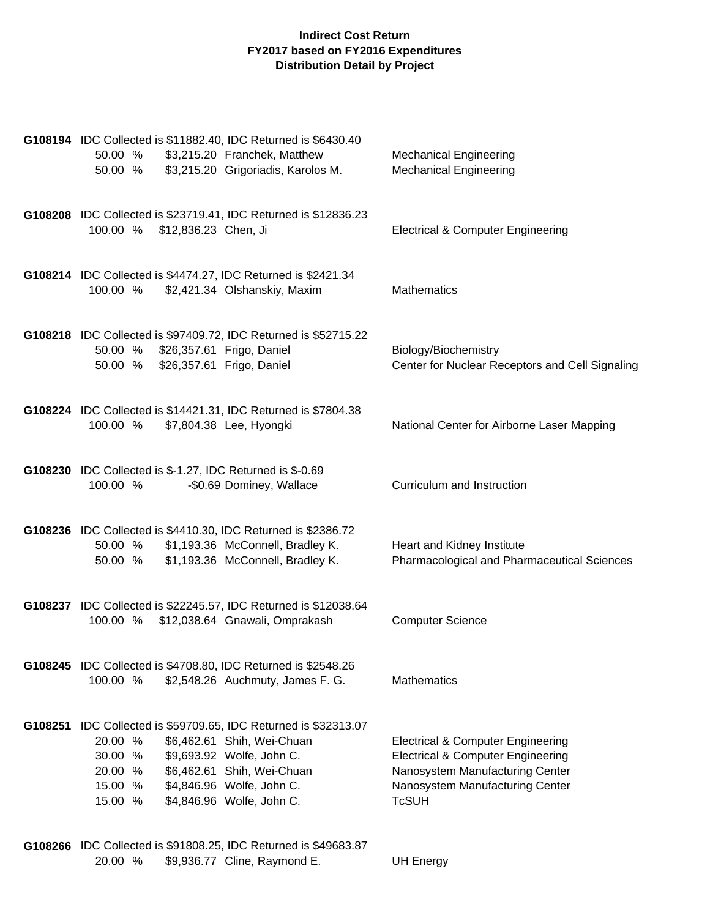**Indirect Cost Return**
**FY2017 based on FY2016 Expenditures**
**Distribution Detail by Project**

**G108194** IDC Collected is $11882.40, IDC Returned is $6430.40

| % | Amount | Name | Department |
|---|---|---|---|
| 50.00 % | $3,215.20 | Franchek, Matthew | Mechanical Engineering |
| 50.00 % | $3,215.20 | Grigoriadis, Karolos M. | Mechanical Engineering |

**G108208** IDC Collected is $23719.41, IDC Returned is $12836.23

| % | Amount | Name | Department |
|---|---|---|---|
| 100.00 % | $12,836.23 | Chen, Ji | Electrical & Computer Engineering |

**G108214** IDC Collected is $4474.27, IDC Returned is $2421.34

| % | Amount | Name | Department |
|---|---|---|---|
| 100.00 % | $2,421.34 | Olshanskiy, Maxim | Mathematics |

**G108218** IDC Collected is $97409.72, IDC Returned is $52715.22

| % | Amount | Name | Department |
|---|---|---|---|
| 50.00 % | $26,357.61 | Frigo, Daniel | Biology/Biochemistry |
| 50.00 % | $26,357.61 | Frigo, Daniel | Center for Nuclear Receptors and Cell Signaling |

**G108224** IDC Collected is $14421.31, IDC Returned is $7804.38

| % | Amount | Name | Department |
|---|---|---|---|
| 100.00 % | $7,804.38 | Lee, Hyongki | National Center for Airborne Laser Mapping |

**G108230** IDC Collected is $-1.27, IDC Returned is $-0.69

| % | Amount | Name | Department |
|---|---|---|---|
| 100.00 % | -$0.69 | Dominey, Wallace | Curriculum and Instruction |

**G108236** IDC Collected is $4410.30, IDC Returned is $2386.72

| % | Amount | Name | Department |
|---|---|---|---|
| 50.00 % | $1,193.36 | McConnell, Bradley K. | Heart and Kidney Institute |
| 50.00 % | $1,193.36 | McConnell, Bradley K. | Pharmacological and Pharmaceutical Sciences |

**G108237** IDC Collected is $22245.57, IDC Returned is $12038.64

| % | Amount | Name | Department |
|---|---|---|---|
| 100.00 % | $12,038.64 | Gnawali, Omprakash | Computer Science |

**G108245** IDC Collected is $4708.80, IDC Returned is $2548.26

| % | Amount | Name | Department |
|---|---|---|---|
| 100.00 % | $2,548.26 | Auchmuty, James F. G. | Mathematics |

**G108251** IDC Collected is $59709.65, IDC Returned is $32313.07

| % | Amount | Name | Department |
|---|---|---|---|
| 20.00 % | $6,462.61 | Shih, Wei-Chuan | Electrical & Computer Engineering |
| 30.00 % | $9,693.92 | Wolfe, John C. | Electrical & Computer Engineering |
| 20.00 % | $6,462.61 | Shih, Wei-Chuan | Nanosystem Manufacturing Center |
| 15.00 % | $4,846.96 | Wolfe, John C. | Nanosystem Manufacturing Center |
| 15.00 % | $4,846.96 | Wolfe, John C. | TcSUH |

**G108266** IDC Collected is $91808.25, IDC Returned is $49683.87

| % | Amount | Name | Department |
|---|---|---|---|
| 20.00 % | $9,936.77 | Cline, Raymond E. | UH Energy |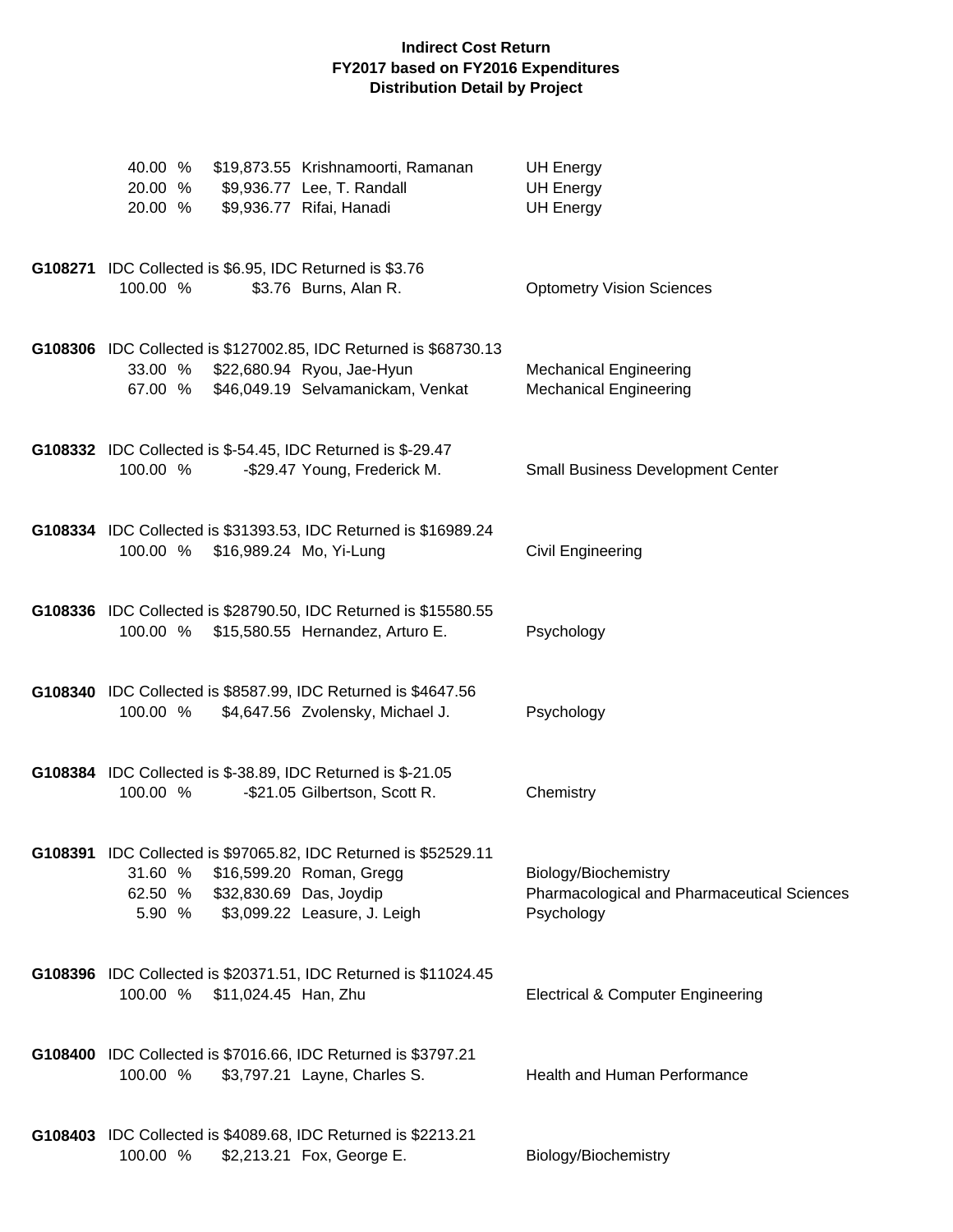**Indirect Cost Return**
**FY2017 based on FY2016 Expenditures**
**Distribution Detail by Project**

| | | | |
|---|---|---|---|
| 40.00 % | $19,873.55 | Krishnamoorti, Ramanan | UH Energy |
| 20.00 % | $9,936.77 | Lee, T. Randall | UH Energy |
| 20.00 % | $9,936.77 | Rifai, Hanadi | UH Energy |

**G108271** IDC Collected is $6.95, IDC Returned is $3.76

| | | | |
|---|---|---|---|
| 100.00 % | $3.76 | Burns, Alan R. | Optometry Vision Sciences |

**G108306** IDC Collected is $127002.85, IDC Returned is $68730.13

| | | | |
|---|---|---|---|
| 33.00 % | $22,680.94 | Ryou, Jae-Hyun | Mechanical Engineering |
| 67.00 % | $46,049.19 | Selvamanickam, Venkat | Mechanical Engineering |

**G108332** IDC Collected is $-54.45, IDC Returned is $-29.47

| | | | |
|---|---|---|---|
| 100.00 % | -$29.47 | Young, Frederick M. | Small Business Development Center |

**G108334** IDC Collected is $31393.53, IDC Returned is $16989.24

| | | | |
|---|---|---|---|
| 100.00 % | $16,989.24 | Mo, Yi-Lung | Civil Engineering |

**G108336** IDC Collected is $28790.50, IDC Returned is $15580.55

| | | | |
|---|---|---|---|
| 100.00 % | $15,580.55 | Hernandez, Arturo E. | Psychology |

**G108340** IDC Collected is $8587.99, IDC Returned is $4647.56

| | | | |
|---|---|---|---|
| 100.00 % | $4,647.56 | Zvolensky, Michael J. | Psychology |

**G108384** IDC Collected is $-38.89, IDC Returned is $-21.05

| | | | |
|---|---|---|---|
| 100.00 % | -$21.05 | Gilbertson, Scott R. | Chemistry |

**G108391** IDC Collected is $97065.82, IDC Returned is $52529.11

| | | | |
|---|---|---|---|
| 31.60 % | $16,599.20 | Roman, Gregg | Biology/Biochemistry |
| 62.50 % | $32,830.69 | Das, Joydip | Pharmacological and Pharmaceutical Sciences |
| 5.90 % | $3,099.22 | Leasure, J. Leigh | Psychology |

**G108396** IDC Collected is $20371.51, IDC Returned is $11024.45

| | | | |
|---|---|---|---|
| 100.00 % | $11,024.45 | Han, Zhu | Electrical & Computer Engineering |

**G108400** IDC Collected is $7016.66, IDC Returned is $3797.21

| | | | |
|---|---|---|---|
| 100.00 % | $3,797.21 | Layne, Charles S. | Health and Human Performance |

**G108403** IDC Collected is $4089.68, IDC Returned is $2213.21

| | | | |
|---|---|---|---|
| 100.00 % | $2,213.21 | Fox, George E. | Biology/Biochemistry |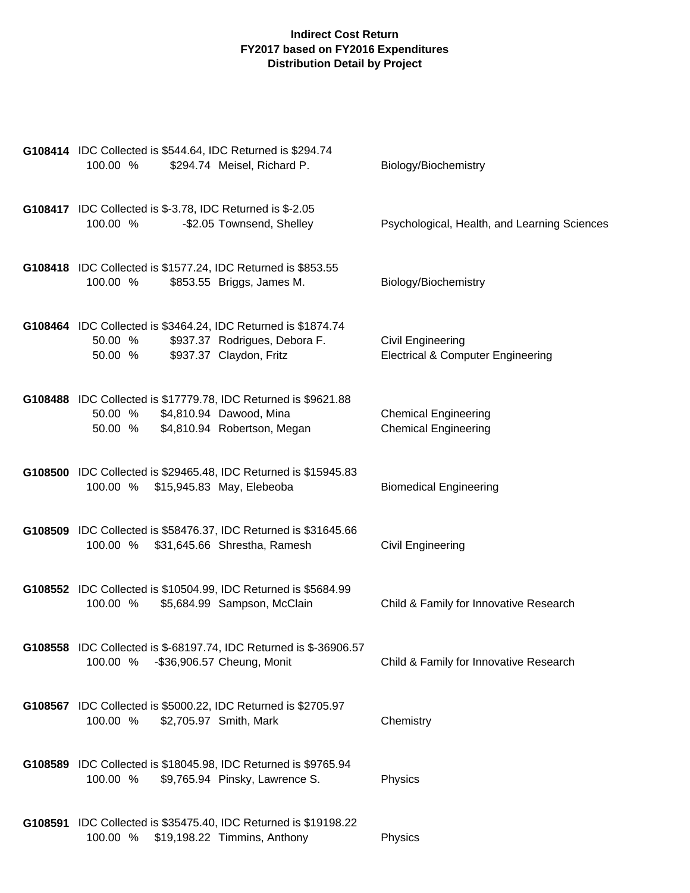**Indirect Cost Return**
**FY2017 based on FY2016 Expenditures**
**Distribution Detail by Project**

**G108414** IDC Collected is $544.64, IDC Returned is $294.74

| | | | |
|---|---|---|---|
| 100.00 % | $294.74 | Meisel, Richard P. | Biology/Biochemistry |

**G108417** IDC Collected is $-3.78, IDC Returned is $-2.05

| | | | |
|---|---|---|---|
| 100.00 % | -$2.05 | Townsend, Shelley | Psychological, Health, and Learning Sciences |

**G108418** IDC Collected is $1577.24, IDC Returned is $853.55

| | | | |
|---|---|---|---|
| 100.00 % | $853.55 | Briggs, James M. | Biology/Biochemistry |

**G108464** IDC Collected is $3464.24, IDC Returned is $1874.74

| | | | |
|---|---|---|---|
| 50.00 % | $937.37 | Rodrigues, Debora F. | Civil Engineering |
| 50.00 % | $937.37 | Claydon, Fritz | Electrical & Computer Engineering |

**G108488** IDC Collected is $17779.78, IDC Returned is $9621.88

| | | | |
|---|---|---|---|
| 50.00 % | $4,810.94 | Dawood, Mina | Chemical Engineering |
| 50.00 % | $4,810.94 | Robertson, Megan | Chemical Engineering |

**G108500** IDC Collected is $29465.48, IDC Returned is $15945.83

| | | | |
|---|---|---|---|
| 100.00 % | $15,945.83 | May, Elebeoba | Biomedical Engineering |

**G108509** IDC Collected is $58476.37, IDC Returned is $31645.66

| | | | |
|---|---|---|---|
| 100.00 % | $31,645.66 | Shrestha, Ramesh | Civil Engineering |

**G108552** IDC Collected is $10504.99, IDC Returned is $5684.99

| | | | |
|---|---|---|---|
| 100.00 % | $5,684.99 | Sampson, McClain | Child & Family for Innovative Research |

**G108558** IDC Collected is $-68197.74, IDC Returned is $-36906.57

| | | | |
|---|---|---|---|
| 100.00 % | -$36,906.57 | Cheung, Monit | Child & Family for Innovative Research |

**G108567** IDC Collected is $5000.22, IDC Returned is $2705.97

| | | | |
|---|---|---|---|
| 100.00 % | $2,705.97 | Smith, Mark | Chemistry |

**G108589** IDC Collected is $18045.98, IDC Returned is $9765.94

| | | | |
|---|---|---|---|
| 100.00 % | $9,765.94 | Pinsky, Lawrence S. | Physics |

**G108591** IDC Collected is $35475.40, IDC Returned is $19198.22

| | | | |
|---|---|---|---|
| 100.00 % | $19,198.22 | Timmins, Anthony | Physics |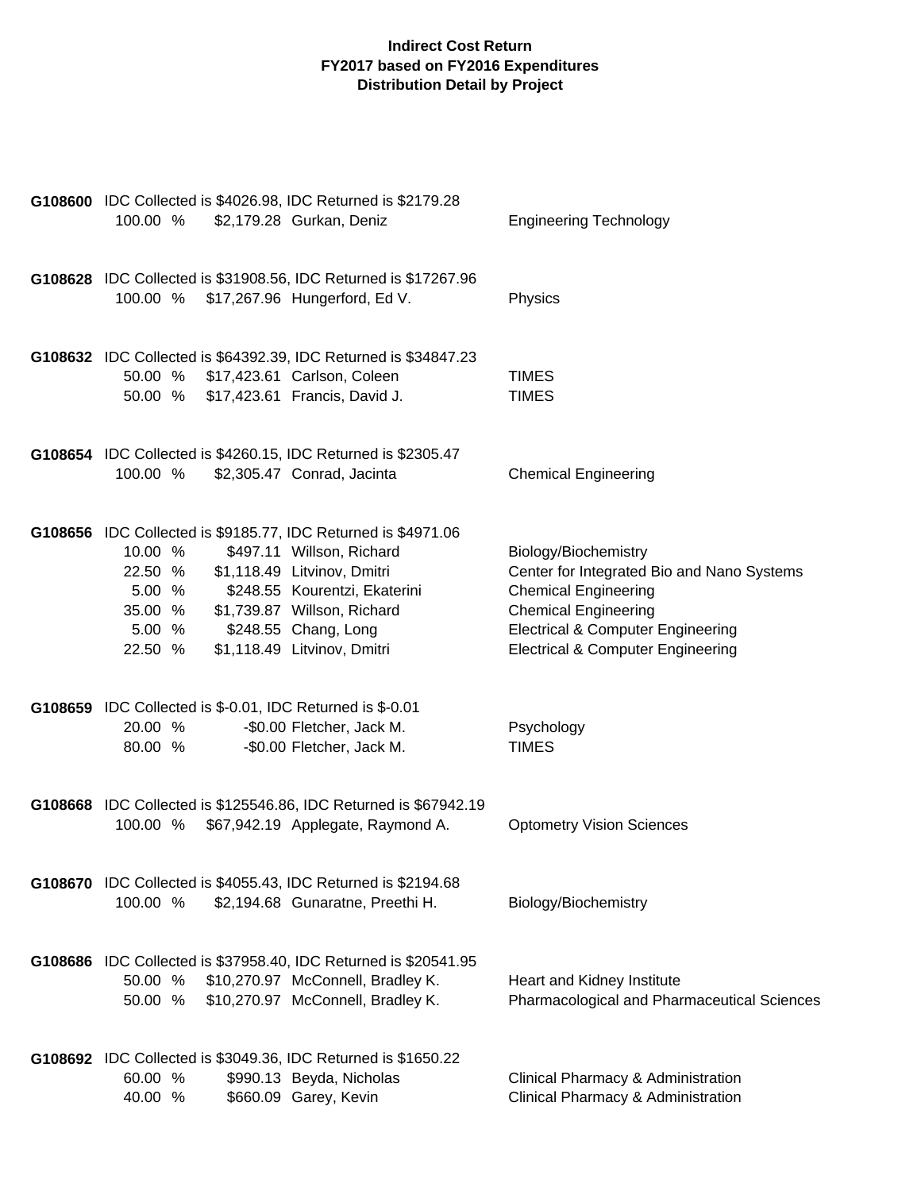**Indirect Cost Return**
**FY2017 based on FY2016 Expenditures**
**Distribution Detail by Project**

**G108600** IDC Collected is $4026.98, IDC Returned is $2179.28

| | | | |
|---|---|---|---|
| 100.00 % | $2,179.28 | Gurkan, Deniz | Engineering Technology |

**G108628** IDC Collected is $31908.56, IDC Returned is $17267.96

| | | | |
|---|---|---|---|
| 100.00 % | $17,267.96 | Hungerford, Ed V. | Physics |

**G108632** IDC Collected is $64392.39, IDC Returned is $34847.23

| | | | |
|---|---|---|---|
| 50.00 % | $17,423.61 | Carlson, Coleen | TIMES |
| 50.00 % | $17,423.61 | Francis, David J. | TIMES |

**G108654** IDC Collected is $4260.15, IDC Returned is $2305.47

| | | | |
|---|---|---|---|
| 100.00 % | $2,305.47 | Conrad, Jacinta | Chemical Engineering |

**G108656** IDC Collected is $9185.77, IDC Returned is $4971.06

| | | | |
|---|---|---|---|
| 10.00 % | $497.11 | Willson, Richard | Biology/Biochemistry |
| 22.50 % | $1,118.49 | Litvinov, Dmitri | Center for Integrated Bio and Nano Systems |
| 5.00 % | $248.55 | Kourentzi, Ekaterini | Chemical Engineering |
| 35.00 % | $1,739.87 | Willson, Richard | Chemical Engineering |
| 5.00 % | $248.55 | Chang, Long | Electrical & Computer Engineering |
| 22.50 % | $1,118.49 | Litvinov, Dmitri | Electrical & Computer Engineering |

**G108659** IDC Collected is $-0.01, IDC Returned is $-0.01

| | | | |
|---|---|---|---|
| 20.00 % | -$0.00 | Fletcher, Jack M. | Psychology |
| 80.00 % | -$0.00 | Fletcher, Jack M. | TIMES |

**G108668** IDC Collected is $125546.86, IDC Returned is $67942.19

| | | | |
|---|---|---|---|
| 100.00 % | $67,942.19 | Applegate, Raymond A. | Optometry Vision Sciences |

**G108670** IDC Collected is $4055.43, IDC Returned is $2194.68

| | | | |
|---|---|---|---|
| 100.00 % | $2,194.68 | Gunaratne, Preethi H. | Biology/Biochemistry |

**G108686** IDC Collected is $37958.40, IDC Returned is $20541.95

| | | | |
|---|---|---|---|
| 50.00 % | $10,270.97 | McConnell, Bradley K. | Heart and Kidney Institute |
| 50.00 % | $10,270.97 | McConnell, Bradley K. | Pharmacological and Pharmaceutical Sciences |

**G108692** IDC Collected is $3049.36, IDC Returned is $1650.22

| | | | |
|---|---|---|---|
| 60.00 % | $990.13 | Beyda, Nicholas | Clinical Pharmacy & Administration |
| 40.00 % | $660.09 | Garey, Kevin | Clinical Pharmacy & Administration |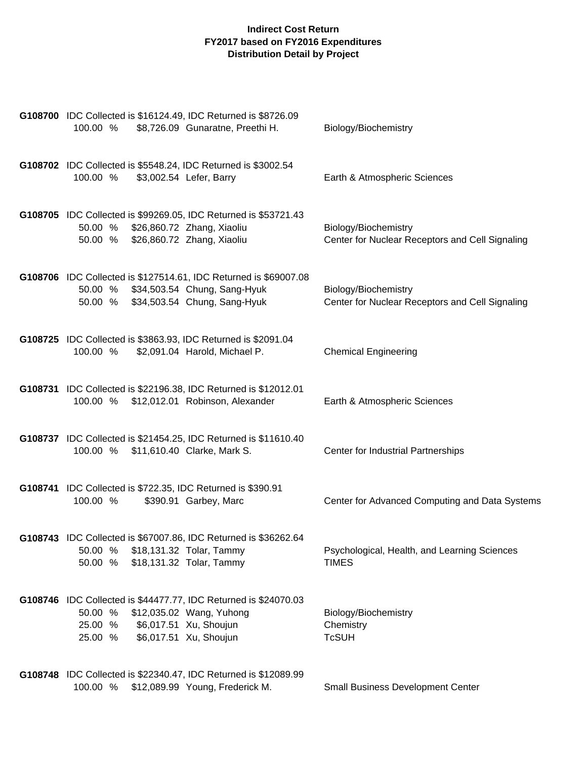**Indirect Cost Return**
**FY2017 based on FY2016 Expenditures**
**Distribution Detail by Project**

**G108700** IDC Collected is $16124.49, IDC Returned is $8726.09

| | | | |
|---|---|---|---|
| 100.00 % | $8,726.09 | Gunaratne, Preethi H. | Biology/Biochemistry |

**G108702** IDC Collected is $5548.24, IDC Returned is $3002.54

| | | | |
|---|---|---|---|
| 100.00 % | $3,002.54 | Lefer, Barry | Earth & Atmospheric Sciences |

**G108705** IDC Collected is $99269.05, IDC Returned is $53721.43

| | | | |
|---|---|---|---|
| 50.00 % | $26,860.72 | Zhang, Xiaoliu | Biology/Biochemistry |
| 50.00 % | $26,860.72 | Zhang, Xiaoliu | Center for Nuclear Receptors and Cell Signaling |

**G108706** IDC Collected is $127514.61, IDC Returned is $69007.08

| | | | |
|---|---|---|---|
| 50.00 % | $34,503.54 | Chung, Sang-Hyuk | Biology/Biochemistry |
| 50.00 % | $34,503.54 | Chung, Sang-Hyuk | Center for Nuclear Receptors and Cell Signaling |

**G108725** IDC Collected is $3863.93, IDC Returned is $2091.04

| | | | |
|---|---|---|---|
| 100.00 % | $2,091.04 | Harold, Michael P. | Chemical Engineering |

**G108731** IDC Collected is $22196.38, IDC Returned is $12012.01

| | | | |
|---|---|---|---|
| 100.00 % | $12,012.01 | Robinson, Alexander | Earth & Atmospheric Sciences |

**G108737** IDC Collected is $21454.25, IDC Returned is $11610.40

| | | | |
|---|---|---|---|
| 100.00 % | $11,610.40 | Clarke, Mark S. | Center for Industrial Partnerships |

**G108741** IDC Collected is $722.35, IDC Returned is $390.91

| | | | |
|---|---|---|---|
| 100.00 % | $390.91 | Garbey, Marc | Center for Advanced Computing and Data Systems |

**G108743** IDC Collected is $67007.86, IDC Returned is $36262.64

| | | | |
|---|---|---|---|
| 50.00 % | $18,131.32 | Tolar, Tammy | Psychological, Health, and Learning Sciences |
| 50.00 % | $18,131.32 | Tolar, Tammy | TIMES |

**G108746** IDC Collected is $44477.77, IDC Returned is $24070.03

| | | | |
|---|---|---|---|
| 50.00 % | $12,035.02 | Wang, Yuhong | Biology/Biochemistry |
| 25.00 % | $6,017.51 | Xu, Shoujun | Chemistry |
| 25.00 % | $6,017.51 | Xu, Shoujun | TcSUH |

**G108748** IDC Collected is $22340.47, IDC Returned is $12089.99

| | | | |
|---|---|---|---|
| 100.00 % | $12,089.99 | Young, Frederick M. | Small Business Development Center |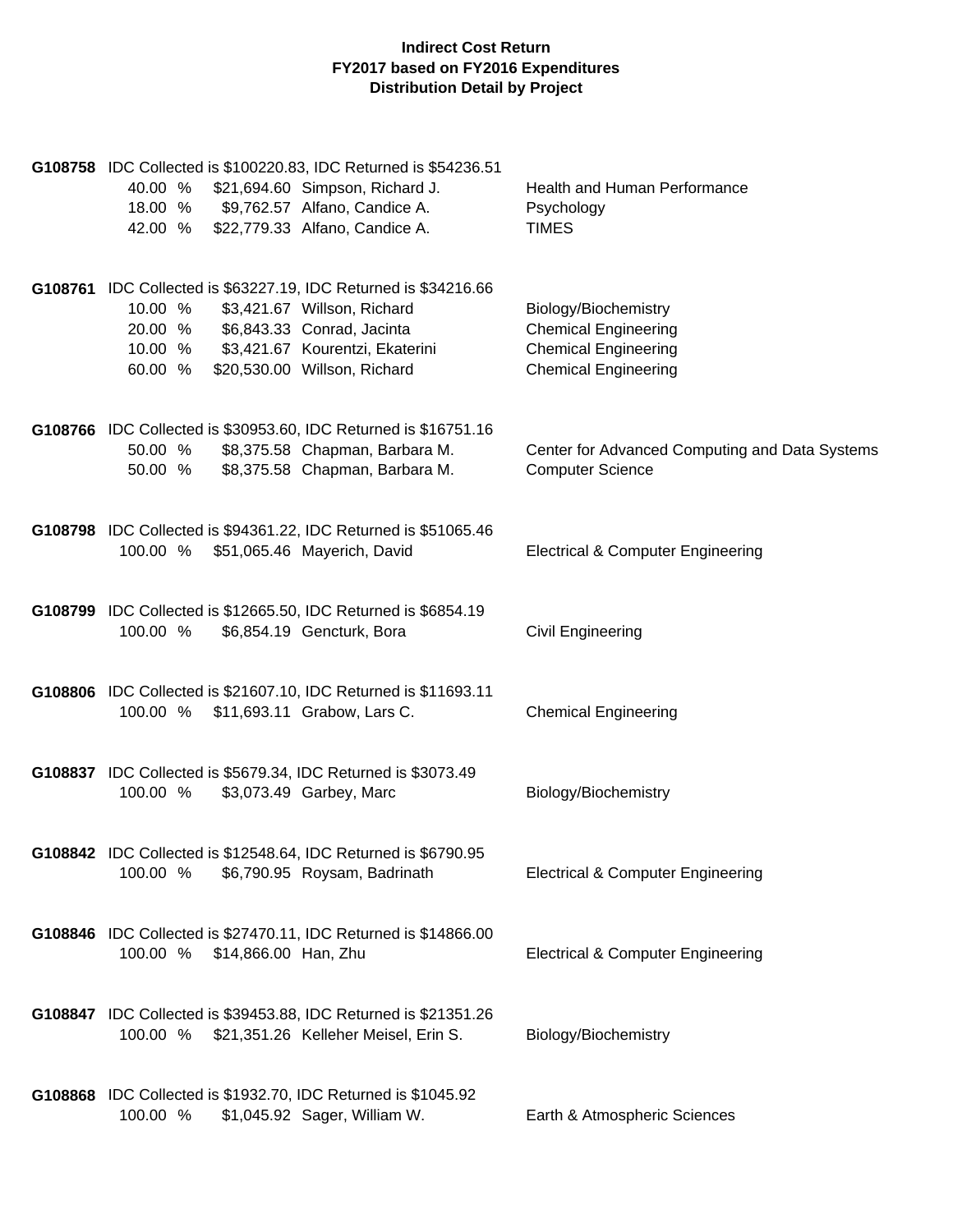**Indirect Cost Return**
**FY2017 based on FY2016 Expenditures**
**Distribution Detail by Project**

**G108758** IDC Collected is $100220.83, IDC Returned is $54236.51

| | | | |
|---|---|---|---|
| 40.00 % | $21,694.60 | Simpson, Richard J. | Health and Human Performance |
| 18.00 % | $9,762.57 | Alfano, Candice A. | Psychology |
| 42.00 % | $22,779.33 | Alfano, Candice A. | TIMES |

**G108761** IDC Collected is $63227.19, IDC Returned is $34216.66

| | | | |
|---|---|---|---|
| 10.00 % | $3,421.67 | Willson, Richard | Biology/Biochemistry |
| 20.00 % | $6,843.33 | Conrad, Jacinta | Chemical Engineering |
| 10.00 % | $3,421.67 | Kourentzi, Ekaterini | Chemical Engineering |
| 60.00 % | $20,530.00 | Willson, Richard | Chemical Engineering |

**G108766** IDC Collected is $30953.60, IDC Returned is $16751.16

| | | | |
|---|---|---|---|
| 50.00 % | $8,375.58 | Chapman, Barbara M. | Center for Advanced Computing and Data Systems |
| 50.00 % | $8,375.58 | Chapman, Barbara M. | Computer Science |

**G108798** IDC Collected is $94361.22, IDC Returned is $51065.46

| | | | |
|---|---|---|---|
| 100.00 % | $51,065.46 | Mayerich, David | Electrical & Computer Engineering |

**G108799** IDC Collected is $12665.50, IDC Returned is $6854.19

| | | | |
|---|---|---|---|
| 100.00 % | $6,854.19 | Gencturk, Bora | Civil Engineering |

**G108806** IDC Collected is $21607.10, IDC Returned is $11693.11

| | | | |
|---|---|---|---|
| 100.00 % | $11,693.11 | Grabow, Lars C. | Chemical Engineering |

**G108837** IDC Collected is $5679.34, IDC Returned is $3073.49

| | | | |
|---|---|---|---|
| 100.00 % | $3,073.49 | Garbey, Marc | Biology/Biochemistry |

**G108842** IDC Collected is $12548.64, IDC Returned is $6790.95

| | | | |
|---|---|---|---|
| 100.00 % | $6,790.95 | Roysam, Badrinath | Electrical & Computer Engineering |

**G108846** IDC Collected is $27470.11, IDC Returned is $14866.00

| | | | |
|---|---|---|---|
| 100.00 % | $14,866.00 | Han, Zhu | Electrical & Computer Engineering |

**G108847** IDC Collected is $39453.88, IDC Returned is $21351.26

| | | | |
|---|---|---|---|
| 100.00 % | $21,351.26 | Kelleher Meisel, Erin S. | Biology/Biochemistry |

**G108868** IDC Collected is $1932.70, IDC Returned is $1045.92

| | | | |
|---|---|---|---|
| 100.00 % | $1,045.92 | Sager, William W. | Earth & Atmospheric Sciences |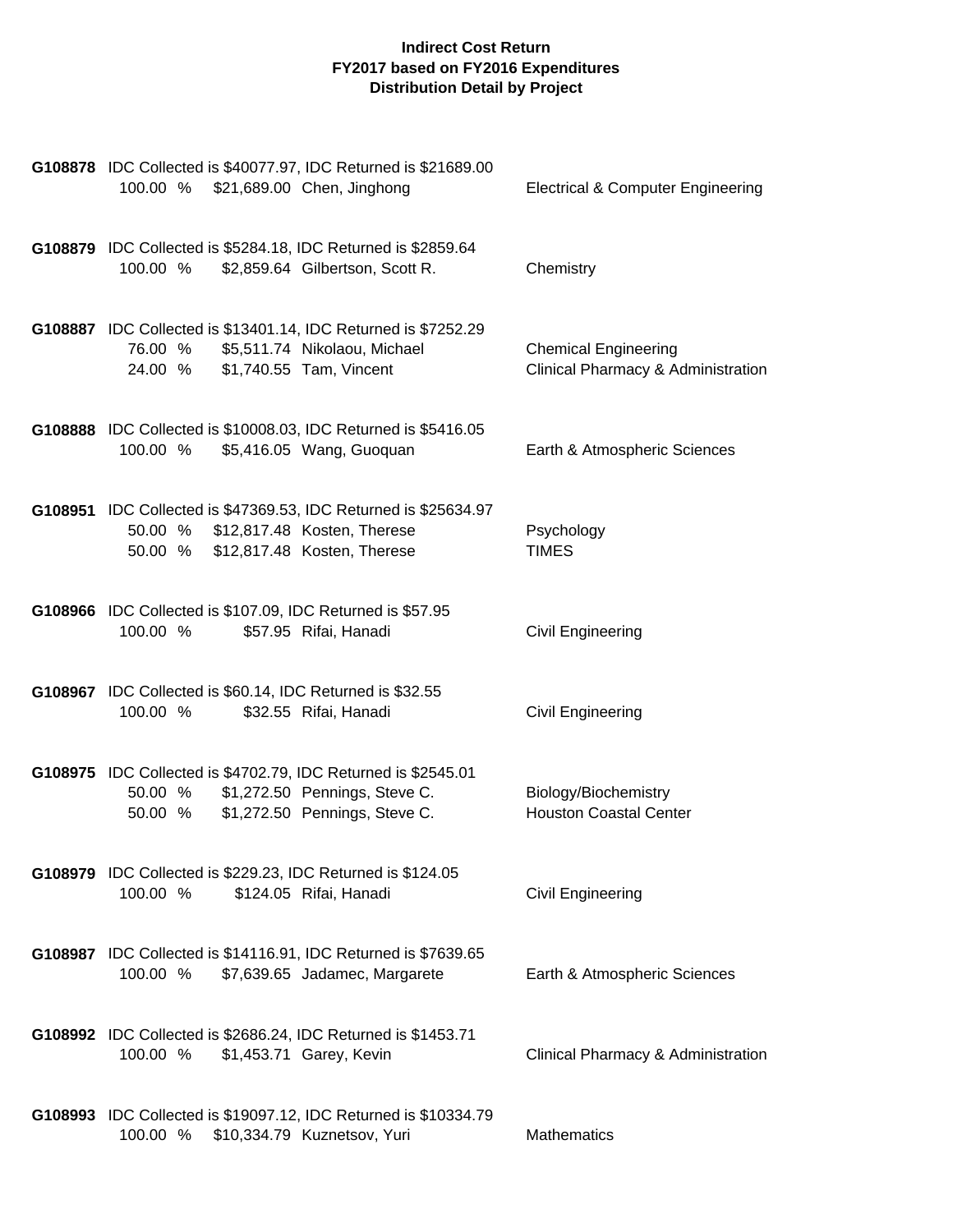**Indirect Cost Return**
**FY2017 based on FY2016 Expenditures**
**Distribution Detail by Project**

**G108878** IDC Collected is $40077.97, IDC Returned is $21689.00

| % | Amount | Name | Department |
|---|---|---|---|
| 100.00 % | $21,689.00 | Chen, Jinghong | Electrical & Computer Engineering |

**G108879** IDC Collected is $5284.18, IDC Returned is $2859.64

| % | Amount | Name | Department |
|---|---|---|---|
| 100.00 % | $2,859.64 | Gilbertson, Scott R. | Chemistry |

**G108887** IDC Collected is $13401.14, IDC Returned is $7252.29

| % | Amount | Name | Department |
|---|---|---|---|
| 76.00 % | $5,511.74 | Nikolaou, Michael | Chemical Engineering |
| 24.00 % | $1,740.55 | Tam, Vincent | Clinical Pharmacy & Administration |

**G108888** IDC Collected is $10008.03, IDC Returned is $5416.05

| % | Amount | Name | Department |
|---|---|---|---|
| 100.00 % | $5,416.05 | Wang, Guoquan | Earth & Atmospheric Sciences |

**G108951** IDC Collected is $47369.53, IDC Returned is $25634.97

| % | Amount | Name | Department |
|---|---|---|---|
| 50.00 % | $12,817.48 | Kosten, Therese | Psychology |
| 50.00 % | $12,817.48 | Kosten, Therese | TIMES |

**G108966** IDC Collected is $107.09, IDC Returned is $57.95

| % | Amount | Name | Department |
|---|---|---|---|
| 100.00 % | $57.95 | Rifai, Hanadi | Civil Engineering |

**G108967** IDC Collected is $60.14, IDC Returned is $32.55

| % | Amount | Name | Department |
|---|---|---|---|
| 100.00 % | $32.55 | Rifai, Hanadi | Civil Engineering |

**G108975** IDC Collected is $4702.79, IDC Returned is $2545.01

| % | Amount | Name | Department |
|---|---|---|---|
| 50.00 % | $1,272.50 | Pennings, Steve C. | Biology/Biochemistry |
| 50.00 % | $1,272.50 | Pennings, Steve C. | Houston Coastal Center |

**G108979** IDC Collected is $229.23, IDC Returned is $124.05

| % | Amount | Name | Department |
|---|---|---|---|
| 100.00 % | $124.05 | Rifai, Hanadi | Civil Engineering |

**G108987** IDC Collected is $14116.91, IDC Returned is $7639.65

| % | Amount | Name | Department |
|---|---|---|---|
| 100.00 % | $7,639.65 | Jadamec, Margarete | Earth & Atmospheric Sciences |

**G108992** IDC Collected is $2686.24, IDC Returned is $1453.71

| % | Amount | Name | Department |
|---|---|---|---|
| 100.00 % | $1,453.71 | Garey, Kevin | Clinical Pharmacy & Administration |

**G108993** IDC Collected is $19097.12, IDC Returned is $10334.79

| % | Amount | Name | Department |
|---|---|---|---|
| 100.00 % | $10,334.79 | Kuznetsov, Yuri | Mathematics |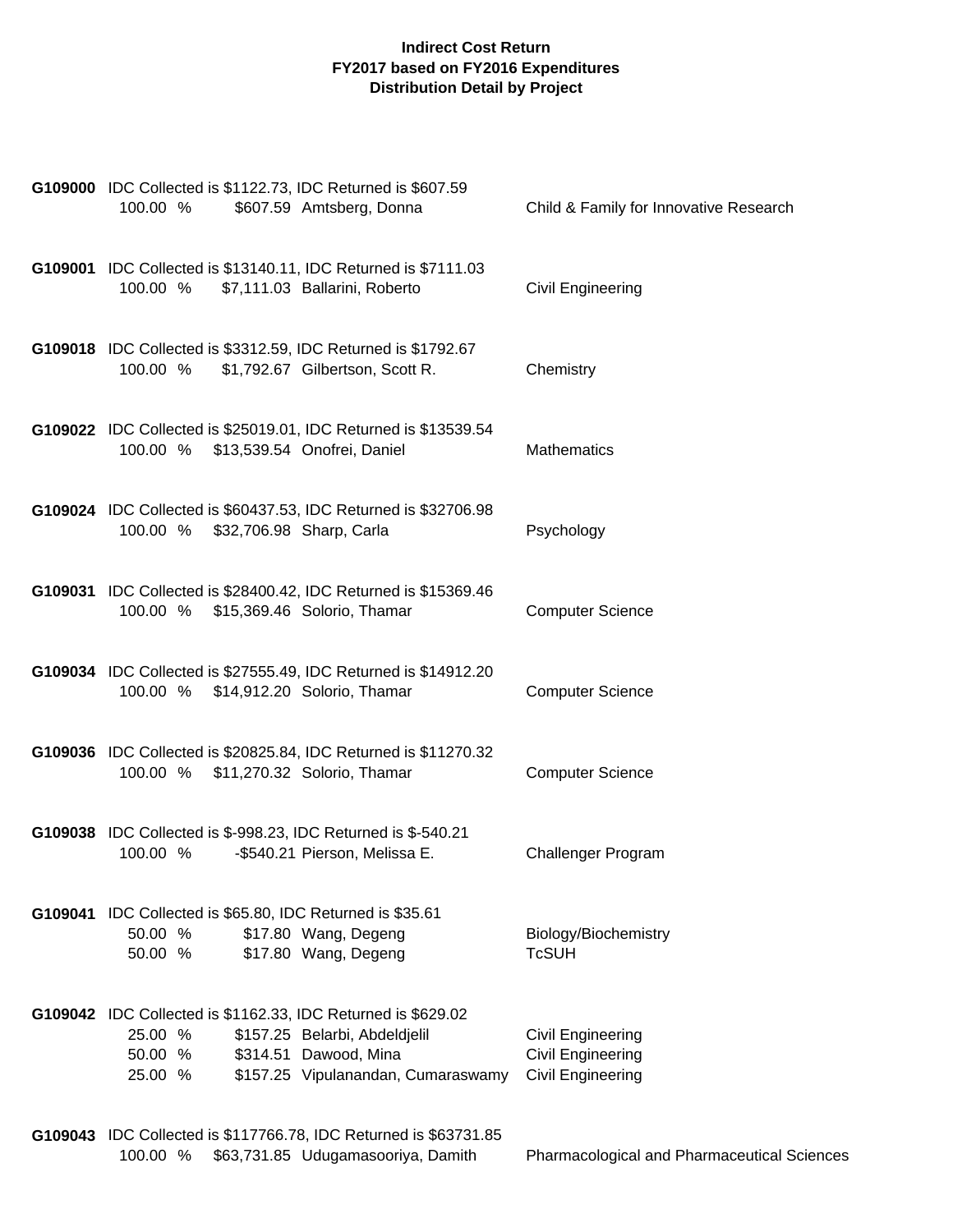**Indirect Cost Return**
**FY2017 based on FY2016 Expenditures**
**Distribution Detail by Project**

**G109000** IDC Collected is $1122.73, IDC Returned is $607.59

| | | | |
|---|---|---|---|
| 100.00 % | $607.59 | Amtsberg, Donna | Child & Family for Innovative Research |

**G109001** IDC Collected is $13140.11, IDC Returned is $7111.03

| | | | |
|---|---|---|---|
| 100.00 % | $7,111.03 | Ballarini, Roberto | Civil Engineering |

**G109018** IDC Collected is $3312.59, IDC Returned is $1792.67

| | | | |
|---|---|---|---|
| 100.00 % | $1,792.67 | Gilbertson, Scott R. | Chemistry |

**G109022** IDC Collected is $25019.01, IDC Returned is $13539.54

| | | | |
|---|---|---|---|
| 100.00 % | $13,539.54 | Onofrei, Daniel | Mathematics |

**G109024** IDC Collected is $60437.53, IDC Returned is $32706.98

| | | | |
|---|---|---|---|
| 100.00 % | $32,706.98 | Sharp, Carla | Psychology |

**G109031** IDC Collected is $28400.42, IDC Returned is $15369.46

| | | | |
|---|---|---|---|
| 100.00 % | $15,369.46 | Solorio, Thamar | Computer Science |

**G109034** IDC Collected is $27555.49, IDC Returned is $14912.20

| | | | |
|---|---|---|---|
| 100.00 % | $14,912.20 | Solorio, Thamar | Computer Science |

**G109036** IDC Collected is $20825.84, IDC Returned is $11270.32

| | | | |
|---|---|---|---|
| 100.00 % | $11,270.32 | Solorio, Thamar | Computer Science |

**G109038** IDC Collected is $-998.23, IDC Returned is $-540.21

| | | | |
|---|---|---|---|
| 100.00 % | -$540.21 | Pierson, Melissa E. | Challenger Program |

**G109041** IDC Collected is $65.80, IDC Returned is $35.61

| | | | |
|---|---|---|---|
| 50.00 % | $17.80 | Wang, Degeng | Biology/Biochemistry |
| 50.00 % | $17.80 | Wang, Degeng | TcSUH |

**G109042** IDC Collected is $1162.33, IDC Returned is $629.02

| | | | |
|---|---|---|---|
| 25.00 % | $157.25 | Belarbi, Abdeldjelil | Civil Engineering |
| 50.00 % | $314.51 | Dawood, Mina | Civil Engineering |
| 25.00 % | $157.25 | Vipulanandan, Cumaraswamy | Civil Engineering |

**G109043** IDC Collected is $117766.78, IDC Returned is $63731.85

| | | | |
|---|---|---|---|
| 100.00 % | $63,731.85 | Udugamasooriya, Damith | Pharmacological and Pharmaceutical Sciences |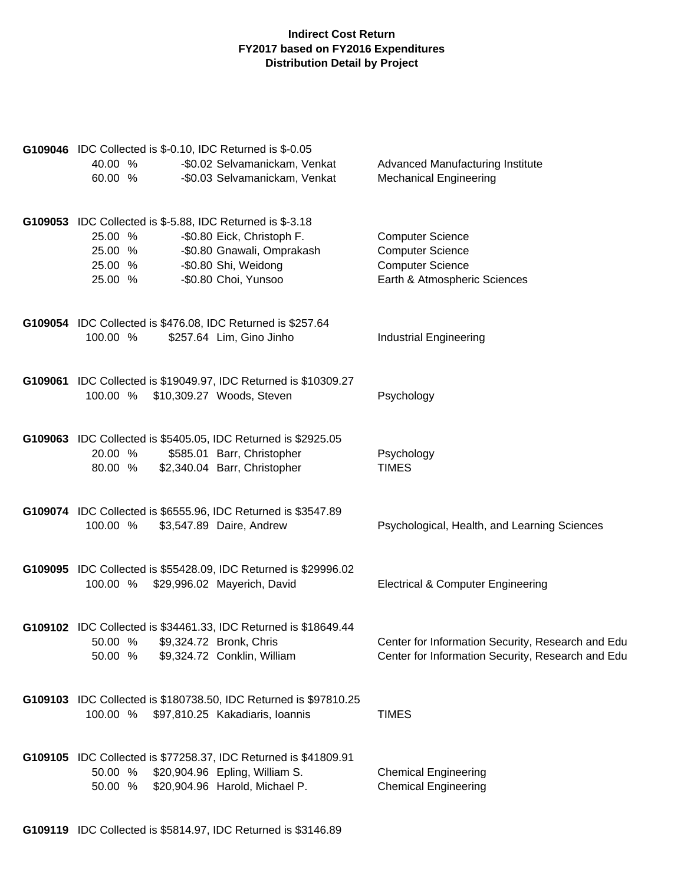**Indirect Cost Return**
**FY2017 based on FY2016 Expenditures**
**Distribution Detail by Project**

**G109046** IDC Collected is $-0.10, IDC Returned is $-0.05

| | | | |
|---|---|---|---|
| 40.00 % | -$0.02 | Selvamanickam, Venkat | Advanced Manufacturing Institute |
| 60.00 % | -$0.03 | Selvamanickam, Venkat | Mechanical Engineering |

**G109053** IDC Collected is $-5.88, IDC Returned is $-3.18

| | | | |
|---|---|---|---|
| 25.00 % | -$0.80 | Eick, Christoph F. | Computer Science |
| 25.00 % | -$0.80 | Gnawali, Omprakash | Computer Science |
| 25.00 % | -$0.80 | Shi, Weidong | Computer Science |
| 25.00 % | -$0.80 | Choi, Yunsoo | Earth & Atmospheric Sciences |

**G109054** IDC Collected is $476.08, IDC Returned is $257.64

| | | | |
|---|---|---|---|
| 100.00 % | $257.64 | Lim, Gino Jinho | Industrial Engineering |

**G109061** IDC Collected is $19049.97, IDC Returned is $10309.27

| | | | |
|---|---|---|---|
| 100.00 % | $10,309.27 | Woods, Steven | Psychology |

**G109063** IDC Collected is $5405.05, IDC Returned is $2925.05

| | | | |
|---|---|---|---|
| 20.00 % | $585.01 | Barr, Christopher | Psychology |
| 80.00 % | $2,340.04 | Barr, Christopher | TIMES |

**G109074** IDC Collected is $6555.96, IDC Returned is $3547.89

| | | | |
|---|---|---|---|
| 100.00 % | $3,547.89 | Daire, Andrew | Psychological, Health, and Learning Sciences |

**G109095** IDC Collected is $55428.09, IDC Returned is $29996.02

| | | | |
|---|---|---|---|
| 100.00 % | $29,996.02 | Mayerich, David | Electrical & Computer Engineering |

**G109102** IDC Collected is $34461.33, IDC Returned is $18649.44

| | | | |
|---|---|---|---|
| 50.00 % | $9,324.72 | Bronk, Chris | Center for Information Security, Research and Edu |
| 50.00 % | $9,324.72 | Conklin, William | Center for Information Security, Research and Edu |

**G109103** IDC Collected is $180738.50, IDC Returned is $97810.25

| | | | |
|---|---|---|---|
| 100.00 % | $97,810.25 | Kakadiaris, Ioannis | TIMES |

**G109105** IDC Collected is $77258.37, IDC Returned is $41809.91

| | | | |
|---|---|---|---|
| 50.00 % | $20,904.96 | Epling, William S. | Chemical Engineering |
| 50.00 % | $20,904.96 | Harold, Michael P. | Chemical Engineering |

**G109119** IDC Collected is $5814.97, IDC Returned is $3146.89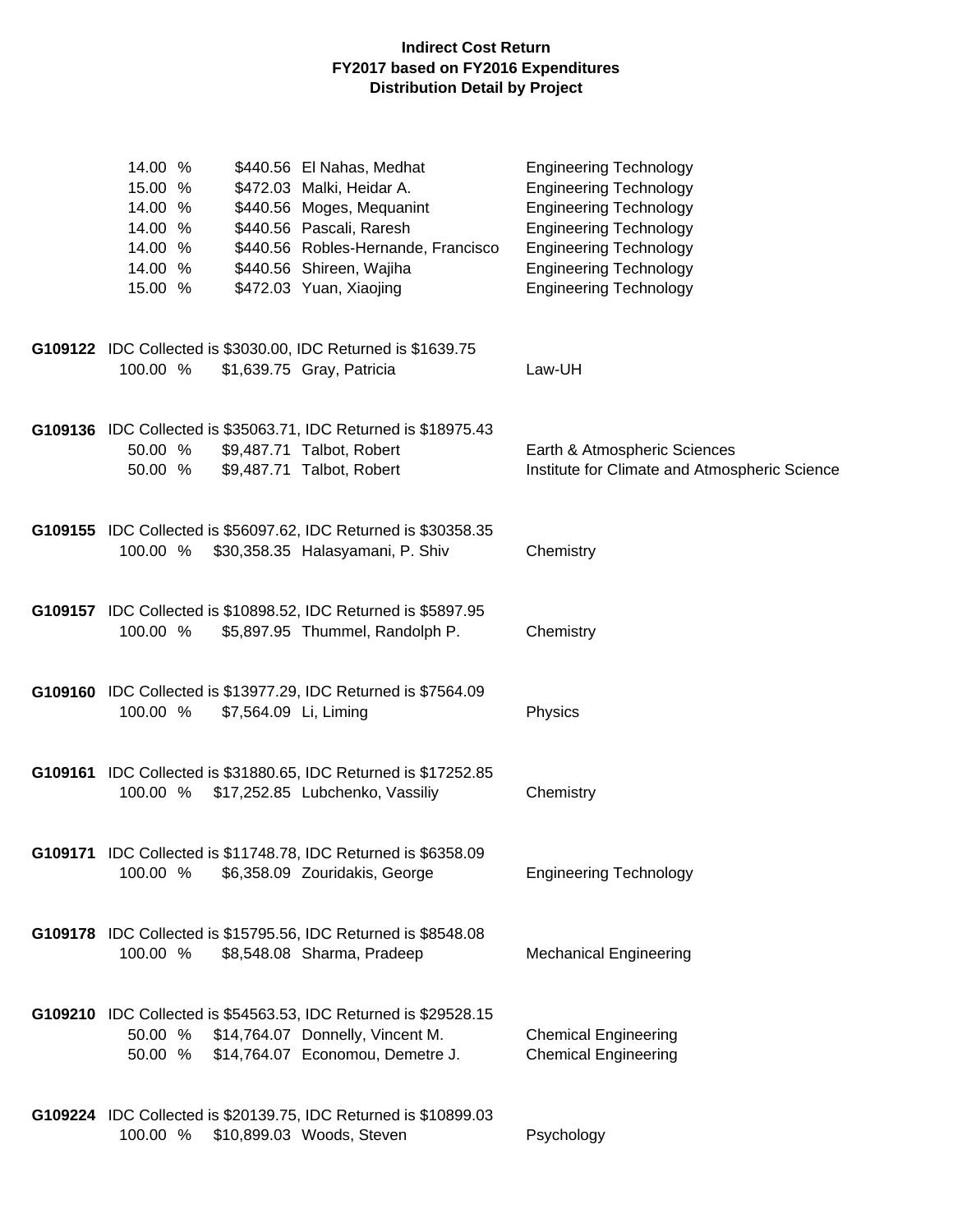**Indirect Cost Return**
**FY2017 based on FY2016 Expenditures**
**Distribution Detail by Project**

| | | | |
|---|---|---|---|
| 14.00 % | $440.56 | El Nahas, Medhat | Engineering Technology |
| 15.00 % | $472.03 | Malki, Heidar A. | Engineering Technology |
| 14.00 % | $440.56 | Moges, Mequanint | Engineering Technology |
| 14.00 % | $440.56 | Pascali, Raresh | Engineering Technology |
| 14.00 % | $440.56 | Robles-Hernande, Francisco | Engineering Technology |
| 14.00 % | $440.56 | Shireen, Wajiha | Engineering Technology |
| 15.00 % | $472.03 | Yuan, Xiaojing | Engineering Technology |

**G109122** IDC Collected is $3030.00, IDC Returned is $1639.75

| | | | |
|---|---|---|---|
| 100.00 % | $1,639.75 | Gray, Patricia | Law-UH |

**G109136** IDC Collected is $35063.71, IDC Returned is $18975.43

| | | | |
|---|---|---|---|
| 50.00 % | $9,487.71 | Talbot, Robert | Earth & Atmospheric Sciences |
| 50.00 % | $9,487.71 | Talbot, Robert | Institute for Climate and Atmospheric Science |

**G109155** IDC Collected is $56097.62, IDC Returned is $30358.35

| | | | |
|---|---|---|---|
| 100.00 % | $30,358.35 | Halasyamani, P. Shiv | Chemistry |

**G109157** IDC Collected is $10898.52, IDC Returned is $5897.95

| | | | |
|---|---|---|---|
| 100.00 % | $5,897.95 | Thummel, Randolph P. | Chemistry |

**G109160** IDC Collected is $13977.29, IDC Returned is $7564.09

| | | | |
|---|---|---|---|
| 100.00 % | $7,564.09 | Li, Liming | Physics |

**G109161** IDC Collected is $31880.65, IDC Returned is $17252.85

| | | | |
|---|---|---|---|
| 100.00 % | $17,252.85 | Lubchenko, Vassiliy | Chemistry |

**G109171** IDC Collected is $11748.78, IDC Returned is $6358.09

| | | | |
|---|---|---|---|
| 100.00 % | $6,358.09 | Zouridakis, George | Engineering Technology |

**G109178** IDC Collected is $15795.56, IDC Returned is $8548.08

| | | | |
|---|---|---|---|
| 100.00 % | $8,548.08 | Sharma, Pradeep | Mechanical Engineering |

**G109210** IDC Collected is $54563.53, IDC Returned is $29528.15

| | | | |
|---|---|---|---|
| 50.00 % | $14,764.07 | Donnelly, Vincent M. | Chemical Engineering |
| 50.00 % | $14,764.07 | Economou, Demetre J. | Chemical Engineering |

**G109224** IDC Collected is $20139.75, IDC Returned is $10899.03

| | | | |
|---|---|---|---|
| 100.00 % | $10,899.03 | Woods, Steven | Psychology |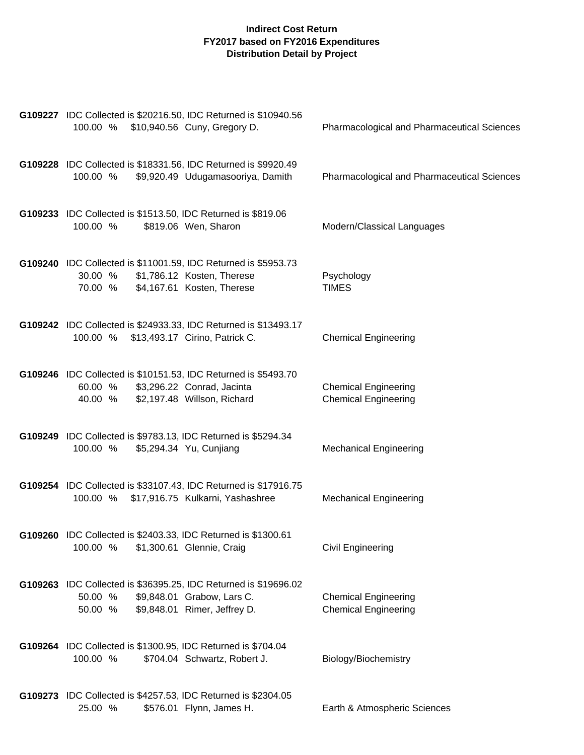**Indirect Cost Return**
**FY2017 based on FY2016 Expenditures**
**Distribution Detail by Project**

**G109227** IDC Collected is $20216.50, IDC Returned is $10940.56

| | | | |
|---|---|---|---|
| 100.00 % | $10,940.56 | Cuny, Gregory D. | Pharmacological and Pharmaceutical Sciences |

**G109228** IDC Collected is $18331.56, IDC Returned is $9920.49

| | | | |
|---|---|---|---|
| 100.00 % | $9,920.49 | Udugamasooriya, Damith | Pharmacological and Pharmaceutical Sciences |

**G109233** IDC Collected is $1513.50, IDC Returned is $819.06

| | | | |
|---|---|---|---|
| 100.00 % | $819.06 | Wen, Sharon | Modern/Classical Languages |

**G109240** IDC Collected is $11001.59, IDC Returned is $5953.73

| | | | |
|---|---|---|---|
| 30.00 % | $1,786.12 | Kosten, Therese | Psychology |
| 70.00 % | $4,167.61 | Kosten, Therese | TIMES |

**G109242** IDC Collected is $24933.33, IDC Returned is $13493.17

| | | | |
|---|---|---|---|
| 100.00 % | $13,493.17 | Cirino, Patrick C. | Chemical Engineering |

**G109246** IDC Collected is $10151.53, IDC Returned is $5493.70

| | | | |
|---|---|---|---|
| 60.00 % | $3,296.22 | Conrad, Jacinta | Chemical Engineering |
| 40.00 % | $2,197.48 | Willson, Richard | Chemical Engineering |

**G109249** IDC Collected is $9783.13, IDC Returned is $5294.34

| | | | |
|---|---|---|---|
| 100.00 % | $5,294.34 | Yu, Cunjiang | Mechanical Engineering |

**G109254** IDC Collected is $33107.43, IDC Returned is $17916.75

| | | | |
|---|---|---|---|
| 100.00 % | $17,916.75 | Kulkarni, Yashashree | Mechanical Engineering |

**G109260** IDC Collected is $2403.33, IDC Returned is $1300.61

| | | | |
|---|---|---|---|
| 100.00 % | $1,300.61 | Glennie, Craig | Civil Engineering |

**G109263** IDC Collected is $36395.25, IDC Returned is $19696.02

| | | | |
|---|---|---|---|
| 50.00 % | $9,848.01 | Grabow, Lars C. | Chemical Engineering |
| 50.00 % | $9,848.01 | Rimer, Jeffrey D. | Chemical Engineering |

**G109264** IDC Collected is $1300.95, IDC Returned is $704.04

| | | | |
|---|---|---|---|
| 100.00 % | $704.04 | Schwartz, Robert J. | Biology/Biochemistry |

**G109273** IDC Collected is $4257.53, IDC Returned is $2304.05

| | | | |
|---|---|---|---|
| 25.00 % | $576.01 | Flynn, James H. | Earth & Atmospheric Sciences |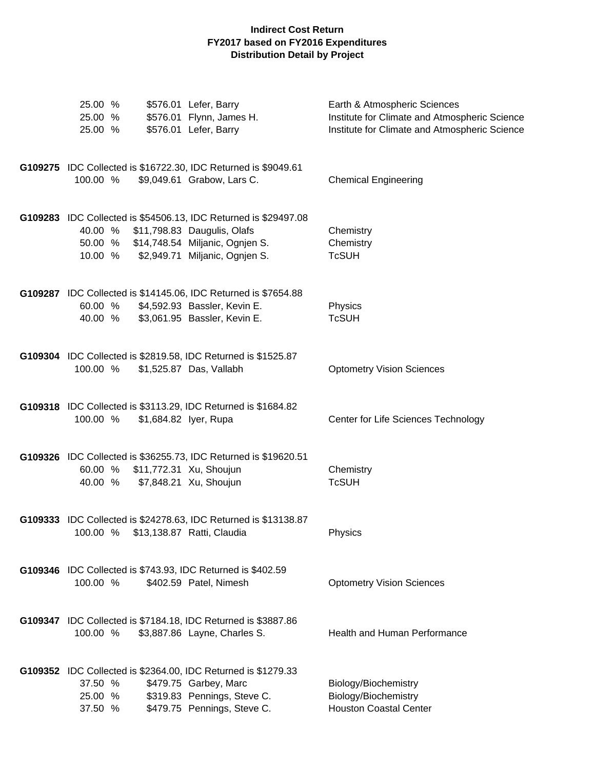**Indirect Cost Return**
**FY2017 based on FY2016 Expenditures**
**Distribution Detail by Project**

| | | | |
|---|---|---|---|
| 25.00 % | $576.01 | Lefer, Barry | Earth & Atmospheric Sciences |
| 25.00 % | $576.01 | Flynn, James H. | Institute for Climate and Atmospheric Science |
| 25.00 % | $576.01 | Lefer, Barry | Institute for Climate and Atmospheric Science |

**G109275** IDC Collected is $16722.30, IDC Returned is $9049.61

| | | | |
|---|---|---|---|
| 100.00 % | $9,049.61 | Grabow, Lars C. | Chemical Engineering |

**G109283** IDC Collected is $54506.13, IDC Returned is $29497.08

| | | | |
|---|---|---|---|
| 40.00 % | $11,798.83 | Daugulis, Olafs | Chemistry |
| 50.00 % | $14,748.54 | Miljanic, Ognjen S. | Chemistry |
| 10.00 % | $2,949.71 | Miljanic, Ognjen S. | TcSUH |

**G109287** IDC Collected is $14145.06, IDC Returned is $7654.88

| | | | |
|---|---|---|---|
| 60.00 % | $4,592.93 | Bassler, Kevin E. | Physics |
| 40.00 % | $3,061.95 | Bassler, Kevin E. | TcSUH |

**G109304** IDC Collected is $2819.58, IDC Returned is $1525.87

| | | | |
|---|---|---|---|
| 100.00 % | $1,525.87 | Das, Vallabh | Optometry Vision Sciences |

**G109318** IDC Collected is $3113.29, IDC Returned is $1684.82

| | | | |
|---|---|---|---|
| 100.00 % | $1,684.82 | Iyer, Rupa | Center for Life Sciences Technology |

**G109326** IDC Collected is $36255.73, IDC Returned is $19620.51

| | | | |
|---|---|---|---|
| 60.00 % | $11,772.31 | Xu, Shoujun | Chemistry |
| 40.00 % | $7,848.21 | Xu, Shoujun | TcSUH |

**G109333** IDC Collected is $24278.63, IDC Returned is $13138.87

| | | | |
|---|---|---|---|
| 100.00 % | $13,138.87 | Ratti, Claudia | Physics |

**G109346** IDC Collected is $743.93, IDC Returned is $402.59

| | | | |
|---|---|---|---|
| 100.00 % | $402.59 | Patel, Nimesh | Optometry Vision Sciences |

**G109347** IDC Collected is $7184.18, IDC Returned is $3887.86

| | | | |
|---|---|---|---|
| 100.00 % | $3,887.86 | Layne, Charles S. | Health and Human Performance |

**G109352** IDC Collected is $2364.00, IDC Returned is $1279.33

| | | | |
|---|---|---|---|
| 37.50 % | $479.75 | Garbey, Marc | Biology/Biochemistry |
| 25.00 % | $319.83 | Pennings, Steve C. | Biology/Biochemistry |
| 37.50 % | $479.75 | Pennings, Steve C. | Houston Coastal Center |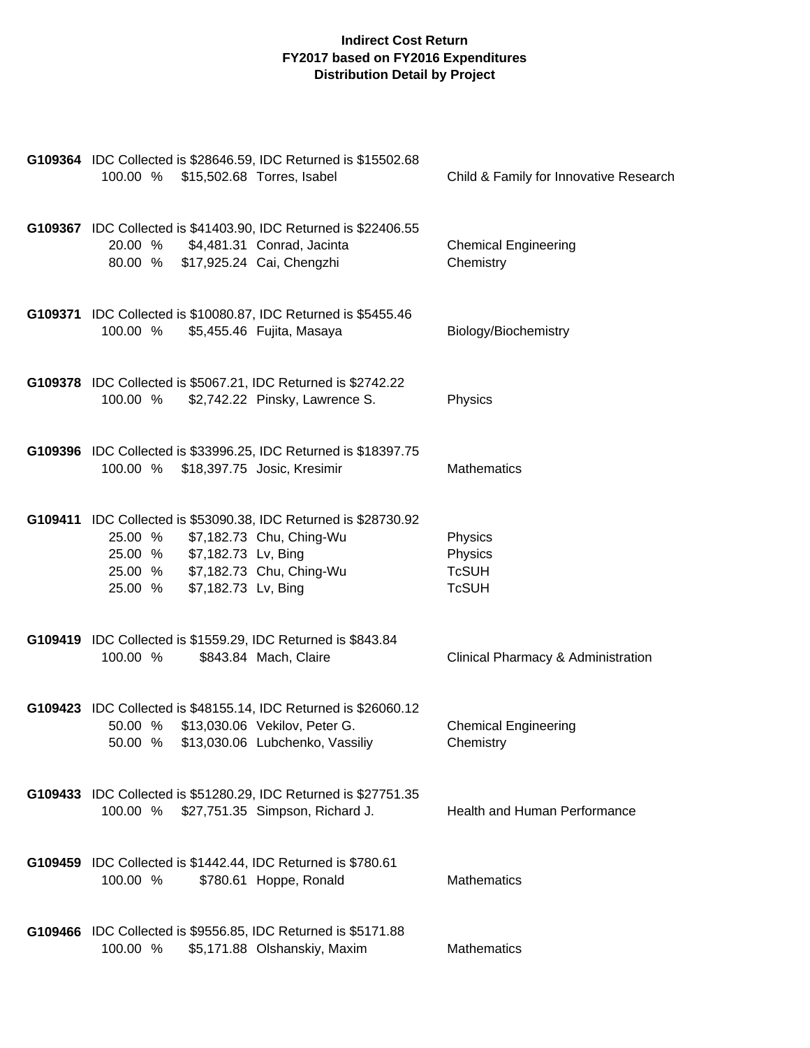**Indirect Cost Return**
**FY2017 based on FY2016 Expenditures**
**Distribution Detail by Project**

**G109364** IDC Collected is $28646.59, IDC Returned is $15502.68

| | | | |
|---|---|---|---|
| 100.00 % | $15,502.68 | Torres, Isabel | Child & Family for Innovative Research |

**G109367** IDC Collected is $41403.90, IDC Returned is $22406.55

| | | | |
|---|---|---|---|
| 20.00 % | $4,481.31 | Conrad, Jacinta | Chemical Engineering |
| 80.00 % | $17,925.24 | Cai, Chengzhi | Chemistry |

**G109371** IDC Collected is $10080.87, IDC Returned is $5455.46

| | | | |
|---|---|---|---|
| 100.00 % | $5,455.46 | Fujita, Masaya | Biology/Biochemistry |

**G109378** IDC Collected is $5067.21, IDC Returned is $2742.22

| | | | |
|---|---|---|---|
| 100.00 % | $2,742.22 | Pinsky, Lawrence S. | Physics |

**G109396** IDC Collected is $33996.25, IDC Returned is $18397.75

| | | | |
|---|---|---|---|
| 100.00 % | $18,397.75 | Josic, Kresimir | Mathematics |

**G109411** IDC Collected is $53090.38, IDC Returned is $28730.92

| | | | |
|---|---|---|---|
| 25.00 % | $7,182.73 | Chu, Ching-Wu | Physics |
| 25.00 % | $7,182.73 | Lv, Bing | Physics |
| 25.00 % | $7,182.73 | Chu, Ching-Wu | TcSUH |
| 25.00 % | $7,182.73 | Lv, Bing | TcSUH |

**G109419** IDC Collected is $1559.29, IDC Returned is $843.84

| | | | |
|---|---|---|---|
| 100.00 % | $843.84 | Mach, Claire | Clinical Pharmacy & Administration |

**G109423** IDC Collected is $48155.14, IDC Returned is $26060.12

| | | | |
|---|---|---|---|
| 50.00 % | $13,030.06 | Vekilov, Peter G. | Chemical Engineering |
| 50.00 % | $13,030.06 | Lubchenko, Vassiliy | Chemistry |

**G109433** IDC Collected is $51280.29, IDC Returned is $27751.35

| | | | |
|---|---|---|---|
| 100.00 % | $27,751.35 | Simpson, Richard J. | Health and Human Performance |

**G109459** IDC Collected is $1442.44, IDC Returned is $780.61

| | | | |
|---|---|---|---|
| 100.00 % | $780.61 | Hoppe, Ronald | Mathematics |

**G109466** IDC Collected is $9556.85, IDC Returned is $5171.88

| | | | |
|---|---|---|---|
| 100.00 % | $5,171.88 | Olshanskiy, Maxim | Mathematics |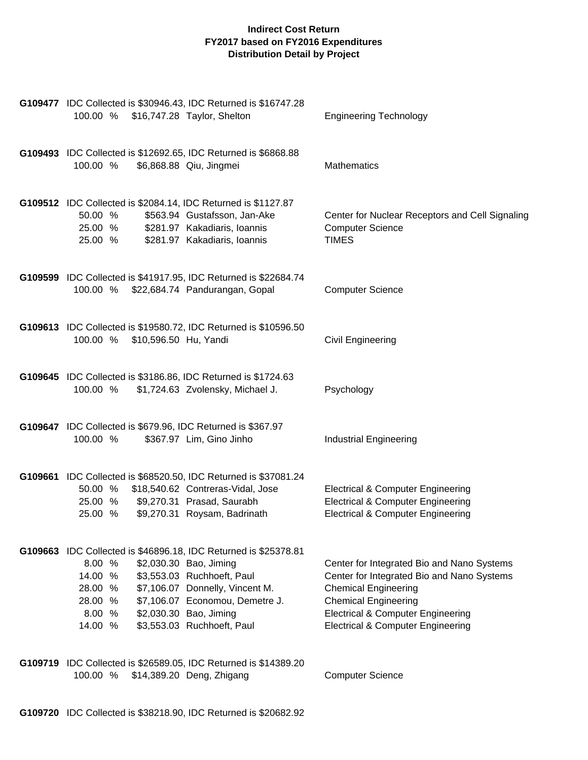**Indirect Cost Return**
**FY2017 based on FY2016 Expenditures**
**Distribution Detail by Project**

**G109477** IDC Collected is $30946.43, IDC Returned is $16747.28

| | | | |
|---|---|---|---|
| 100.00 % | $16,747.28 | Taylor, Shelton | Engineering Technology |

**G109493** IDC Collected is $12692.65, IDC Returned is $6868.88

| | | | |
|---|---|---|---|
| 100.00 % | $6,868.88 | Qiu, Jingmei | Mathematics |

**G109512** IDC Collected is $2084.14, IDC Returned is $1127.87

| | | | |
|---|---|---|---|
| 50.00 % | $563.94 | Gustafsson, Jan-Ake | Center for Nuclear Receptors and Cell Signaling |
| 25.00 % | $281.97 | Kakadiaris, Ioannis | Computer Science |
| 25.00 % | $281.97 | Kakadiaris, Ioannis | TIMES |

**G109599** IDC Collected is $41917.95, IDC Returned is $22684.74

| | | | |
|---|---|---|---|
| 100.00 % | $22,684.74 | Pandurangan, Gopal | Computer Science |

**G109613** IDC Collected is $19580.72, IDC Returned is $10596.50

| | | | |
|---|---|---|---|
| 100.00 % | $10,596.50 | Hu, Yandi | Civil Engineering |

**G109645** IDC Collected is $3186.86, IDC Returned is $1724.63

| | | | |
|---|---|---|---|
| 100.00 % | $1,724.63 | Zvolensky, Michael J. | Psychology |

**G109647** IDC Collected is $679.96, IDC Returned is $367.97

| | | | |
|---|---|---|---|
| 100.00 % | $367.97 | Lim, Gino Jinho | Industrial Engineering |

**G109661** IDC Collected is $68520.50, IDC Returned is $37081.24

| | | | |
|---|---|---|---|
| 50.00 % | $18,540.62 | Contreras-Vidal, Jose | Electrical & Computer Engineering |
| 25.00 % | $9,270.31 | Prasad, Saurabh | Electrical & Computer Engineering |
| 25.00 % | $9,270.31 | Roysam, Badrinath | Electrical & Computer Engineering |

**G109663** IDC Collected is $46896.18, IDC Returned is $25378.81

| | | | |
|---|---|---|---|
| 8.00 % | $2,030.30 | Bao, Jiming | Center for Integrated Bio and Nano Systems |
| 14.00 % | $3,553.03 | Ruchhoeft, Paul | Center for Integrated Bio and Nano Systems |
| 28.00 % | $7,106.07 | Donnelly, Vincent M. | Chemical Engineering |
| 28.00 % | $7,106.07 | Economou, Demetre J. | Chemical Engineering |
| 8.00 % | $2,030.30 | Bao, Jiming | Electrical & Computer Engineering |
| 14.00 % | $3,553.03 | Ruchhoeft, Paul | Electrical & Computer Engineering |

**G109719** IDC Collected is $26589.05, IDC Returned is $14389.20

| | | | |
|---|---|---|---|
| 100.00 % | $14,389.20 | Deng, Zhigang | Computer Science |

**G109720** IDC Collected is $38218.90, IDC Returned is $20682.92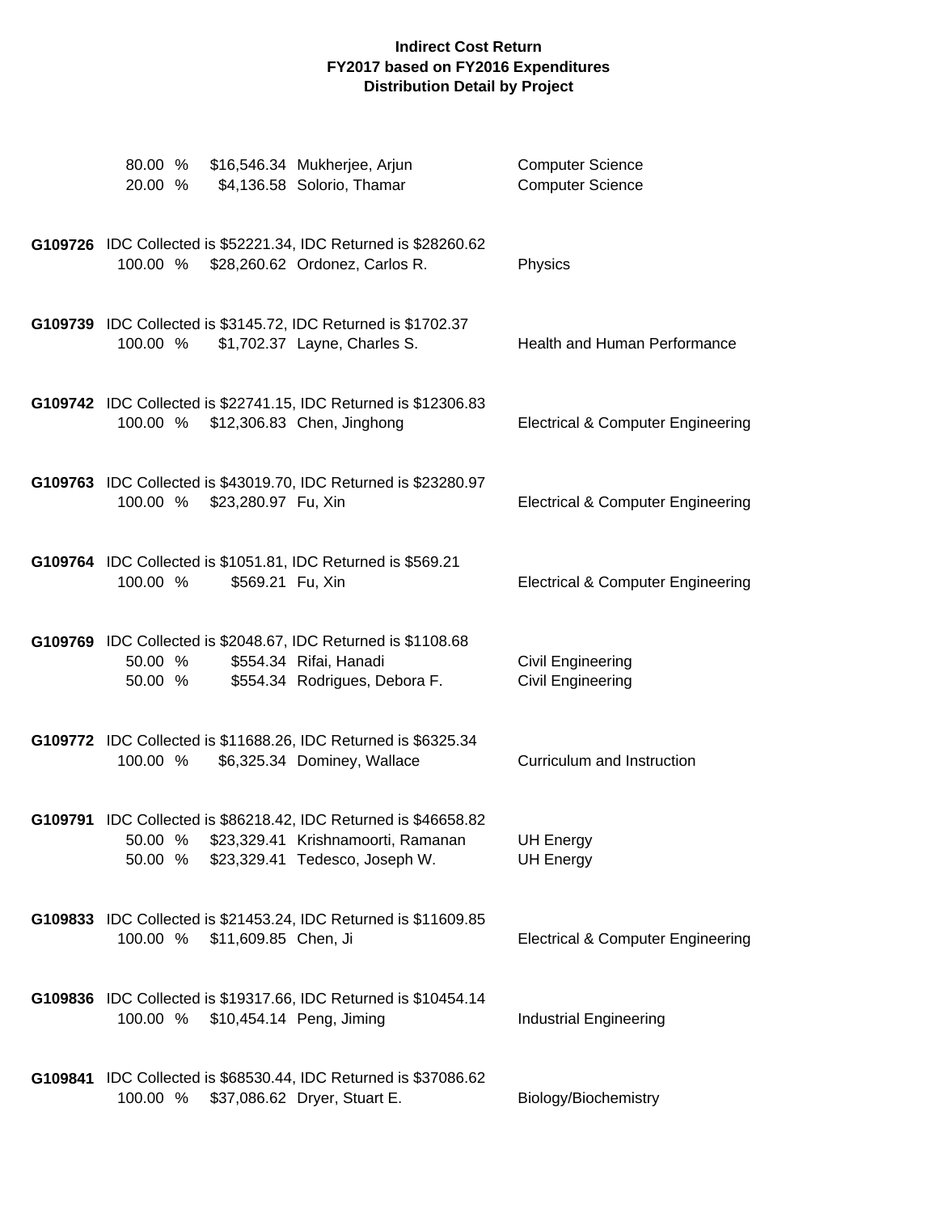**Indirect Cost Return**
**FY2017 based on FY2016 Expenditures**
**Distribution Detail by Project**

80.00 % $16,546.34 Mukherjee, Arjun — Computer Science
20.00 % $4,136.58 Solorio, Thamar — Computer Science

**G109726** IDC Collected is $52221.34, IDC Returned is $28260.62
100.00 % $28,260.62 Ordonez, Carlos R. — Physics

**G109739** IDC Collected is $3145.72, IDC Returned is $1702.37
100.00 % $1,702.37 Layne, Charles S. — Health and Human Performance

**G109742** IDC Collected is $22741.15, IDC Returned is $12306.83
100.00 % $12,306.83 Chen, Jinghong — Electrical & Computer Engineering

**G109763** IDC Collected is $43019.70, IDC Returned is $23280.97
100.00 % $23,280.97 Fu, Xin — Electrical & Computer Engineering

**G109764** IDC Collected is $1051.81, IDC Returned is $569.21
100.00 % $569.21 Fu, Xin — Electrical & Computer Engineering

**G109769** IDC Collected is $2048.67, IDC Returned is $1108.68
50.00 % $554.34 Rifai, Hanadi — Civil Engineering
50.00 % $554.34 Rodrigues, Debora F. — Civil Engineering

**G109772** IDC Collected is $11688.26, IDC Returned is $6325.34
100.00 % $6,325.34 Dominey, Wallace — Curriculum and Instruction

**G109791** IDC Collected is $86218.42, IDC Returned is $46658.82
50.00 % $23,329.41 Krishnamoorti, Ramanan — UH Energy
50.00 % $23,329.41 Tedesco, Joseph W. — UH Energy

**G109833** IDC Collected is $21453.24, IDC Returned is $11609.85
100.00 % $11,609.85 Chen, Ji — Electrical & Computer Engineering

**G109836** IDC Collected is $19317.66, IDC Returned is $10454.14
100.00 % $10,454.14 Peng, Jiming — Industrial Engineering

**G109841** IDC Collected is $68530.44, IDC Returned is $37086.62
100.00 % $37,086.62 Dryer, Stuart E. — Biology/Biochemistry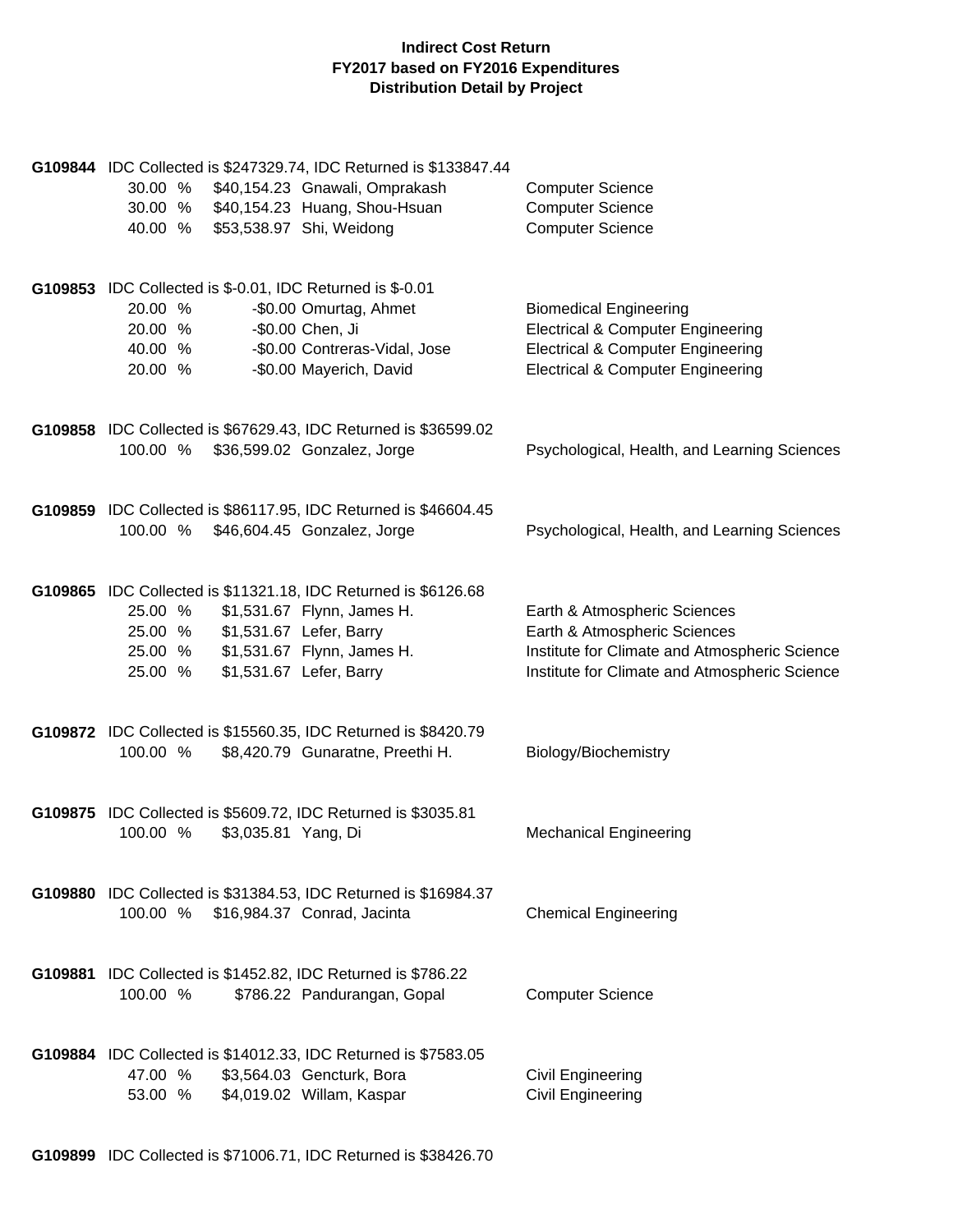**Indirect Cost Return**
**FY2017 based on FY2016 Expenditures**
**Distribution Detail by Project**

**G109844** IDC Collected is $247329.74, IDC Returned is $133847.44

| | | | |
|---|---|---|---|
| 30.00 % | $40,154.23 | Gnawali, Omprakash | Computer Science |
| 30.00 % | $40,154.23 | Huang, Shou-Hsuan | Computer Science |
| 40.00 % | $53,538.97 | Shi, Weidong | Computer Science |

**G109853** IDC Collected is $-0.01, IDC Returned is $-0.01

| | | | |
|---|---|---|---|
| 20.00 % | -$0.00 | Omurtag, Ahmet | Biomedical Engineering |
| 20.00 % | -$0.00 | Chen, Ji | Electrical & Computer Engineering |
| 40.00 % | -$0.00 | Contreras-Vidal, Jose | Electrical & Computer Engineering |
| 20.00 % | -$0.00 | Mayerich, David | Electrical & Computer Engineering |

**G109858** IDC Collected is $67629.43, IDC Returned is $36599.02

| | | | |
|---|---|---|---|
| 100.00 % | $36,599.02 | Gonzalez, Jorge | Psychological, Health, and Learning Sciences |

**G109859** IDC Collected is $86117.95, IDC Returned is $46604.45

| | | | |
|---|---|---|---|
| 100.00 % | $46,604.45 | Gonzalez, Jorge | Psychological, Health, and Learning Sciences |

**G109865** IDC Collected is $11321.18, IDC Returned is $6126.68

| | | | |
|---|---|---|---|
| 25.00 % | $1,531.67 | Flynn, James H. | Earth & Atmospheric Sciences |
| 25.00 % | $1,531.67 | Lefer, Barry | Earth & Atmospheric Sciences |
| 25.00 % | $1,531.67 | Flynn, James H. | Institute for Climate and Atmospheric Science |
| 25.00 % | $1,531.67 | Lefer, Barry | Institute for Climate and Atmospheric Science |

**G109872** IDC Collected is $15560.35, IDC Returned is $8420.79

| | | | |
|---|---|---|---|
| 100.00 % | $8,420.79 | Gunaratne, Preethi H. | Biology/Biochemistry |

**G109875** IDC Collected is $5609.72, IDC Returned is $3035.81

| | | | |
|---|---|---|---|
| 100.00 % | $3,035.81 | Yang, Di | Mechanical Engineering |

**G109880** IDC Collected is $31384.53, IDC Returned is $16984.37

| | | | |
|---|---|---|---|
| 100.00 % | $16,984.37 | Conrad, Jacinta | Chemical Engineering |

**G109881** IDC Collected is $1452.82, IDC Returned is $786.22

| | | | |
|---|---|---|---|
| 100.00 % | $786.22 | Pandurangan, Gopal | Computer Science |

**G109884** IDC Collected is $14012.33, IDC Returned is $7583.05

| | | | |
|---|---|---|---|
| 47.00 % | $3,564.03 | Gencturk, Bora | Civil Engineering |
| 53.00 % | $4,019.02 | Willam, Kaspar | Civil Engineering |

**G109899** IDC Collected is $71006.71, IDC Returned is $38426.70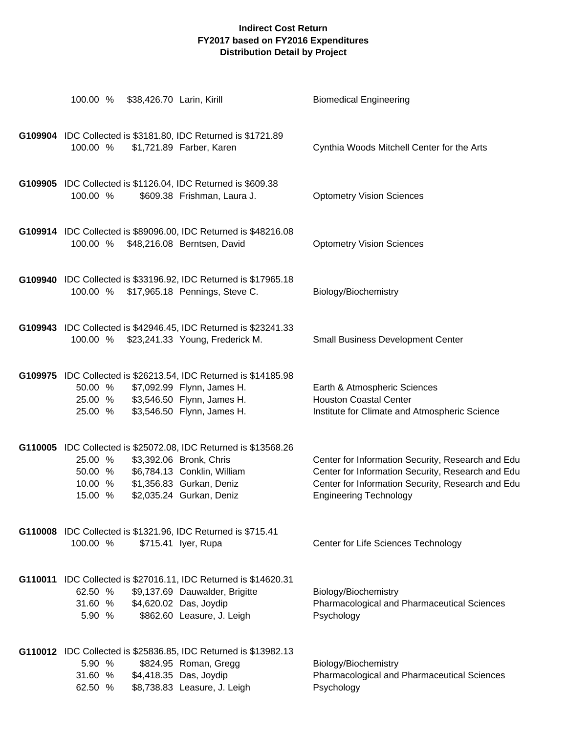**Indirect Cost Return**
**FY2017 based on FY2016 Expenditures**
**Distribution Detail by Project**

100.00 % $38,426.70 Larin, Kirill — Biomedical Engineering

**G109904** IDC Collected is $3181.80, IDC Returned is $1721.89

100.00 % $1,721.89 Farber, Karen — Cynthia Woods Mitchell Center for the Arts

**G109905** IDC Collected is $1126.04, IDC Returned is $609.38

100.00 % $609.38 Frishman, Laura J. — Optometry Vision Sciences

**G109914** IDC Collected is $89096.00, IDC Returned is $48216.08

100.00 % $48,216.08 Berntsen, David — Optometry Vision Sciences

**G109940** IDC Collected is $33196.92, IDC Returned is $17965.18

100.00 % $17,965.18 Pennings, Steve C. — Biology/Biochemistry

**G109943** IDC Collected is $42946.45, IDC Returned is $23241.33

100.00 % $23,241.33 Young, Frederick M. — Small Business Development Center

**G109975** IDC Collected is $26213.54, IDC Returned is $14185.98

| % | Amount | Name | Department |
|---|---|---|---|
| 50.00 % | $7,092.99 | Flynn, James H. | Earth & Atmospheric Sciences |
| 25.00 % | $3,546.50 | Flynn, James H. | Houston Coastal Center |
| 25.00 % | $3,546.50 | Flynn, James H. | Institute for Climate and Atmospheric Science |

**G110005** IDC Collected is $25072.08, IDC Returned is $13568.26

| % | Amount | Name | Department |
|---|---|---|---|
| 25.00 % | $3,392.06 | Bronk, Chris | Center for Information Security, Research and Edu |
| 50.00 % | $6,784.13 | Conklin, William | Center for Information Security, Research and Edu |
| 10.00 % | $1,356.83 | Gurkan, Deniz | Center for Information Security, Research and Edu |
| 15.00 % | $2,035.24 | Gurkan, Deniz | Engineering Technology |

**G110008** IDC Collected is $1321.96, IDC Returned is $715.41

100.00 % $715.41 Iyer, Rupa — Center for Life Sciences Technology

**G110011** IDC Collected is $27016.11, IDC Returned is $14620.31

| % | Amount | Name | Department |
|---|---|---|---|
| 62.50 % | $9,137.69 | Dauwalder, Brigitte | Biology/Biochemistry |
| 31.60 % | $4,620.02 | Das, Joydip | Pharmacological and Pharmaceutical Sciences |
| 5.90 % | $862.60 | Leasure, J. Leigh | Psychology |

**G110012** IDC Collected is $25836.85, IDC Returned is $13982.13

| % | Amount | Name | Department |
|---|---|---|---|
| 5.90 % | $824.95 | Roman, Gregg | Biology/Biochemistry |
| 31.60 % | $4,418.35 | Das, Joydip | Pharmacological and Pharmaceutical Sciences |
| 62.50 % | $8,738.83 | Leasure, J. Leigh | Psychology |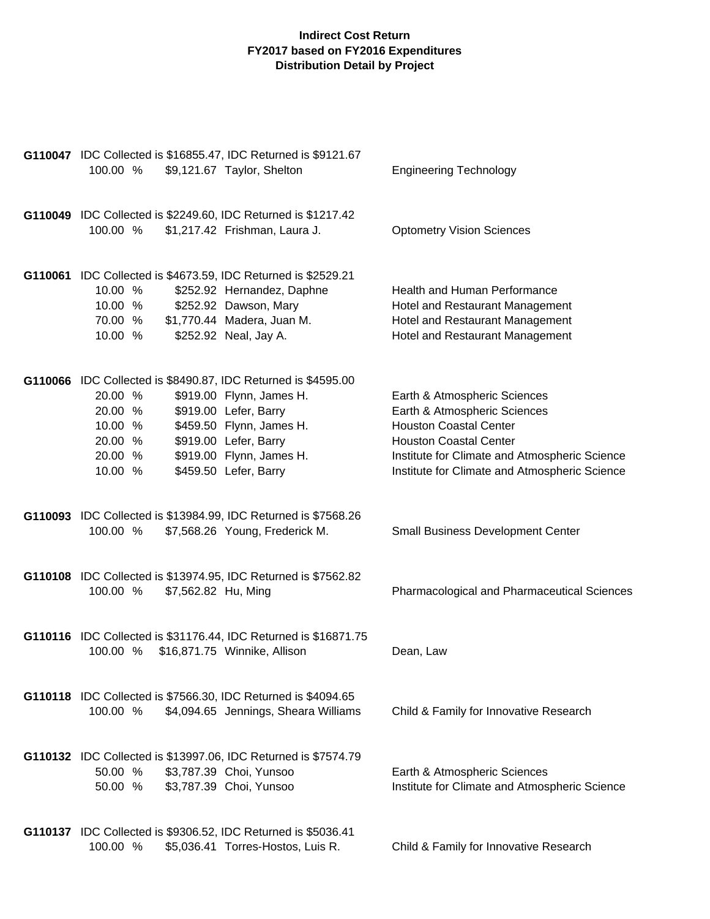**Indirect Cost Return**
**FY2017 based on FY2016 Expenditures**
**Distribution Detail by Project**

**G110047** IDC Collected is $16855.47, IDC Returned is $9121.67

| | | | |
|---|---|---|---|
| 100.00 % | $9,121.67 | Taylor, Shelton | Engineering Technology |

**G110049** IDC Collected is $2249.60, IDC Returned is $1217.42

| | | | |
|---|---|---|---|
| 100.00 % | $1,217.42 | Frishman, Laura J. | Optometry Vision Sciences |

**G110061** IDC Collected is $4673.59, IDC Returned is $2529.21

| | | | |
|---|---|---|---|
| 10.00 % | $252.92 | Hernandez, Daphne | Health and Human Performance |
| 10.00 % | $252.92 | Dawson, Mary | Hotel and Restaurant Management |
| 70.00 % | $1,770.44 | Madera, Juan M. | Hotel and Restaurant Management |
| 10.00 % | $252.92 | Neal, Jay A. | Hotel and Restaurant Management |

**G110066** IDC Collected is $8490.87, IDC Returned is $4595.00

| | | | |
|---|---|---|---|
| 20.00 % | $919.00 | Flynn, James H. | Earth & Atmospheric Sciences |
| 20.00 % | $919.00 | Lefer, Barry | Earth & Atmospheric Sciences |
| 10.00 % | $459.50 | Flynn, James H. | Houston Coastal Center |
| 20.00 % | $919.00 | Lefer, Barry | Houston Coastal Center |
| 20.00 % | $919.00 | Flynn, James H. | Institute for Climate and Atmospheric Science |
| 10.00 % | $459.50 | Lefer, Barry | Institute for Climate and Atmospheric Science |

**G110093** IDC Collected is $13984.99, IDC Returned is $7568.26

| | | | |
|---|---|---|---|
| 100.00 % | $7,568.26 | Young, Frederick M. | Small Business Development Center |

**G110108** IDC Collected is $13974.95, IDC Returned is $7562.82

| | | | |
|---|---|---|---|
| 100.00 % | $7,562.82 | Hu, Ming | Pharmacological and Pharmaceutical Sciences |

**G110116** IDC Collected is $31176.44, IDC Returned is $16871.75

| | | | |
|---|---|---|---|
| 100.00 % | $16,871.75 | Winnike, Allison | Dean, Law |

**G110118** IDC Collected is $7566.30, IDC Returned is $4094.65

| | | | |
|---|---|---|---|
| 100.00 % | $4,094.65 | Jennings, Sheara Williams | Child & Family for Innovative Research |

**G110132** IDC Collected is $13997.06, IDC Returned is $7574.79

| | | | |
|---|---|---|---|
| 50.00 % | $3,787.39 | Choi, Yunsoo | Earth & Atmospheric Sciences |
| 50.00 % | $3,787.39 | Choi, Yunsoo | Institute for Climate and Atmospheric Science |

**G110137** IDC Collected is $9306.52, IDC Returned is $5036.41

| | | | |
|---|---|---|---|
| 100.00 % | $5,036.41 | Torres-Hostos, Luis R. | Child & Family for Innovative Research |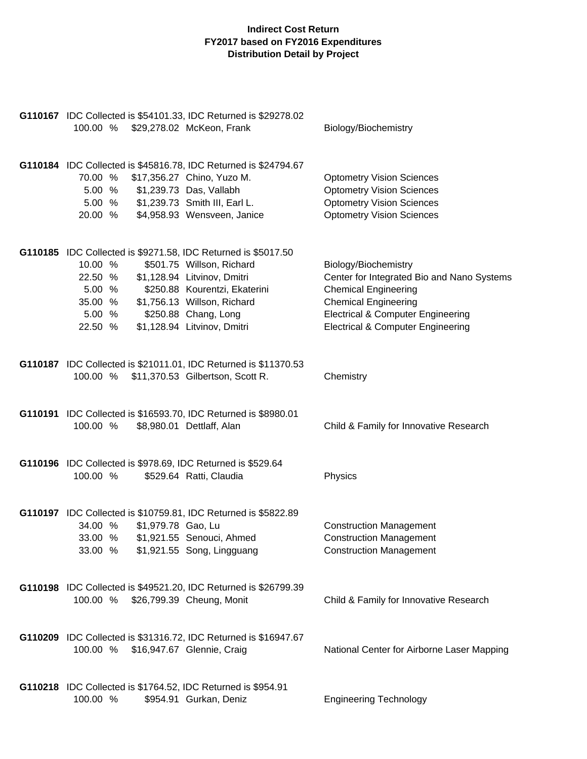**Indirect Cost Return**
**FY2017 based on FY2016 Expenditures**
**Distribution Detail by Project**

**G110167** IDC Collected is $54101.33, IDC Returned is $29278.02

| % | Amount | Name | Department |
|---|---|---|---|
| 100.00 % | $29,278.02 | McKeon, Frank | Biology/Biochemistry |

**G110184** IDC Collected is $45816.78, IDC Returned is $24794.67

| % | Amount | Name | Department |
|---|---|---|---|
| 70.00 % | $17,356.27 | Chino, Yuzo M. | Optometry Vision Sciences |
| 5.00 % | $1,239.73 | Das, Vallabh | Optometry Vision Sciences |
| 5.00 % | $1,239.73 | Smith III, Earl L. | Optometry Vision Sciences |
| 20.00 % | $4,958.93 | Wensveen, Janice | Optometry Vision Sciences |

**G110185** IDC Collected is $9271.58, IDC Returned is $5017.50

| % | Amount | Name | Department |
|---|---|---|---|
| 10.00 % | $501.75 | Willson, Richard | Biology/Biochemistry |
| 22.50 % | $1,128.94 | Litvinov, Dmitri | Center for Integrated Bio and Nano Systems |
| 5.00 % | $250.88 | Kourentzi, Ekaterini | Chemical Engineering |
| 35.00 % | $1,756.13 | Willson, Richard | Chemical Engineering |
| 5.00 % | $250.88 | Chang, Long | Electrical & Computer Engineering |
| 22.50 % | $1,128.94 | Litvinov, Dmitri | Electrical & Computer Engineering |

**G110187** IDC Collected is $21011.01, IDC Returned is $11370.53

| % | Amount | Name | Department |
|---|---|---|---|
| 100.00 % | $11,370.53 | Gilbertson, Scott R. | Chemistry |

**G110191** IDC Collected is $16593.70, IDC Returned is $8980.01

| % | Amount | Name | Department |
|---|---|---|---|
| 100.00 % | $8,980.01 | Dettlaff, Alan | Child & Family for Innovative Research |

**G110196** IDC Collected is $978.69, IDC Returned is $529.64

| % | Amount | Name | Department |
|---|---|---|---|
| 100.00 % | $529.64 | Ratti, Claudia | Physics |

**G110197** IDC Collected is $10759.81, IDC Returned is $5822.89

| % | Amount | Name | Department |
|---|---|---|---|
| 34.00 % | $1,979.78 | Gao, Lu | Construction Management |
| 33.00 % | $1,921.55 | Senouci, Ahmed | Construction Management |
| 33.00 % | $1,921.55 | Song, Lingguang | Construction Management |

**G110198** IDC Collected is $49521.20, IDC Returned is $26799.39

| % | Amount | Name | Department |
|---|---|---|---|
| 100.00 % | $26,799.39 | Cheung, Monit | Child & Family for Innovative Research |

**G110209** IDC Collected is $31316.72, IDC Returned is $16947.67

| % | Amount | Name | Department |
|---|---|---|---|
| 100.00 % | $16,947.67 | Glennie, Craig | National Center for Airborne Laser Mapping |

**G110218** IDC Collected is $1764.52, IDC Returned is $954.91

| % | Amount | Name | Department |
|---|---|---|---|
| 100.00 % | $954.91 | Gurkan, Deniz | Engineering Technology |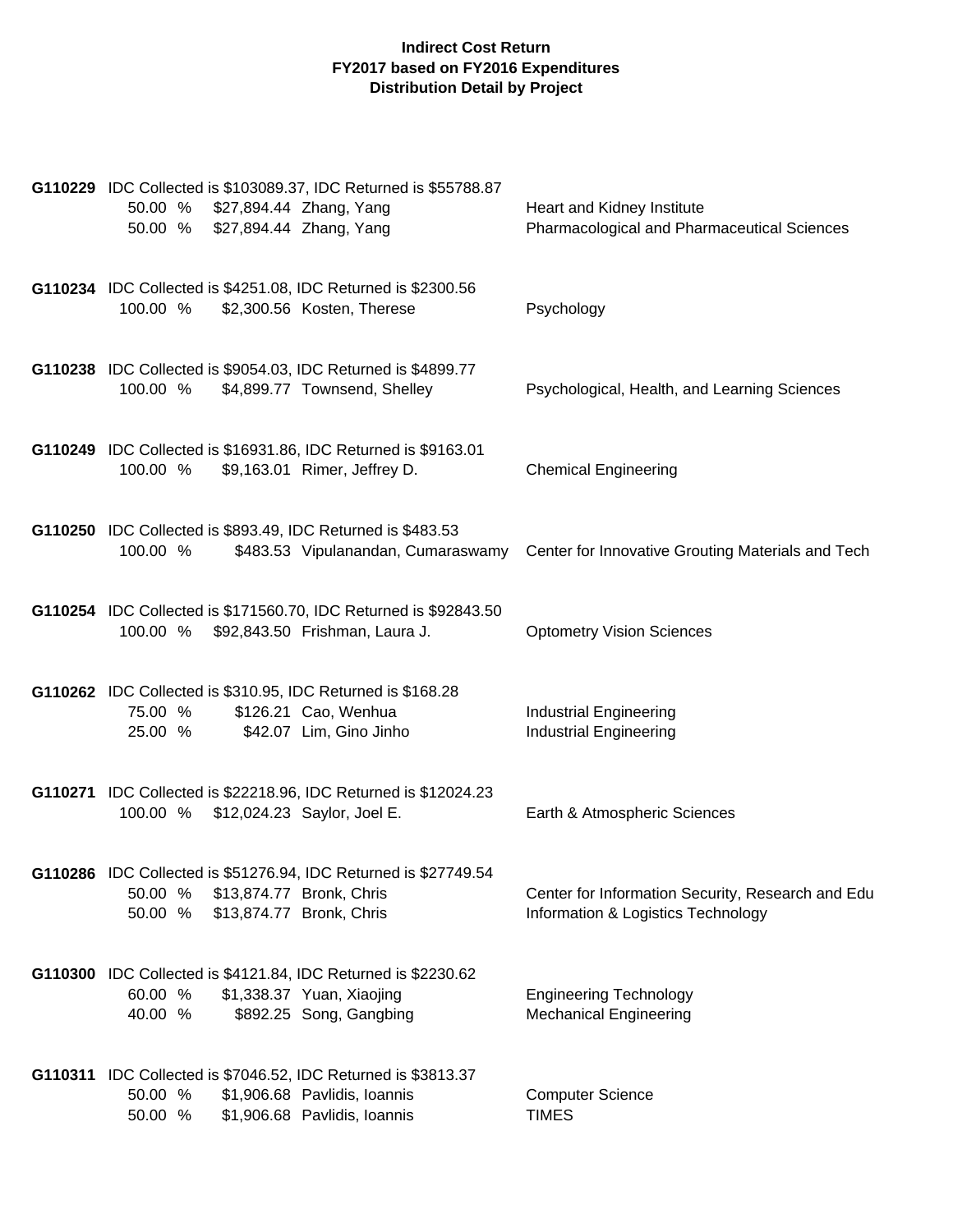**Indirect Cost Return**
**FY2017 based on FY2016 Expenditures**
**Distribution Detail by Project**

**G110229** IDC Collected is $103089.37, IDC Returned is $55788.87

| | | | |
|---|---|---|---|
| 50.00 % | $27,894.44 | Zhang, Yang | Heart and Kidney Institute |
| 50.00 % | $27,894.44 | Zhang, Yang | Pharmacological and Pharmaceutical Sciences |

**G110234** IDC Collected is $4251.08, IDC Returned is $2300.56

| | | | |
|---|---|---|---|
| 100.00 % | $2,300.56 | Kosten, Therese | Psychology |

**G110238** IDC Collected is $9054.03, IDC Returned is $4899.77

| | | | |
|---|---|---|---|
| 100.00 % | $4,899.77 | Townsend, Shelley | Psychological, Health, and Learning Sciences |

**G110249** IDC Collected is $16931.86, IDC Returned is $9163.01

| | | | |
|---|---|---|---|
| 100.00 % | $9,163.01 | Rimer, Jeffrey D. | Chemical Engineering |

**G110250** IDC Collected is $893.49, IDC Returned is $483.53

| | | | |
|---|---|---|---|
| 100.00 % | $483.53 | Vipulanandan, Cumaraswamy | Center for Innovative Grouting Materials and Tech |

**G110254** IDC Collected is $171560.70, IDC Returned is $92843.50

| | | | |
|---|---|---|---|
| 100.00 % | $92,843.50 | Frishman, Laura J. | Optometry Vision Sciences |

**G110262** IDC Collected is $310.95, IDC Returned is $168.28

| | | | |
|---|---|---|---|
| 75.00 % | $126.21 | Cao, Wenhua | Industrial Engineering |
| 25.00 % | $42.07 | Lim, Gino Jinho | Industrial Engineering |

**G110271** IDC Collected is $22218.96, IDC Returned is $12024.23

| | | | |
|---|---|---|---|
| 100.00 % | $12,024.23 | Saylor, Joel E. | Earth & Atmospheric Sciences |

**G110286** IDC Collected is $51276.94, IDC Returned is $27749.54

| | | | |
|---|---|---|---|
| 50.00 % | $13,874.77 | Bronk, Chris | Center for Information Security, Research and Edu |
| 50.00 % | $13,874.77 | Bronk, Chris | Information & Logistics Technology |

**G110300** IDC Collected is $4121.84, IDC Returned is $2230.62

| | | | |
|---|---|---|---|
| 60.00 % | $1,338.37 | Yuan, Xiaojing | Engineering Technology |
| 40.00 % | $892.25 | Song, Gangbing | Mechanical Engineering |

**G110311** IDC Collected is $7046.52, IDC Returned is $3813.37

| | | | |
|---|---|---|---|
| 50.00 % | $1,906.68 | Pavlidis, Ioannis | Computer Science |
| 50.00 % | $1,906.68 | Pavlidis, Ioannis | TIMES |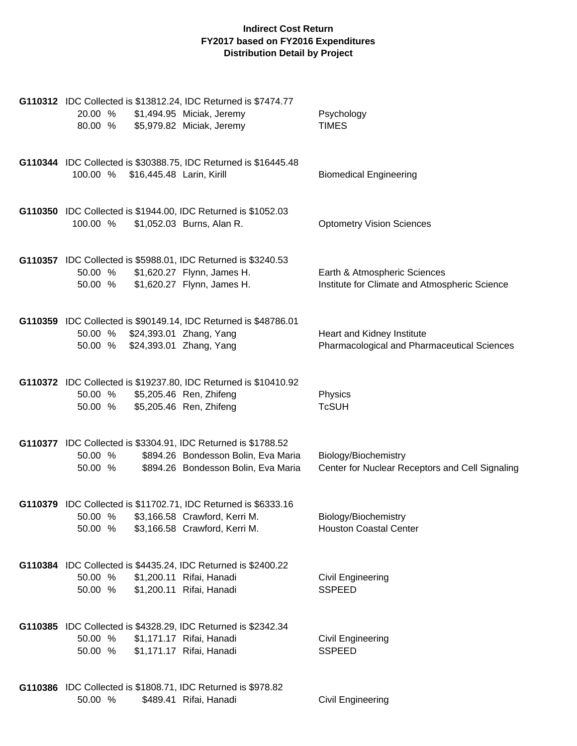**Indirect Cost Return**
**FY2017 based on FY2016 Expenditures**
**Distribution Detail by Project**

**G110312** IDC Collected is $13812.24, IDC Returned is $7474.77

| | | | |
|---|---|---|---|
| 20.00 % | $1,494.95 | Miciak, Jeremy | Psychology |
| 80.00 % | $5,979.82 | Miciak, Jeremy | TIMES |

**G110344** IDC Collected is $30388.75, IDC Returned is $16445.48

| | | | |
|---|---|---|---|
| 100.00 % | $16,445.48 | Larin, Kirill | Biomedical Engineering |

**G110350** IDC Collected is $1944.00, IDC Returned is $1052.03

| | | | |
|---|---|---|---|
| 100.00 % | $1,052.03 | Burns, Alan R. | Optometry Vision Sciences |

**G110357** IDC Collected is $5988.01, IDC Returned is $3240.53

| | | | |
|---|---|---|---|
| 50.00 % | $1,620.27 | Flynn, James H. | Earth & Atmospheric Sciences |
| 50.00 % | $1,620.27 | Flynn, James H. | Institute for Climate and Atmospheric Science |

**G110359** IDC Collected is $90149.14, IDC Returned is $48786.01

| | | | |
|---|---|---|---|
| 50.00 % | $24,393.01 | Zhang, Yang | Heart and Kidney Institute |
| 50.00 % | $24,393.01 | Zhang, Yang | Pharmacological and Pharmaceutical Sciences |

**G110372** IDC Collected is $19237.80, IDC Returned is $10410.92

| | | | |
|---|---|---|---|
| 50.00 % | $5,205.46 | Ren, Zhifeng | Physics |
| 50.00 % | $5,205.46 | Ren, Zhifeng | TcSUH |

**G110377** IDC Collected is $3304.91, IDC Returned is $1788.52

| | | | |
|---|---|---|---|
| 50.00 % | $894.26 | Bondesson Bolin, Eva Maria | Biology/Biochemistry |
| 50.00 % | $894.26 | Bondesson Bolin, Eva Maria | Center for Nuclear Receptors and Cell Signaling |

**G110379** IDC Collected is $11702.71, IDC Returned is $6333.16

| | | | |
|---|---|---|---|
| 50.00 % | $3,166.58 | Crawford, Kerri M. | Biology/Biochemistry |
| 50.00 % | $3,166.58 | Crawford, Kerri M. | Houston Coastal Center |

**G110384** IDC Collected is $4435.24, IDC Returned is $2400.22

| | | | |
|---|---|---|---|
| 50.00 % | $1,200.11 | Rifai, Hanadi | Civil Engineering |
| 50.00 % | $1,200.11 | Rifai, Hanadi | SSPEED |

**G110385** IDC Collected is $4328.29, IDC Returned is $2342.34

| | | | |
|---|---|---|---|
| 50.00 % | $1,171.17 | Rifai, Hanadi | Civil Engineering |
| 50.00 % | $1,171.17 | Rifai, Hanadi | SSPEED |

**G110386** IDC Collected is $1808.71, IDC Returned is $978.82

| | | | |
|---|---|---|---|
| 50.00 % | $489.41 | Rifai, Hanadi | Civil Engineering |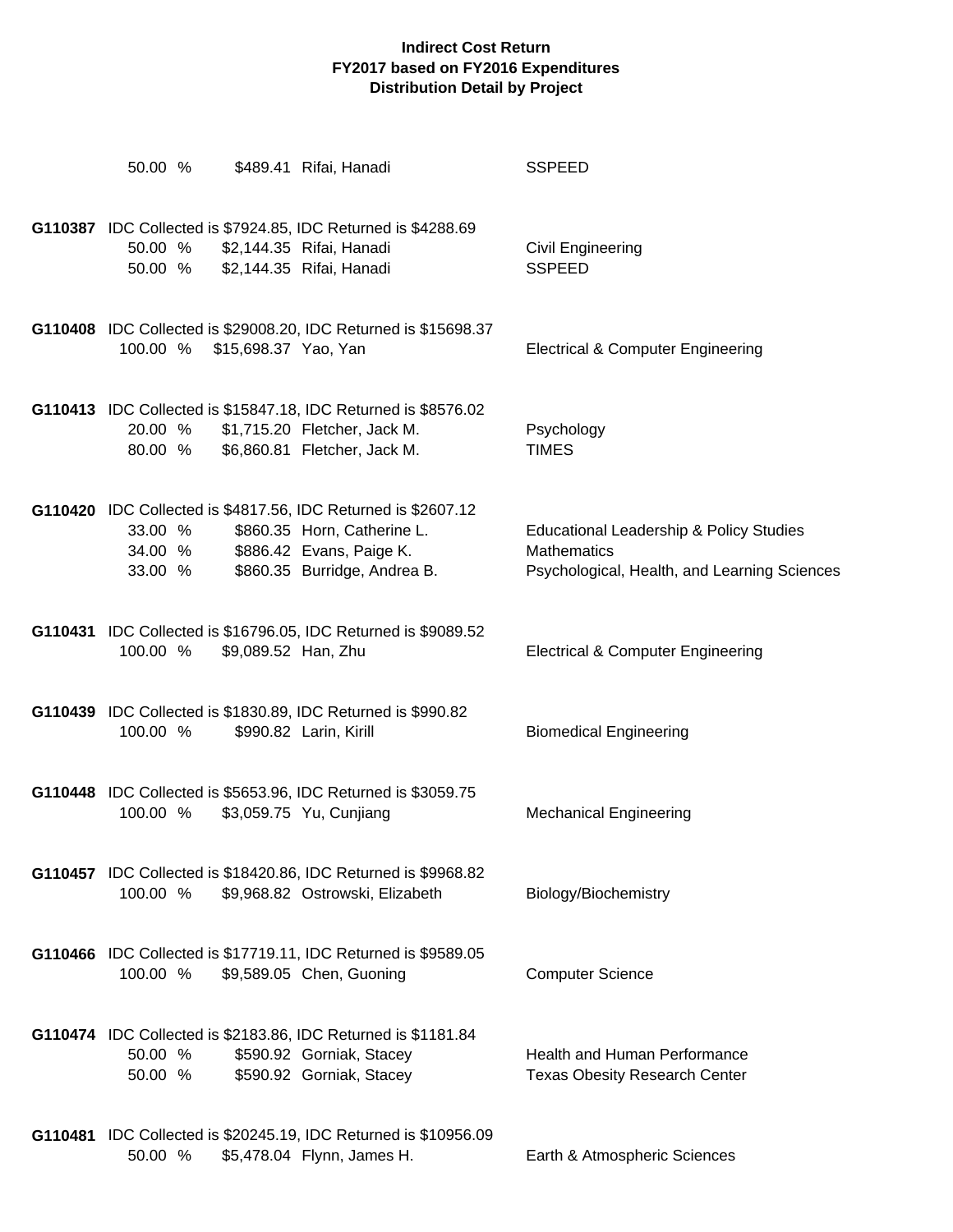**Indirect Cost Return**
**FY2017 based on FY2016 Expenditures**
**Distribution Detail by Project**

50.00 % $489.41 Rifai, Hanadi SSPEED

**G110387** IDC Collected is $7924.85, IDC Returned is $4288.69

| | | | |
|---|---|---|---|
| 50.00 % | $2,144.35 | Rifai, Hanadi | Civil Engineering |
| 50.00 % | $2,144.35 | Rifai, Hanadi | SSPEED |

**G110408** IDC Collected is $29008.20, IDC Returned is $15698.37

| | | | |
|---|---|---|---|
| 100.00 % | $15,698.37 | Yao, Yan | Electrical & Computer Engineering |

**G110413** IDC Collected is $15847.18, IDC Returned is $8576.02

| | | | |
|---|---|---|---|
| 20.00 % | $1,715.20 | Fletcher, Jack M. | Psychology |
| 80.00 % | $6,860.81 | Fletcher, Jack M. | TIMES |

**G110420** IDC Collected is $4817.56, IDC Returned is $2607.12

| | | | |
|---|---|---|---|
| 33.00 % | $860.35 | Horn, Catherine L. | Educational Leadership & Policy Studies |
| 34.00 % | $886.42 | Evans, Paige K. | Mathematics |
| 33.00 % | $860.35 | Burridge, Andrea B. | Psychological, Health, and Learning Sciences |

**G110431** IDC Collected is $16796.05, IDC Returned is $9089.52

| | | | |
|---|---|---|---|
| 100.00 % | $9,089.52 | Han, Zhu | Electrical & Computer Engineering |

**G110439** IDC Collected is $1830.89, IDC Returned is $990.82

| | | | |
|---|---|---|---|
| 100.00 % | $990.82 | Larin, Kirill | Biomedical Engineering |

**G110448** IDC Collected is $5653.96, IDC Returned is $3059.75

| | | | |
|---|---|---|---|
| 100.00 % | $3,059.75 | Yu, Cunjiang | Mechanical Engineering |

**G110457** IDC Collected is $18420.86, IDC Returned is $9968.82

| | | | |
|---|---|---|---|
| 100.00 % | $9,968.82 | Ostrowski, Elizabeth | Biology/Biochemistry |

**G110466** IDC Collected is $17719.11, IDC Returned is $9589.05

| | | | |
|---|---|---|---|
| 100.00 % | $9,589.05 | Chen, Guoning | Computer Science |

**G110474** IDC Collected is $2183.86, IDC Returned is $1181.84

| | | | |
|---|---|---|---|
| 50.00 % | $590.92 | Gorniak, Stacey | Health and Human Performance |
| 50.00 % | $590.92 | Gorniak, Stacey | Texas Obesity Research Center |

**G110481** IDC Collected is $20245.19, IDC Returned is $10956.09

| | | | |
|---|---|---|---|
| 50.00 % | $5,478.04 | Flynn, James H. | Earth & Atmospheric Sciences |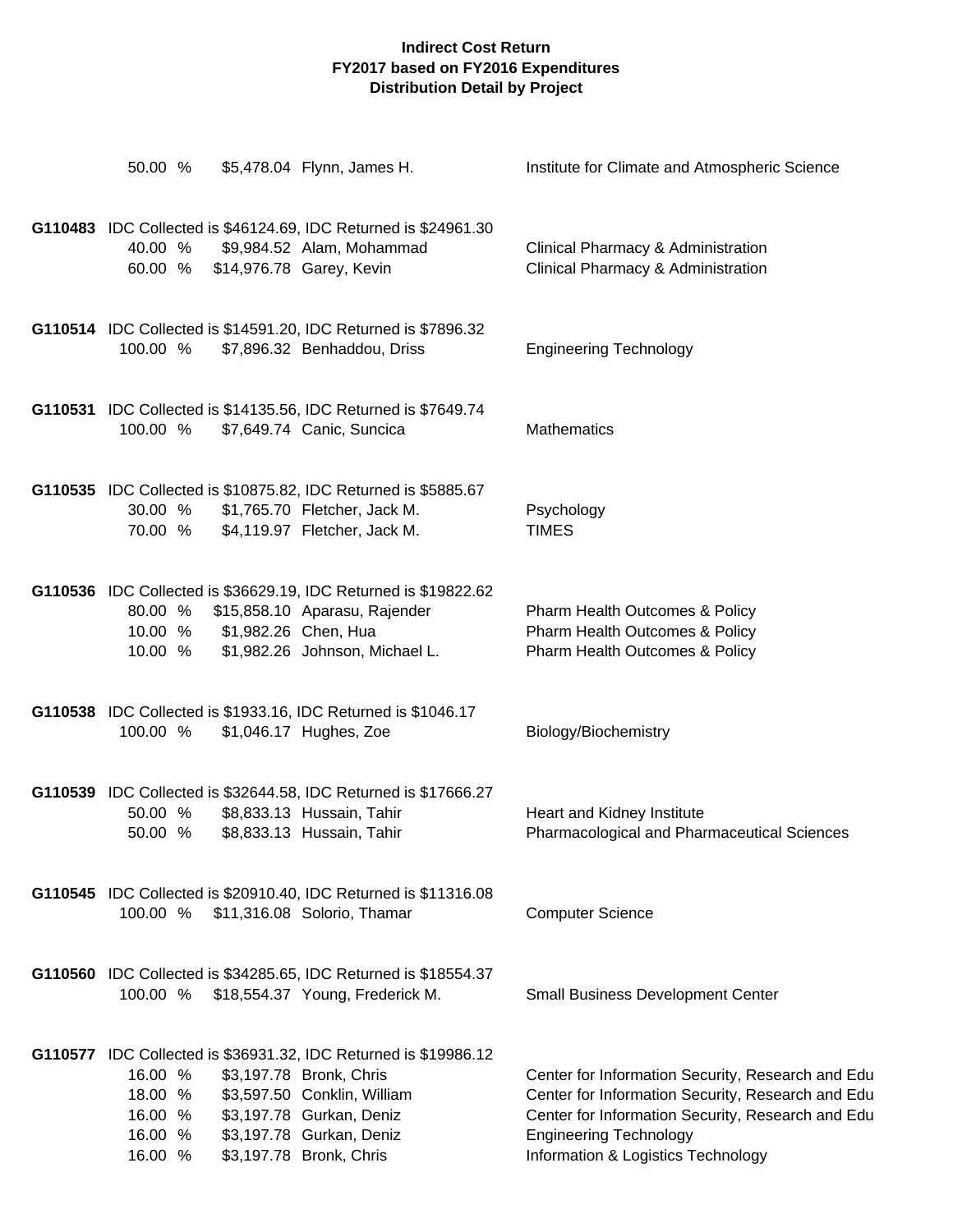**Indirect Cost Return**
**FY2017 based on FY2016 Expenditures**
**Distribution Detail by Project**

| | | | |
|---|---|---|---|
| 50.00 % | $5,478.04 | Flynn, James H. | Institute for Climate and Atmospheric Science |

**G110483** IDC Collected is $46124.69, IDC Returned is $24961.30

| | | | |
|---|---|---|---|
| 40.00 % | $9,984.52 | Alam, Mohammad | Clinical Pharmacy & Administration |
| 60.00 % | $14,976.78 | Garey, Kevin | Clinical Pharmacy & Administration |

**G110514** IDC Collected is $14591.20, IDC Returned is $7896.32

| | | | |
|---|---|---|---|
| 100.00 % | $7,896.32 | Benhaddou, Driss | Engineering Technology |

**G110531** IDC Collected is $14135.56, IDC Returned is $7649.74

| | | | |
|---|---|---|---|
| 100.00 % | $7,649.74 | Canic, Suncica | Mathematics |

**G110535** IDC Collected is $10875.82, IDC Returned is $5885.67

| | | | |
|---|---|---|---|
| 30.00 % | $1,765.70 | Fletcher, Jack M. | Psychology |
| 70.00 % | $4,119.97 | Fletcher, Jack M. | TIMES |

**G110536** IDC Collected is $36629.19, IDC Returned is $19822.62

| | | | |
|---|---|---|---|
| 80.00 % | $15,858.10 | Aparasu, Rajender | Pharm Health Outcomes & Policy |
| 10.00 % | $1,982.26 | Chen, Hua | Pharm Health Outcomes & Policy |
| 10.00 % | $1,982.26 | Johnson, Michael L. | Pharm Health Outcomes & Policy |

**G110538** IDC Collected is $1933.16, IDC Returned is $1046.17

| | | | |
|---|---|---|---|
| 100.00 % | $1,046.17 | Hughes, Zoe | Biology/Biochemistry |

**G110539** IDC Collected is $32644.58, IDC Returned is $17666.27

| | | | |
|---|---|---|---|
| 50.00 % | $8,833.13 | Hussain, Tahir | Heart and Kidney Institute |
| 50.00 % | $8,833.13 | Hussain, Tahir | Pharmacological and Pharmaceutical Sciences |

**G110545** IDC Collected is $20910.40, IDC Returned is $11316.08

| | | | |
|---|---|---|---|
| 100.00 % | $11,316.08 | Solorio, Thamar | Computer Science |

**G110560** IDC Collected is $34285.65, IDC Returned is $18554.37

| | | | |
|---|---|---|---|
| 100.00 % | $18,554.37 | Young, Frederick M. | Small Business Development Center |

**G110577** IDC Collected is $36931.32, IDC Returned is $19986.12

| | | | |
|---|---|---|---|
| 16.00 % | $3,197.78 | Bronk, Chris | Center for Information Security, Research and Edu |
| 18.00 % | $3,597.50 | Conklin, William | Center for Information Security, Research and Edu |
| 16.00 % | $3,197.78 | Gurkan, Deniz | Center for Information Security, Research and Edu |
| 16.00 % | $3,197.78 | Gurkan, Deniz | Engineering Technology |
| 16.00 % | $3,197.78 | Bronk, Chris | Information & Logistics Technology |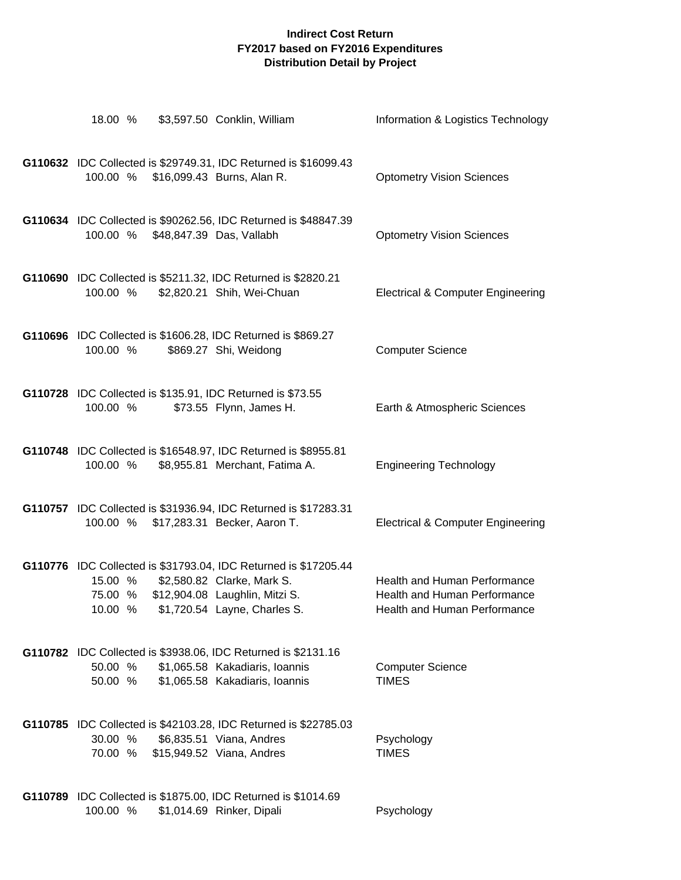**Indirect Cost Return**
**FY2017 based on FY2016 Expenditures**
**Distribution Detail by Project**

18.00 % $3,597.50 Conklin, William Information & Logistics Technology

**G110632** IDC Collected is $29749.31, IDC Returned is $16099.43
100.00 % $16,099.43 Burns, Alan R. Optometry Vision Sciences

**G110634** IDC Collected is $90262.56, IDC Returned is $48847.39
100.00 % $48,847.39 Das, Vallabh Optometry Vision Sciences

**G110690** IDC Collected is $5211.32, IDC Returned is $2820.21
100.00 % $2,820.21 Shih, Wei-Chuan Electrical & Computer Engineering

**G110696** IDC Collected is $1606.28, IDC Returned is $869.27
100.00 % $869.27 Shi, Weidong Computer Science

**G110728** IDC Collected is $135.91, IDC Returned is $73.55
100.00 % $73.55 Flynn, James H. Earth & Atmospheric Sciences

**G110748** IDC Collected is $16548.97, IDC Returned is $8955.81
100.00 % $8,955.81 Merchant, Fatima A. Engineering Technology

**G110757** IDC Collected is $31936.94, IDC Returned is $17283.31
100.00 % $17,283.31 Becker, Aaron T. Electrical & Computer Engineering

**G110776** IDC Collected is $31793.04, IDC Returned is $17205.44
15.00 % $2,580.82 Clarke, Mark S. Health and Human Performance
75.00 % $12,904.08 Laughlin, Mitzi S. Health and Human Performance
10.00 % $1,720.54 Layne, Charles S. Health and Human Performance

**G110782** IDC Collected is $3938.06, IDC Returned is $2131.16
50.00 % $1,065.58 Kakadiaris, Ioannis Computer Science
50.00 % $1,065.58 Kakadiaris, Ioannis TIMES

**G110785** IDC Collected is $42103.28, IDC Returned is $22785.03
30.00 % $6,835.51 Viana, Andres Psychology
70.00 % $15,949.52 Viana, Andres TIMES

**G110789** IDC Collected is $1875.00, IDC Returned is $1014.69
100.00 % $1,014.69 Rinker, Dipali Psychology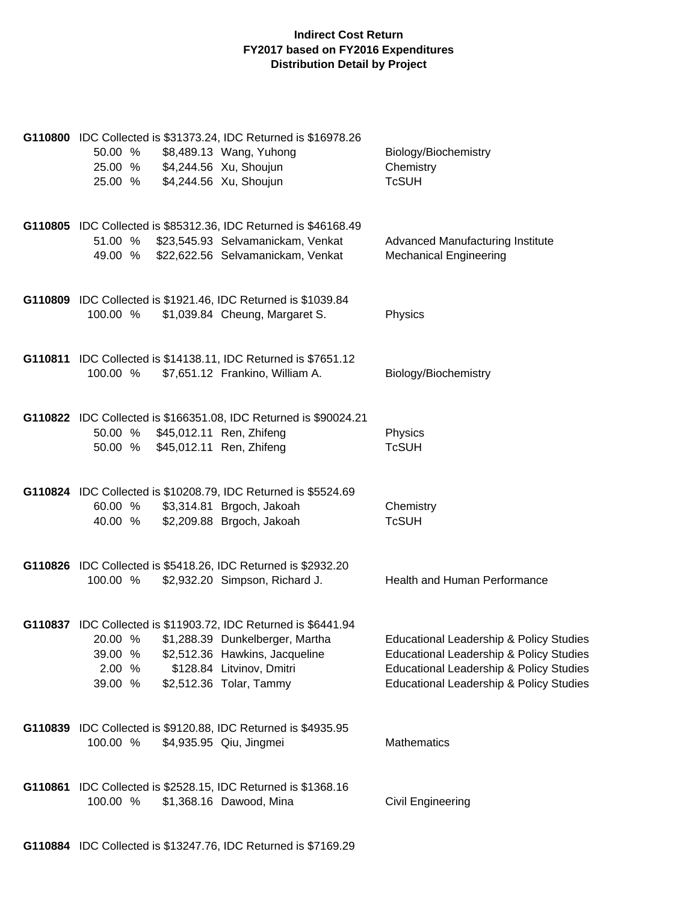**Indirect Cost Return**
**FY2017 based on FY2016 Expenditures**
**Distribution Detail by Project**

**G110800** IDC Collected is $31373.24, IDC Returned is $16978.26

| | | | |
|---|---|---|---|
| 50.00 % | $8,489.13 | Wang, Yuhong | Biology/Biochemistry |
| 25.00 % | $4,244.56 | Xu, Shoujun | Chemistry |
| 25.00 % | $4,244.56 | Xu, Shoujun | TcSUH |

**G110805** IDC Collected is $85312.36, IDC Returned is $46168.49

| | | | |
|---|---|---|---|
| 51.00 % | $23,545.93 | Selvamanickam, Venkat | Advanced Manufacturing Institute |
| 49.00 % | $22,622.56 | Selvamanickam, Venkat | Mechanical Engineering |

**G110809** IDC Collected is $1921.46, IDC Returned is $1039.84

| | | | |
|---|---|---|---|
| 100.00 % | $1,039.84 | Cheung, Margaret S. | Physics |

**G110811** IDC Collected is $14138.11, IDC Returned is $7651.12

| | | | |
|---|---|---|---|
| 100.00 % | $7,651.12 | Frankino, William A. | Biology/Biochemistry |

**G110822** IDC Collected is $166351.08, IDC Returned is $90024.21

| | | | |
|---|---|---|---|
| 50.00 % | $45,012.11 | Ren, Zhifeng | Physics |
| 50.00 % | $45,012.11 | Ren, Zhifeng | TcSUH |

**G110824** IDC Collected is $10208.79, IDC Returned is $5524.69

| | | | |
|---|---|---|---|
| 60.00 % | $3,314.81 | Brgoch, Jakoah | Chemistry |
| 40.00 % | $2,209.88 | Brgoch, Jakoah | TcSUH |

**G110826** IDC Collected is $5418.26, IDC Returned is $2932.20

| | | | |
|---|---|---|---|
| 100.00 % | $2,932.20 | Simpson, Richard J. | Health and Human Performance |

**G110837** IDC Collected is $11903.72, IDC Returned is $6441.94

| | | | |
|---|---|---|---|
| 20.00 % | $1,288.39 | Dunkelberger, Martha | Educational Leadership & Policy Studies |
| 39.00 % | $2,512.36 | Hawkins, Jacqueline | Educational Leadership & Policy Studies |
| 2.00 % | $128.84 | Litvinov, Dmitri | Educational Leadership & Policy Studies |
| 39.00 % | $2,512.36 | Tolar, Tammy | Educational Leadership & Policy Studies |

**G110839** IDC Collected is $9120.88, IDC Returned is $4935.95

| | | | |
|---|---|---|---|
| 100.00 % | $4,935.95 | Qiu, Jingmei | Mathematics |

**G110861** IDC Collected is $2528.15, IDC Returned is $1368.16

| | | | |
|---|---|---|---|
| 100.00 % | $1,368.16 | Dawood, Mina | Civil Engineering |

**G110884** IDC Collected is $13247.76, IDC Returned is $7169.29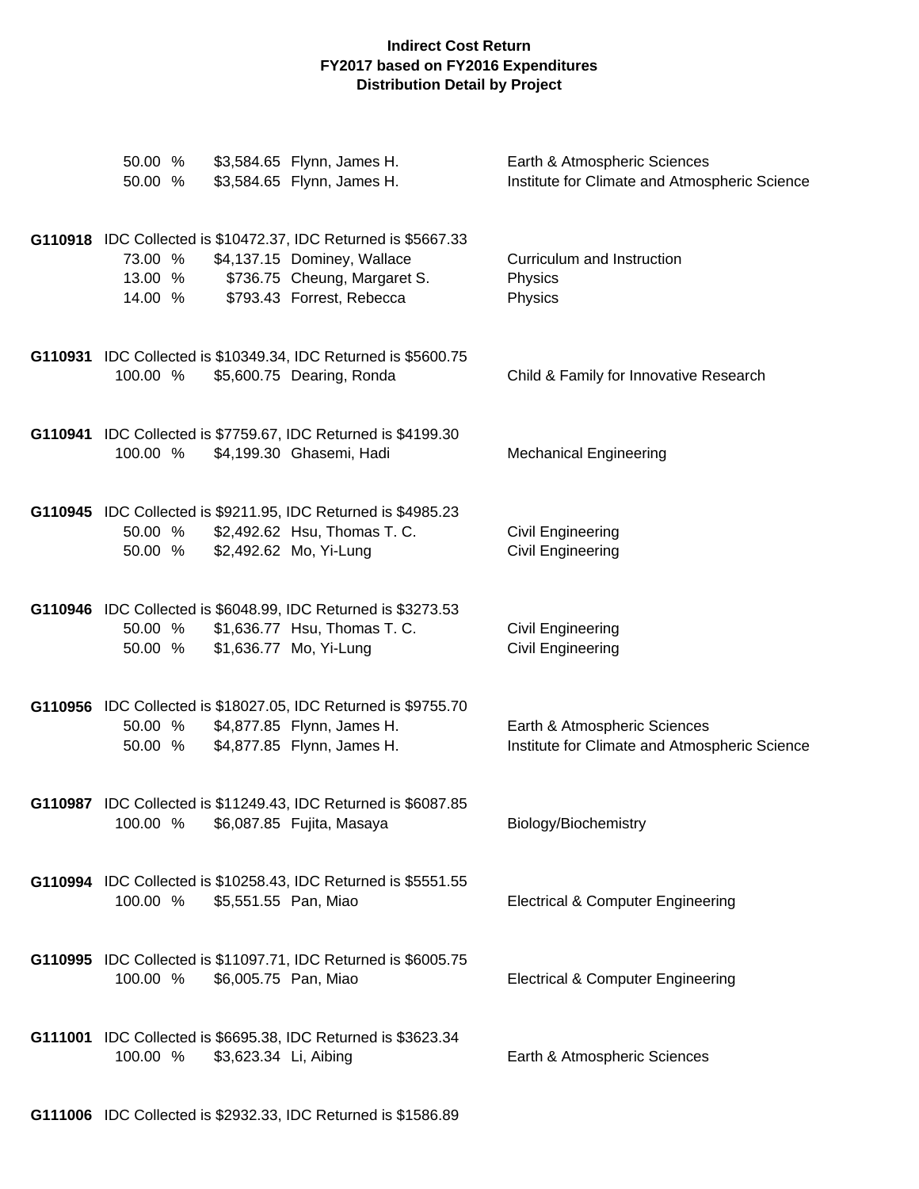**Indirect Cost Return**
**FY2017 based on FY2016 Expenditures**
**Distribution Detail by Project**

| | | | |
|---|---|---|---|
| 50.00 % | $3,584.65 | Flynn, James H. | Earth & Atmospheric Sciences |
| 50.00 % | $3,584.65 | Flynn, James H. | Institute for Climate and Atmospheric Science |

**G110918** IDC Collected is $10472.37, IDC Returned is $5667.33

| | | | |
|---|---|---|---|
| 73.00 % | $4,137.15 | Dominey, Wallace | Curriculum and Instruction |
| 13.00 % | $736.75 | Cheung, Margaret S. | Physics |
| 14.00 % | $793.43 | Forrest, Rebecca | Physics |

**G110931** IDC Collected is $10349.34, IDC Returned is $5600.75

| | | | |
|---|---|---|---|
| 100.00 % | $5,600.75 | Dearing, Ronda | Child & Family for Innovative Research |

**G110941** IDC Collected is $7759.67, IDC Returned is $4199.30

| | | | |
|---|---|---|---|
| 100.00 % | $4,199.30 | Ghasemi, Hadi | Mechanical Engineering |

**G110945** IDC Collected is $9211.95, IDC Returned is $4985.23

| | | | |
|---|---|---|---|
| 50.00 % | $2,492.62 | Hsu, Thomas T. C. | Civil Engineering |
| 50.00 % | $2,492.62 | Mo, Yi-Lung | Civil Engineering |

**G110946** IDC Collected is $6048.99, IDC Returned is $3273.53

| | | | |
|---|---|---|---|
| 50.00 % | $1,636.77 | Hsu, Thomas T. C. | Civil Engineering |
| 50.00 % | $1,636.77 | Mo, Yi-Lung | Civil Engineering |

**G110956** IDC Collected is $18027.05, IDC Returned is $9755.70

| | | | |
|---|---|---|---|
| 50.00 % | $4,877.85 | Flynn, James H. | Earth & Atmospheric Sciences |
| 50.00 % | $4,877.85 | Flynn, James H. | Institute for Climate and Atmospheric Science |

**G110987** IDC Collected is $11249.43, IDC Returned is $6087.85

| | | | |
|---|---|---|---|
| 100.00 % | $6,087.85 | Fujita, Masaya | Biology/Biochemistry |

**G110994** IDC Collected is $10258.43, IDC Returned is $5551.55

| | | | |
|---|---|---|---|
| 100.00 % | $5,551.55 | Pan, Miao | Electrical & Computer Engineering |

**G110995** IDC Collected is $11097.71, IDC Returned is $6005.75

| | | | |
|---|---|---|---|
| 100.00 % | $6,005.75 | Pan, Miao | Electrical & Computer Engineering |

**G111001** IDC Collected is $6695.38, IDC Returned is $3623.34

| | | | |
|---|---|---|---|
| 100.00 % | $3,623.34 | Li, Aibing | Earth & Atmospheric Sciences |

**G111006** IDC Collected is $2932.33, IDC Returned is $1586.89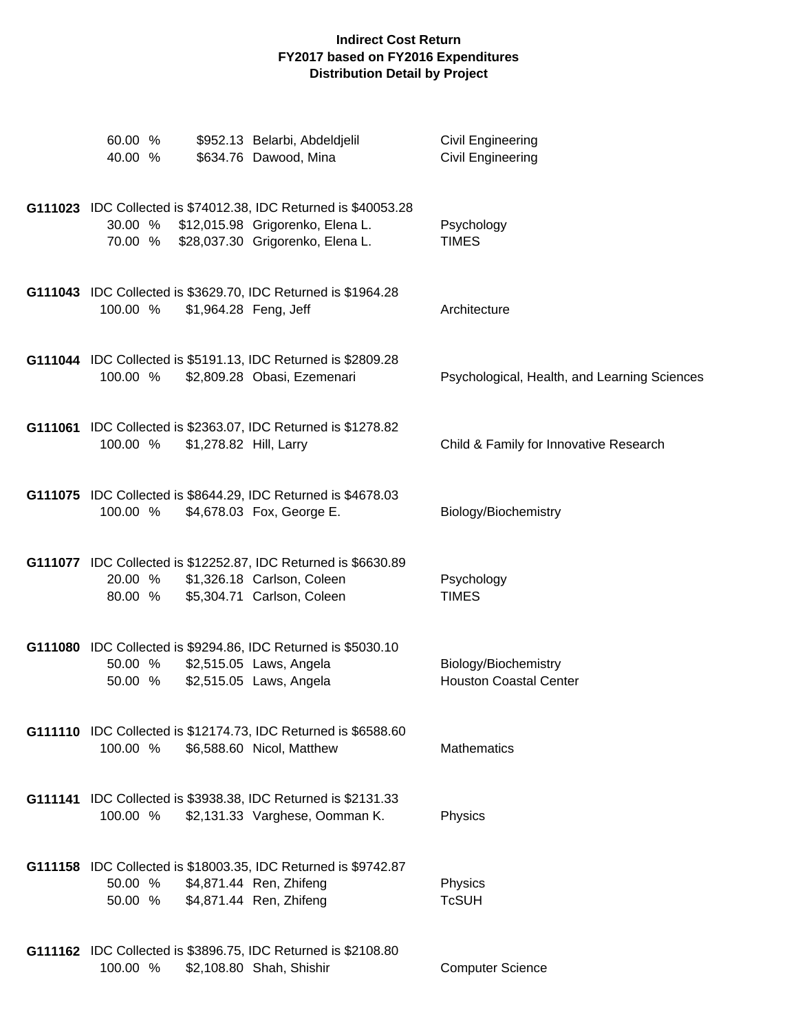# Indirect Cost Return
## FY2017 based on FY2016 Expenditures
## Distribution Detail by Project

60.00 % $952.13 Belarbi, Abdeldjelil — Civil Engineering
40.00 % $634.76 Dawood, Mina — Civil Engineering

**G111023** IDC Collected is $74012.38, IDC Returned is $40053.28
30.00 % $12,015.98 Grigorenko, Elena L. — Psychology
70.00 % $28,037.30 Grigorenko, Elena L. — TIMES

**G111043** IDC Collected is $3629.70, IDC Returned is $1964.28
100.00 % $1,964.28 Feng, Jeff — Architecture

**G111044** IDC Collected is $5191.13, IDC Returned is $2809.28
100.00 % $2,809.28 Obasi, Ezemenari — Psychological, Health, and Learning Sciences

**G111061** IDC Collected is $2363.07, IDC Returned is $1278.82
100.00 % $1,278.82 Hill, Larry — Child & Family for Innovative Research

**G111075** IDC Collected is $8644.29, IDC Returned is $4678.03
100.00 % $4,678.03 Fox, George E. — Biology/Biochemistry

**G111077** IDC Collected is $12252.87, IDC Returned is $6630.89
20.00 % $1,326.18 Carlson, Coleen — Psychology
80.00 % $5,304.71 Carlson, Coleen — TIMES

**G111080** IDC Collected is $9294.86, IDC Returned is $5030.10
50.00 % $2,515.05 Laws, Angela — Biology/Biochemistry
50.00 % $2,515.05 Laws, Angela — Houston Coastal Center

**G111110** IDC Collected is $12174.73, IDC Returned is $6588.60
100.00 % $6,588.60 Nicol, Matthew — Mathematics

**G111141** IDC Collected is $3938.38, IDC Returned is $2131.33
100.00 % $2,131.33 Varghese, Oomman K. — Physics

**G111158** IDC Collected is $18003.35, IDC Returned is $9742.87
50.00 % $4,871.44 Ren, Zhifeng — Physics
50.00 % $4,871.44 Ren, Zhifeng — TcSUH

**G111162** IDC Collected is $3896.75, IDC Returned is $2108.80
100.00 % $2,108.80 Shah, Shishir — Computer Science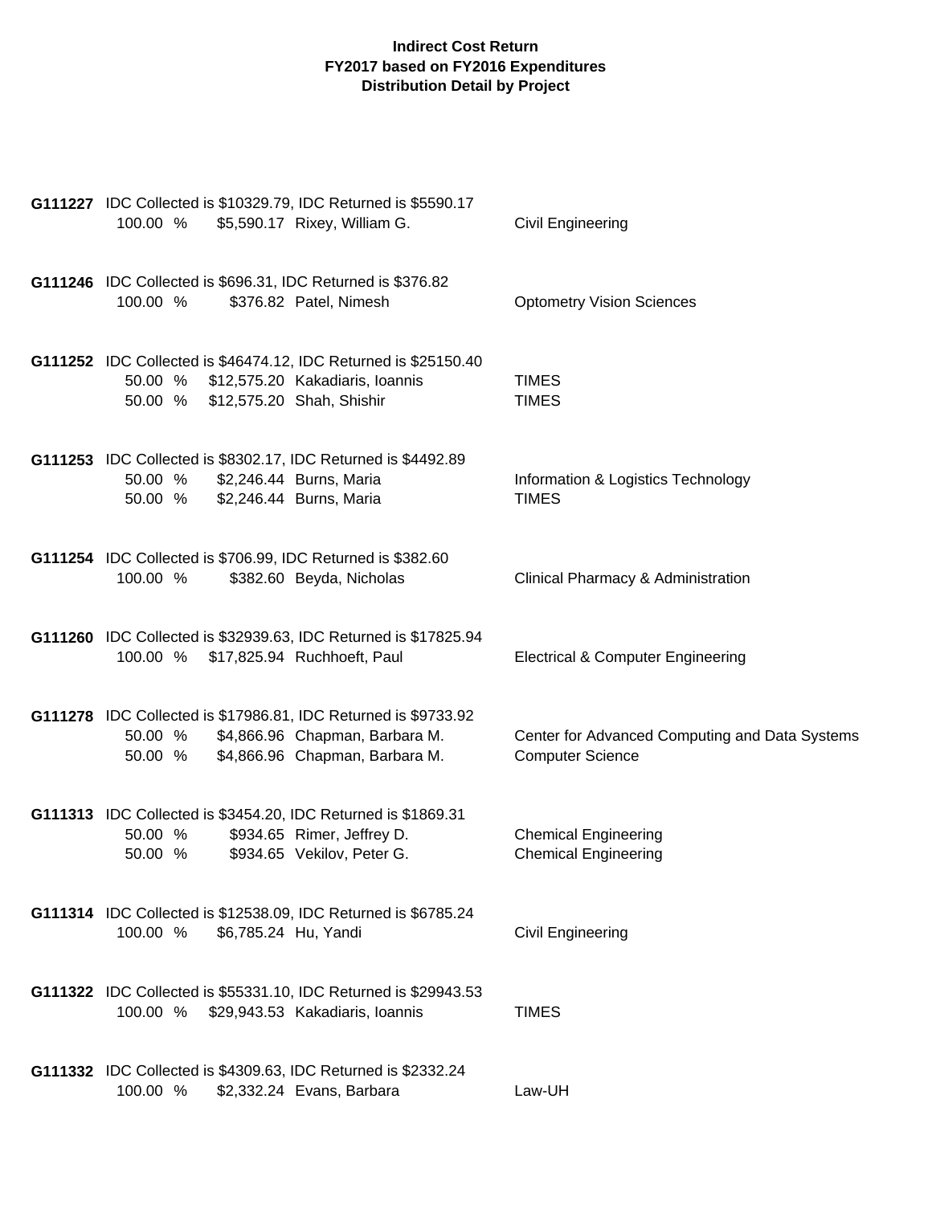**Indirect Cost Return**
**FY2017 based on FY2016 Expenditures**
**Distribution Detail by Project**

**G111227** IDC Collected is $10329.79, IDC Returned is $5590.17

| | | | |
|---|---|---|---|
| 100.00 % | $5,590.17 | Rixey, William G. | Civil Engineering |

**G111246** IDC Collected is $696.31, IDC Returned is $376.82

| | | | |
|---|---|---|---|
| 100.00 % | $376.82 | Patel, Nimesh | Optometry Vision Sciences |

**G111252** IDC Collected is $46474.12, IDC Returned is $25150.40

| | | | |
|---|---|---|---|
| 50.00 % | $12,575.20 | Kakadiaris, Ioannis | TIMES |
| 50.00 % | $12,575.20 | Shah, Shishir | TIMES |

**G111253** IDC Collected is $8302.17, IDC Returned is $4492.89

| | | | |
|---|---|---|---|
| 50.00 % | $2,246.44 | Burns, Maria | Information & Logistics Technology |
| 50.00 % | $2,246.44 | Burns, Maria | TIMES |

**G111254** IDC Collected is $706.99, IDC Returned is $382.60

| | | | |
|---|---|---|---|
| 100.00 % | $382.60 | Beyda, Nicholas | Clinical Pharmacy & Administration |

**G111260** IDC Collected is $32939.63, IDC Returned is $17825.94

| | | | |
|---|---|---|---|
| 100.00 % | $17,825.94 | Ruchhoeft, Paul | Electrical & Computer Engineering |

**G111278** IDC Collected is $17986.81, IDC Returned is $9733.92

| | | | |
|---|---|---|---|
| 50.00 % | $4,866.96 | Chapman, Barbara M. | Center for Advanced Computing and Data Systems |
| 50.00 % | $4,866.96 | Chapman, Barbara M. | Computer Science |

**G111313** IDC Collected is $3454.20, IDC Returned is $1869.31

| | | | |
|---|---|---|---|
| 50.00 % | $934.65 | Rimer, Jeffrey D. | Chemical Engineering |
| 50.00 % | $934.65 | Vekilov, Peter G. | Chemical Engineering |

**G111314** IDC Collected is $12538.09, IDC Returned is $6785.24

| | | | |
|---|---|---|---|
| 100.00 % | $6,785.24 | Hu, Yandi | Civil Engineering |

**G111322** IDC Collected is $55331.10, IDC Returned is $29943.53

| | | | |
|---|---|---|---|
| 100.00 % | $29,943.53 | Kakadiaris, Ioannis | TIMES |

**G111332** IDC Collected is $4309.63, IDC Returned is $2332.24

| | | | |
|---|---|---|---|
| 100.00 % | $2,332.24 | Evans, Barbara | Law-UH |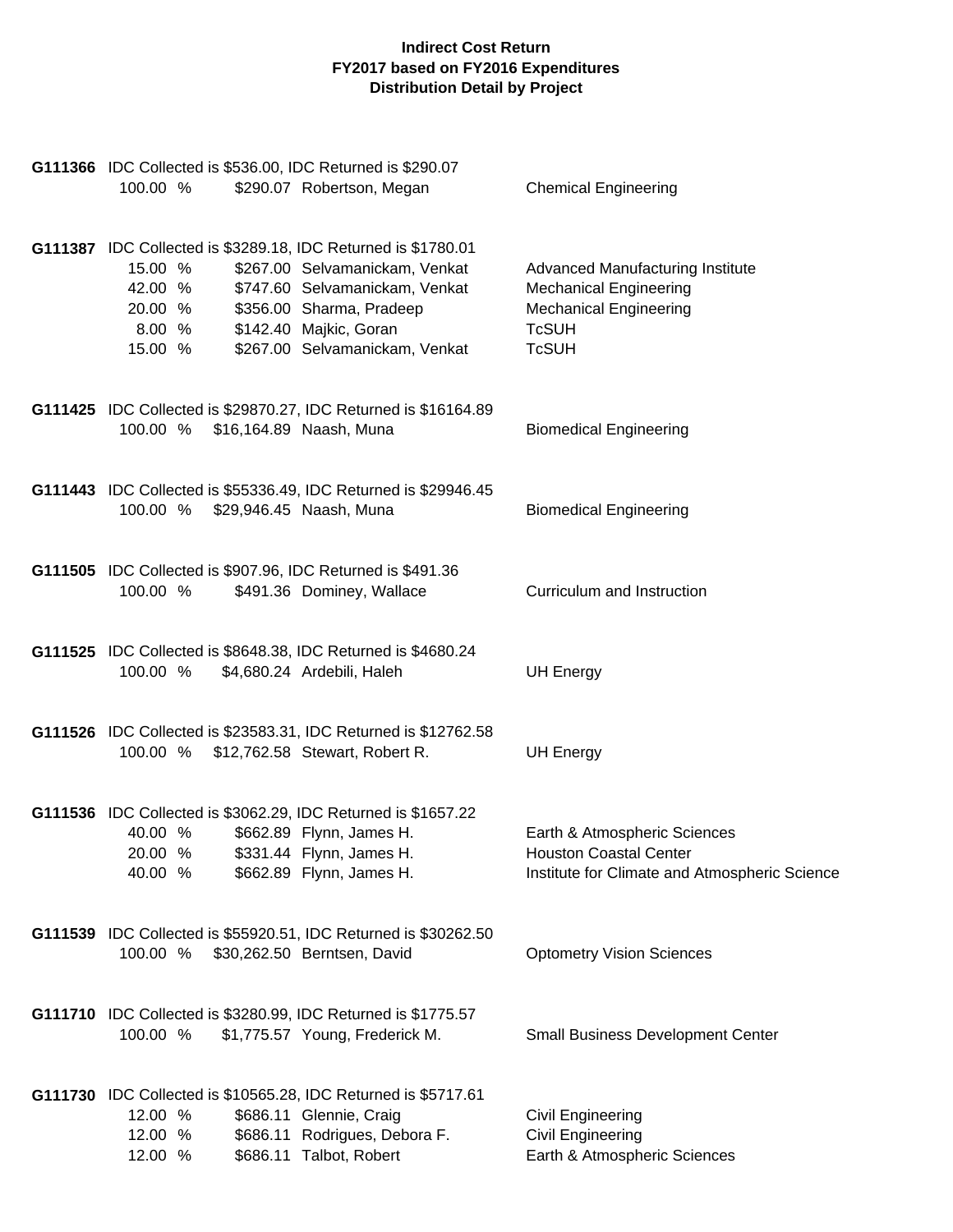**Indirect Cost Return**
**FY2017 based on FY2016 Expenditures**
**Distribution Detail by Project**

**G111366** IDC Collected is $536.00, IDC Returned is $290.07

| | | | |
|---|---|---|---|
| 100.00 % | $290.07 | Robertson, Megan | Chemical Engineering |

**G111387** IDC Collected is $3289.18, IDC Returned is $1780.01

| | | | |
|---|---|---|---|
| 15.00 % | $267.00 | Selvamanickam, Venkat | Advanced Manufacturing Institute |
| 42.00 % | $747.60 | Selvamanickam, Venkat | Mechanical Engineering |
| 20.00 % | $356.00 | Sharma, Pradeep | Mechanical Engineering |
| 8.00 % | $142.40 | Majkic, Goran | TcSUH |
| 15.00 % | $267.00 | Selvamanickam, Venkat | TcSUH |

**G111425** IDC Collected is $29870.27, IDC Returned is $16164.89

| | | | |
|---|---|---|---|
| 100.00 % | $16,164.89 | Naash, Muna | Biomedical Engineering |

**G111443** IDC Collected is $55336.49, IDC Returned is $29946.45

| | | | |
|---|---|---|---|
| 100.00 % | $29,946.45 | Naash, Muna | Biomedical Engineering |

**G111505** IDC Collected is $907.96, IDC Returned is $491.36

| | | | |
|---|---|---|---|
| 100.00 % | $491.36 | Dominey, Wallace | Curriculum and Instruction |

**G111525** IDC Collected is $8648.38, IDC Returned is $4680.24

| | | | |
|---|---|---|---|
| 100.00 % | $4,680.24 | Ardebili, Haleh | UH Energy |

**G111526** IDC Collected is $23583.31, IDC Returned is $12762.58

| | | | |
|---|---|---|---|
| 100.00 % | $12,762.58 | Stewart, Robert R. | UH Energy |

**G111536** IDC Collected is $3062.29, IDC Returned is $1657.22

| | | | |
|---|---|---|---|
| 40.00 % | $662.89 | Flynn, James H. | Earth & Atmospheric Sciences |
| 20.00 % | $331.44 | Flynn, James H. | Houston Coastal Center |
| 40.00 % | $662.89 | Flynn, James H. | Institute for Climate and Atmospheric Science |

**G111539** IDC Collected is $55920.51, IDC Returned is $30262.50

| | | | |
|---|---|---|---|
| 100.00 % | $30,262.50 | Berntsen, David | Optometry Vision Sciences |

**G111710** IDC Collected is $3280.99, IDC Returned is $1775.57

| | | | |
|---|---|---|---|
| 100.00 % | $1,775.57 | Young, Frederick M. | Small Business Development Center |

**G111730** IDC Collected is $10565.28, IDC Returned is $5717.61

| | | | |
|---|---|---|---|
| 12.00 % | $686.11 | Glennie, Craig | Civil Engineering |
| 12.00 % | $686.11 | Rodrigues, Debora F. | Civil Engineering |
| 12.00 % | $686.11 | Talbot, Robert | Earth & Atmospheric Sciences |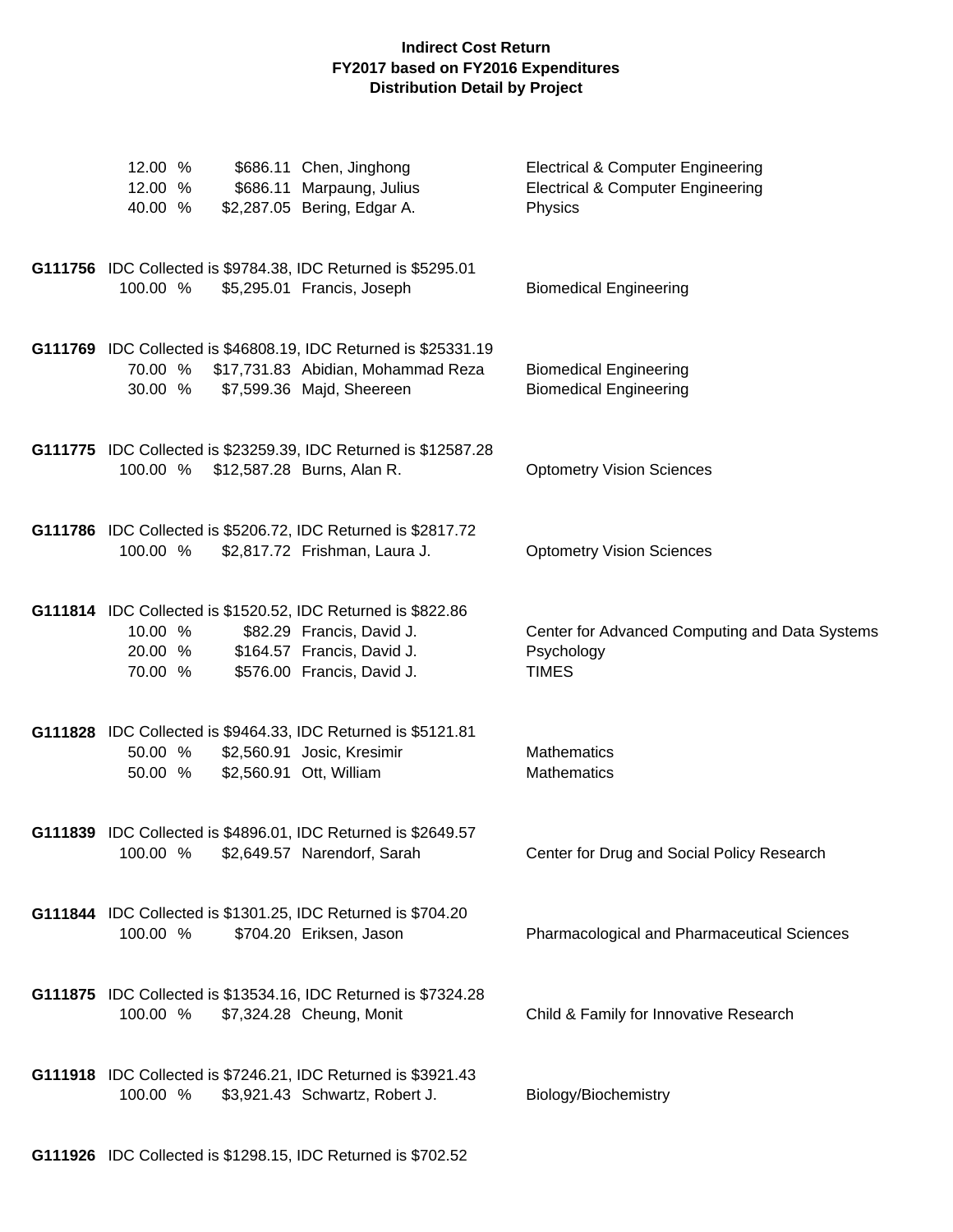**Indirect Cost Return**
**FY2017 based on FY2016 Expenditures**
**Distribution Detail by Project**

| | | | |
|---|---|---|---|
| 12.00 % | $686.11 | Chen, Jinghong | Electrical & Computer Engineering |
| 12.00 % | $686.11 | Marpaung, Julius | Electrical & Computer Engineering |
| 40.00 % | $2,287.05 | Bering, Edgar A. | Physics |

**G111756** IDC Collected is $9784.38, IDC Returned is $5295.01

| | | | |
|---|---|---|---|
| 100.00 % | $5,295.01 | Francis, Joseph | Biomedical Engineering |

**G111769** IDC Collected is $46808.19, IDC Returned is $25331.19

| | | | |
|---|---|---|---|
| 70.00 % | $17,731.83 | Abidian, Mohammad Reza | Biomedical Engineering |
| 30.00 % | $7,599.36 | Majd, Sheereen | Biomedical Engineering |

**G111775** IDC Collected is $23259.39, IDC Returned is $12587.28

| | | | |
|---|---|---|---|
| 100.00 % | $12,587.28 | Burns, Alan R. | Optometry Vision Sciences |

**G111786** IDC Collected is $5206.72, IDC Returned is $2817.72

| | | | |
|---|---|---|---|
| 100.00 % | $2,817.72 | Frishman, Laura J. | Optometry Vision Sciences |

**G111814** IDC Collected is $1520.52, IDC Returned is $822.86

| | | | |
|---|---|---|---|
| 10.00 % | $82.29 | Francis, David J. | Center for Advanced Computing and Data Systems |
| 20.00 % | $164.57 | Francis, David J. | Psychology |
| 70.00 % | $576.00 | Francis, David J. | TIMES |

**G111828** IDC Collected is $9464.33, IDC Returned is $5121.81

| | | | |
|---|---|---|---|
| 50.00 % | $2,560.91 | Josic, Kresimir | Mathematics |
| 50.00 % | $2,560.91 | Ott, William | Mathematics |

**G111839** IDC Collected is $4896.01, IDC Returned is $2649.57

| | | | |
|---|---|---|---|
| 100.00 % | $2,649.57 | Narendorf, Sarah | Center for Drug and Social Policy Research |

**G111844** IDC Collected is $1301.25, IDC Returned is $704.20

| | | | |
|---|---|---|---|
| 100.00 % | $704.20 | Eriksen, Jason | Pharmacological and Pharmaceutical Sciences |

**G111875** IDC Collected is $13534.16, IDC Returned is $7324.28

| | | | |
|---|---|---|---|
| 100.00 % | $7,324.28 | Cheung, Monit | Child & Family for Innovative Research |

**G111918** IDC Collected is $7246.21, IDC Returned is $3921.43

| | | | |
|---|---|---|---|
| 100.00 % | $3,921.43 | Schwartz, Robert J. | Biology/Biochemistry |

**G111926** IDC Collected is $1298.15, IDC Returned is $702.52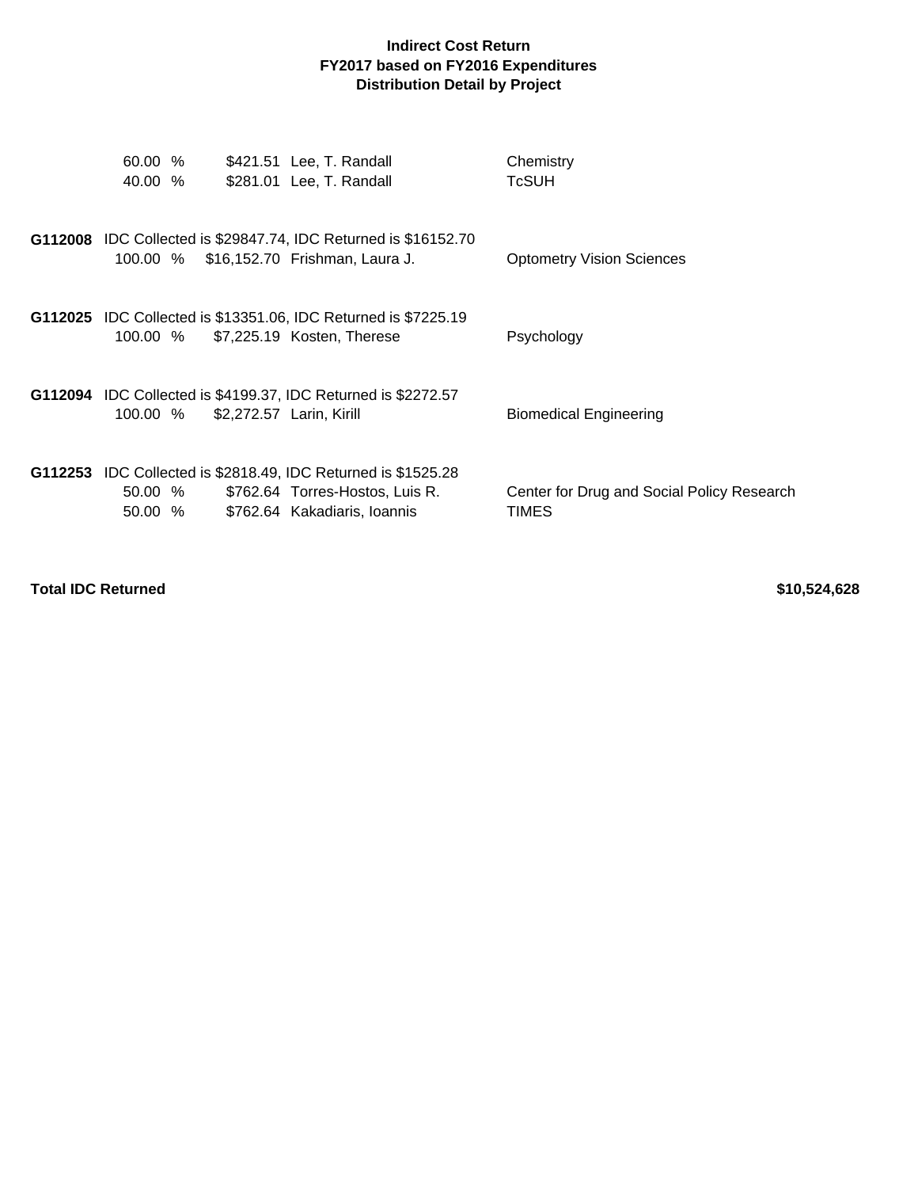**Indirect Cost Return**
**FY2017 based on FY2016 Expenditures**
**Distribution Detail by Project**

| | | | | |
|---|---|---|---|---|
| | 60.00 % | $421.51 | Lee, T. Randall | Chemistry |
| | 40.00 % | $281.01 | Lee, T. Randall | TcSUH |
| **G112008** | IDC Collected is $29847.74, IDC Returned is $16152.70 | | | |
| | 100.00 % | $16,152.70 | Frishman, Laura J. | Optometry Vision Sciences |
| **G112025** | IDC Collected is $13351.06, IDC Returned is $7225.19 | | | |
| | 100.00 % | $7,225.19 | Kosten, Therese | Psychology |
| **G112094** | IDC Collected is $4199.37, IDC Returned is $2272.57 | | | |
| | 100.00 % | $2,272.57 | Larin, Kirill | Biomedical Engineering |
| **G112253** | IDC Collected is $2818.49, IDC Returned is $1525.28 | | | |
| | 50.00 % | $762.64 | Torres-Hostos, Luis R. | Center for Drug and Social Policy Research |
| | 50.00 % | $762.64 | Kakadiaris, Ioannis | TIMES |

**Total IDC Returned** **$10,524,628**